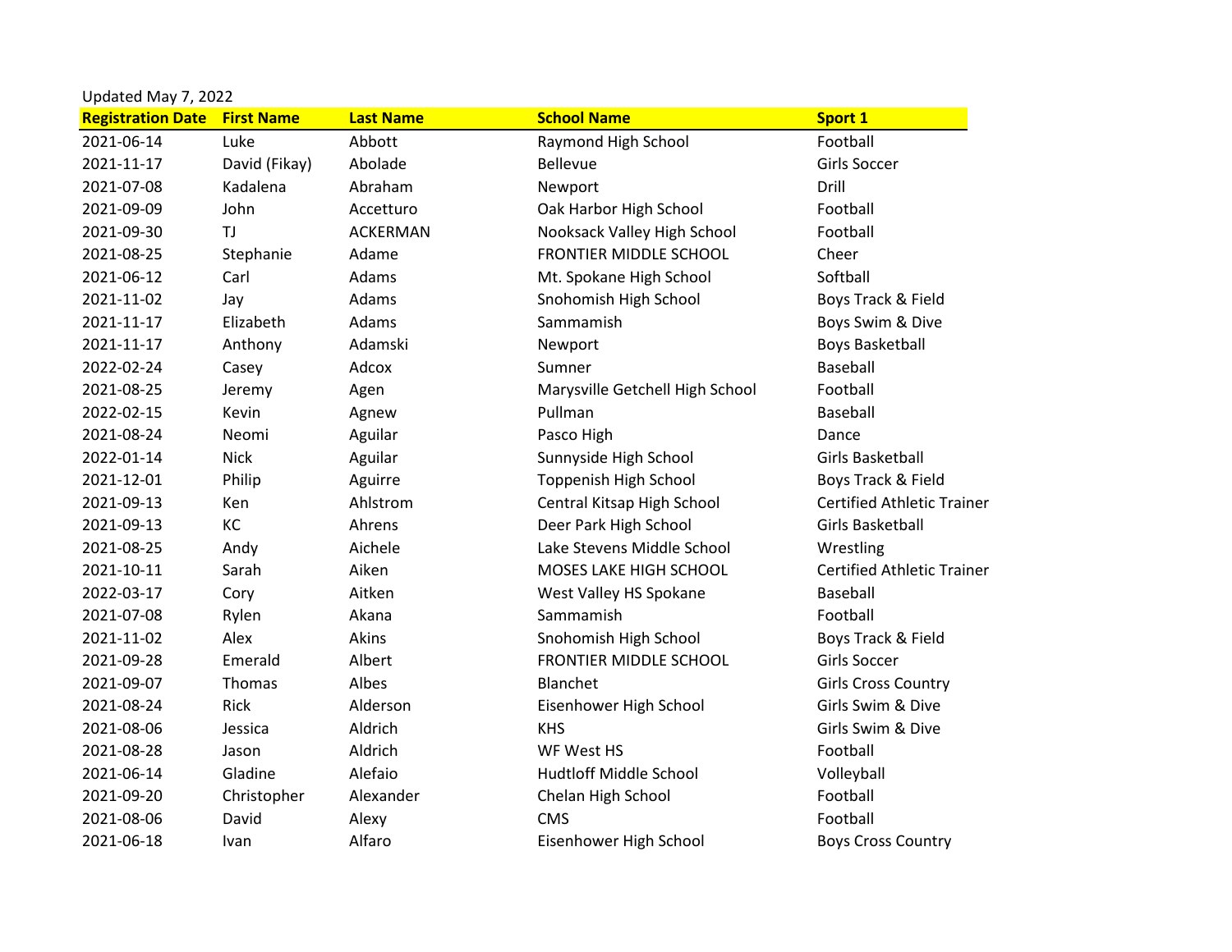Updated May 7, 2022

| Registration Date | First Name | Last Name | School Name | Sport 1 |
|---|---|---|---|---|
| 2021-06-14 | Luke | Abbott | Raymond High School | Football |
| 2021-11-17 | David (Fikay) | Abolade | Bellevue | Girls Soccer |
| 2021-07-08 | Kadalena | Abraham | Newport | Drill |
| 2021-09-09 | John | Accetturo | Oak Harbor High School | Football |
| 2021-09-30 | TJ | ACKERMAN | Nooksack Valley High School | Football |
| 2021-08-25 | Stephanie | Adame | FRONTIER MIDDLE SCHOOL | Cheer |
| 2021-06-12 | Carl | Adams | Mt. Spokane High School | Softball |
| 2021-11-02 | Jay | Adams | Snohomish High School | Boys Track & Field |
| 2021-11-17 | Elizabeth | Adams | Sammamish | Boys Swim & Dive |
| 2021-11-17 | Anthony | Adamski | Newport | Boys Basketball |
| 2022-02-24 | Casey | Adcox | Sumner | Baseball |
| 2021-08-25 | Jeremy | Agen | Marysville Getchell High School | Football |
| 2022-02-15 | Kevin | Agnew | Pullman | Baseball |
| 2021-08-24 | Neomi | Aguilar | Pasco High | Dance |
| 2022-01-14 | Nick | Aguilar | Sunnyside High School | Girls Basketball |
| 2021-12-01 | Philip | Aguirre | Toppenish High School | Boys Track & Field |
| 2021-09-13 | Ken | Ahlstrom | Central Kitsap High School | Certified Athletic Trainer |
| 2021-09-13 | KC | Ahrens | Deer Park High School | Girls Basketball |
| 2021-08-25 | Andy | Aichele | Lake Stevens Middle School | Wrestling |
| 2021-10-11 | Sarah | Aiken | MOSES LAKE HIGH SCHOOL | Certified Athletic Trainer |
| 2022-03-17 | Cory | Aitken | West Valley HS Spokane | Baseball |
| 2021-07-08 | Rylen | Akana | Sammamish | Football |
| 2021-11-02 | Alex | Akins | Snohomish High School | Boys Track & Field |
| 2021-09-28 | Emerald | Albert | FRONTIER MIDDLE SCHOOL | Girls Soccer |
| 2021-09-07 | Thomas | Albes | Blanchet | Girls Cross Country |
| 2021-08-24 | Rick | Alderson | Eisenhower High School | Girls Swim & Dive |
| 2021-08-06 | Jessica | Aldrich | KHS | Girls Swim & Dive |
| 2021-08-28 | Jason | Aldrich | WF West HS | Football |
| 2021-06-14 | Gladine | Alefaio | Hudtloff Middle School | Volleyball |
| 2021-09-20 | Christopher | Alexander | Chelan High School | Football |
| 2021-08-06 | David | Alexy | CMS | Football |
| 2021-06-18 | Ivan | Alfaro | Eisenhower High School | Boys Cross Country |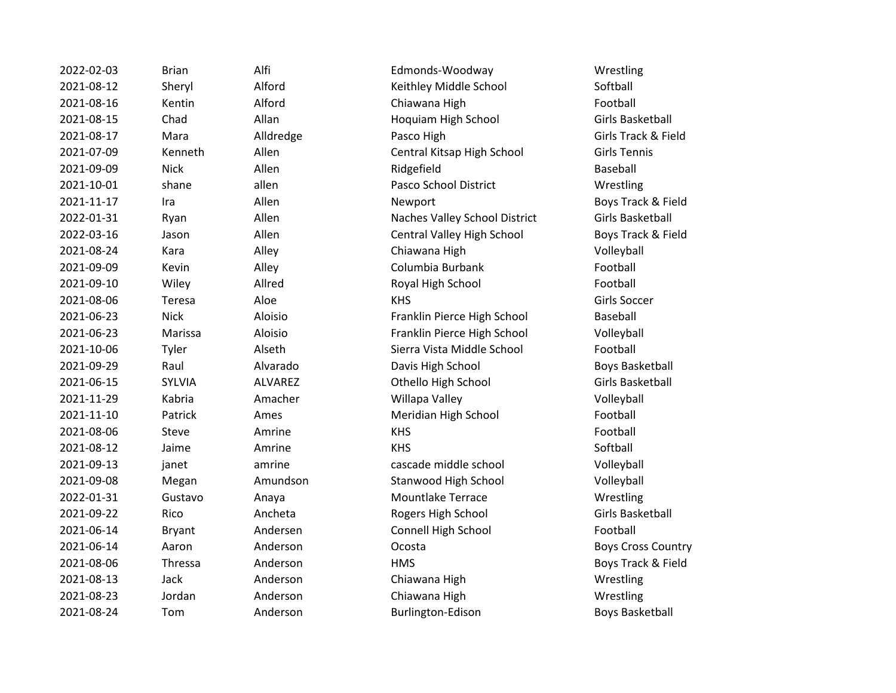| | | | | |
|---|---|---|---|---|
| 2022-02-03 | Brian | Alfi | Edmonds-Woodway | Wrestling |
| 2021-08-12 | Sheryl | Alford | Keithley Middle School | Softball |
| 2021-08-16 | Kentin | Alford | Chiawana High | Football |
| 2021-08-15 | Chad | Allan | Hoquiam High School | Girls Basketball |
| 2021-08-17 | Mara | Alldredge | Pasco High | Girls Track & Field |
| 2021-07-09 | Kenneth | Allen | Central Kitsap High School | Girls Tennis |
| 2021-09-09 | Nick | Allen | Ridgefield | Baseball |
| 2021-10-01 | shane | allen | Pasco School District | Wrestling |
| 2021-11-17 | Ira | Allen | Newport | Boys Track & Field |
| 2022-01-31 | Ryan | Allen | Naches Valley School District | Girls Basketball |
| 2022-03-16 | Jason | Allen | Central Valley High School | Boys Track & Field |
| 2021-08-24 | Kara | Alley | Chiawana High | Volleyball |
| 2021-09-09 | Kevin | Alley | Columbia Burbank | Football |
| 2021-09-10 | Wiley | Allred | Royal High School | Football |
| 2021-08-06 | Teresa | Aloe | KHS | Girls Soccer |
| 2021-06-23 | Nick | Aloisio | Franklin Pierce High School | Baseball |
| 2021-06-23 | Marissa | Aloisio | Franklin Pierce High School | Volleyball |
| 2021-10-06 | Tyler | Alseth | Sierra Vista Middle School | Football |
| 2021-09-29 | Raul | Alvarado | Davis High School | Boys Basketball |
| 2021-06-15 | SYLVIA | ALVAREZ | Othello High School | Girls Basketball |
| 2021-11-29 | Kabria | Amacher | Willapa Valley | Volleyball |
| 2021-11-10 | Patrick | Ames | Meridian High School | Football |
| 2021-08-06 | Steve | Amrine | KHS | Football |
| 2021-08-12 | Jaime | Amrine | KHS | Softball |
| 2021-09-13 | janet | amrine | cascade middle school | Volleyball |
| 2021-09-08 | Megan | Amundson | Stanwood High School | Volleyball |
| 2022-01-31 | Gustavo | Anaya | Mountlake Terrace | Wrestling |
| 2021-09-22 | Rico | Ancheta | Rogers High School | Girls Basketball |
| 2021-06-14 | Bryant | Andersen | Connell High School | Football |
| 2021-06-14 | Aaron | Anderson | Ocosta | Boys Cross Country |
| 2021-08-06 | Thressa | Anderson | HMS | Boys Track & Field |
| 2021-08-13 | Jack | Anderson | Chiawana High | Wrestling |
| 2021-08-23 | Jordan | Anderson | Chiawana High | Wrestling |
| 2021-08-24 | Tom | Anderson | Burlington-Edison | Boys Basketball |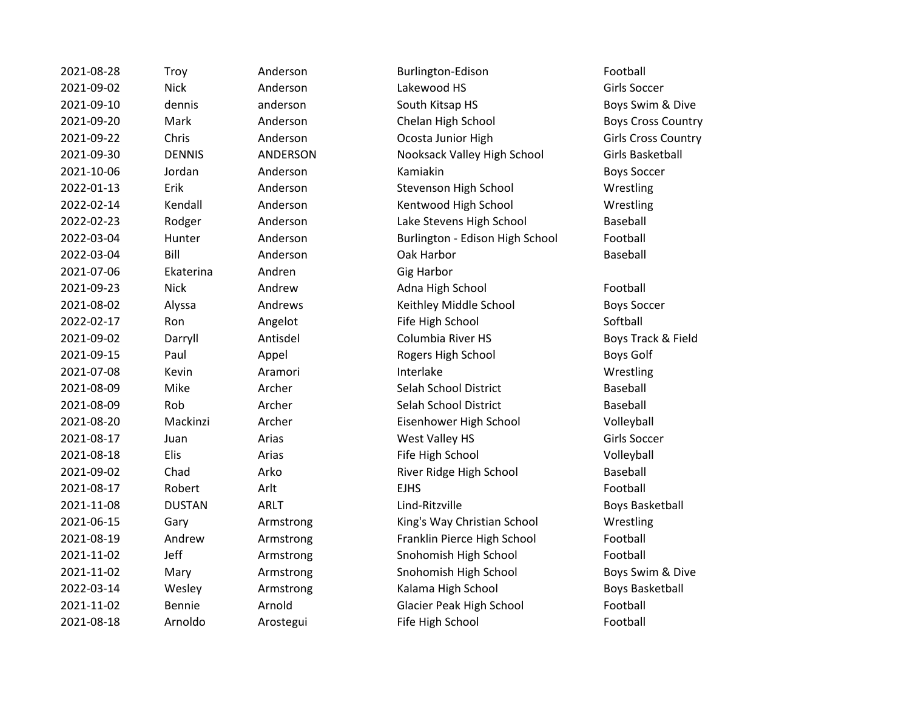| | | | | |
|---|---|---|---|---|
| 2021-08-28 | Troy | Anderson | Burlington-Edison | Football |
| 2021-09-02 | Nick | Anderson | Lakewood HS | Girls Soccer |
| 2021-09-10 | dennis | anderson | South Kitsap HS | Boys Swim & Dive |
| 2021-09-20 | Mark | Anderson | Chelan High School | Boys Cross Country |
| 2021-09-22 | Chris | Anderson | Ocosta Junior High | Girls Cross Country |
| 2021-09-30 | DENNIS | ANDERSON | Nooksack Valley High School | Girls Basketball |
| 2021-10-06 | Jordan | Anderson | Kamiakin | Boys Soccer |
| 2022-01-13 | Erik | Anderson | Stevenson High School | Wrestling |
| 2022-02-14 | Kendall | Anderson | Kentwood High School | Wrestling |
| 2022-02-23 | Rodger | Anderson | Lake Stevens High School | Baseball |
| 2022-03-04 | Hunter | Anderson | Burlington - Edison High School | Football |
| 2022-03-04 | Bill | Anderson | Oak Harbor | Baseball |
| 2021-07-06 | Ekaterina | Andren | Gig Harbor | |
| 2021-09-23 | Nick | Andrew | Adna High School | Football |
| 2021-08-02 | Alyssa | Andrews | Keithley Middle School | Boys Soccer |
| 2022-02-17 | Ron | Angelot | Fife High School | Softball |
| 2021-09-02 | Darryll | Antisdel | Columbia River HS | Boys Track & Field |
| 2021-09-15 | Paul | Appel | Rogers High School | Boys Golf |
| 2021-07-08 | Kevin | Aramori | Interlake | Wrestling |
| 2021-08-09 | Mike | Archer | Selah School District | Baseball |
| 2021-08-09 | Rob | Archer | Selah School District | Baseball |
| 2021-08-20 | Mackinzi | Archer | Eisenhower High School | Volleyball |
| 2021-08-17 | Juan | Arias | West Valley HS | Girls Soccer |
| 2021-08-18 | Elis | Arias | Fife High School | Volleyball |
| 2021-09-02 | Chad | Arko | River Ridge High School | Baseball |
| 2021-08-17 | Robert | Arlt | EJHS | Football |
| 2021-11-08 | DUSTAN | ARLT | Lind-Ritzville | Boys Basketball |
| 2021-06-15 | Gary | Armstrong | King's Way Christian School | Wrestling |
| 2021-08-19 | Andrew | Armstrong | Franklin Pierce High School | Football |
| 2021-11-02 | Jeff | Armstrong | Snohomish High School | Football |
| 2021-11-02 | Mary | Armstrong | Snohomish High School | Boys Swim & Dive |
| 2022-03-14 | Wesley | Armstrong | Kalama High School | Boys Basketball |
| 2021-11-02 | Bennie | Arnold | Glacier Peak High School | Football |
| 2021-08-18 | Arnoldo | Arostegui | Fife High School | Football |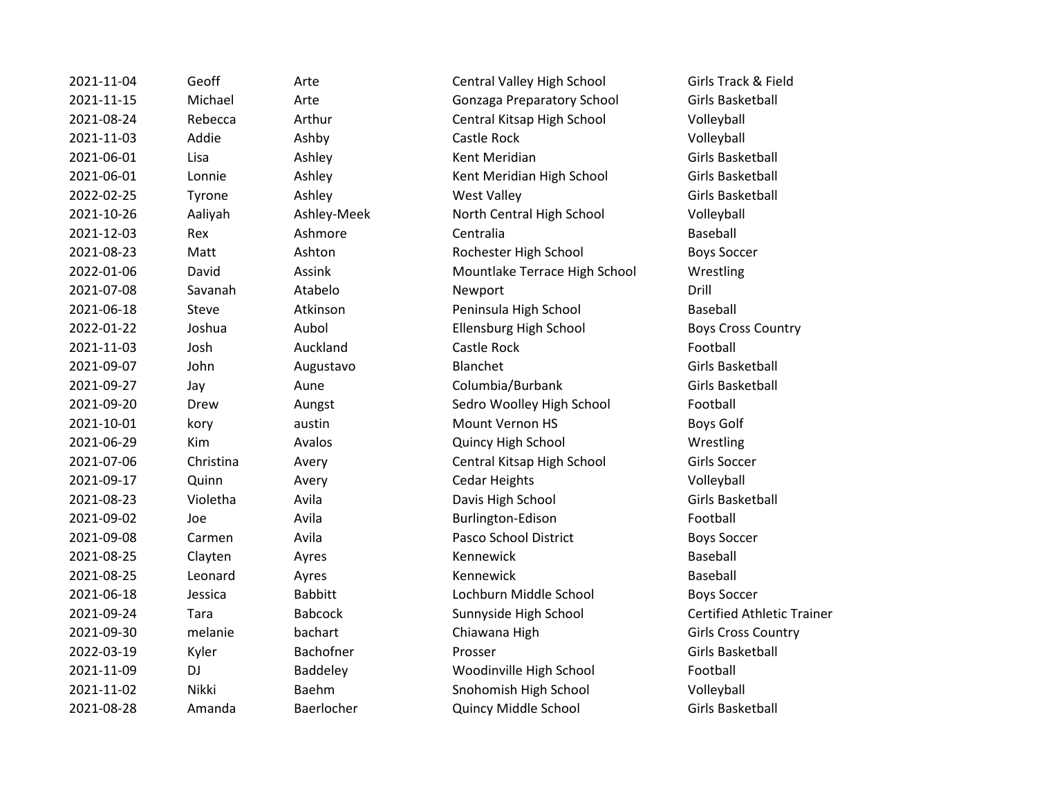| | | | | |
|---|---|---|---|---|
| 2021-11-04 | Geoff | Arte | Central Valley High School | Girls Track & Field |
| 2021-11-15 | Michael | Arte | Gonzaga Preparatory School | Girls Basketball |
| 2021-08-24 | Rebecca | Arthur | Central Kitsap High School | Volleyball |
| 2021-11-03 | Addie | Ashby | Castle Rock | Volleyball |
| 2021-06-01 | Lisa | Ashley | Kent Meridian | Girls Basketball |
| 2021-06-01 | Lonnie | Ashley | Kent Meridian High School | Girls Basketball |
| 2022-02-25 | Tyrone | Ashley | West Valley | Girls Basketball |
| 2021-10-26 | Aaliyah | Ashley-Meek | North Central High School | Volleyball |
| 2021-12-03 | Rex | Ashmore | Centralia | Baseball |
| 2021-08-23 | Matt | Ashton | Rochester High School | Boys Soccer |
| 2022-01-06 | David | Assink | Mountlake Terrace High School | Wrestling |
| 2021-07-08 | Savanah | Atabelo | Newport | Drill |
| 2021-06-18 | Steve | Atkinson | Peninsula High School | Baseball |
| 2022-01-22 | Joshua | Aubol | Ellensburg High School | Boys Cross Country |
| 2021-11-03 | Josh | Auckland | Castle Rock | Football |
| 2021-09-07 | John | Augustavo | Blanchet | Girls Basketball |
| 2021-09-27 | Jay | Aune | Columbia/Burbank | Girls Basketball |
| 2021-09-20 | Drew | Aungst | Sedro Woolley High School | Football |
| 2021-10-01 | kory | austin | Mount Vernon HS | Boys Golf |
| 2021-06-29 | Kim | Avalos | Quincy High School | Wrestling |
| 2021-07-06 | Christina | Avery | Central Kitsap High School | Girls Soccer |
| 2021-09-17 | Quinn | Avery | Cedar Heights | Volleyball |
| 2021-08-23 | Violetha | Avila | Davis High School | Girls Basketball |
| 2021-09-02 | Joe | Avila | Burlington-Edison | Football |
| 2021-09-08 | Carmen | Avila | Pasco School District | Boys Soccer |
| 2021-08-25 | Clayten | Ayres | Kennewick | Baseball |
| 2021-08-25 | Leonard | Ayres | Kennewick | Baseball |
| 2021-06-18 | Jessica | Babbitt | Lochburn Middle School | Boys Soccer |
| 2021-09-24 | Tara | Babcock | Sunnyside High School | Certified Athletic Trainer |
| 2021-09-30 | melanie | bachart | Chiawana High | Girls Cross Country |
| 2022-03-19 | Kyler | Bachofner | Prosser | Girls Basketball |
| 2021-11-09 | DJ | Baddeley | Woodinville High School | Football |
| 2021-11-02 | Nikki | Baehm | Snohomish High School | Volleyball |
| 2021-08-28 | Amanda | Baerlocher | Quincy Middle School | Girls Basketball |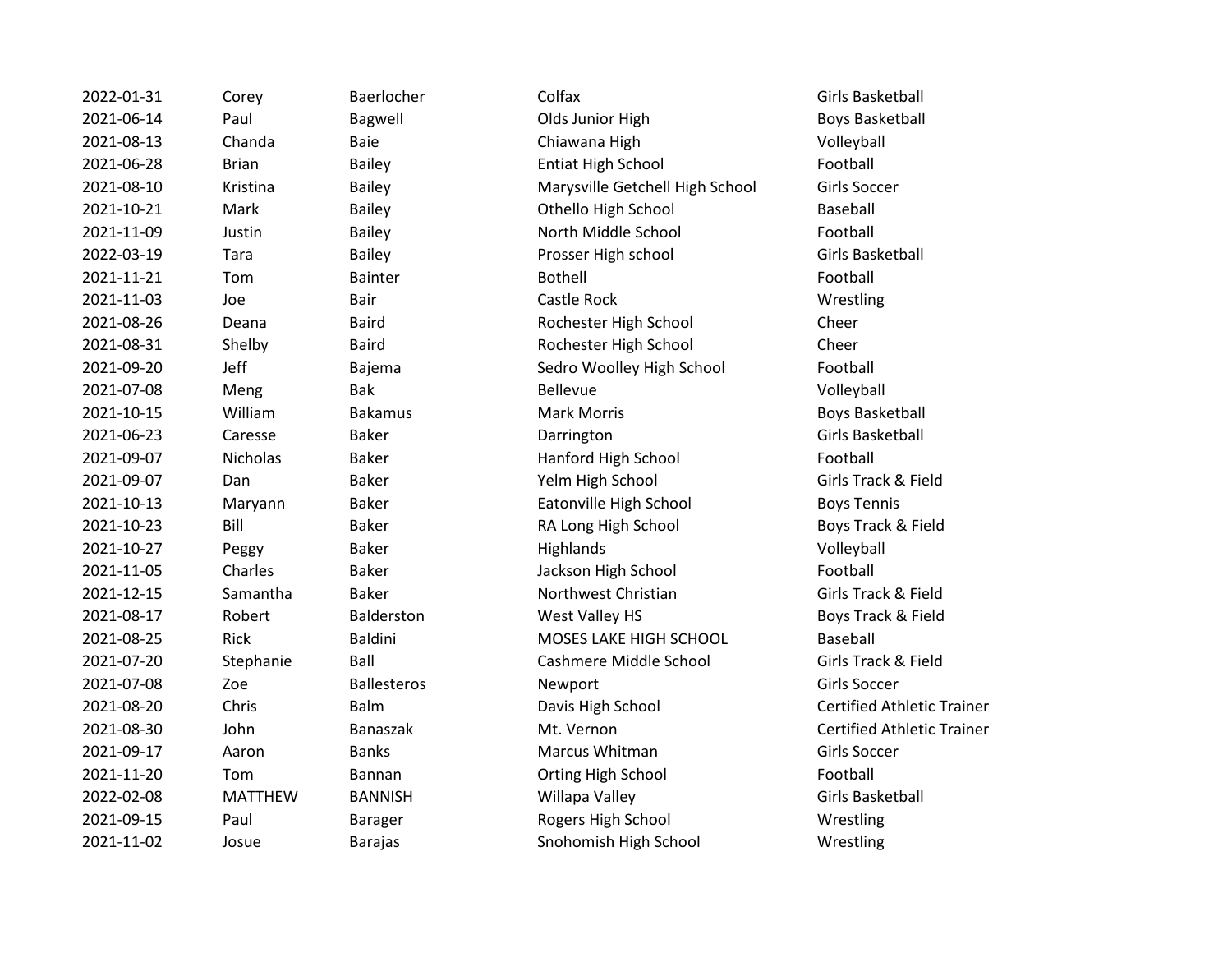| | | | | |
|---|---|---|---|---|
| 2022-01-31 | Corey | Baerlocher | Colfax | Girls Basketball |
| 2021-06-14 | Paul | Bagwell | Olds Junior High | Boys Basketball |
| 2021-08-13 | Chanda | Baie | Chiawana High | Volleyball |
| 2021-06-28 | Brian | Bailey | Entiat High School | Football |
| 2021-08-10 | Kristina | Bailey | Marysville Getchell High School | Girls Soccer |
| 2021-10-21 | Mark | Bailey | Othello High School | Baseball |
| 2021-11-09 | Justin | Bailey | North Middle School | Football |
| 2022-03-19 | Tara | Bailey | Prosser High school | Girls Basketball |
| 2021-11-21 | Tom | Bainter | Bothell | Football |
| 2021-11-03 | Joe | Bair | Castle Rock | Wrestling |
| 2021-08-26 | Deana | Baird | Rochester High School | Cheer |
| 2021-08-31 | Shelby | Baird | Rochester High School | Cheer |
| 2021-09-20 | Jeff | Bajema | Sedro Woolley High School | Football |
| 2021-07-08 | Meng | Bak | Bellevue | Volleyball |
| 2021-10-15 | William | Bakamus | Mark Morris | Boys Basketball |
| 2021-06-23 | Caresse | Baker | Darrington | Girls Basketball |
| 2021-09-07 | Nicholas | Baker | Hanford High School | Football |
| 2021-09-07 | Dan | Baker | Yelm High School | Girls Track & Field |
| 2021-10-13 | Maryann | Baker | Eatonville High School | Boys Tennis |
| 2021-10-23 | Bill | Baker | RA Long High School | Boys Track & Field |
| 2021-10-27 | Peggy | Baker | Highlands | Volleyball |
| 2021-11-05 | Charles | Baker | Jackson High School | Football |
| 2021-12-15 | Samantha | Baker | Northwest Christian | Girls Track & Field |
| 2021-08-17 | Robert | Balderston | West Valley HS | Boys Track & Field |
| 2021-08-25 | Rick | Baldini | MOSES LAKE HIGH SCHOOL | Baseball |
| 2021-07-20 | Stephanie | Ball | Cashmere Middle School | Girls Track & Field |
| 2021-07-08 | Zoe | Ballesteros | Newport | Girls Soccer |
| 2021-08-20 | Chris | Balm | Davis High School | Certified Athletic Trainer |
| 2021-08-30 | John | Banaszak | Mt. Vernon | Certified Athletic Trainer |
| 2021-09-17 | Aaron | Banks | Marcus Whitman | Girls Soccer |
| 2021-11-20 | Tom | Bannan | Orting High School | Football |
| 2022-02-08 | MATTHEW | BANNISH | Willapa Valley | Girls Basketball |
| 2021-09-15 | Paul | Barager | Rogers High School | Wrestling |
| 2021-11-02 | Josue | Barajas | Snohomish High School | Wrestling |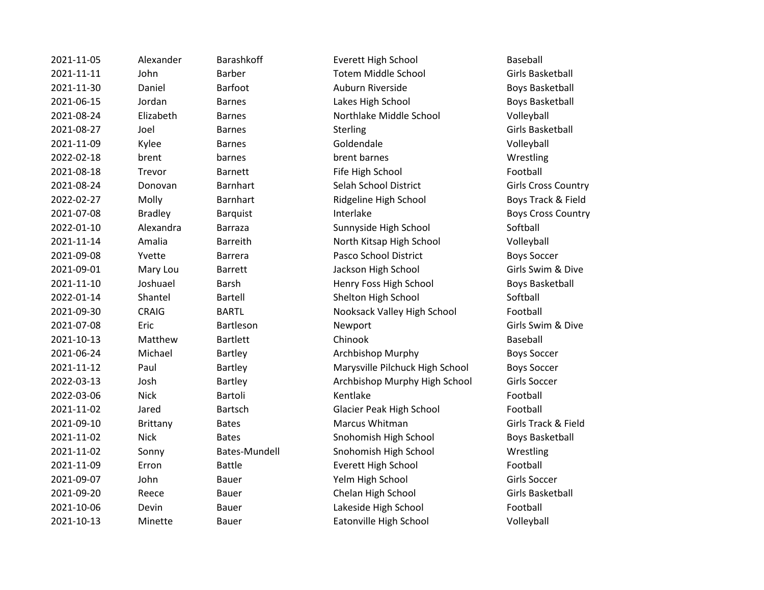| | | | | |
|---|---|---|---|---|
| 2021-11-05 | Alexander | Barashkoff | Everett High School | Baseball |
| 2021-11-11 | John | Barber | Totem Middle School | Girls Basketball |
| 2021-11-30 | Daniel | Barfoot | Auburn Riverside | Boys Basketball |
| 2021-06-15 | Jordan | Barnes | Lakes High School | Boys Basketball |
| 2021-08-24 | Elizabeth | Barnes | Northlake Middle School | Volleyball |
| 2021-08-27 | Joel | Barnes | Sterling | Girls Basketball |
| 2021-11-09 | Kylee | Barnes | Goldendale | Volleyball |
| 2022-02-18 | brent | barnes | brent barnes | Wrestling |
| 2021-08-18 | Trevor | Barnett | Fife High School | Football |
| 2021-08-24 | Donovan | Barnhart | Selah School District | Girls Cross Country |
| 2022-02-27 | Molly | Barnhart | Ridgeline High School | Boys Track & Field |
| 2021-07-08 | Bradley | Barquist | Interlake | Boys Cross Country |
| 2022-01-10 | Alexandra | Barraza | Sunnyside High School | Softball |
| 2021-11-14 | Amalia | Barreith | North Kitsap High School | Volleyball |
| 2021-09-08 | Yvette | Barrera | Pasco School District | Boys Soccer |
| 2021-09-01 | Mary Lou | Barrett | Jackson High School | Girls Swim & Dive |
| 2021-11-10 | Joshuael | Barsh | Henry Foss High School | Boys Basketball |
| 2022-01-14 | Shantel | Bartell | Shelton High School | Softball |
| 2021-09-30 | CRAIG | BARTL | Nooksack Valley High School | Football |
| 2021-07-08 | Eric | Bartleson | Newport | Girls Swim & Dive |
| 2021-10-13 | Matthew | Bartlett | Chinook | Baseball |
| 2021-06-24 | Michael | Bartley | Archbishop Murphy | Boys Soccer |
| 2021-11-12 | Paul | Bartley | Marysville Pilchuck High School | Boys Soccer |
| 2022-03-13 | Josh | Bartley | Archbishop Murphy High School | Girls Soccer |
| 2022-03-06 | Nick | Bartoli | Kentlake | Football |
| 2021-11-02 | Jared | Bartsch | Glacier Peak High School | Football |
| 2021-09-10 | Brittany | Bates | Marcus Whitman | Girls Track & Field |
| 2021-11-02 | Nick | Bates | Snohomish High School | Boys Basketball |
| 2021-11-02 | Sonny | Bates-Mundell | Snohomish High School | Wrestling |
| 2021-11-09 | Erron | Battle | Everett High School | Football |
| 2021-09-07 | John | Bauer | Yelm High School | Girls Soccer |
| 2021-09-20 | Reece | Bauer | Chelan High School | Girls Basketball |
| 2021-10-06 | Devin | Bauer | Lakeside High School | Football |
| 2021-10-13 | Minette | Bauer | Eatonville High School | Volleyball |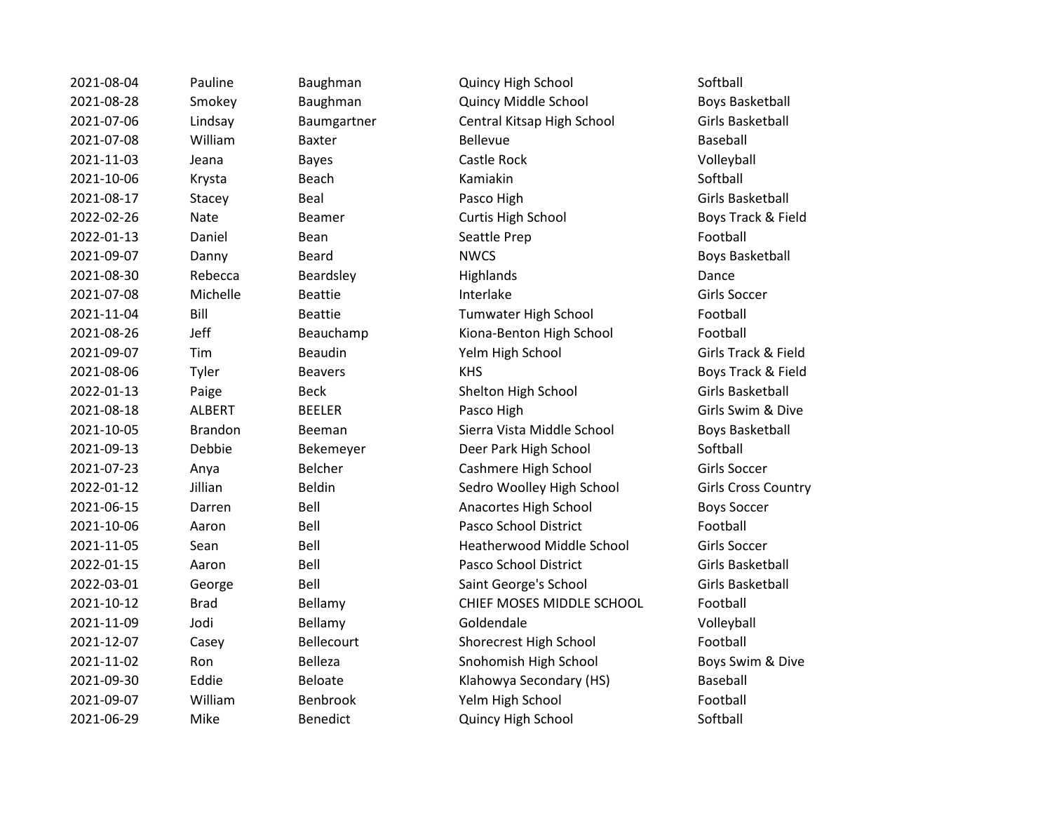| | | | | |
|---|---|---|---|---|
| 2021-08-04 | Pauline | Baughman | Quincy High School | Softball |
| 2021-08-28 | Smokey | Baughman | Quincy Middle School | Boys Basketball |
| 2021-07-06 | Lindsay | Baumgartner | Central Kitsap High School | Girls Basketball |
| 2021-07-08 | William | Baxter | Bellevue | Baseball |
| 2021-11-03 | Jeana | Bayes | Castle Rock | Volleyball |
| 2021-10-06 | Krysta | Beach | Kamiakin | Softball |
| 2021-08-17 | Stacey | Beal | Pasco High | Girls Basketball |
| 2022-02-26 | Nate | Beamer | Curtis High School | Boys Track & Field |
| 2022-01-13 | Daniel | Bean | Seattle Prep | Football |
| 2021-09-07 | Danny | Beard | NWCS | Boys Basketball |
| 2021-08-30 | Rebecca | Beardsley | Highlands | Dance |
| 2021-07-08 | Michelle | Beattie | Interlake | Girls Soccer |
| 2021-11-04 | Bill | Beattie | Tumwater High School | Football |
| 2021-08-26 | Jeff | Beauchamp | Kiona-Benton High School | Football |
| 2021-09-07 | Tim | Beaudin | Yelm High School | Girls Track & Field |
| 2021-08-06 | Tyler | Beavers | KHS | Boys Track & Field |
| 2022-01-13 | Paige | Beck | Shelton High School | Girls Basketball |
| 2021-08-18 | ALBERT | BEELER | Pasco High | Girls Swim & Dive |
| 2021-10-05 | Brandon | Beeman | Sierra Vista Middle School | Boys Basketball |
| 2021-09-13 | Debbie | Bekemeyer | Deer Park High School | Softball |
| 2021-07-23 | Anya | Belcher | Cashmere High School | Girls Soccer |
| 2022-01-12 | Jillian | Beldin | Sedro Woolley High School | Girls Cross Country |
| 2021-06-15 | Darren | Bell | Anacortes High School | Boys Soccer |
| 2021-10-06 | Aaron | Bell | Pasco School District | Football |
| 2021-11-05 | Sean | Bell | Heatherwood Middle School | Girls Soccer |
| 2022-01-15 | Aaron | Bell | Pasco School District | Girls Basketball |
| 2022-03-01 | George | Bell | Saint George's School | Girls Basketball |
| 2021-10-12 | Brad | Bellamy | CHIEF MOSES MIDDLE SCHOOL | Football |
| 2021-11-09 | Jodi | Bellamy | Goldendale | Volleyball |
| 2021-12-07 | Casey | Bellecourt | Shorecrest High School | Football |
| 2021-11-02 | Ron | Belleza | Snohomish High School | Boys Swim & Dive |
| 2021-09-30 | Eddie | Beloate | Klahowya Secondary (HS) | Baseball |
| 2021-09-07 | William | Benbrook | Yelm High School | Football |
| 2021-06-29 | Mike | Benedict | Quincy High School | Softball |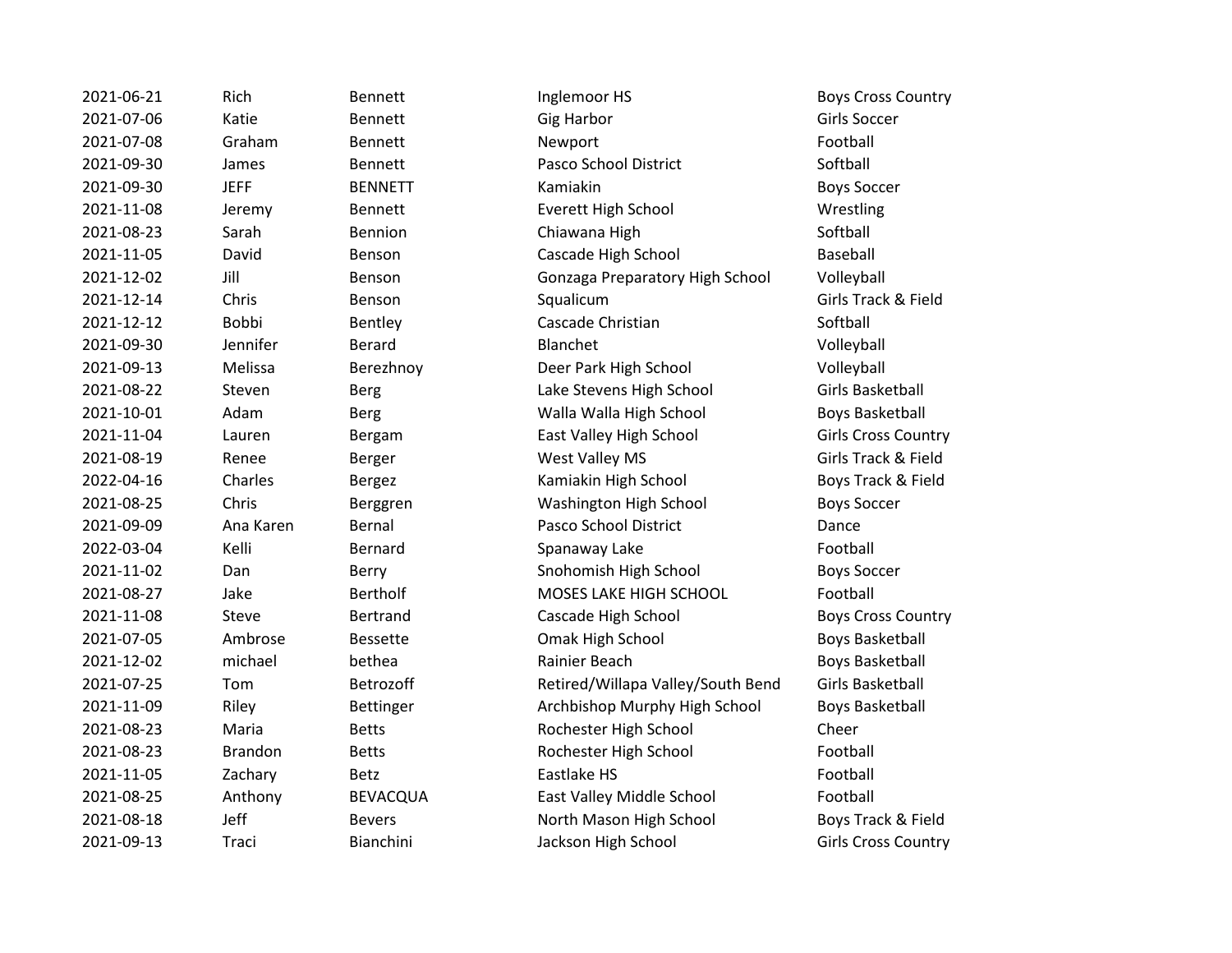| | | | | |
|---|---|---|---|---|
| 2021-06-21 | Rich | Bennett | Inglemoor HS | Boys Cross Country |
| 2021-07-06 | Katie | Bennett | Gig Harbor | Girls Soccer |
| 2021-07-08 | Graham | Bennett | Newport | Football |
| 2021-09-30 | James | Bennett | Pasco School District | Softball |
| 2021-09-30 | JEFF | BENNETT | Kamiakin | Boys Soccer |
| 2021-11-08 | Jeremy | Bennett | Everett High School | Wrestling |
| 2021-08-23 | Sarah | Bennion | Chiawana High | Softball |
| 2021-11-05 | David | Benson | Cascade High School | Baseball |
| 2021-12-02 | Jill | Benson | Gonzaga Preparatory High School | Volleyball |
| 2021-12-14 | Chris | Benson | Squalicum | Girls Track & Field |
| 2021-12-12 | Bobbi | Bentley | Cascade Christian | Softball |
| 2021-09-30 | Jennifer | Berard | Blanchet | Volleyball |
| 2021-09-13 | Melissa | Berezhnoy | Deer Park High School | Volleyball |
| 2021-08-22 | Steven | Berg | Lake Stevens High School | Girls Basketball |
| 2021-10-01 | Adam | Berg | Walla Walla High School | Boys Basketball |
| 2021-11-04 | Lauren | Bergam | East Valley High School | Girls Cross Country |
| 2021-08-19 | Renee | Berger | West Valley MS | Girls Track & Field |
| 2022-04-16 | Charles | Bergez | Kamiakin High School | Boys Track & Field |
| 2021-08-25 | Chris | Berggren | Washington High School | Boys Soccer |
| 2021-09-09 | Ana Karen | Bernal | Pasco School District | Dance |
| 2022-03-04 | Kelli | Bernard | Spanaway Lake | Football |
| 2021-11-02 | Dan | Berry | Snohomish High School | Boys Soccer |
| 2021-08-27 | Jake | Bertholf | MOSES LAKE HIGH SCHOOL | Football |
| 2021-11-08 | Steve | Bertrand | Cascade High School | Boys Cross Country |
| 2021-07-05 | Ambrose | Bessette | Omak High School | Boys Basketball |
| 2021-12-02 | michael | bethea | Rainier Beach | Boys Basketball |
| 2021-07-25 | Tom | Betrozoff | Retired/Willapa Valley/South Bend | Girls Basketball |
| 2021-11-09 | Riley | Bettinger | Archbishop Murphy High School | Boys Basketball |
| 2021-08-23 | Maria | Betts | Rochester High School | Cheer |
| 2021-08-23 | Brandon | Betts | Rochester High School | Football |
| 2021-11-05 | Zachary | Betz | Eastlake HS | Football |
| 2021-08-25 | Anthony | BEVACQUA | East Valley Middle School | Football |
| 2021-08-18 | Jeff | Bevers | North Mason High School | Boys Track & Field |
| 2021-09-13 | Traci | Bianchini | Jackson High School | Girls Cross Country |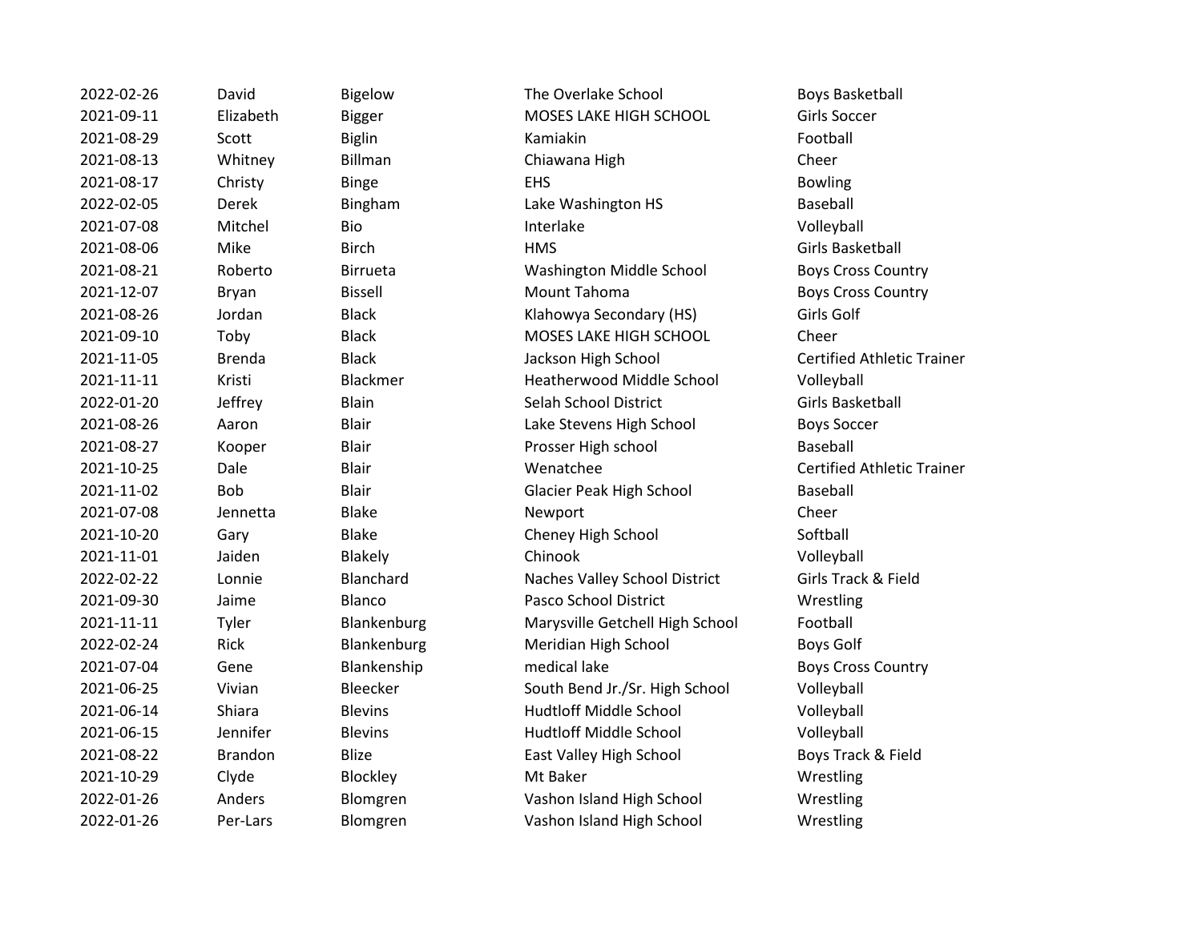| | | | | |
|---|---|---|---|---|
| 2022-02-26 | David | Bigelow | The Overlake School | Boys Basketball |
| 2021-09-11 | Elizabeth | Bigger | MOSES LAKE HIGH SCHOOL | Girls Soccer |
| 2021-08-29 | Scott | Biglin | Kamiakin | Football |
| 2021-08-13 | Whitney | Billman | Chiawana High | Cheer |
| 2021-08-17 | Christy | Binge | EHS | Bowling |
| 2022-02-05 | Derek | Bingham | Lake Washington HS | Baseball |
| 2021-07-08 | Mitchel | Bio | Interlake | Volleyball |
| 2021-08-06 | Mike | Birch | HMS | Girls Basketball |
| 2021-08-21 | Roberto | Birrueta | Washington Middle School | Boys Cross Country |
| 2021-12-07 | Bryan | Bissell | Mount Tahoma | Boys Cross Country |
| 2021-08-26 | Jordan | Black | Klahowya Secondary (HS) | Girls Golf |
| 2021-09-10 | Toby | Black | MOSES LAKE HIGH SCHOOL | Cheer |
| 2021-11-05 | Brenda | Black | Jackson High School | Certified Athletic Trainer |
| 2021-11-11 | Kristi | Blackmer | Heatherwood Middle School | Volleyball |
| 2022-01-20 | Jeffrey | Blain | Selah School District | Girls Basketball |
| 2021-08-26 | Aaron | Blair | Lake Stevens High School | Boys Soccer |
| 2021-08-27 | Kooper | Blair | Prosser High school | Baseball |
| 2021-10-25 | Dale | Blair | Wenatchee | Certified Athletic Trainer |
| 2021-11-02 | Bob | Blair | Glacier Peak High School | Baseball |
| 2021-07-08 | Jennetta | Blake | Newport | Cheer |
| 2021-10-20 | Gary | Blake | Cheney High School | Softball |
| 2021-11-01 | Jaiden | Blakely | Chinook | Volleyball |
| 2022-02-22 | Lonnie | Blanchard | Naches Valley School District | Girls Track & Field |
| 2021-09-30 | Jaime | Blanco | Pasco School District | Wrestling |
| 2021-11-11 | Tyler | Blankenburg | Marysville Getchell High School | Football |
| 2022-02-24 | Rick | Blankenburg | Meridian High School | Boys Golf |
| 2021-07-04 | Gene | Blankenship | medical lake | Boys Cross Country |
| 2021-06-25 | Vivian | Bleecker | South Bend Jr./Sr. High School | Volleyball |
| 2021-06-14 | Shiara | Blevins | Hudtloff Middle School | Volleyball |
| 2021-06-15 | Jennifer | Blevins | Hudtloff Middle School | Volleyball |
| 2021-08-22 | Brandon | Blize | East Valley High School | Boys Track & Field |
| 2021-10-29 | Clyde | Blockley | Mt Baker | Wrestling |
| 2022-01-26 | Anders | Blomgren | Vashon Island High School | Wrestling |
| 2022-01-26 | Per-Lars | Blomgren | Vashon Island High School | Wrestling |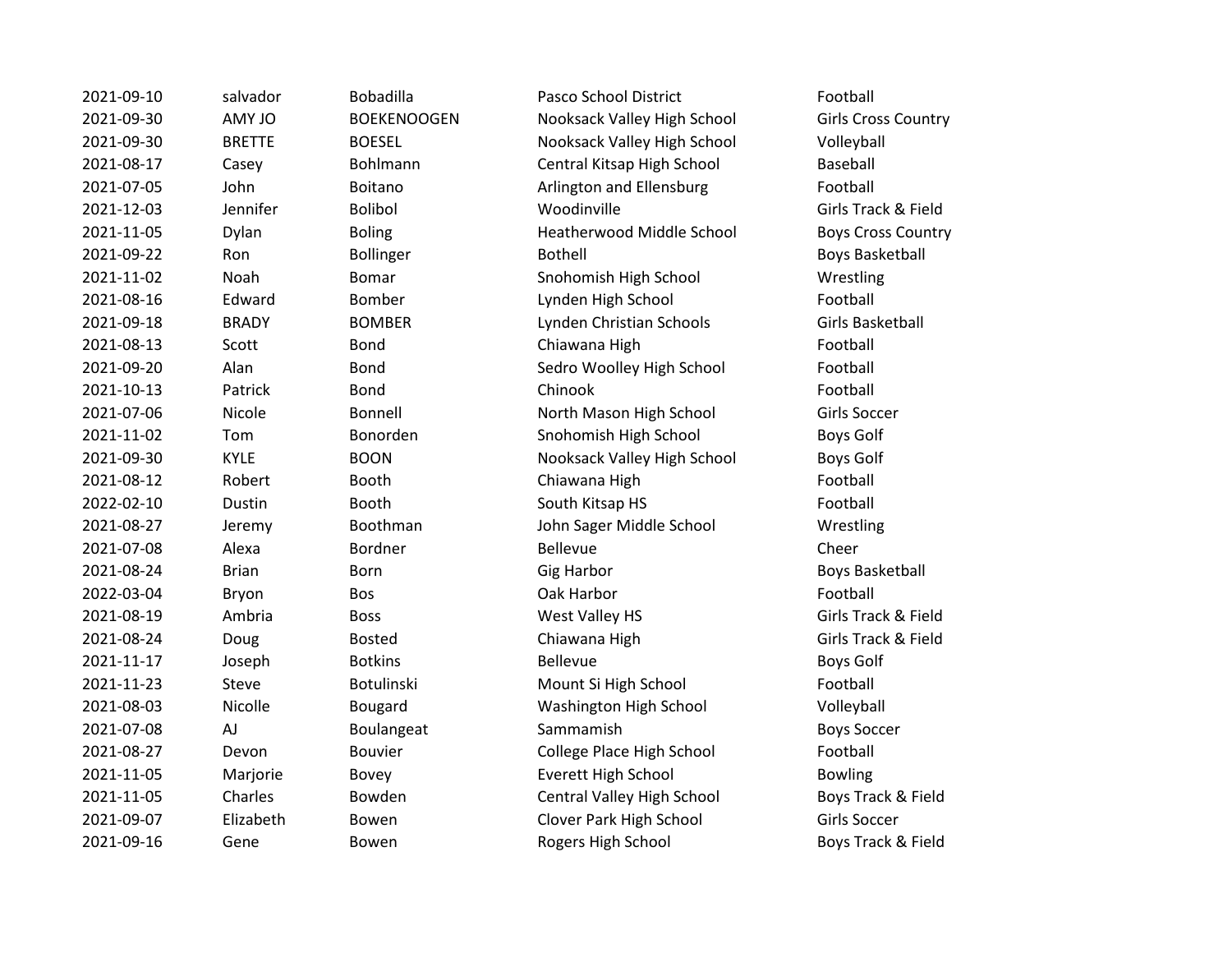| | | | | |
|---|---|---|---|---|
| 2021-09-10 | salvador | Bobadilla | Pasco School District | Football |
| 2021-09-30 | AMY JO | BOEKENOOGEN | Nooksack Valley High School | Girls Cross Country |
| 2021-09-30 | BRETTE | BOESEL | Nooksack Valley High School | Volleyball |
| 2021-08-17 | Casey | Bohlmann | Central Kitsap High School | Baseball |
| 2021-07-05 | John | Boitano | Arlington and Ellensburg | Football |
| 2021-12-03 | Jennifer | Bolibol | Woodinville | Girls Track & Field |
| 2021-11-05 | Dylan | Boling | Heatherwood Middle School | Boys Cross Country |
| 2021-09-22 | Ron | Bollinger | Bothell | Boys Basketball |
| 2021-11-02 | Noah | Bomar | Snohomish High School | Wrestling |
| 2021-08-16 | Edward | Bomber | Lynden High School | Football |
| 2021-09-18 | BRADY | BOMBER | Lynden Christian Schools | Girls Basketball |
| 2021-08-13 | Scott | Bond | Chiawana High | Football |
| 2021-09-20 | Alan | Bond | Sedro Woolley High School | Football |
| 2021-10-13 | Patrick | Bond | Chinook | Football |
| 2021-07-06 | Nicole | Bonnell | North Mason High School | Girls Soccer |
| 2021-11-02 | Tom | Bonorden | Snohomish High School | Boys Golf |
| 2021-09-30 | KYLE | BOON | Nooksack Valley High School | Boys Golf |
| 2021-08-12 | Robert | Booth | Chiawana High | Football |
| 2022-02-10 | Dustin | Booth | South Kitsap HS | Football |
| 2021-08-27 | Jeremy | Boothman | John Sager Middle School | Wrestling |
| 2021-07-08 | Alexa | Bordner | Bellevue | Cheer |
| 2021-08-24 | Brian | Born | Gig Harbor | Boys Basketball |
| 2022-03-04 | Bryon | Bos | Oak Harbor | Football |
| 2021-08-19 | Ambria | Boss | West Valley HS | Girls Track & Field |
| 2021-08-24 | Doug | Bosted | Chiawana High | Girls Track & Field |
| 2021-11-17 | Joseph | Botkins | Bellevue | Boys Golf |
| 2021-11-23 | Steve | Botulinski | Mount Si High School | Football |
| 2021-08-03 | Nicolle | Bougard | Washington High School | Volleyball |
| 2021-07-08 | AJ | Boulangeat | Sammamish | Boys Soccer |
| 2021-08-27 | Devon | Bouvier | College Place High School | Football |
| 2021-11-05 | Marjorie | Bovey | Everett High School | Bowling |
| 2021-11-05 | Charles | Bowden | Central Valley High School | Boys Track & Field |
| 2021-09-07 | Elizabeth | Bowen | Clover Park High School | Girls Soccer |
| 2021-09-16 | Gene | Bowen | Rogers High School | Boys Track & Field |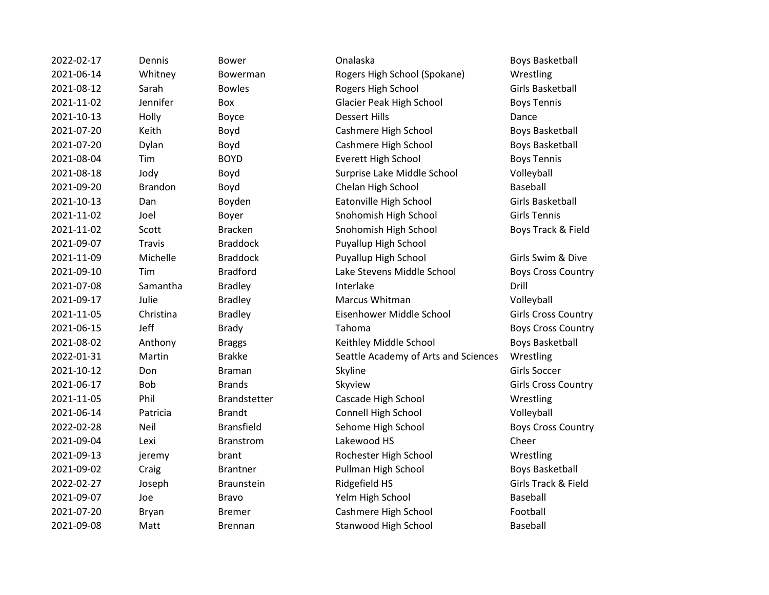| | | | | |
|---|---|---|---|---|
| 2022-02-17 | Dennis | Bower | Onalaska | Boys Basketball |
| 2021-06-14 | Whitney | Bowerman | Rogers High School (Spokane) | Wrestling |
| 2021-08-12 | Sarah | Bowles | Rogers High School | Girls Basketball |
| 2021-11-02 | Jennifer | Box | Glacier Peak High School | Boys Tennis |
| 2021-10-13 | Holly | Boyce | Dessert Hills | Dance |
| 2021-07-20 | Keith | Boyd | Cashmere High School | Boys Basketball |
| 2021-07-20 | Dylan | Boyd | Cashmere High School | Boys Basketball |
| 2021-08-04 | Tim | BOYD | Everett High School | Boys Tennis |
| 2021-08-18 | Jody | Boyd | Surprise Lake Middle School | Volleyball |
| 2021-09-20 | Brandon | Boyd | Chelan High School | Baseball |
| 2021-10-13 | Dan | Boyden | Eatonville High School | Girls Basketball |
| 2021-11-02 | Joel | Boyer | Snohomish High School | Girls Tennis |
| 2021-11-02 | Scott | Bracken | Snohomish High School | Boys Track & Field |
| 2021-09-07 | Travis | Braddock | Puyallup High School | |
| 2021-11-09 | Michelle | Braddock | Puyallup High School | Girls Swim & Dive |
| 2021-09-10 | Tim | Bradford | Lake Stevens Middle School | Boys Cross Country |
| 2021-07-08 | Samantha | Bradley | Interlake | Drill |
| 2021-09-17 | Julie | Bradley | Marcus Whitman | Volleyball |
| 2021-11-05 | Christina | Bradley | Eisenhower Middle School | Girls Cross Country |
| 2021-06-15 | Jeff | Brady | Tahoma | Boys Cross Country |
| 2021-08-02 | Anthony | Braggs | Keithley Middle School | Boys Basketball |
| 2022-01-31 | Martin | Brakke | Seattle Academy of Arts and Sciences | Wrestling |
| 2021-10-12 | Don | Braman | Skyline | Girls Soccer |
| 2021-06-17 | Bob | Brands | Skyview | Girls Cross Country |
| 2021-11-05 | Phil | Brandstetter | Cascade High School | Wrestling |
| 2021-06-14 | Patricia | Brandt | Connell High School | Volleyball |
| 2022-02-28 | Neil | Bransfield | Sehome High School | Boys Cross Country |
| 2021-09-04 | Lexi | Branstrom | Lakewood HS | Cheer |
| 2021-09-13 | jeremy | brant | Rochester High School | Wrestling |
| 2021-09-02 | Craig | Brantner | Pullman High School | Boys Basketball |
| 2022-02-27 | Joseph | Braunstein | Ridgefield HS | Girls Track & Field |
| 2021-09-07 | Joe | Bravo | Yelm High School | Baseball |
| 2021-07-20 | Bryan | Bremer | Cashmere High School | Football |
| 2021-09-08 | Matt | Brennan | Stanwood High School | Baseball |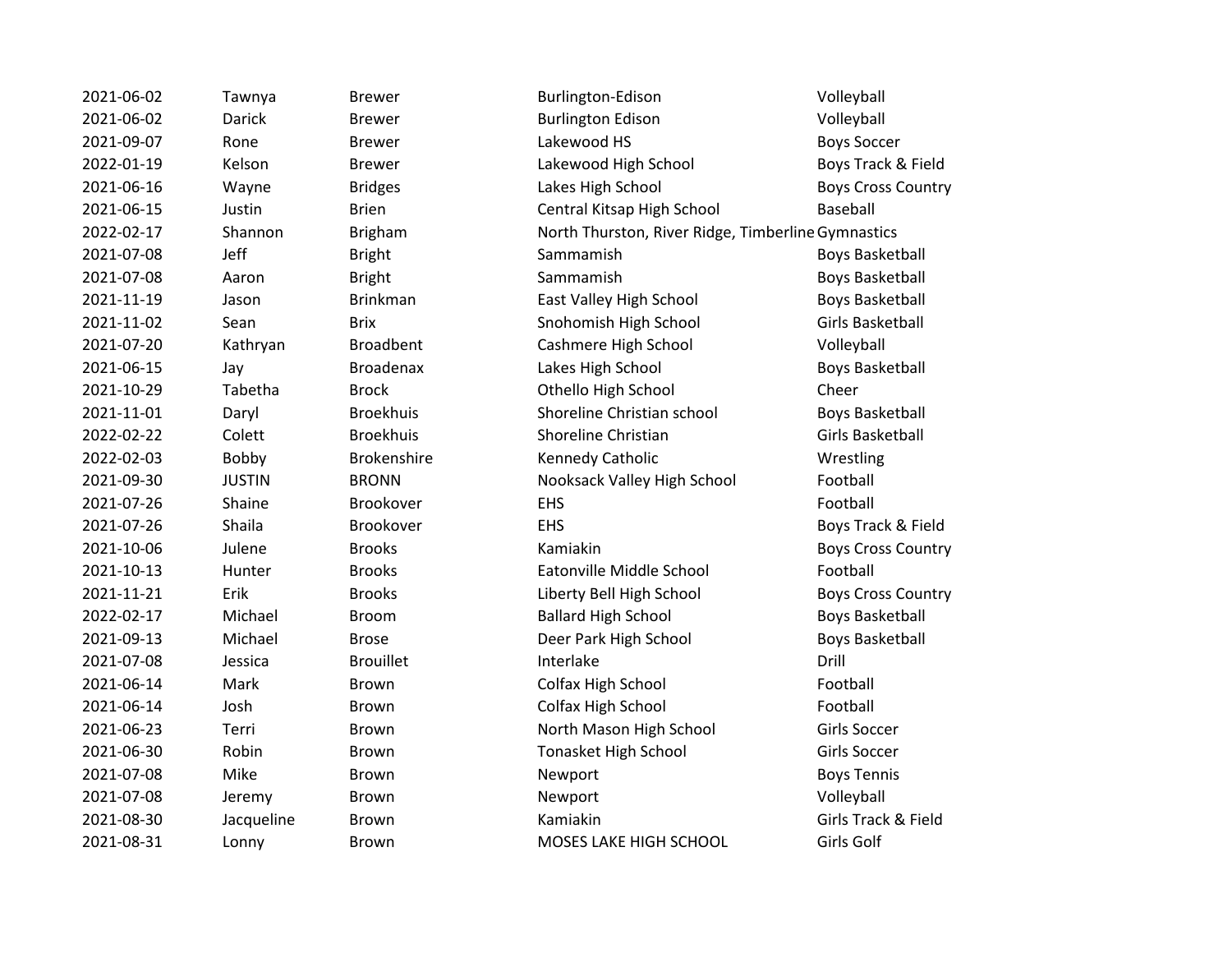| | | | | |
|---|---|---|---|---|
| 2021-06-02 | Tawnya | Brewer | Burlington-Edison | Volleyball |
| 2021-06-02 | Darick | Brewer | Burlington Edison | Volleyball |
| 2021-09-07 | Rone | Brewer | Lakewood HS | Boys Soccer |
| 2022-01-19 | Kelson | Brewer | Lakewood High School | Boys Track & Field |
| 2021-06-16 | Wayne | Bridges | Lakes High School | Boys Cross Country |
| 2021-06-15 | Justin | Brien | Central Kitsap High School | Baseball |
| 2022-02-17 | Shannon | Brigham | North Thurston, River Ridge, Timberline | Gymnastics |
| 2021-07-08 | Jeff | Bright | Sammamish | Boys Basketball |
| 2021-07-08 | Aaron | Bright | Sammamish | Boys Basketball |
| 2021-11-19 | Jason | Brinkman | East Valley High School | Boys Basketball |
| 2021-11-02 | Sean | Brix | Snohomish High School | Girls Basketball |
| 2021-07-20 | Kathryan | Broadbent | Cashmere High School | Volleyball |
| 2021-06-15 | Jay | Broadenax | Lakes High School | Boys Basketball |
| 2021-10-29 | Tabetha | Brock | Othello High School | Cheer |
| 2021-11-01 | Daryl | Broekhuis | Shoreline Christian school | Boys Basketball |
| 2022-02-22 | Colett | Broekhuis | Shoreline Christian | Girls Basketball |
| 2022-02-03 | Bobby | Brokenshire | Kennedy Catholic | Wrestling |
| 2021-09-30 | JUSTIN | BRONN | Nooksack Valley High School | Football |
| 2021-07-26 | Shaine | Brookover | EHS | Football |
| 2021-07-26 | Shaila | Brookover | EHS | Boys Track & Field |
| 2021-10-06 | Julene | Brooks | Kamiakin | Boys Cross Country |
| 2021-10-13 | Hunter | Brooks | Eatonville Middle School | Football |
| 2021-11-21 | Erik | Brooks | Liberty Bell High School | Boys Cross Country |
| 2022-02-17 | Michael | Broom | Ballard High School | Boys Basketball |
| 2021-09-13 | Michael | Brose | Deer Park High School | Boys Basketball |
| 2021-07-08 | Jessica | Brouillet | Interlake | Drill |
| 2021-06-14 | Mark | Brown | Colfax High School | Football |
| 2021-06-14 | Josh | Brown | Colfax High School | Football |
| 2021-06-23 | Terri | Brown | North Mason High School | Girls Soccer |
| 2021-06-30 | Robin | Brown | Tonasket High School | Girls Soccer |
| 2021-07-08 | Mike | Brown | Newport | Boys Tennis |
| 2021-07-08 | Jeremy | Brown | Newport | Volleyball |
| 2021-08-30 | Jacqueline | Brown | Kamiakin | Girls Track & Field |
| 2021-08-31 | Lonny | Brown | MOSES LAKE HIGH SCHOOL | Girls Golf |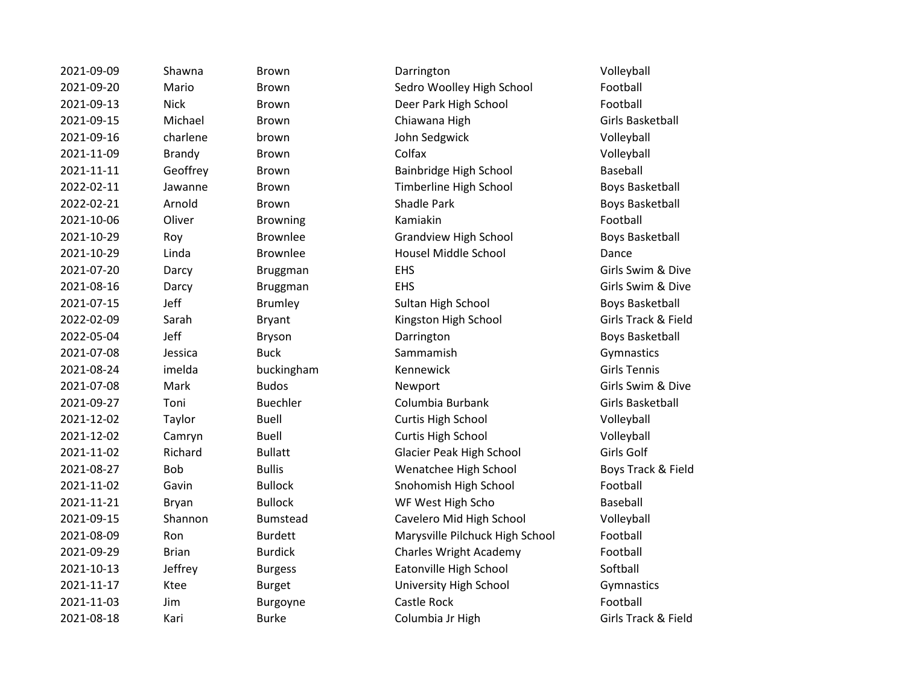| | | | | |
|---|---|---|---|---|
| 2021-09-09 | Shawna | Brown | Darrington | Volleyball |
| 2021-09-20 | Mario | Brown | Sedro Woolley High School | Football |
| 2021-09-13 | Nick | Brown | Deer Park High School | Football |
| 2021-09-15 | Michael | Brown | Chiawana High | Girls Basketball |
| 2021-09-16 | charlene | brown | John Sedgwick | Volleyball |
| 2021-11-09 | Brandy | Brown | Colfax | Volleyball |
| 2021-11-11 | Geoffrey | Brown | Bainbridge High School | Baseball |
| 2022-02-11 | Jawanne | Brown | Timberline High School | Boys Basketball |
| 2022-02-21 | Arnold | Brown | Shadle Park | Boys Basketball |
| 2021-10-06 | Oliver | Browning | Kamiakin | Football |
| 2021-10-29 | Roy | Brownlee | Grandview High School | Boys Basketball |
| 2021-10-29 | Linda | Brownlee | Housel Middle School | Dance |
| 2021-07-20 | Darcy | Bruggman | EHS | Girls Swim & Dive |
| 2021-08-16 | Darcy | Bruggman | EHS | Girls Swim & Dive |
| 2021-07-15 | Jeff | Brumley | Sultan High School | Boys Basketball |
| 2022-02-09 | Sarah | Bryant | Kingston High School | Girls Track & Field |
| 2022-05-04 | Jeff | Bryson | Darrington | Boys Basketball |
| 2021-07-08 | Jessica | Buck | Sammamish | Gymnastics |
| 2021-08-24 | imelda | buckingham | Kennewick | Girls Tennis |
| 2021-07-08 | Mark | Budos | Newport | Girls Swim & Dive |
| 2021-09-27 | Toni | Buechler | Columbia Burbank | Girls Basketball |
| 2021-12-02 | Taylor | Buell | Curtis High School | Volleyball |
| 2021-12-02 | Camryn | Buell | Curtis High School | Volleyball |
| 2021-11-02 | Richard | Bullatt | Glacier Peak High School | Girls Golf |
| 2021-08-27 | Bob | Bullis | Wenatchee High School | Boys Track & Field |
| 2021-11-02 | Gavin | Bullock | Snohomish High School | Football |
| 2021-11-21 | Bryan | Bullock | WF West High Scho | Baseball |
| 2021-09-15 | Shannon | Bumstead | Cavelero Mid High School | Volleyball |
| 2021-08-09 | Ron | Burdett | Marysville Pilchuck High School | Football |
| 2021-09-29 | Brian | Burdick | Charles Wright Academy | Football |
| 2021-10-13 | Jeffrey | Burgess | Eatonville High School | Softball |
| 2021-11-17 | Ktee | Burget | University High School | Gymnastics |
| 2021-11-03 | Jim | Burgoyne | Castle Rock | Football |
| 2021-08-18 | Kari | Burke | Columbia Jr High | Girls Track & Field |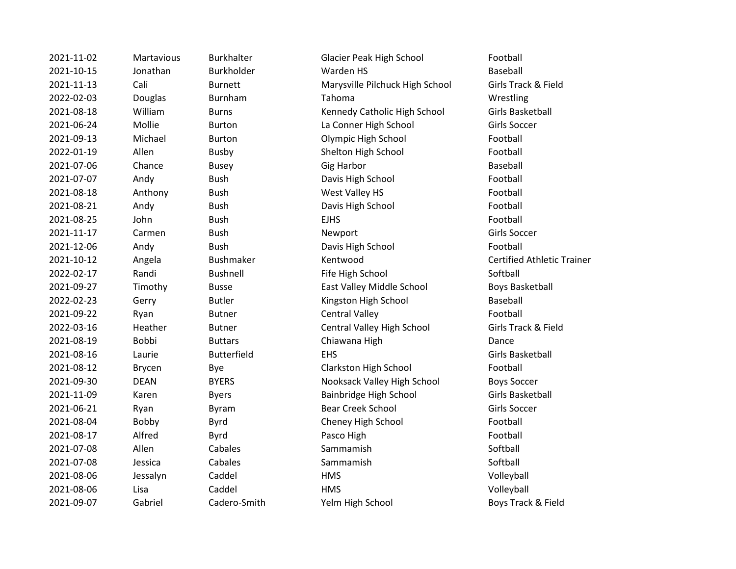| | | | | |
|---|---|---|---|---|
| 2021-11-02 | Martavious | Burkhalter | Glacier Peak High School | Football |
| 2021-10-15 | Jonathan | Burkholder | Warden HS | Baseball |
| 2021-11-13 | Cali | Burnett | Marysville Pilchuck High School | Girls Track & Field |
| 2022-02-03 | Douglas | Burnham | Tahoma | Wrestling |
| 2021-08-18 | William | Burns | Kennedy Catholic High School | Girls Basketball |
| 2021-06-24 | Mollie | Burton | La Conner High School | Girls Soccer |
| 2021-09-13 | Michael | Burton | Olympic High School | Football |
| 2022-01-19 | Allen | Busby | Shelton High School | Football |
| 2021-07-06 | Chance | Busey | Gig Harbor | Baseball |
| 2021-07-07 | Andy | Bush | Davis High School | Football |
| 2021-08-18 | Anthony | Bush | West Valley HS | Football |
| 2021-08-21 | Andy | Bush | Davis High School | Football |
| 2021-08-25 | John | Bush | EJHS | Football |
| 2021-11-17 | Carmen | Bush | Newport | Girls Soccer |
| 2021-12-06 | Andy | Bush | Davis High School | Football |
| 2021-10-12 | Angela | Bushmaker | Kentwood | Certified Athletic Trainer |
| 2022-02-17 | Randi | Bushnell | Fife High School | Softball |
| 2021-09-27 | Timothy | Busse | East Valley Middle School | Boys Basketball |
| 2022-02-23 | Gerry | Butler | Kingston High School | Baseball |
| 2021-09-22 | Ryan | Butner | Central Valley | Football |
| 2022-03-16 | Heather | Butner | Central Valley High School | Girls Track & Field |
| 2021-08-19 | Bobbi | Buttars | Chiawana High | Dance |
| 2021-08-16 | Laurie | Butterfield | EHS | Girls Basketball |
| 2021-08-12 | Brycen | Bye | Clarkston High School | Football |
| 2021-09-30 | DEAN | BYERS | Nooksack Valley High School | Boys Soccer |
| 2021-11-09 | Karen | Byers | Bainbridge High School | Girls Basketball |
| 2021-06-21 | Ryan | Byram | Bear Creek School | Girls Soccer |
| 2021-08-04 | Bobby | Byrd | Cheney High School | Football |
| 2021-08-17 | Alfred | Byrd | Pasco High | Football |
| 2021-07-08 | Allen | Cabales | Sammamish | Softball |
| 2021-07-08 | Jessica | Cabales | Sammamish | Softball |
| 2021-08-06 | Jessalyn | Caddel | HMS | Volleyball |
| 2021-08-06 | Lisa | Caddel | HMS | Volleyball |
| 2021-09-07 | Gabriel | Cadero-Smith | Yelm High School | Boys Track & Field |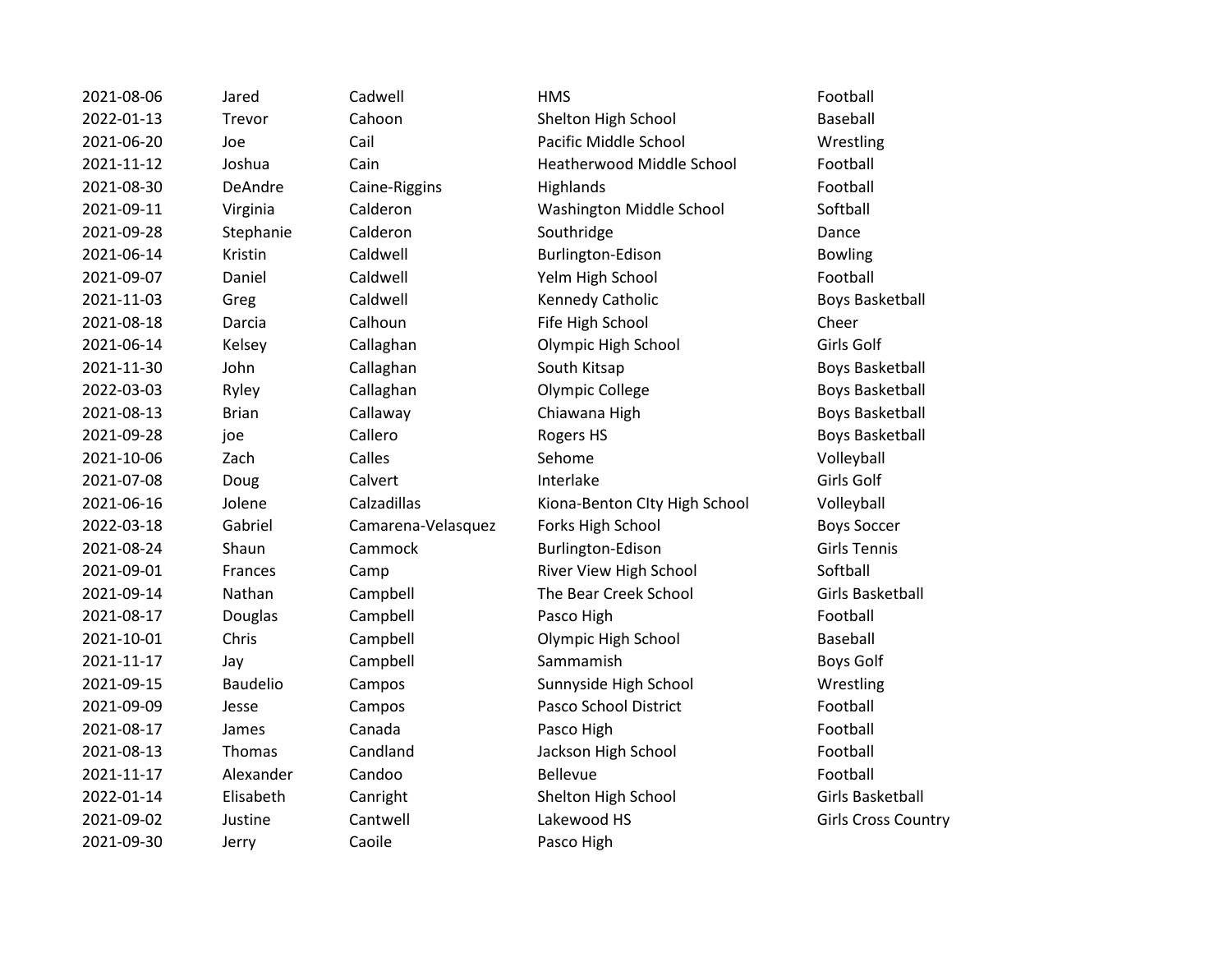| | | | | |
|---|---|---|---|---|
| 2021-08-06 | Jared | Cadwell | HMS | Football |
| 2022-01-13 | Trevor | Cahoon | Shelton High School | Baseball |
| 2021-06-20 | Joe | Cail | Pacific Middle School | Wrestling |
| 2021-11-12 | Joshua | Cain | Heatherwood Middle School | Football |
| 2021-08-30 | DeAndre | Caine-Riggins | Highlands | Football |
| 2021-09-11 | Virginia | Calderon | Washington Middle School | Softball |
| 2021-09-28 | Stephanie | Calderon | Southridge | Dance |
| 2021-06-14 | Kristin | Caldwell | Burlington-Edison | Bowling |
| 2021-09-07 | Daniel | Caldwell | Yelm High School | Football |
| 2021-11-03 | Greg | Caldwell | Kennedy Catholic | Boys Basketball |
| 2021-08-18 | Darcia | Calhoun | Fife High School | Cheer |
| 2021-06-14 | Kelsey | Callaghan | Olympic High School | Girls Golf |
| 2021-11-30 | John | Callaghan | South Kitsap | Boys Basketball |
| 2022-03-03 | Ryley | Callaghan | Olympic College | Boys Basketball |
| 2021-08-13 | Brian | Callaway | Chiawana High | Boys Basketball |
| 2021-09-28 | joe | Callero | Rogers HS | Boys Basketball |
| 2021-10-06 | Zach | Calles | Sehome | Volleyball |
| 2021-07-08 | Doug | Calvert | Interlake | Girls Golf |
| 2021-06-16 | Jolene | Calzadillas | Kiona-Benton CIty High School | Volleyball |
| 2022-03-18 | Gabriel | Camarena-Velasquez | Forks High School | Boys Soccer |
| 2021-08-24 | Shaun | Cammock | Burlington-Edison | Girls Tennis |
| 2021-09-01 | Frances | Camp | River View High School | Softball |
| 2021-09-14 | Nathan | Campbell | The Bear Creek School | Girls Basketball |
| 2021-08-17 | Douglas | Campbell | Pasco High | Football |
| 2021-10-01 | Chris | Campbell | Olympic High School | Baseball |
| 2021-11-17 | Jay | Campbell | Sammamish | Boys Golf |
| 2021-09-15 | Baudelio | Campos | Sunnyside High School | Wrestling |
| 2021-09-09 | Jesse | Campos | Pasco School District | Football |
| 2021-08-17 | James | Canada | Pasco High | Football |
| 2021-08-13 | Thomas | Candland | Jackson High School | Football |
| 2021-11-17 | Alexander | Candoo | Bellevue | Football |
| 2022-01-14 | Elisabeth | Canright | Shelton High School | Girls Basketball |
| 2021-09-02 | Justine | Cantwell | Lakewood HS | Girls Cross Country |
| 2021-09-30 | Jerry | Caoile | Pasco High | |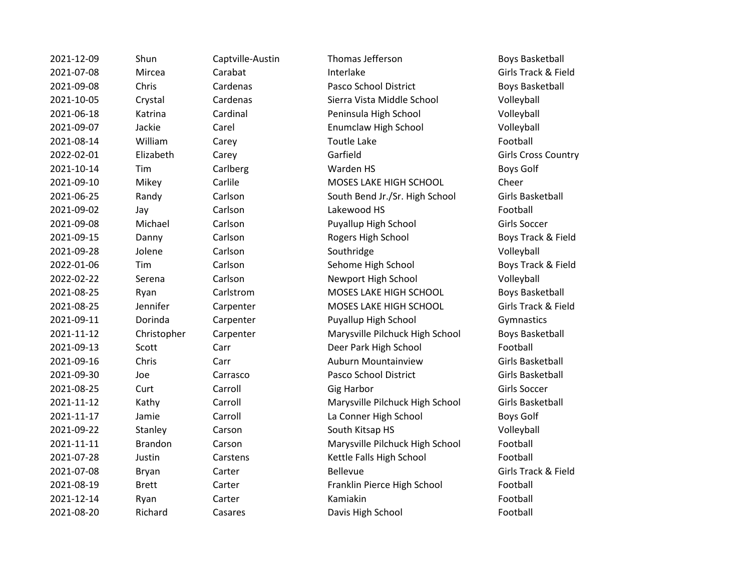| | | | | |
|---|---|---|---|---|
| 2021-12-09 | Shun | Captville-Austin | Thomas Jefferson | Boys Basketball |
| 2021-07-08 | Mircea | Carabat | Interlake | Girls Track & Field |
| 2021-09-08 | Chris | Cardenas | Pasco School District | Boys Basketball |
| 2021-10-05 | Crystal | Cardenas | Sierra Vista Middle School | Volleyball |
| 2021-06-18 | Katrina | Cardinal | Peninsula High School | Volleyball |
| 2021-09-07 | Jackie | Carel | Enumclaw High School | Volleyball |
| 2021-08-14 | William | Carey | Toutle Lake | Football |
| 2022-02-01 | Elizabeth | Carey | Garfield | Girls Cross Country |
| 2021-10-14 | Tim | Carlberg | Warden HS | Boys Golf |
| 2021-09-10 | Mikey | Carlile | MOSES LAKE HIGH SCHOOL | Cheer |
| 2021-06-25 | Randy | Carlson | South Bend Jr./Sr. High School | Girls Basketball |
| 2021-09-02 | Jay | Carlson | Lakewood HS | Football |
| 2021-09-08 | Michael | Carlson | Puyallup High School | Girls Soccer |
| 2021-09-15 | Danny | Carlson | Rogers High School | Boys Track & Field |
| 2021-09-28 | Jolene | Carlson | Southridge | Volleyball |
| 2022-01-06 | Tim | Carlson | Sehome High School | Boys Track & Field |
| 2022-02-22 | Serena | Carlson | Newport High School | Volleyball |
| 2021-08-25 | Ryan | Carlstrom | MOSES LAKE HIGH SCHOOL | Boys Basketball |
| 2021-08-25 | Jennifer | Carpenter | MOSES LAKE HIGH SCHOOL | Girls Track & Field |
| 2021-09-11 | Dorinda | Carpenter | Puyallup High School | Gymnastics |
| 2021-11-12 | Christopher | Carpenter | Marysville Pilchuck High School | Boys Basketball |
| 2021-09-13 | Scott | Carr | Deer Park High School | Football |
| 2021-09-16 | Chris | Carr | Auburn Mountainview | Girls Basketball |
| 2021-09-30 | Joe | Carrasco | Pasco School District | Girls Basketball |
| 2021-08-25 | Curt | Carroll | Gig Harbor | Girls Soccer |
| 2021-11-12 | Kathy | Carroll | Marysville Pilchuck High School | Girls Basketball |
| 2021-11-17 | Jamie | Carroll | La Conner High School | Boys Golf |
| 2021-09-22 | Stanley | Carson | South Kitsap HS | Volleyball |
| 2021-11-11 | Brandon | Carson | Marysville Pilchuck High School | Football |
| 2021-07-28 | Justin | Carstens | Kettle Falls High School | Football |
| 2021-07-08 | Bryan | Carter | Bellevue | Girls Track & Field |
| 2021-08-19 | Brett | Carter | Franklin Pierce High School | Football |
| 2021-12-14 | Ryan | Carter | Kamiakin | Football |
| 2021-08-20 | Richard | Casares | Davis High School | Football |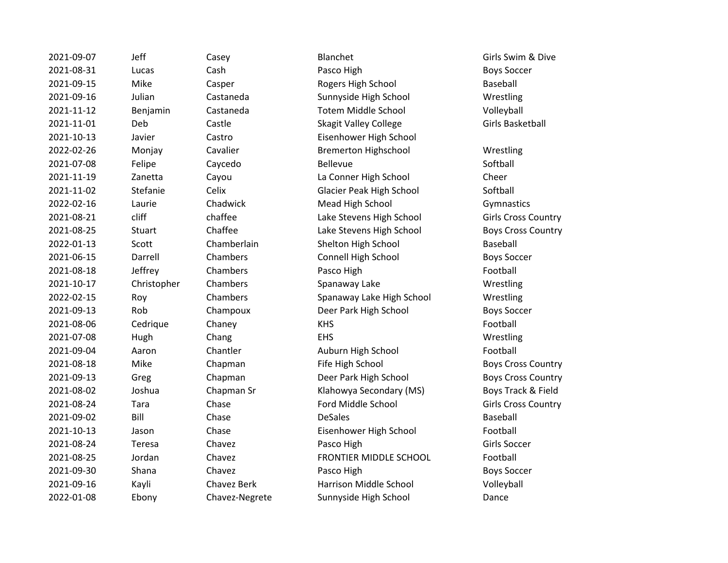| | | | | |
|---|---|---|---|---|
| 2021-09-07 | Jeff | Casey | Blanchet | Girls Swim & Dive |
| 2021-08-31 | Lucas | Cash | Pasco High | Boys Soccer |
| 2021-09-15 | Mike | Casper | Rogers High School | Baseball |
| 2021-09-16 | Julian | Castaneda | Sunnyside High School | Wrestling |
| 2021-11-12 | Benjamin | Castaneda | Totem Middle School | Volleyball |
| 2021-11-01 | Deb | Castle | Skagit Valley College | Girls Basketball |
| 2021-10-13 | Javier | Castro | Eisenhower High School | |
| 2022-02-26 | Monjay | Cavalier | Bremerton Highschool | Wrestling |
| 2021-07-08 | Felipe | Caycedo | Bellevue | Softball |
| 2021-11-19 | Zanetta | Cayou | La Conner High School | Cheer |
| 2021-11-02 | Stefanie | Celix | Glacier Peak High School | Softball |
| 2022-02-16 | Laurie | Chadwick | Mead High School | Gymnastics |
| 2021-08-21 | cliff | chaffee | Lake Stevens High School | Girls Cross Country |
| 2021-08-25 | Stuart | Chaffee | Lake Stevens High School | Boys Cross Country |
| 2022-01-13 | Scott | Chamberlain | Shelton High School | Baseball |
| 2021-06-15 | Darrell | Chambers | Connell High School | Boys Soccer |
| 2021-08-18 | Jeffrey | Chambers | Pasco High | Football |
| 2021-10-17 | Christopher | Chambers | Spanaway Lake | Wrestling |
| 2022-02-15 | Roy | Chambers | Spanaway Lake High School | Wrestling |
| 2021-09-13 | Rob | Champoux | Deer Park High School | Boys Soccer |
| 2021-08-06 | Cedrique | Chaney | KHS | Football |
| 2021-07-08 | Hugh | Chang | EHS | Wrestling |
| 2021-09-04 | Aaron | Chantler | Auburn High School | Football |
| 2021-08-18 | Mike | Chapman | Fife High School | Boys Cross Country |
| 2021-09-13 | Greg | Chapman | Deer Park High School | Boys Cross Country |
| 2021-08-02 | Joshua | Chapman Sr | Klahowya Secondary (MS) | Boys Track & Field |
| 2021-08-24 | Tara | Chase | Ford Middle School | Girls Cross Country |
| 2021-09-02 | Bill | Chase | DeSales | Baseball |
| 2021-10-13 | Jason | Chase | Eisenhower High School | Football |
| 2021-08-24 | Teresa | Chavez | Pasco High | Girls Soccer |
| 2021-08-25 | Jordan | Chavez | FRONTIER MIDDLE SCHOOL | Football |
| 2021-09-30 | Shana | Chavez | Pasco High | Boys Soccer |
| 2021-09-16 | Kayli | Chavez Berk | Harrison Middle School | Volleyball |
| 2022-01-08 | Ebony | Chavez-Negrete | Sunnyside High School | Dance |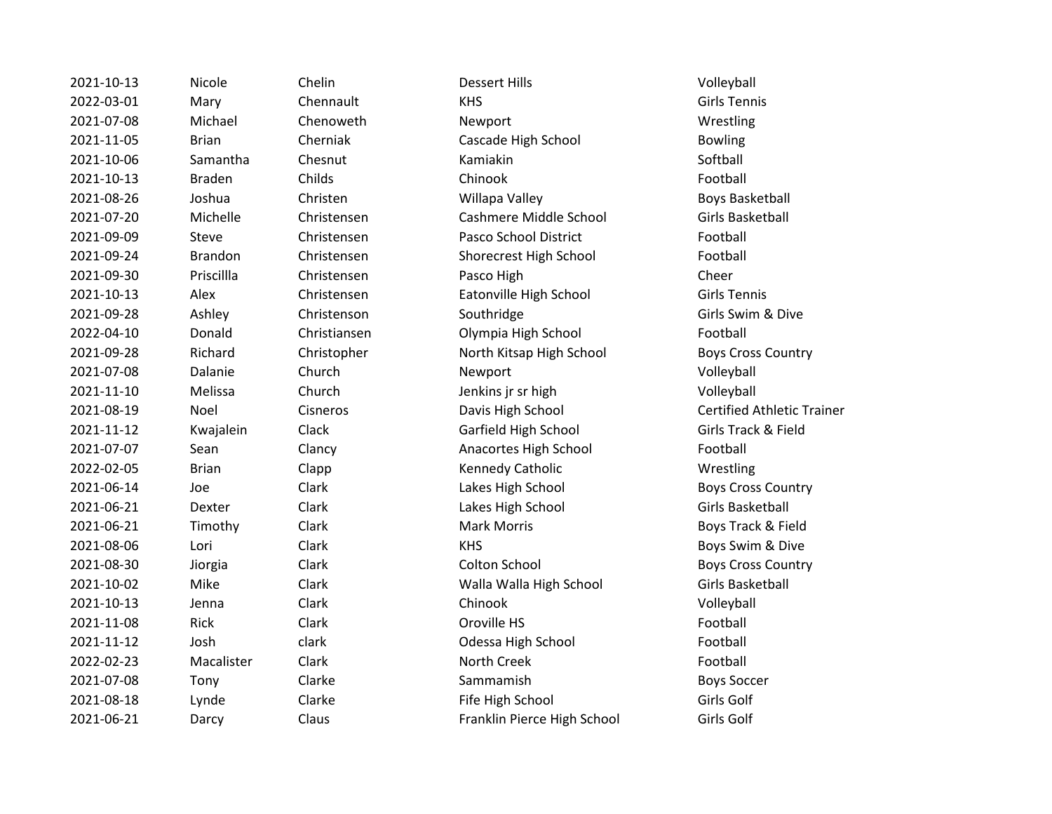| | | | | |
|---|---|---|---|---|
| 2021-10-13 | Nicole | Chelin | Dessert Hills | Volleyball |
| 2022-03-01 | Mary | Chennault | KHS | Girls Tennis |
| 2021-07-08 | Michael | Chenoweth | Newport | Wrestling |
| 2021-11-05 | Brian | Cherniak | Cascade High School | Bowling |
| 2021-10-06 | Samantha | Chesnut | Kamiakin | Softball |
| 2021-10-13 | Braden | Childs | Chinook | Football |
| 2021-08-26 | Joshua | Christen | Willapa Valley | Boys Basketball |
| 2021-07-20 | Michelle | Christensen | Cashmere Middle School | Girls Basketball |
| 2021-09-09 | Steve | Christensen | Pasco School District | Football |
| 2021-09-24 | Brandon | Christensen | Shorecrest High School | Football |
| 2021-09-30 | Priscillla | Christensen | Pasco High | Cheer |
| 2021-10-13 | Alex | Christensen | Eatonville High School | Girls Tennis |
| 2021-09-28 | Ashley | Christenson | Southridge | Girls Swim & Dive |
| 2022-04-10 | Donald | Christiansen | Olympia High School | Football |
| 2021-09-28 | Richard | Christopher | North Kitsap High School | Boys Cross Country |
| 2021-07-08 | Dalanie | Church | Newport | Volleyball |
| 2021-11-10 | Melissa | Church | Jenkins jr sr high | Volleyball |
| 2021-08-19 | Noel | Cisneros | Davis High School | Certified Athletic Trainer |
| 2021-11-12 | Kwajalein | Clack | Garfield High School | Girls Track & Field |
| 2021-07-07 | Sean | Clancy | Anacortes High School | Football |
| 2022-02-05 | Brian | Clapp | Kennedy Catholic | Wrestling |
| 2021-06-14 | Joe | Clark | Lakes High School | Boys Cross Country |
| 2021-06-21 | Dexter | Clark | Lakes High School | Girls Basketball |
| 2021-06-21 | Timothy | Clark | Mark Morris | Boys Track & Field |
| 2021-08-06 | Lori | Clark | KHS | Boys Swim & Dive |
| 2021-08-30 | Jiorgia | Clark | Colton School | Boys Cross Country |
| 2021-10-02 | Mike | Clark | Walla Walla High School | Girls Basketball |
| 2021-10-13 | Jenna | Clark | Chinook | Volleyball |
| 2021-11-08 | Rick | Clark | Oroville HS | Football |
| 2021-11-12 | Josh | clark | Odessa High School | Football |
| 2022-02-23 | Macalister | Clark | North Creek | Football |
| 2021-07-08 | Tony | Clarke | Sammamish | Boys Soccer |
| 2021-08-18 | Lynde | Clarke | Fife High School | Girls Golf |
| 2021-06-21 | Darcy | Claus | Franklin Pierce High School | Girls Golf |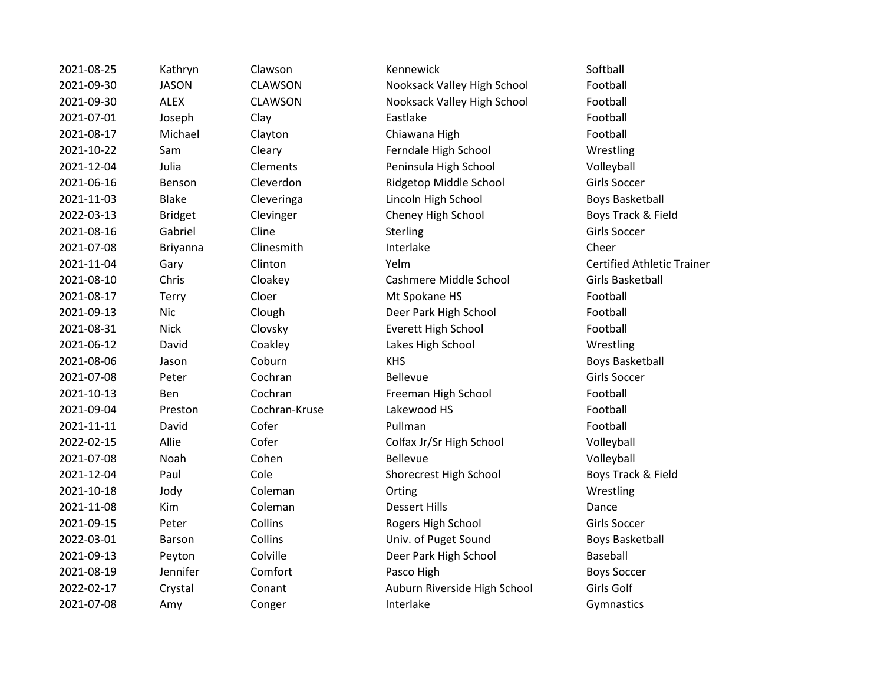| | | | | |
|---|---|---|---|---|
| 2021-08-25 | Kathryn | Clawson | Kennewick | Softball |
| 2021-09-30 | JASON | CLAWSON | Nooksack Valley High School | Football |
| 2021-09-30 | ALEX | CLAWSON | Nooksack Valley High School | Football |
| 2021-07-01 | Joseph | Clay | Eastlake | Football |
| 2021-08-17 | Michael | Clayton | Chiawana High | Football |
| 2021-10-22 | Sam | Cleary | Ferndale High School | Wrestling |
| 2021-12-04 | Julia | Clements | Peninsula High School | Volleyball |
| 2021-06-16 | Benson | Cleverdon | Ridgetop Middle School | Girls Soccer |
| 2021-11-03 | Blake | Cleveringa | Lincoln High School | Boys Basketball |
| 2022-03-13 | Bridget | Clevinger | Cheney High School | Boys Track & Field |
| 2021-08-16 | Gabriel | Cline | Sterling | Girls Soccer |
| 2021-07-08 | Briyanna | Clinesmith | Interlake | Cheer |
| 2021-11-04 | Gary | Clinton | Yelm | Certified Athletic Trainer |
| 2021-08-10 | Chris | Cloakey | Cashmere Middle School | Girls Basketball |
| 2021-08-17 | Terry | Cloer | Mt Spokane HS | Football |
| 2021-09-13 | Nic | Clough | Deer Park High School | Football |
| 2021-08-31 | Nick | Clovsky | Everett High School | Football |
| 2021-06-12 | David | Coakley | Lakes High School | Wrestling |
| 2021-08-06 | Jason | Coburn | KHS | Boys Basketball |
| 2021-07-08 | Peter | Cochran | Bellevue | Girls Soccer |
| 2021-10-13 | Ben | Cochran | Freeman High School | Football |
| 2021-09-04 | Preston | Cochran-Kruse | Lakewood HS | Football |
| 2021-11-11 | David | Cofer | Pullman | Football |
| 2022-02-15 | Allie | Cofer | Colfax Jr/Sr High School | Volleyball |
| 2021-07-08 | Noah | Cohen | Bellevue | Volleyball |
| 2021-12-04 | Paul | Cole | Shorecrest High School | Boys Track & Field |
| 2021-10-18 | Jody | Coleman | Orting | Wrestling |
| 2021-11-08 | Kim | Coleman | Dessert Hills | Dance |
| 2021-09-15 | Peter | Collins | Rogers High School | Girls Soccer |
| 2022-03-01 | Barson | Collins | Univ. of Puget Sound | Boys Basketball |
| 2021-09-13 | Peyton | Colville | Deer Park High School | Baseball |
| 2021-08-19 | Jennifer | Comfort | Pasco High | Boys Soccer |
| 2022-02-17 | Crystal | Conant | Auburn Riverside High School | Girls Golf |
| 2021-07-08 | Amy | Conger | Interlake | Gymnastics |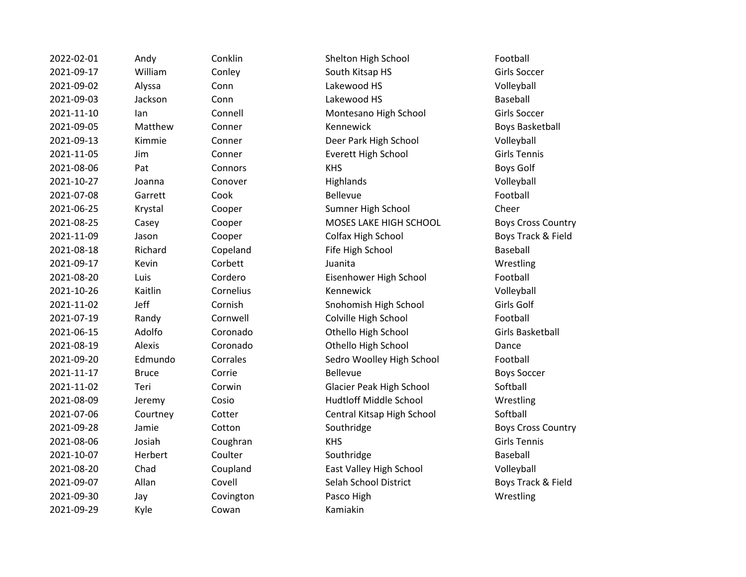| | | | | |
|---|---|---|---|---|
| 2022-02-01 | Andy | Conklin | Shelton High School | Football |
| 2021-09-17 | William | Conley | South Kitsap HS | Girls Soccer |
| 2021-09-02 | Alyssa | Conn | Lakewood HS | Volleyball |
| 2021-09-03 | Jackson | Conn | Lakewood HS | Baseball |
| 2021-11-10 | Ian | Connell | Montesano High School | Girls Soccer |
| 2021-09-05 | Matthew | Conner | Kennewick | Boys Basketball |
| 2021-09-13 | Kimmie | Conner | Deer Park High School | Volleyball |
| 2021-11-05 | Jim | Conner | Everett High School | Girls Tennis |
| 2021-08-06 | Pat | Connors | KHS | Boys Golf |
| 2021-10-27 | Joanna | Conover | Highlands | Volleyball |
| 2021-07-08 | Garrett | Cook | Bellevue | Football |
| 2021-06-25 | Krystal | Cooper | Sumner High School | Cheer |
| 2021-08-25 | Casey | Cooper | MOSES LAKE HIGH SCHOOL | Boys Cross Country |
| 2021-11-09 | Jason | Cooper | Colfax High School | Boys Track & Field |
| 2021-08-18 | Richard | Copeland | Fife High School | Baseball |
| 2021-09-17 | Kevin | Corbett | Juanita | Wrestling |
| 2021-08-20 | Luis | Cordero | Eisenhower High School | Football |
| 2021-10-26 | Kaitlin | Cornelius | Kennewick | Volleyball |
| 2021-11-02 | Jeff | Cornish | Snohomish High School | Girls Golf |
| 2021-07-19 | Randy | Cornwell | Colville High School | Football |
| 2021-06-15 | Adolfo | Coronado | Othello High School | Girls Basketball |
| 2021-08-19 | Alexis | Coronado | Othello High School | Dance |
| 2021-09-20 | Edmundo | Corrales | Sedro Woolley High School | Football |
| 2021-11-17 | Bruce | Corrie | Bellevue | Boys Soccer |
| 2021-11-02 | Teri | Corwin | Glacier Peak High School | Softball |
| 2021-08-09 | Jeremy | Cosio | Hudtloff Middle School | Wrestling |
| 2021-07-06 | Courtney | Cotter | Central Kitsap High School | Softball |
| 2021-09-28 | Jamie | Cotton | Southridge | Boys Cross Country |
| 2021-08-06 | Josiah | Coughran | KHS | Girls Tennis |
| 2021-10-07 | Herbert | Coulter | Southridge | Baseball |
| 2021-08-20 | Chad | Coupland | East Valley High School | Volleyball |
| 2021-09-07 | Allan | Covell | Selah School District | Boys Track & Field |
| 2021-09-30 | Jay | Covington | Pasco High | Wrestling |
| 2021-09-29 | Kyle | Cowan | Kamiakin | |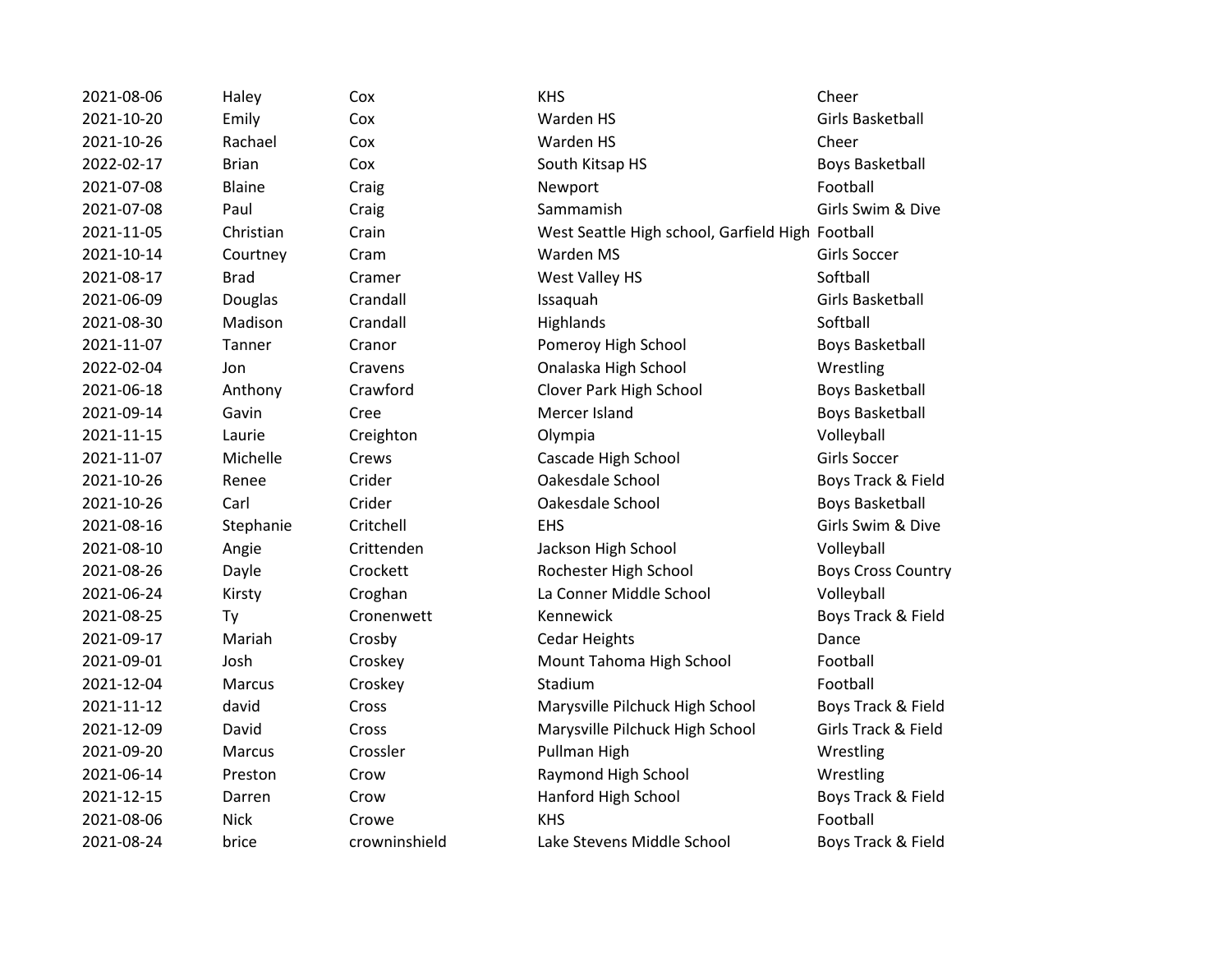| | | | | |
|---|---|---|---|---|
| 2021-08-06 | Haley | Cox | KHS | Cheer |
| 2021-10-20 | Emily | Cox | Warden HS | Girls Basketball |
| 2021-10-26 | Rachael | Cox | Warden HS | Cheer |
| 2022-02-17 | Brian | Cox | South Kitsap HS | Boys Basketball |
| 2021-07-08 | Blaine | Craig | Newport | Football |
| 2021-07-08 | Paul | Craig | Sammamish | Girls Swim & Dive |
| 2021-11-05 | Christian | Crain | West Seattle High school, Garfield High | Football |
| 2021-10-14 | Courtney | Cram | Warden MS | Girls Soccer |
| 2021-08-17 | Brad | Cramer | West Valley HS | Softball |
| 2021-06-09 | Douglas | Crandall | Issaquah | Girls Basketball |
| 2021-08-30 | Madison | Crandall | Highlands | Softball |
| 2021-11-07 | Tanner | Cranor | Pomeroy High School | Boys Basketball |
| 2022-02-04 | Jon | Cravens | Onalaska High School | Wrestling |
| 2021-06-18 | Anthony | Crawford | Clover Park High School | Boys Basketball |
| 2021-09-14 | Gavin | Cree | Mercer Island | Boys Basketball |
| 2021-11-15 | Laurie | Creighton | Olympia | Volleyball |
| 2021-11-07 | Michelle | Crews | Cascade High School | Girls Soccer |
| 2021-10-26 | Renee | Crider | Oakesdale School | Boys Track & Field |
| 2021-10-26 | Carl | Crider | Oakesdale School | Boys Basketball |
| 2021-08-16 | Stephanie | Critchell | EHS | Girls Swim & Dive |
| 2021-08-10 | Angie | Crittenden | Jackson High School | Volleyball |
| 2021-08-26 | Dayle | Crockett | Rochester High School | Boys Cross Country |
| 2021-06-24 | Kirsty | Croghan | La Conner Middle School | Volleyball |
| 2021-08-25 | Ty | Cronenwett | Kennewick | Boys Track & Field |
| 2021-09-17 | Mariah | Crosby | Cedar Heights | Dance |
| 2021-09-01 | Josh | Croskey | Mount Tahoma High School | Football |
| 2021-12-04 | Marcus | Croskey | Stadium | Football |
| 2021-11-12 | david | Cross | Marysville Pilchuck High School | Boys Track & Field |
| 2021-12-09 | David | Cross | Marysville Pilchuck High School | Girls Track & Field |
| 2021-09-20 | Marcus | Crossler | Pullman High | Wrestling |
| 2021-06-14 | Preston | Crow | Raymond High School | Wrestling |
| 2021-12-15 | Darren | Crow | Hanford High School | Boys Track & Field |
| 2021-08-06 | Nick | Crowe | KHS | Football |
| 2021-08-24 | brice | crowninshield | Lake Stevens Middle School | Boys Track & Field |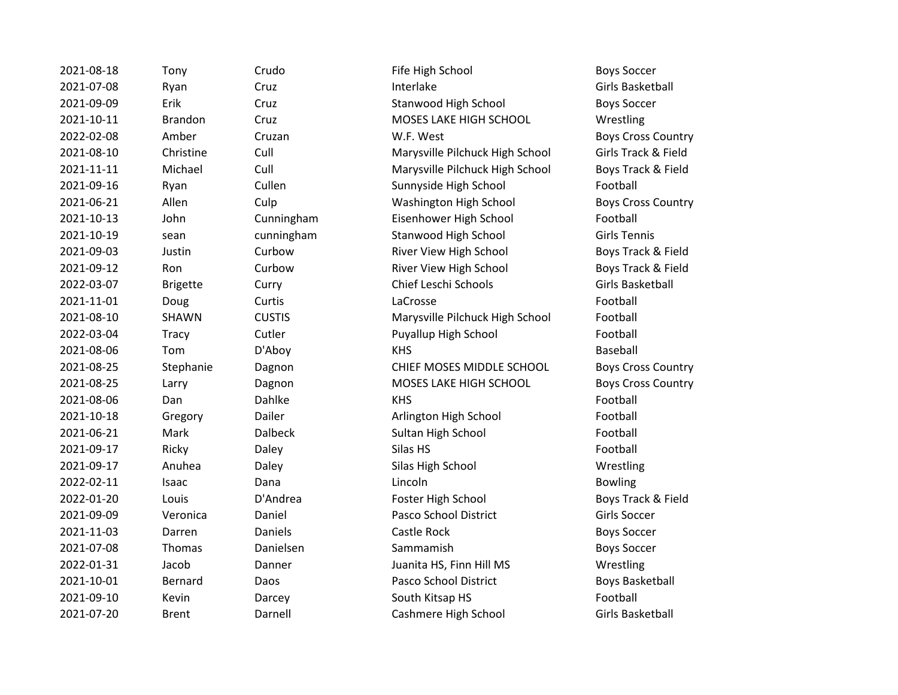| | | | | |
|---|---|---|---|---|
| 2021-08-18 | Tony | Crudo | Fife High School | Boys Soccer |
| 2021-07-08 | Ryan | Cruz | Interlake | Girls Basketball |
| 2021-09-09 | Erik | Cruz | Stanwood High School | Boys Soccer |
| 2021-10-11 | Brandon | Cruz | MOSES LAKE HIGH SCHOOL | Wrestling |
| 2022-02-08 | Amber | Cruzan | W.F. West | Boys Cross Country |
| 2021-08-10 | Christine | Cull | Marysville Pilchuck High School | Girls Track & Field |
| 2021-11-11 | Michael | Cull | Marysville Pilchuck High School | Boys Track & Field |
| 2021-09-16 | Ryan | Cullen | Sunnyside High School | Football |
| 2021-06-21 | Allen | Culp | Washington High School | Boys Cross Country |
| 2021-10-13 | John | Cunningham | Eisenhower High School | Football |
| 2021-10-19 | sean | cunningham | Stanwood High School | Girls Tennis |
| 2021-09-03 | Justin | Curbow | River View High School | Boys Track & Field |
| 2021-09-12 | Ron | Curbow | River View High School | Boys Track & Field |
| 2022-03-07 | Brigette | Curry | Chief Leschi Schools | Girls Basketball |
| 2021-11-01 | Doug | Curtis | LaCrosse | Football |
| 2021-08-10 | SHAWN | CUSTIS | Marysville Pilchuck High School | Football |
| 2022-03-04 | Tracy | Cutler | Puyallup High School | Football |
| 2021-08-06 | Tom | D'Aboy | KHS | Baseball |
| 2021-08-25 | Stephanie | Dagnon | CHIEF MOSES MIDDLE SCHOOL | Boys Cross Country |
| 2021-08-25 | Larry | Dagnon | MOSES LAKE HIGH SCHOOL | Boys Cross Country |
| 2021-08-06 | Dan | Dahlke | KHS | Football |
| 2021-10-18 | Gregory | Dailer | Arlington High School | Football |
| 2021-06-21 | Mark | Dalbeck | Sultan High School | Football |
| 2021-09-17 | Ricky | Daley | Silas HS | Football |
| 2021-09-17 | Anuhea | Daley | Silas High School | Wrestling |
| 2022-02-11 | Isaac | Dana | Lincoln | Bowling |
| 2022-01-20 | Louis | D'Andrea | Foster High School | Boys Track & Field |
| 2021-09-09 | Veronica | Daniel | Pasco School District | Girls Soccer |
| 2021-11-03 | Darren | Daniels | Castle Rock | Boys Soccer |
| 2021-07-08 | Thomas | Danielsen | Sammamish | Boys Soccer |
| 2022-01-31 | Jacob | Danner | Juanita HS, Finn Hill MS | Wrestling |
| 2021-10-01 | Bernard | Daos | Pasco School District | Boys Basketball |
| 2021-09-10 | Kevin | Darcey | South Kitsap HS | Football |
| 2021-07-20 | Brent | Darnell | Cashmere High School | Girls Basketball |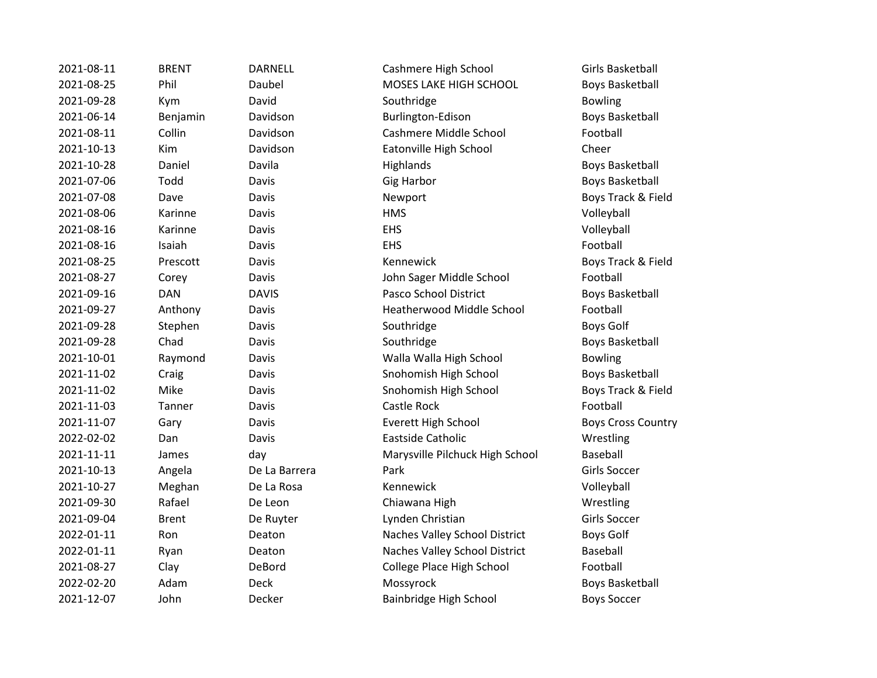| | | | | |
|---|---|---|---|---|
| 2021-08-11 | BRENT | DARNELL | Cashmere High School | Girls Basketball |
| 2021-08-25 | Phil | Daubel | MOSES LAKE HIGH SCHOOL | Boys Basketball |
| 2021-09-28 | Kym | David | Southridge | Bowling |
| 2021-06-14 | Benjamin | Davidson | Burlington-Edison | Boys Basketball |
| 2021-08-11 | Collin | Davidson | Cashmere Middle School | Football |
| 2021-10-13 | Kim | Davidson | Eatonville High School | Cheer |
| 2021-10-28 | Daniel | Davila | Highlands | Boys Basketball |
| 2021-07-06 | Todd | Davis | Gig Harbor | Boys Basketball |
| 2021-07-08 | Dave | Davis | Newport | Boys Track & Field |
| 2021-08-06 | Karinne | Davis | HMS | Volleyball |
| 2021-08-16 | Karinne | Davis | EHS | Volleyball |
| 2021-08-16 | Isaiah | Davis | EHS | Football |
| 2021-08-25 | Prescott | Davis | Kennewick | Boys Track & Field |
| 2021-08-27 | Corey | Davis | John Sager Middle School | Football |
| 2021-09-16 | DAN | DAVIS | Pasco School District | Boys Basketball |
| 2021-09-27 | Anthony | Davis | Heatherwood Middle School | Football |
| 2021-09-28 | Stephen | Davis | Southridge | Boys Golf |
| 2021-09-28 | Chad | Davis | Southridge | Boys Basketball |
| 2021-10-01 | Raymond | Davis | Walla Walla High School | Bowling |
| 2021-11-02 | Craig | Davis | Snohomish High School | Boys Basketball |
| 2021-11-02 | Mike | Davis | Snohomish High School | Boys Track & Field |
| 2021-11-03 | Tanner | Davis | Castle Rock | Football |
| 2021-11-07 | Gary | Davis | Everett High School | Boys Cross Country |
| 2022-02-02 | Dan | Davis | Eastside Catholic | Wrestling |
| 2021-11-11 | James | day | Marysville Pilchuck High School | Baseball |
| 2021-10-13 | Angela | De La Barrera | Park | Girls Soccer |
| 2021-10-27 | Meghan | De La Rosa | Kennewick | Volleyball |
| 2021-09-30 | Rafael | De Leon | Chiawana High | Wrestling |
| 2021-09-04 | Brent | De Ruyter | Lynden Christian | Girls Soccer |
| 2022-01-11 | Ron | Deaton | Naches Valley School District | Boys Golf |
| 2022-01-11 | Ryan | Deaton | Naches Valley School District | Baseball |
| 2021-08-27 | Clay | DeBord | College Place High School | Football |
| 2022-02-20 | Adam | Deck | Mossyrock | Boys Basketball |
| 2021-12-07 | John | Decker | Bainbridge High School | Boys Soccer |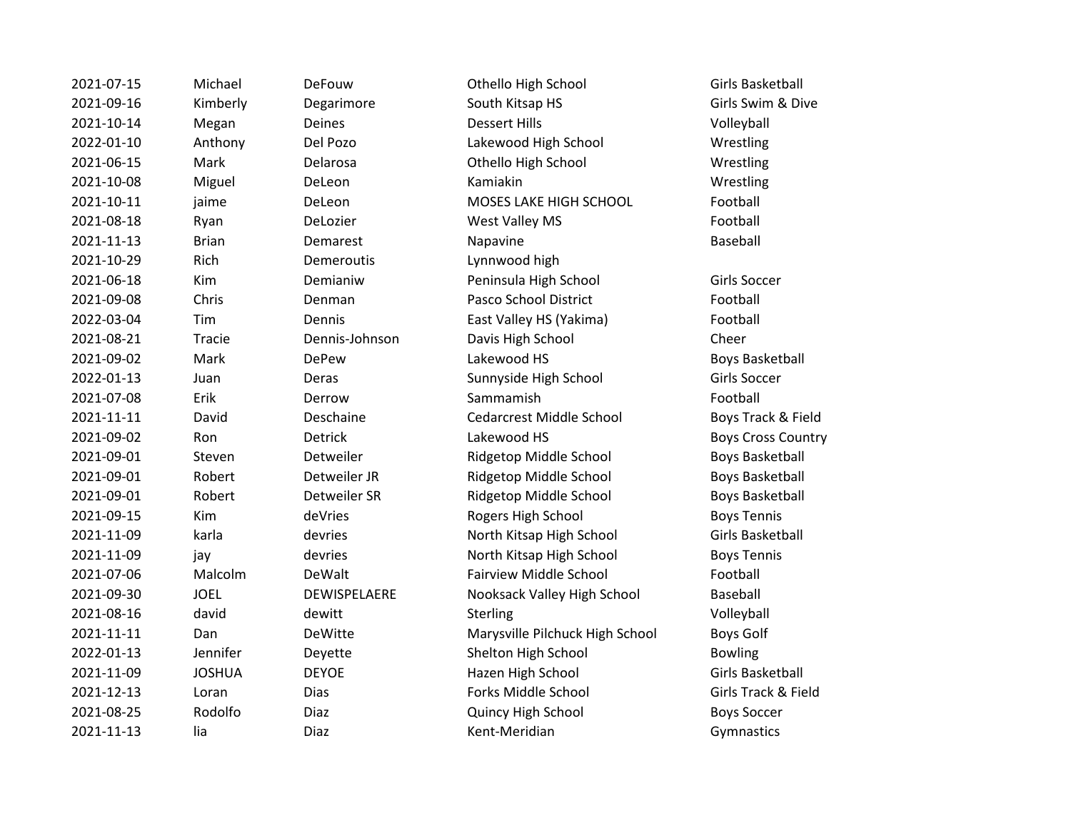| | | | | |
|---|---|---|---|---|
| 2021-07-15 | Michael | DeFouw | Othello High School | Girls Basketball |
| 2021-09-16 | Kimberly | Degarimore | South Kitsap HS | Girls Swim & Dive |
| 2021-10-14 | Megan | Deines | Dessert Hills | Volleyball |
| 2022-01-10 | Anthony | Del Pozo | Lakewood High School | Wrestling |
| 2021-06-15 | Mark | Delarosa | Othello High School | Wrestling |
| 2021-10-08 | Miguel | DeLeon | Kamiakin | Wrestling |
| 2021-10-11 | jaime | DeLeon | MOSES LAKE HIGH SCHOOL | Football |
| 2021-08-18 | Ryan | DeLozier | West Valley MS | Football |
| 2021-11-13 | Brian | Demarest | Napavine | Baseball |
| 2021-10-29 | Rich | Demeroutis | Lynnwood high | |
| 2021-06-18 | Kim | Demianiw | Peninsula High School | Girls Soccer |
| 2021-09-08 | Chris | Denman | Pasco School District | Football |
| 2022-03-04 | Tim | Dennis | East Valley HS (Yakima) | Football |
| 2021-08-21 | Tracie | Dennis-Johnson | Davis High School | Cheer |
| 2021-09-02 | Mark | DePew | Lakewood HS | Boys Basketball |
| 2022-01-13 | Juan | Deras | Sunnyside High School | Girls Soccer |
| 2021-07-08 | Erik | Derrow | Sammamish | Football |
| 2021-11-11 | David | Deschaine | Cedarcrest Middle School | Boys Track & Field |
| 2021-09-02 | Ron | Detrick | Lakewood HS | Boys Cross Country |
| 2021-09-01 | Steven | Detweiler | Ridgetop Middle School | Boys Basketball |
| 2021-09-01 | Robert | Detweiler JR | Ridgetop Middle School | Boys Basketball |
| 2021-09-01 | Robert | Detweiler SR | Ridgetop Middle School | Boys Basketball |
| 2021-09-15 | Kim | deVries | Rogers High School | Boys Tennis |
| 2021-11-09 | karla | devries | North Kitsap High School | Girls Basketball |
| 2021-11-09 | jay | devries | North Kitsap High School | Boys Tennis |
| 2021-07-06 | Malcolm | DeWalt | Fairview Middle School | Football |
| 2021-09-30 | JOEL | DEWISPELAERE | Nooksack Valley High School | Baseball |
| 2021-08-16 | david | dewitt | Sterling | Volleyball |
| 2021-11-11 | Dan | DeWitte | Marysville Pilchuck High School | Boys Golf |
| 2022-01-13 | Jennifer | Deyette | Shelton High School | Bowling |
| 2021-11-09 | JOSHUA | DEYOE | Hazen High School | Girls Basketball |
| 2021-12-13 | Loran | Dias | Forks Middle School | Girls Track & Field |
| 2021-08-25 | Rodolfo | Diaz | Quincy High School | Boys Soccer |
| 2021-11-13 | lia | Diaz | Kent-Meridian | Gymnastics |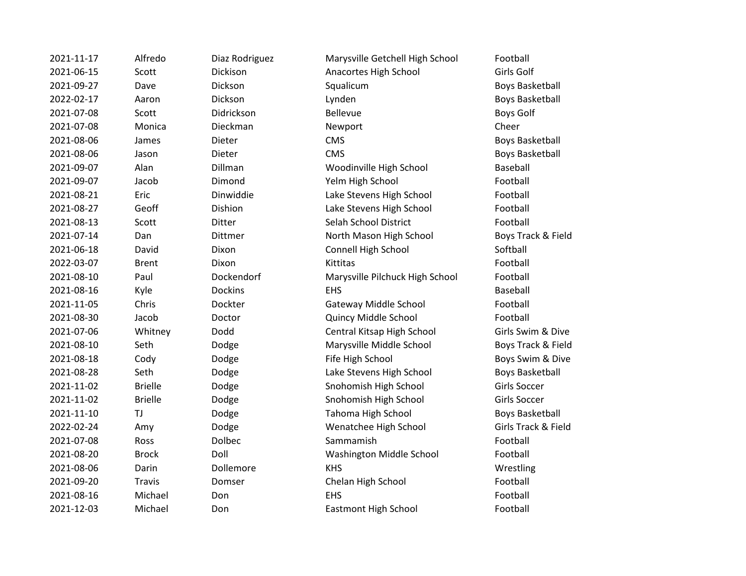| | | | | |
|---|---|---|---|---|
| 2021-11-17 | Alfredo | Diaz Rodriguez | Marysville Getchell High School | Football |
| 2021-06-15 | Scott | Dickison | Anacortes High School | Girls Golf |
| 2021-09-27 | Dave | Dickson | Squalicum | Boys Basketball |
| 2022-02-17 | Aaron | Dickson | Lynden | Boys Basketball |
| 2021-07-08 | Scott | Didrickson | Bellevue | Boys Golf |
| 2021-07-08 | Monica | Dieckman | Newport | Cheer |
| 2021-08-06 | James | Dieter | CMS | Boys Basketball |
| 2021-08-06 | Jason | Dieter | CMS | Boys Basketball |
| 2021-09-07 | Alan | Dillman | Woodinville High School | Baseball |
| 2021-09-07 | Jacob | Dimond | Yelm High School | Football |
| 2021-08-21 | Eric | Dinwiddie | Lake Stevens High School | Football |
| 2021-08-27 | Geoff | Dishion | Lake Stevens High School | Football |
| 2021-08-13 | Scott | Ditter | Selah School District | Football |
| 2021-07-14 | Dan | Dittmer | North Mason High School | Boys Track & Field |
| 2021-06-18 | David | Dixon | Connell High School | Softball |
| 2022-03-07 | Brent | Dixon | Kittitas | Football |
| 2021-08-10 | Paul | Dockendorf | Marysville Pilchuck High School | Football |
| 2021-08-16 | Kyle | Dockins | EHS | Baseball |
| 2021-11-05 | Chris | Dockter | Gateway Middle School | Football |
| 2021-08-30 | Jacob | Doctor | Quincy Middle School | Football |
| 2021-07-06 | Whitney | Dodd | Central Kitsap High School | Girls Swim & Dive |
| 2021-08-10 | Seth | Dodge | Marysville Middle School | Boys Track & Field |
| 2021-08-18 | Cody | Dodge | Fife High School | Boys Swim & Dive |
| 2021-08-28 | Seth | Dodge | Lake Stevens High School | Boys Basketball |
| 2021-11-02 | Brielle | Dodge | Snohomish High School | Girls Soccer |
| 2021-11-02 | Brielle | Dodge | Snohomish High School | Girls Soccer |
| 2021-11-10 | TJ | Dodge | Tahoma High School | Boys Basketball |
| 2022-02-24 | Amy | Dodge | Wenatchee High School | Girls Track & Field |
| 2021-07-08 | Ross | Dolbec | Sammamish | Football |
| 2021-08-20 | Brock | Doll | Washington Middle School | Football |
| 2021-08-06 | Darin | Dollemore | KHS | Wrestling |
| 2021-09-20 | Travis | Domser | Chelan High School | Football |
| 2021-08-16 | Michael | Don | EHS | Football |
| 2021-12-03 | Michael | Don | Eastmont High School | Football |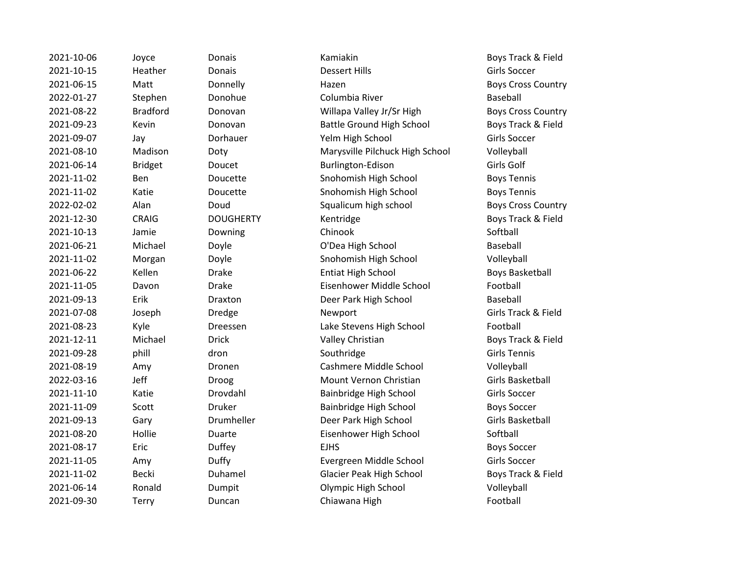| | | | | |
|---|---|---|---|---|
| 2021-10-06 | Joyce | Donais | Kamiakin | Boys Track & Field |
| 2021-10-15 | Heather | Donais | Dessert Hills | Girls Soccer |
| 2021-06-15 | Matt | Donnelly | Hazen | Boys Cross Country |
| 2022-01-27 | Stephen | Donohue | Columbia River | Baseball |
| 2021-08-22 | Bradford | Donovan | Willapa Valley Jr/Sr High | Boys Cross Country |
| 2021-09-23 | Kevin | Donovan | Battle Ground High School | Boys Track & Field |
| 2021-09-07 | Jay | Dorhauer | Yelm High School | Girls Soccer |
| 2021-08-10 | Madison | Doty | Marysville Pilchuck High School | Volleyball |
| 2021-06-14 | Bridget | Doucet | Burlington-Edison | Girls Golf |
| 2021-11-02 | Ben | Doucette | Snohomish High School | Boys Tennis |
| 2021-11-02 | Katie | Doucette | Snohomish High School | Boys Tennis |
| 2022-02-02 | Alan | Doud | Squalicum high school | Boys Cross Country |
| 2021-12-30 | CRAIG | DOUGHERTY | Kentridge | Boys Track & Field |
| 2021-10-13 | Jamie | Downing | Chinook | Softball |
| 2021-06-21 | Michael | Doyle | O'Dea High School | Baseball |
| 2021-11-02 | Morgan | Doyle | Snohomish High School | Volleyball |
| 2021-06-22 | Kellen | Drake | Entiat High School | Boys Basketball |
| 2021-11-05 | Davon | Drake | Eisenhower Middle School | Football |
| 2021-09-13 | Erik | Draxton | Deer Park High School | Baseball |
| 2021-07-08 | Joseph | Dredge | Newport | Girls Track & Field |
| 2021-08-23 | Kyle | Dreessen | Lake Stevens High School | Football |
| 2021-12-11 | Michael | Drick | Valley Christian | Boys Track & Field |
| 2021-09-28 | phill | dron | Southridge | Girls Tennis |
| 2021-08-19 | Amy | Dronen | Cashmere Middle School | Volleyball |
| 2022-03-16 | Jeff | Droog | Mount Vernon Christian | Girls Basketball |
| 2021-11-10 | Katie | Drovdahl | Bainbridge High School | Girls Soccer |
| 2021-11-09 | Scott | Druker | Bainbridge High School | Boys Soccer |
| 2021-09-13 | Gary | Drumheller | Deer Park High School | Girls Basketball |
| 2021-08-20 | Hollie | Duarte | Eisenhower High School | Softball |
| 2021-08-17 | Eric | Duffey | EJHS | Boys Soccer |
| 2021-11-05 | Amy | Duffy | Evergreen Middle School | Girls Soccer |
| 2021-11-02 | Becki | Duhamel | Glacier Peak High School | Boys Track & Field |
| 2021-06-14 | Ronald | Dumpit | Olympic High School | Volleyball |
| 2021-09-30 | Terry | Duncan | Chiawana High | Football |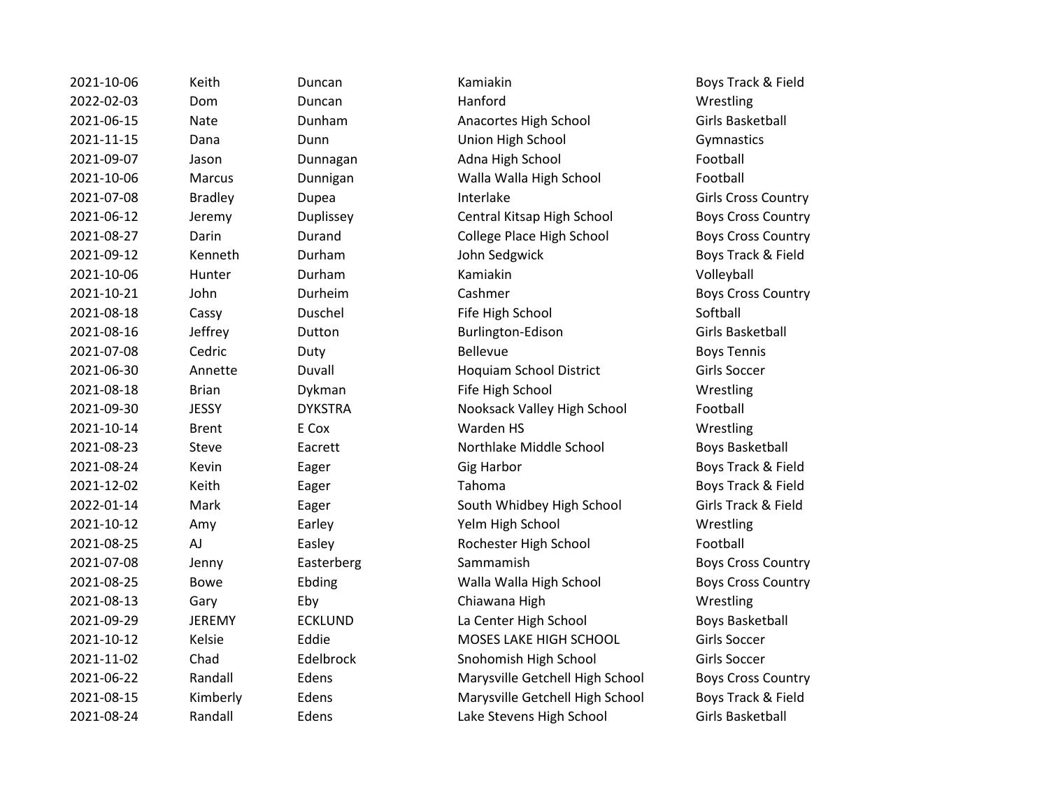| | | | | |
|---|---|---|---|---|
| 2021-10-06 | Keith | Duncan | Kamiakin | Boys Track & Field |
| 2022-02-03 | Dom | Duncan | Hanford | Wrestling |
| 2021-06-15 | Nate | Dunham | Anacortes High School | Girls Basketball |
| 2021-11-15 | Dana | Dunn | Union High School | Gymnastics |
| 2021-09-07 | Jason | Dunnagan | Adna High School | Football |
| 2021-10-06 | Marcus | Dunnigan | Walla Walla High School | Football |
| 2021-07-08 | Bradley | Dupea | Interlake | Girls Cross Country |
| 2021-06-12 | Jeremy | Duplissey | Central Kitsap High School | Boys Cross Country |
| 2021-08-27 | Darin | Durand | College Place High School | Boys Cross Country |
| 2021-09-12 | Kenneth | Durham | John Sedgwick | Boys Track & Field |
| 2021-10-06 | Hunter | Durham | Kamiakin | Volleyball |
| 2021-10-21 | John | Durheim | Cashmer | Boys Cross Country |
| 2021-08-18 | Cassy | Duschel | Fife High School | Softball |
| 2021-08-16 | Jeffrey | Dutton | Burlington-Edison | Girls Basketball |
| 2021-07-08 | Cedric | Duty | Bellevue | Boys Tennis |
| 2021-06-30 | Annette | Duvall | Hoquiam School District | Girls Soccer |
| 2021-08-18 | Brian | Dykman | Fife High School | Wrestling |
| 2021-09-30 | JESSY | DYKSTRA | Nooksack Valley High School | Football |
| 2021-10-14 | Brent | E Cox | Warden HS | Wrestling |
| 2021-08-23 | Steve | Eacrett | Northlake Middle School | Boys Basketball |
| 2021-08-24 | Kevin | Eager | Gig Harbor | Boys Track & Field |
| 2021-12-02 | Keith | Eager | Tahoma | Boys Track & Field |
| 2022-01-14 | Mark | Eager | South Whidbey High School | Girls Track & Field |
| 2021-10-12 | Amy | Earley | Yelm High School | Wrestling |
| 2021-08-25 | AJ | Easley | Rochester High School | Football |
| 2021-07-08 | Jenny | Easterberg | Sammamish | Boys Cross Country |
| 2021-08-25 | Bowe | Ebding | Walla Walla High School | Boys Cross Country |
| 2021-08-13 | Gary | Eby | Chiawana High | Wrestling |
| 2021-09-29 | JEREMY | ECKLUND | La Center High School | Boys Basketball |
| 2021-10-12 | Kelsie | Eddie | MOSES LAKE HIGH SCHOOL | Girls Soccer |
| 2021-11-02 | Chad | Edelbrock | Snohomish High School | Girls Soccer |
| 2021-06-22 | Randall | Edens | Marysville Getchell High School | Boys Cross Country |
| 2021-08-15 | Kimberly | Edens | Marysville Getchell High School | Boys Track & Field |
| 2021-08-24 | Randall | Edens | Lake Stevens High School | Girls Basketball |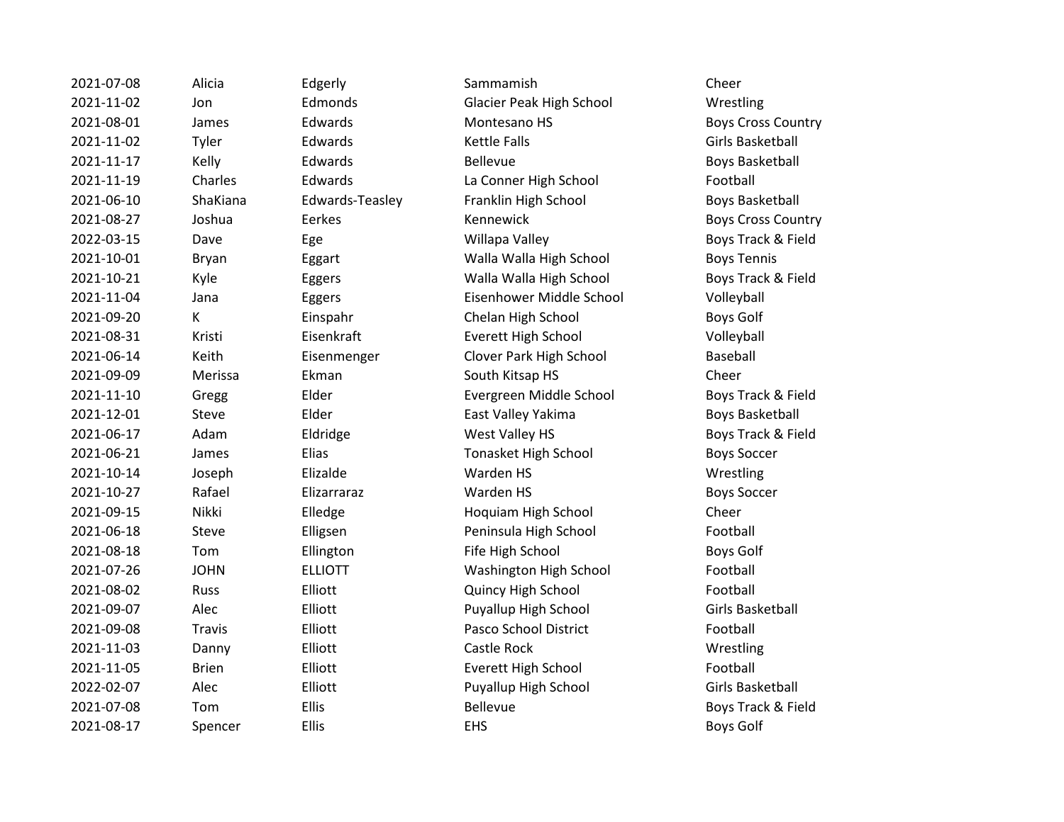| | | | | |
|---|---|---|---|---|
| 2021-07-08 | Alicia | Edgerly | Sammamish | Cheer |
| 2021-11-02 | Jon | Edmonds | Glacier Peak High School | Wrestling |
| 2021-08-01 | James | Edwards | Montesano HS | Boys Cross Country |
| 2021-11-02 | Tyler | Edwards | Kettle Falls | Girls Basketball |
| 2021-11-17 | Kelly | Edwards | Bellevue | Boys Basketball |
| 2021-11-19 | Charles | Edwards | La Conner High School | Football |
| 2021-06-10 | ShaKiana | Edwards-Teasley | Franklin High School | Boys Basketball |
| 2021-08-27 | Joshua | Eerkes | Kennewick | Boys Cross Country |
| 2022-03-15 | Dave | Ege | Willapa Valley | Boys Track & Field |
| 2021-10-01 | Bryan | Eggart | Walla Walla High School | Boys Tennis |
| 2021-10-21 | Kyle | Eggers | Walla Walla High School | Boys Track & Field |
| 2021-11-04 | Jana | Eggers | Eisenhower Middle School | Volleyball |
| 2021-09-20 | K | Einspahr | Chelan High School | Boys Golf |
| 2021-08-31 | Kristi | Eisenkraft | Everett High School | Volleyball |
| 2021-06-14 | Keith | Eisenmenger | Clover Park High School | Baseball |
| 2021-09-09 | Merissa | Ekman | South Kitsap HS | Cheer |
| 2021-11-10 | Gregg | Elder | Evergreen Middle School | Boys Track & Field |
| 2021-12-01 | Steve | Elder | East Valley Yakima | Boys Basketball |
| 2021-06-17 | Adam | Eldridge | West Valley HS | Boys Track & Field |
| 2021-06-21 | James | Elias | Tonasket High School | Boys Soccer |
| 2021-10-14 | Joseph | Elizalde | Warden HS | Wrestling |
| 2021-10-27 | Rafael | Elizarraraz | Warden HS | Boys Soccer |
| 2021-09-15 | Nikki | Elledge | Hoquiam High School | Cheer |
| 2021-06-18 | Steve | Elligsen | Peninsula High School | Football |
| 2021-08-18 | Tom | Ellington | Fife High School | Boys Golf |
| 2021-07-26 | JOHN | ELLIOTT | Washington High School | Football |
| 2021-08-02 | Russ | Elliott | Quincy High School | Football |
| 2021-09-07 | Alec | Elliott | Puyallup High School | Girls Basketball |
| 2021-09-08 | Travis | Elliott | Pasco School District | Football |
| 2021-11-03 | Danny | Elliott | Castle Rock | Wrestling |
| 2021-11-05 | Brien | Elliott | Everett High School | Football |
| 2022-02-07 | Alec | Elliott | Puyallup High School | Girls Basketball |
| 2021-07-08 | Tom | Ellis | Bellevue | Boys Track & Field |
| 2021-08-17 | Spencer | Ellis | EHS | Boys Golf |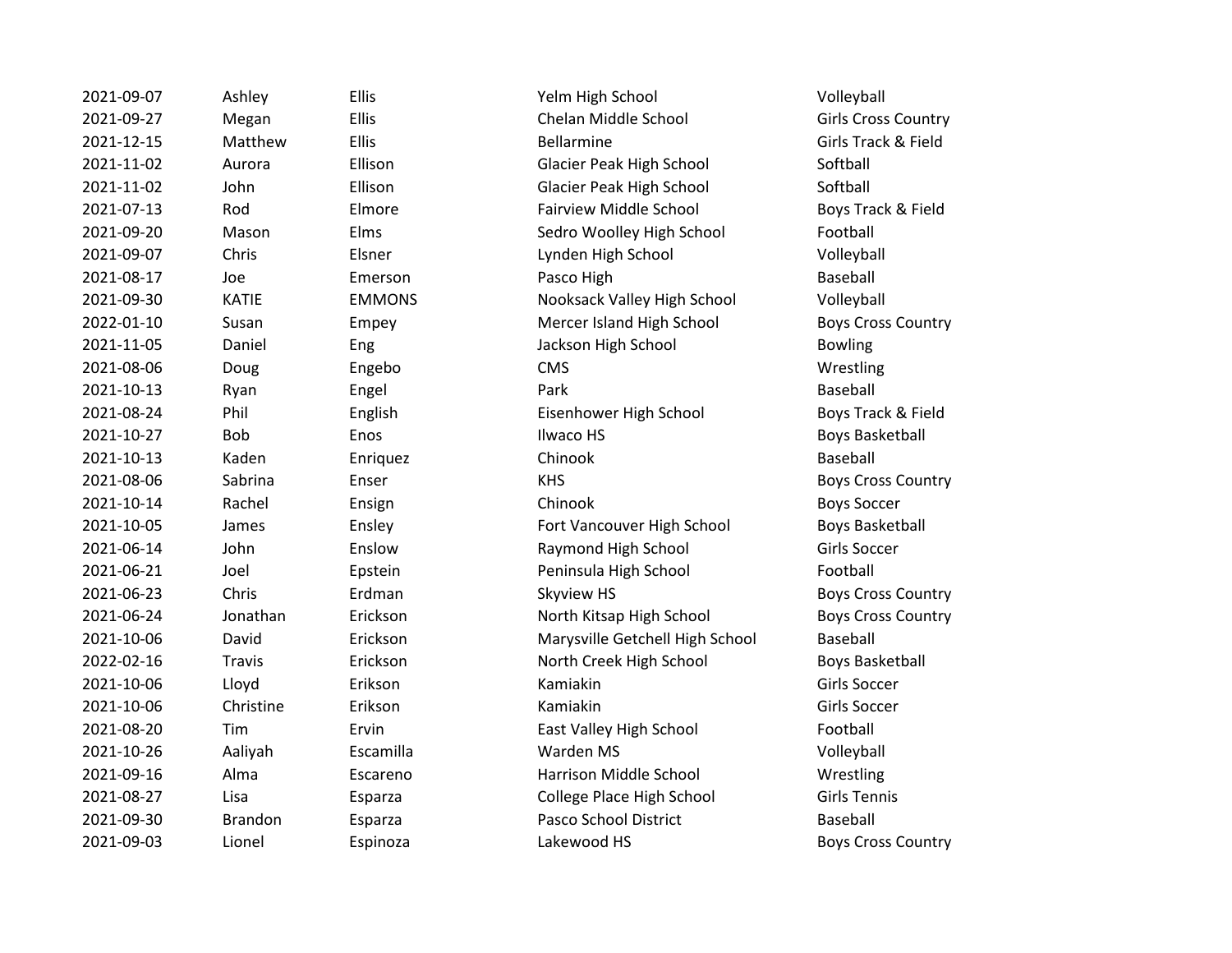| | | | | |
|---|---|---|---|---|
| 2021-09-07 | Ashley | Ellis | Yelm High School | Volleyball |
| 2021-09-27 | Megan | Ellis | Chelan Middle School | Girls Cross Country |
| 2021-12-15 | Matthew | Ellis | Bellarmine | Girls Track & Field |
| 2021-11-02 | Aurora | Ellison | Glacier Peak High School | Softball |
| 2021-11-02 | John | Ellison | Glacier Peak High School | Softball |
| 2021-07-13 | Rod | Elmore | Fairview Middle School | Boys Track & Field |
| 2021-09-20 | Mason | Elms | Sedro Woolley High School | Football |
| 2021-09-07 | Chris | Elsner | Lynden High School | Volleyball |
| 2021-08-17 | Joe | Emerson | Pasco High | Baseball |
| 2021-09-30 | KATIE | EMMONS | Nooksack Valley High School | Volleyball |
| 2022-01-10 | Susan | Empey | Mercer Island High School | Boys Cross Country |
| 2021-11-05 | Daniel | Eng | Jackson High School | Bowling |
| 2021-08-06 | Doug | Engebo | CMS | Wrestling |
| 2021-10-13 | Ryan | Engel | Park | Baseball |
| 2021-08-24 | Phil | English | Eisenhower High School | Boys Track & Field |
| 2021-10-27 | Bob | Enos | Ilwaco HS | Boys Basketball |
| 2021-10-13 | Kaden | Enriquez | Chinook | Baseball |
| 2021-08-06 | Sabrina | Enser | KHS | Boys Cross Country |
| 2021-10-14 | Rachel | Ensign | Chinook | Boys Soccer |
| 2021-10-05 | James | Ensley | Fort Vancouver High School | Boys Basketball |
| 2021-06-14 | John | Enslow | Raymond High School | Girls Soccer |
| 2021-06-21 | Joel | Epstein | Peninsula High School | Football |
| 2021-06-23 | Chris | Erdman | Skyview HS | Boys Cross Country |
| 2021-06-24 | Jonathan | Erickson | North Kitsap High School | Boys Cross Country |
| 2021-10-06 | David | Erickson | Marysville Getchell High School | Baseball |
| 2022-02-16 | Travis | Erickson | North Creek High School | Boys Basketball |
| 2021-10-06 | Lloyd | Erikson | Kamiakin | Girls Soccer |
| 2021-10-06 | Christine | Erikson | Kamiakin | Girls Soccer |
| 2021-08-20 | Tim | Ervin | East Valley High School | Football |
| 2021-10-26 | Aaliyah | Escamilla | Warden MS | Volleyball |
| 2021-09-16 | Alma | Escareno | Harrison Middle School | Wrestling |
| 2021-08-27 | Lisa | Esparza | College Place High School | Girls Tennis |
| 2021-09-30 | Brandon | Esparza | Pasco School District | Baseball |
| 2021-09-03 | Lionel | Espinoza | Lakewood HS | Boys Cross Country |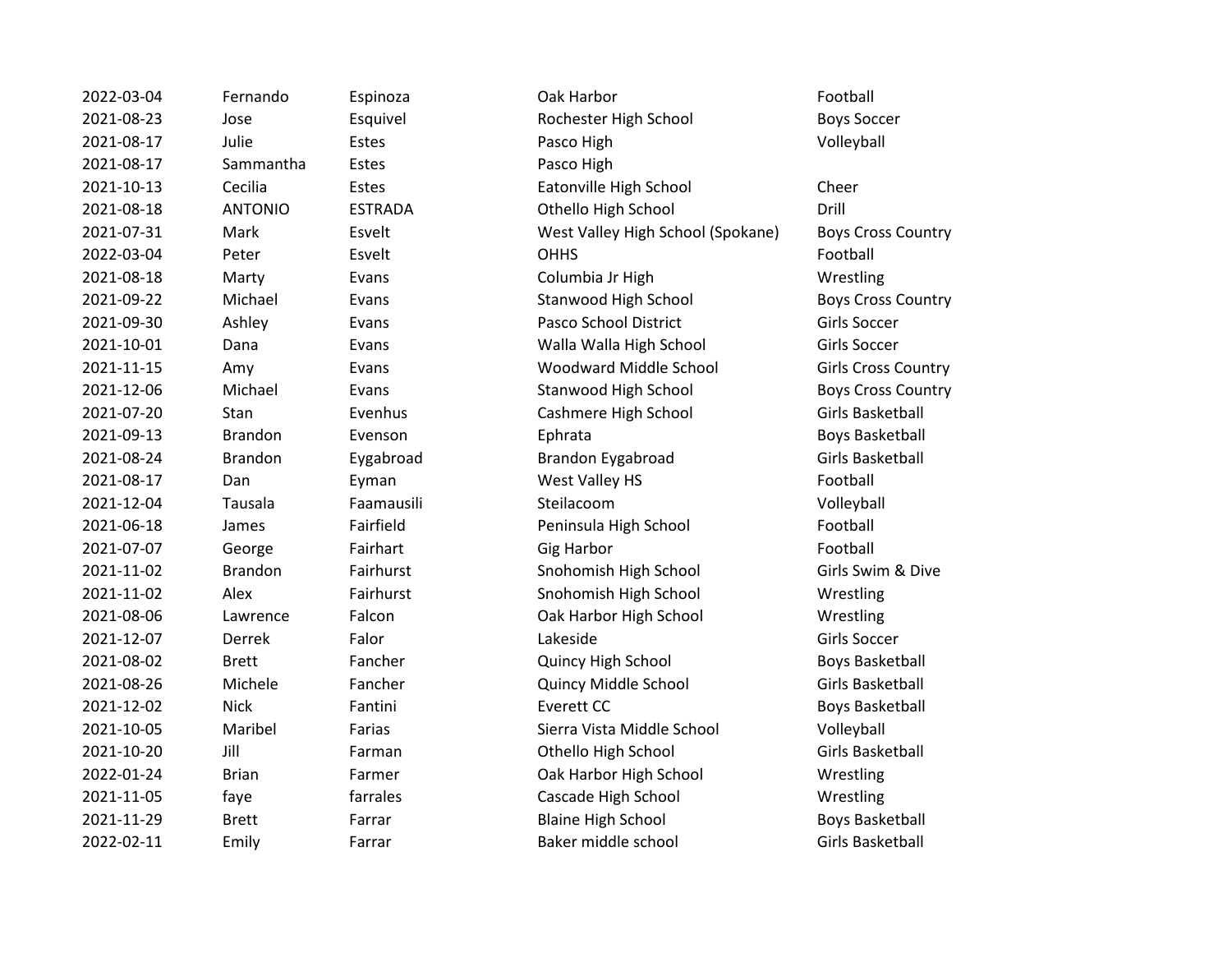| | | | | |
|---|---|---|---|---|
| 2022-03-04 | Fernando | Espinoza | Oak Harbor | Football |
| 2021-08-23 | Jose | Esquivel | Rochester High School | Boys Soccer |
| 2021-08-17 | Julie | Estes | Pasco High | Volleyball |
| 2021-08-17 | Sammantha | Estes | Pasco High | |
| 2021-10-13 | Cecilia | Estes | Eatonville High School | Cheer |
| 2021-08-18 | ANTONIO | ESTRADA | Othello High School | Drill |
| 2021-07-31 | Mark | Esvelt | West Valley High School (Spokane) | Boys Cross Country |
| 2022-03-04 | Peter | Esvelt | OHHS | Football |
| 2021-08-18 | Marty | Evans | Columbia Jr High | Wrestling |
| 2021-09-22 | Michael | Evans | Stanwood High School | Boys Cross Country |
| 2021-09-30 | Ashley | Evans | Pasco School District | Girls Soccer |
| 2021-10-01 | Dana | Evans | Walla Walla High School | Girls Soccer |
| 2021-11-15 | Amy | Evans | Woodward Middle School | Girls Cross Country |
| 2021-12-06 | Michael | Evans | Stanwood High School | Boys Cross Country |
| 2021-07-20 | Stan | Evenhus | Cashmere High School | Girls Basketball |
| 2021-09-13 | Brandon | Evenson | Ephrata | Boys Basketball |
| 2021-08-24 | Brandon | Eygabroad | Brandon Eygabroad | Girls Basketball |
| 2021-08-17 | Dan | Eyman | West Valley HS | Football |
| 2021-12-04 | Tausala | Faamausili | Steilacoom | Volleyball |
| 2021-06-18 | James | Fairfield | Peninsula High School | Football |
| 2021-07-07 | George | Fairhart | Gig Harbor | Football |
| 2021-11-02 | Brandon | Fairhurst | Snohomish High School | Girls Swim & Dive |
| 2021-11-02 | Alex | Fairhurst | Snohomish High School | Wrestling |
| 2021-08-06 | Lawrence | Falcon | Oak Harbor High School | Wrestling |
| 2021-12-07 | Derrek | Falor | Lakeside | Girls Soccer |
| 2021-08-02 | Brett | Fancher | Quincy High School | Boys Basketball |
| 2021-08-26 | Michele | Fancher | Quincy Middle School | Girls Basketball |
| 2021-12-02 | Nick | Fantini | Everett CC | Boys Basketball |
| 2021-10-05 | Maribel | Farias | Sierra Vista Middle School | Volleyball |
| 2021-10-20 | Jill | Farman | Othello High School | Girls Basketball |
| 2022-01-24 | Brian | Farmer | Oak Harbor High School | Wrestling |
| 2021-11-05 | faye | farrales | Cascade High School | Wrestling |
| 2021-11-29 | Brett | Farrar | Blaine High School | Boys Basketball |
| 2022-02-11 | Emily | Farrar | Baker middle school | Girls Basketball |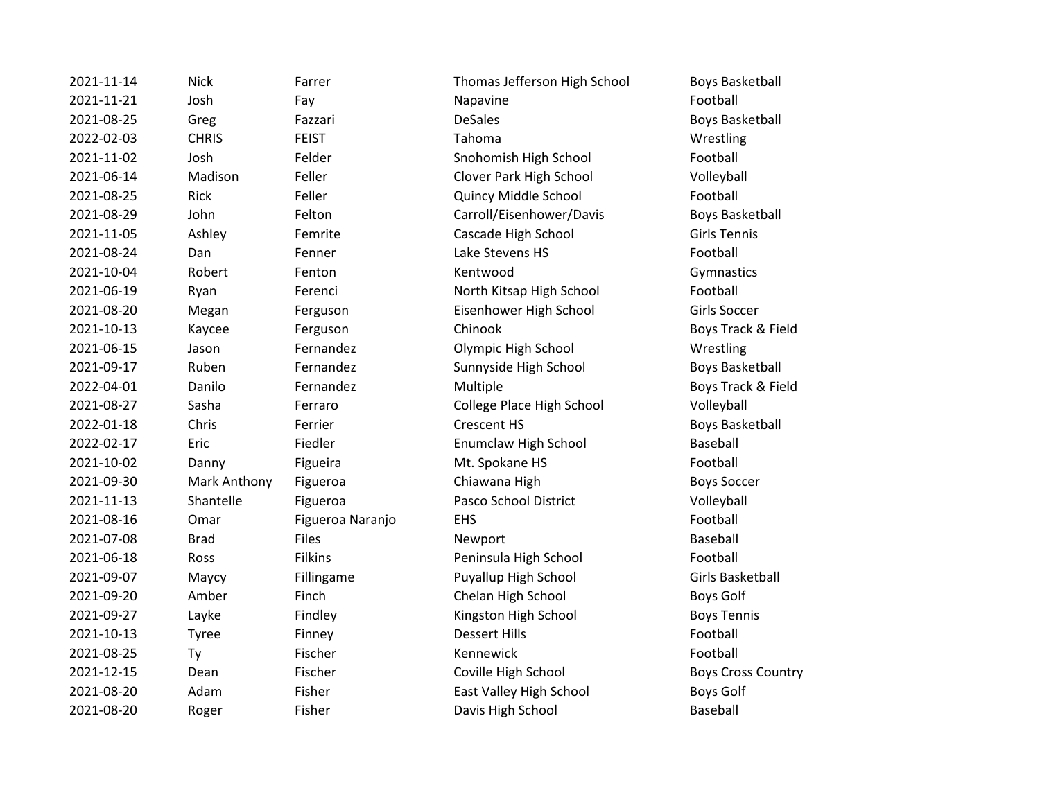| | | | | |
|---|---|---|---|---|
| 2021-11-14 | Nick | Farrer | Thomas Jefferson High School | Boys Basketball |
| 2021-11-21 | Josh | Fay | Napavine | Football |
| 2021-08-25 | Greg | Fazzari | DeSales | Boys Basketball |
| 2022-02-03 | CHRIS | FEIST | Tahoma | Wrestling |
| 2021-11-02 | Josh | Felder | Snohomish High School | Football |
| 2021-06-14 | Madison | Feller | Clover Park High School | Volleyball |
| 2021-08-25 | Rick | Feller | Quincy Middle School | Football |
| 2021-08-29 | John | Felton | Carroll/Eisenhower/Davis | Boys Basketball |
| 2021-11-05 | Ashley | Femrite | Cascade High School | Girls Tennis |
| 2021-08-24 | Dan | Fenner | Lake Stevens HS | Football |
| 2021-10-04 | Robert | Fenton | Kentwood | Gymnastics |
| 2021-06-19 | Ryan | Ferenci | North Kitsap High School | Football |
| 2021-08-20 | Megan | Ferguson | Eisenhower High School | Girls Soccer |
| 2021-10-13 | Kaycee | Ferguson | Chinook | Boys Track & Field |
| 2021-06-15 | Jason | Fernandez | Olympic High School | Wrestling |
| 2021-09-17 | Ruben | Fernandez | Sunnyside High School | Boys Basketball |
| 2022-04-01 | Danilo | Fernandez | Multiple | Boys Track & Field |
| 2021-08-27 | Sasha | Ferraro | College Place High School | Volleyball |
| 2022-01-18 | Chris | Ferrier | Crescent HS | Boys Basketball |
| 2022-02-17 | Eric | Fiedler | Enumclaw High School | Baseball |
| 2021-10-02 | Danny | Figueira | Mt. Spokane HS | Football |
| 2021-09-30 | Mark Anthony | Figueroa | Chiawana High | Boys Soccer |
| 2021-11-13 | Shantelle | Figueroa | Pasco School District | Volleyball |
| 2021-08-16 | Omar | Figueroa Naranjo | EHS | Football |
| 2021-07-08 | Brad | Files | Newport | Baseball |
| 2021-06-18 | Ross | Filkins | Peninsula High School | Football |
| 2021-09-07 | Maycy | Fillingame | Puyallup High School | Girls Basketball |
| 2021-09-20 | Amber | Finch | Chelan High School | Boys Golf |
| 2021-09-27 | Layke | Findley | Kingston High School | Boys Tennis |
| 2021-10-13 | Tyree | Finney | Dessert Hills | Football |
| 2021-08-25 | Ty | Fischer | Kennewick | Football |
| 2021-12-15 | Dean | Fischer | Coville High School | Boys Cross Country |
| 2021-08-20 | Adam | Fisher | East Valley High School | Boys Golf |
| 2021-08-20 | Roger | Fisher | Davis High School | Baseball |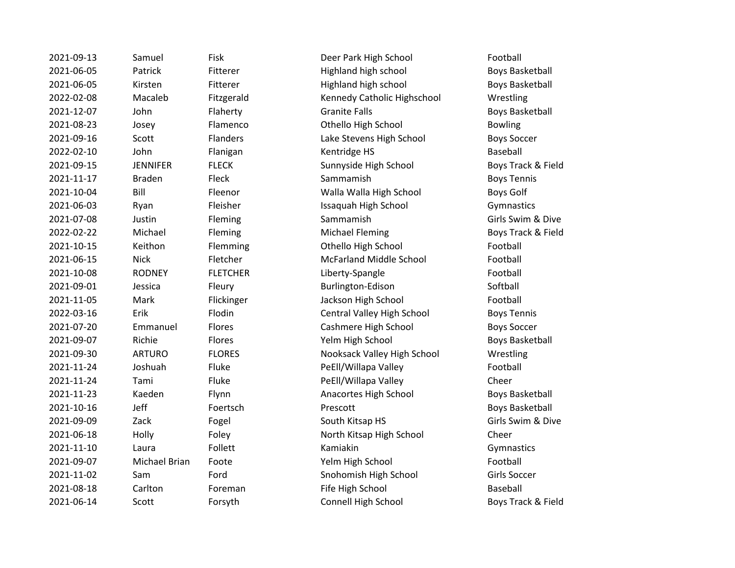| | | | | |
|---|---|---|---|---|
| 2021-09-13 | Samuel | Fisk | Deer Park High School | Football |
| 2021-06-05 | Patrick | Fitterer | Highland high school | Boys Basketball |
| 2021-06-05 | Kirsten | Fitterer | Highland high school | Boys Basketball |
| 2022-02-08 | Macaleb | Fitzgerald | Kennedy Catholic Highschool | Wrestling |
| 2021-12-07 | John | Flaherty | Granite Falls | Boys Basketball |
| 2021-08-23 | Josey | Flamenco | Othello High School | Bowling |
| 2021-09-16 | Scott | Flanders | Lake Stevens High School | Boys Soccer |
| 2022-02-10 | John | Flanigan | Kentridge HS | Baseball |
| 2021-09-15 | JENNIFER | FLECK | Sunnyside High School | Boys Track & Field |
| 2021-11-17 | Braden | Fleck | Sammamish | Boys Tennis |
| 2021-10-04 | Bill | Fleenor | Walla Walla High School | Boys Golf |
| 2021-06-03 | Ryan | Fleisher | Issaquah High School | Gymnastics |
| 2021-07-08 | Justin | Fleming | Sammamish | Girls Swim & Dive |
| 2022-02-22 | Michael | Fleming | Michael Fleming | Boys Track & Field |
| 2021-10-15 | Keithon | Flemming | Othello High School | Football |
| 2021-06-15 | Nick | Fletcher | McFarland Middle School | Football |
| 2021-10-08 | RODNEY | FLETCHER | Liberty-Spangle | Football |
| 2021-09-01 | Jessica | Fleury | Burlington-Edison | Softball |
| 2021-11-05 | Mark | Flickinger | Jackson High School | Football |
| 2022-03-16 | Erik | Flodin | Central Valley High School | Boys Tennis |
| 2021-07-20 | Emmanuel | Flores | Cashmere High School | Boys Soccer |
| 2021-09-07 | Richie | Flores | Yelm High School | Boys Basketball |
| 2021-09-30 | ARTURO | FLORES | Nooksack Valley High School | Wrestling |
| 2021-11-24 | Joshuah | Fluke | PeEll/Willapa Valley | Football |
| 2021-11-24 | Tami | Fluke | PeEll/Willapa Valley | Cheer |
| 2021-11-23 | Kaeden | Flynn | Anacortes High School | Boys Basketball |
| 2021-10-16 | Jeff | Foertsch | Prescott | Boys Basketball |
| 2021-09-09 | Zack | Fogel | South Kitsap HS | Girls Swim & Dive |
| 2021-06-18 | Holly | Foley | North Kitsap High School | Cheer |
| 2021-11-10 | Laura | Follett | Kamiakin | Gymnastics |
| 2021-09-07 | Michael Brian | Foote | Yelm High School | Football |
| 2021-11-02 | Sam | Ford | Snohomish High School | Girls Soccer |
| 2021-08-18 | Carlton | Foreman | Fife High School | Baseball |
| 2021-06-14 | Scott | Forsyth | Connell High School | Boys Track & Field |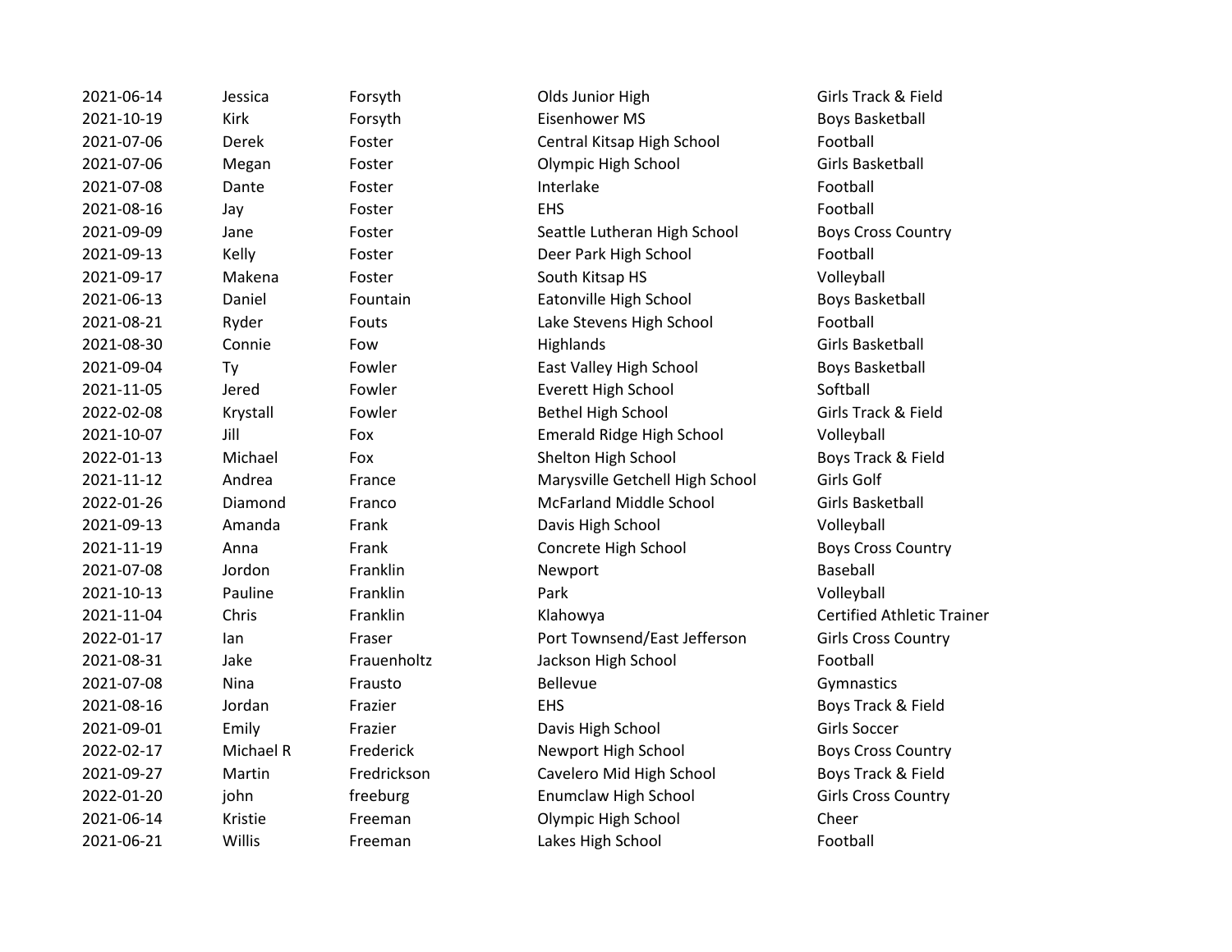| | | | | |
|---|---|---|---|---|
| 2021-06-14 | Jessica | Forsyth | Olds Junior High | Girls Track & Field |
| 2021-10-19 | Kirk | Forsyth | Eisenhower MS | Boys Basketball |
| 2021-07-06 | Derek | Foster | Central Kitsap High School | Football |
| 2021-07-06 | Megan | Foster | Olympic High School | Girls Basketball |
| 2021-07-08 | Dante | Foster | Interlake | Football |
| 2021-08-16 | Jay | Foster | EHS | Football |
| 2021-09-09 | Jane | Foster | Seattle Lutheran High School | Boys Cross Country |
| 2021-09-13 | Kelly | Foster | Deer Park High School | Football |
| 2021-09-17 | Makena | Foster | South Kitsap HS | Volleyball |
| 2021-06-13 | Daniel | Fountain | Eatonville High School | Boys Basketball |
| 2021-08-21 | Ryder | Fouts | Lake Stevens High School | Football |
| 2021-08-30 | Connie | Fow | Highlands | Girls Basketball |
| 2021-09-04 | Ty | Fowler | East Valley High School | Boys Basketball |
| 2021-11-05 | Jered | Fowler | Everett High School | Softball |
| 2022-02-08 | Krystall | Fowler | Bethel High School | Girls Track & Field |
| 2021-10-07 | Jill | Fox | Emerald Ridge High School | Volleyball |
| 2022-01-13 | Michael | Fox | Shelton High School | Boys Track & Field |
| 2021-11-12 | Andrea | France | Marysville Getchell High School | Girls Golf |
| 2022-01-26 | Diamond | Franco | McFarland Middle School | Girls Basketball |
| 2021-09-13 | Amanda | Frank | Davis High School | Volleyball |
| 2021-11-19 | Anna | Frank | Concrete High School | Boys Cross Country |
| 2021-07-08 | Jordon | Franklin | Newport | Baseball |
| 2021-10-13 | Pauline | Franklin | Park | Volleyball |
| 2021-11-04 | Chris | Franklin | Klahowya | Certified Athletic Trainer |
| 2022-01-17 | Ian | Fraser | Port Townsend/East Jefferson | Girls Cross Country |
| 2021-08-31 | Jake | Frauenholtz | Jackson High School | Football |
| 2021-07-08 | Nina | Frausto | Bellevue | Gymnastics |
| 2021-08-16 | Jordan | Frazier | EHS | Boys Track & Field |
| 2021-09-01 | Emily | Frazier | Davis High School | Girls Soccer |
| 2022-02-17 | Michael R | Frederick | Newport High School | Boys Cross Country |
| 2021-09-27 | Martin | Fredrickson | Cavelero Mid High School | Boys Track & Field |
| 2022-01-20 | john | freeburg | Enumclaw High School | Girls Cross Country |
| 2021-06-14 | Kristie | Freeman | Olympic High School | Cheer |
| 2021-06-21 | Willis | Freeman | Lakes High School | Football |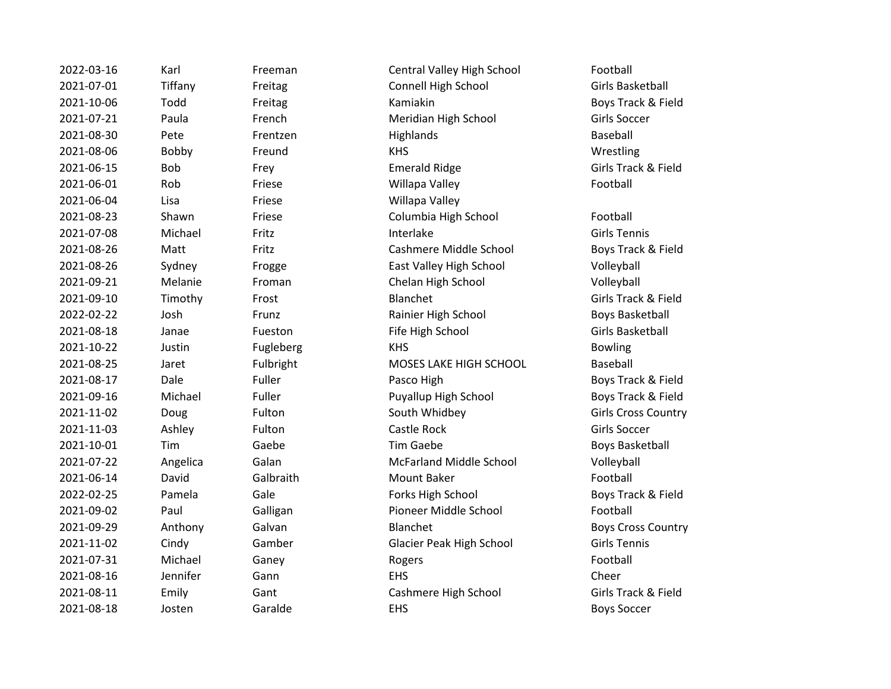| | | | | |
|---|---|---|---|---|
| 2022-03-16 | Karl | Freeman | Central Valley High School | Football |
| 2021-07-01 | Tiffany | Freitag | Connell High School | Girls Basketball |
| 2021-10-06 | Todd | Freitag | Kamiakin | Boys Track & Field |
| 2021-07-21 | Paula | French | Meridian High School | Girls Soccer |
| 2021-08-30 | Pete | Frentzen | Highlands | Baseball |
| 2021-08-06 | Bobby | Freund | KHS | Wrestling |
| 2021-06-15 | Bob | Frey | Emerald Ridge | Girls Track & Field |
| 2021-06-01 | Rob | Friese | Willapa Valley | Football |
| 2021-06-04 | Lisa | Friese | Willapa Valley | |
| 2021-08-23 | Shawn | Friese | Columbia High School | Football |
| 2021-07-08 | Michael | Fritz | Interlake | Girls Tennis |
| 2021-08-26 | Matt | Fritz | Cashmere Middle School | Boys Track & Field |
| 2021-08-26 | Sydney | Frogge | East Valley High School | Volleyball |
| 2021-09-21 | Melanie | Froman | Chelan High School | Volleyball |
| 2021-09-10 | Timothy | Frost | Blanchet | Girls Track & Field |
| 2022-02-22 | Josh | Frunz | Rainier High School | Boys Basketball |
| 2021-08-18 | Janae | Fueston | Fife High School | Girls Basketball |
| 2021-10-22 | Justin | Fugleberg | KHS | Bowling |
| 2021-08-25 | Jaret | Fulbright | MOSES LAKE HIGH SCHOOL | Baseball |
| 2021-08-17 | Dale | Fuller | Pasco High | Boys Track & Field |
| 2021-09-16 | Michael | Fuller | Puyallup High School | Boys Track & Field |
| 2021-11-02 | Doug | Fulton | South Whidbey | Girls Cross Country |
| 2021-11-03 | Ashley | Fulton | Castle Rock | Girls Soccer |
| 2021-10-01 | Tim | Gaebe | Tim Gaebe | Boys Basketball |
| 2021-07-22 | Angelica | Galan | McFarland Middle School | Volleyball |
| 2021-06-14 | David | Galbraith | Mount Baker | Football |
| 2022-02-25 | Pamela | Gale | Forks High School | Boys Track & Field |
| 2021-09-02 | Paul | Galligan | Pioneer Middle School | Football |
| 2021-09-29 | Anthony | Galvan | Blanchet | Boys Cross Country |
| 2021-11-02 | Cindy | Gamber | Glacier Peak High School | Girls Tennis |
| 2021-07-31 | Michael | Ganey | Rogers | Football |
| 2021-08-16 | Jennifer | Gann | EHS | Cheer |
| 2021-08-11 | Emily | Gant | Cashmere High School | Girls Track & Field |
| 2021-08-18 | Josten | Garalde | EHS | Boys Soccer |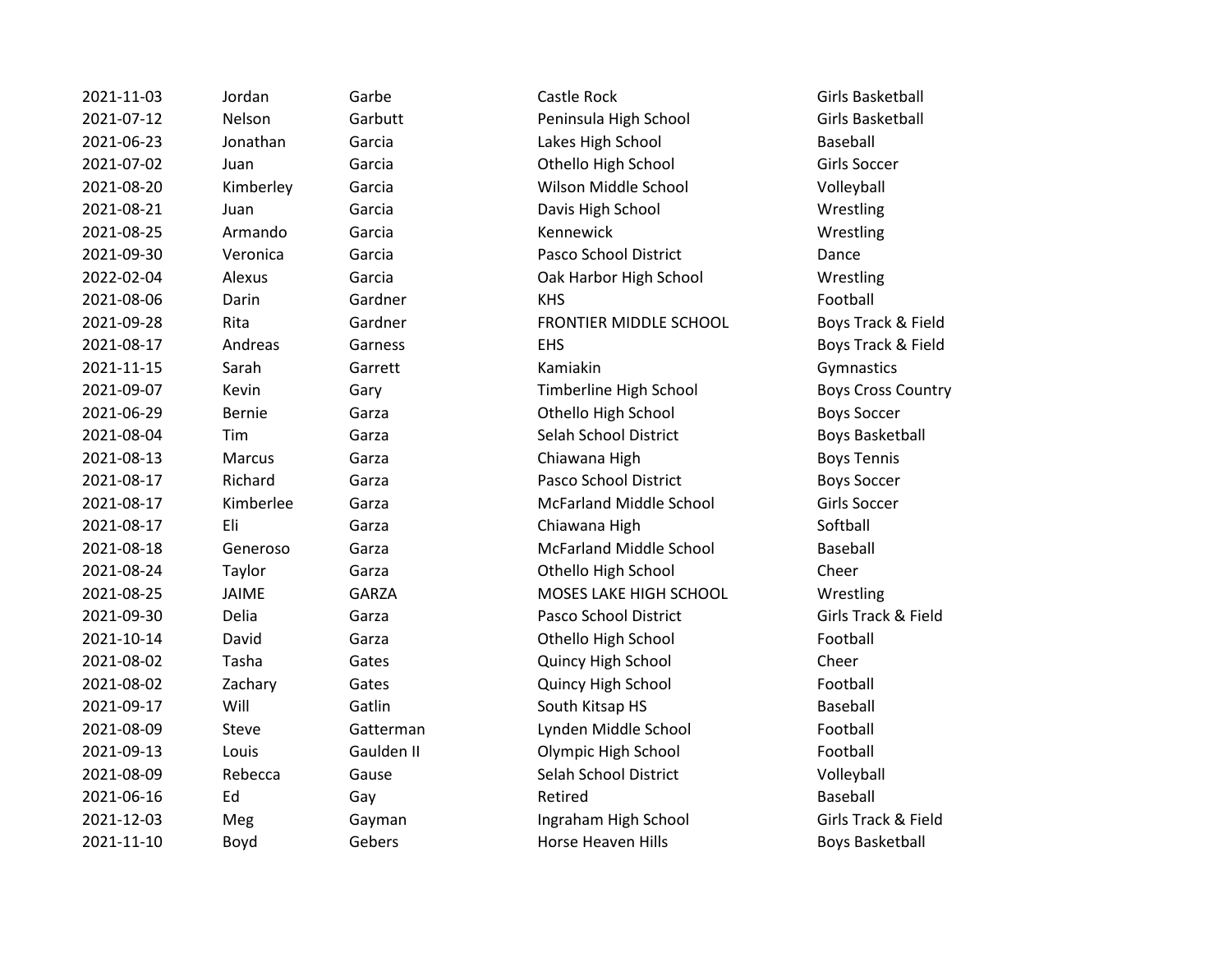| | | | | |
|---|---|---|---|---|
| 2021-11-03 | Jordan | Garbe | Castle Rock | Girls Basketball |
| 2021-07-12 | Nelson | Garbutt | Peninsula High School | Girls Basketball |
| 2021-06-23 | Jonathan | Garcia | Lakes High School | Baseball |
| 2021-07-02 | Juan | Garcia | Othello High School | Girls Soccer |
| 2021-08-20 | Kimberley | Garcia | Wilson Middle School | Volleyball |
| 2021-08-21 | Juan | Garcia | Davis High School | Wrestling |
| 2021-08-25 | Armando | Garcia | Kennewick | Wrestling |
| 2021-09-30 | Veronica | Garcia | Pasco School District | Dance |
| 2022-02-04 | Alexus | Garcia | Oak Harbor High School | Wrestling |
| 2021-08-06 | Darin | Gardner | KHS | Football |
| 2021-09-28 | Rita | Gardner | FRONTIER MIDDLE SCHOOL | Boys Track & Field |
| 2021-08-17 | Andreas | Garness | EHS | Boys Track & Field |
| 2021-11-15 | Sarah | Garrett | Kamiakin | Gymnastics |
| 2021-09-07 | Kevin | Gary | Timberline High School | Boys Cross Country |
| 2021-06-29 | Bernie | Garza | Othello High School | Boys Soccer |
| 2021-08-04 | Tim | Garza | Selah School District | Boys Basketball |
| 2021-08-13 | Marcus | Garza | Chiawana High | Boys Tennis |
| 2021-08-17 | Richard | Garza | Pasco School District | Boys Soccer |
| 2021-08-17 | Kimberlee | Garza | McFarland Middle School | Girls Soccer |
| 2021-08-17 | Eli | Garza | Chiawana High | Softball |
| 2021-08-18 | Generoso | Garza | McFarland Middle School | Baseball |
| 2021-08-24 | Taylor | Garza | Othello High School | Cheer |
| 2021-08-25 | JAIME | GARZA | MOSES LAKE HIGH SCHOOL | Wrestling |
| 2021-09-30 | Delia | Garza | Pasco School District | Girls Track & Field |
| 2021-10-14 | David | Garza | Othello High School | Football |
| 2021-08-02 | Tasha | Gates | Quincy High School | Cheer |
| 2021-08-02 | Zachary | Gates | Quincy High School | Football |
| 2021-09-17 | Will | Gatlin | South Kitsap HS | Baseball |
| 2021-08-09 | Steve | Gatterman | Lynden Middle School | Football |
| 2021-09-13 | Louis | Gaulden II | Olympic High School | Football |
| 2021-08-09 | Rebecca | Gause | Selah School District | Volleyball |
| 2021-06-16 | Ed | Gay | Retired | Baseball |
| 2021-12-03 | Meg | Gayman | Ingraham High School | Girls Track & Field |
| 2021-11-10 | Boyd | Gebers | Horse Heaven Hills | Boys Basketball |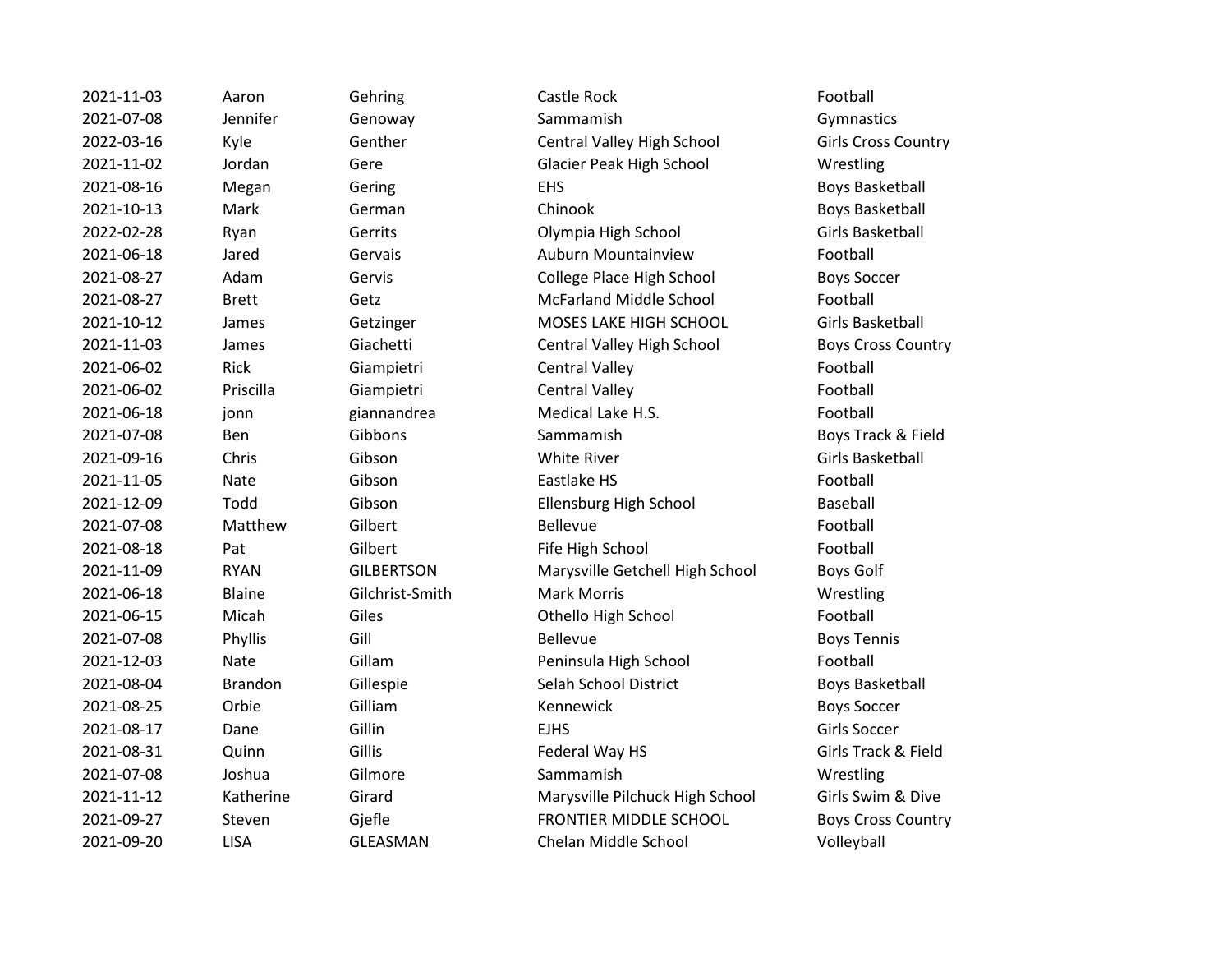| | | | | |
|---|---|---|---|---|
| 2021-11-03 | Aaron | Gehring | Castle Rock | Football |
| 2021-07-08 | Jennifer | Genoway | Sammamish | Gymnastics |
| 2022-03-16 | Kyle | Genther | Central Valley High School | Girls Cross Country |
| 2021-11-02 | Jordan | Gere | Glacier Peak High School | Wrestling |
| 2021-08-16 | Megan | Gering | EHS | Boys Basketball |
| 2021-10-13 | Mark | German | Chinook | Boys Basketball |
| 2022-02-28 | Ryan | Gerrits | Olympia High School | Girls Basketball |
| 2021-06-18 | Jared | Gervais | Auburn Mountainview | Football |
| 2021-08-27 | Adam | Gervis | College Place High School | Boys Soccer |
| 2021-08-27 | Brett | Getz | McFarland Middle School | Football |
| 2021-10-12 | James | Getzinger | MOSES LAKE HIGH SCHOOL | Girls Basketball |
| 2021-11-03 | James | Giachetti | Central Valley High School | Boys Cross Country |
| 2021-06-02 | Rick | Giampietri | Central Valley | Football |
| 2021-06-02 | Priscilla | Giampietri | Central Valley | Football |
| 2021-06-18 | jonn | giannandrea | Medical Lake H.S. | Football |
| 2021-07-08 | Ben | Gibbons | Sammamish | Boys Track & Field |
| 2021-09-16 | Chris | Gibson | White River | Girls Basketball |
| 2021-11-05 | Nate | Gibson | Eastlake HS | Football |
| 2021-12-09 | Todd | Gibson | Ellensburg High School | Baseball |
| 2021-07-08 | Matthew | Gilbert | Bellevue | Football |
| 2021-08-18 | Pat | Gilbert | Fife High School | Football |
| 2021-11-09 | RYAN | GILBERTSON | Marysville Getchell High School | Boys Golf |
| 2021-06-18 | Blaine | Gilchrist-Smith | Mark Morris | Wrestling |
| 2021-06-15 | Micah | Giles | Othello High School | Football |
| 2021-07-08 | Phyllis | Gill | Bellevue | Boys Tennis |
| 2021-12-03 | Nate | Gillam | Peninsula High School | Football |
| 2021-08-04 | Brandon | Gillespie | Selah School District | Boys Basketball |
| 2021-08-25 | Orbie | Gilliam | Kennewick | Boys Soccer |
| 2021-08-17 | Dane | Gillin | EJHS | Girls Soccer |
| 2021-08-31 | Quinn | Gillis | Federal Way HS | Girls Track & Field |
| 2021-07-08 | Joshua | Gilmore | Sammamish | Wrestling |
| 2021-11-12 | Katherine | Girard | Marysville Pilchuck High School | Girls Swim & Dive |
| 2021-09-27 | Steven | Gjefle | FRONTIER MIDDLE SCHOOL | Boys Cross Country |
| 2021-09-20 | LISA | GLEASMAN | Chelan Middle School | Volleyball |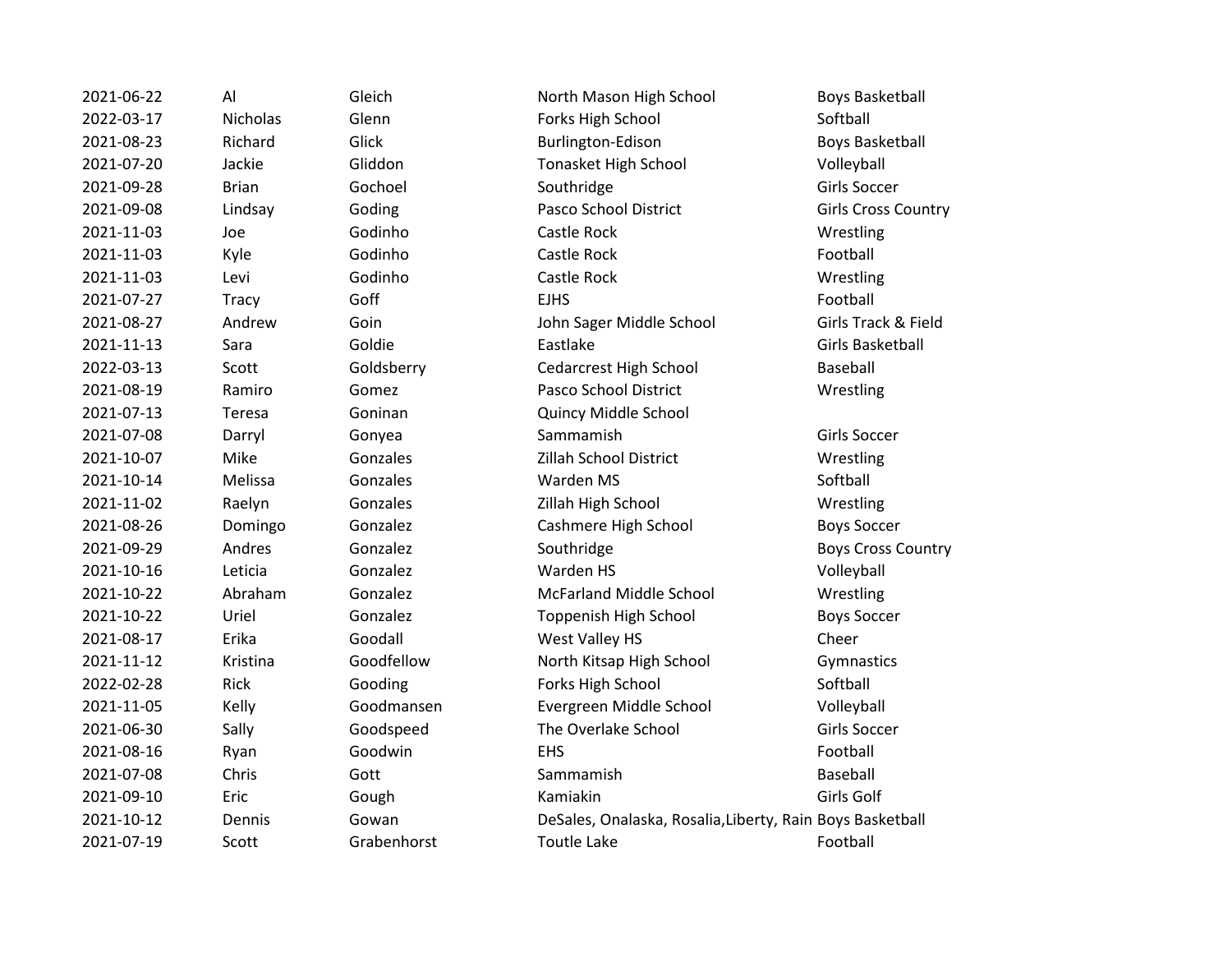| | | | | |
|---|---|---|---|---|
| 2021-06-22 | Al | Gleich | North Mason High School | Boys Basketball |
| 2022-03-17 | Nicholas | Glenn | Forks High School | Softball |
| 2021-08-23 | Richard | Glick | Burlington-Edison | Boys Basketball |
| 2021-07-20 | Jackie | Gliddon | Tonasket High School | Volleyball |
| 2021-09-28 | Brian | Gochoel | Southridge | Girls Soccer |
| 2021-09-08 | Lindsay | Goding | Pasco School District | Girls Cross Country |
| 2021-11-03 | Joe | Godinho | Castle Rock | Wrestling |
| 2021-11-03 | Kyle | Godinho | Castle Rock | Football |
| 2021-11-03 | Levi | Godinho | Castle Rock | Wrestling |
| 2021-07-27 | Tracy | Goff | EJHS | Football |
| 2021-08-27 | Andrew | Goin | John Sager Middle School | Girls Track & Field |
| 2021-11-13 | Sara | Goldie | Eastlake | Girls Basketball |
| 2022-03-13 | Scott | Goldsberry | Cedarcrest High School | Baseball |
| 2021-08-19 | Ramiro | Gomez | Pasco School District | Wrestling |
| 2021-07-13 | Teresa | Goninan | Quincy Middle School | |
| 2021-07-08 | Darryl | Gonyea | Sammamish | Girls Soccer |
| 2021-10-07 | Mike | Gonzales | Zillah School District | Wrestling |
| 2021-10-14 | Melissa | Gonzales | Warden MS | Softball |
| 2021-11-02 | Raelyn | Gonzales | Zillah High School | Wrestling |
| 2021-08-26 | Domingo | Gonzalez | Cashmere High School | Boys Soccer |
| 2021-09-29 | Andres | Gonzalez | Southridge | Boys Cross Country |
| 2021-10-16 | Leticia | Gonzalez | Warden HS | Volleyball |
| 2021-10-22 | Abraham | Gonzalez | McFarland Middle School | Wrestling |
| 2021-10-22 | Uriel | Gonzalez | Toppenish High School | Boys Soccer |
| 2021-08-17 | Erika | Goodall | West Valley HS | Cheer |
| 2021-11-12 | Kristina | Goodfellow | North Kitsap High School | Gymnastics |
| 2022-02-28 | Rick | Gooding | Forks High School | Softball |
| 2021-11-05 | Kelly | Goodmansen | Evergreen Middle School | Volleyball |
| 2021-06-30 | Sally | Goodspeed | The Overlake School | Girls Soccer |
| 2021-08-16 | Ryan | Goodwin | EHS | Football |
| 2021-07-08 | Chris | Gott | Sammamish | Baseball |
| 2021-09-10 | Eric | Gough | Kamiakin | Girls Golf |
| 2021-10-12 | Dennis | Gowan | DeSales, Onalaska, Rosalia,Liberty, Rain | Boys Basketball |
| 2021-07-19 | Scott | Grabenhorst | Toutle Lake | Football |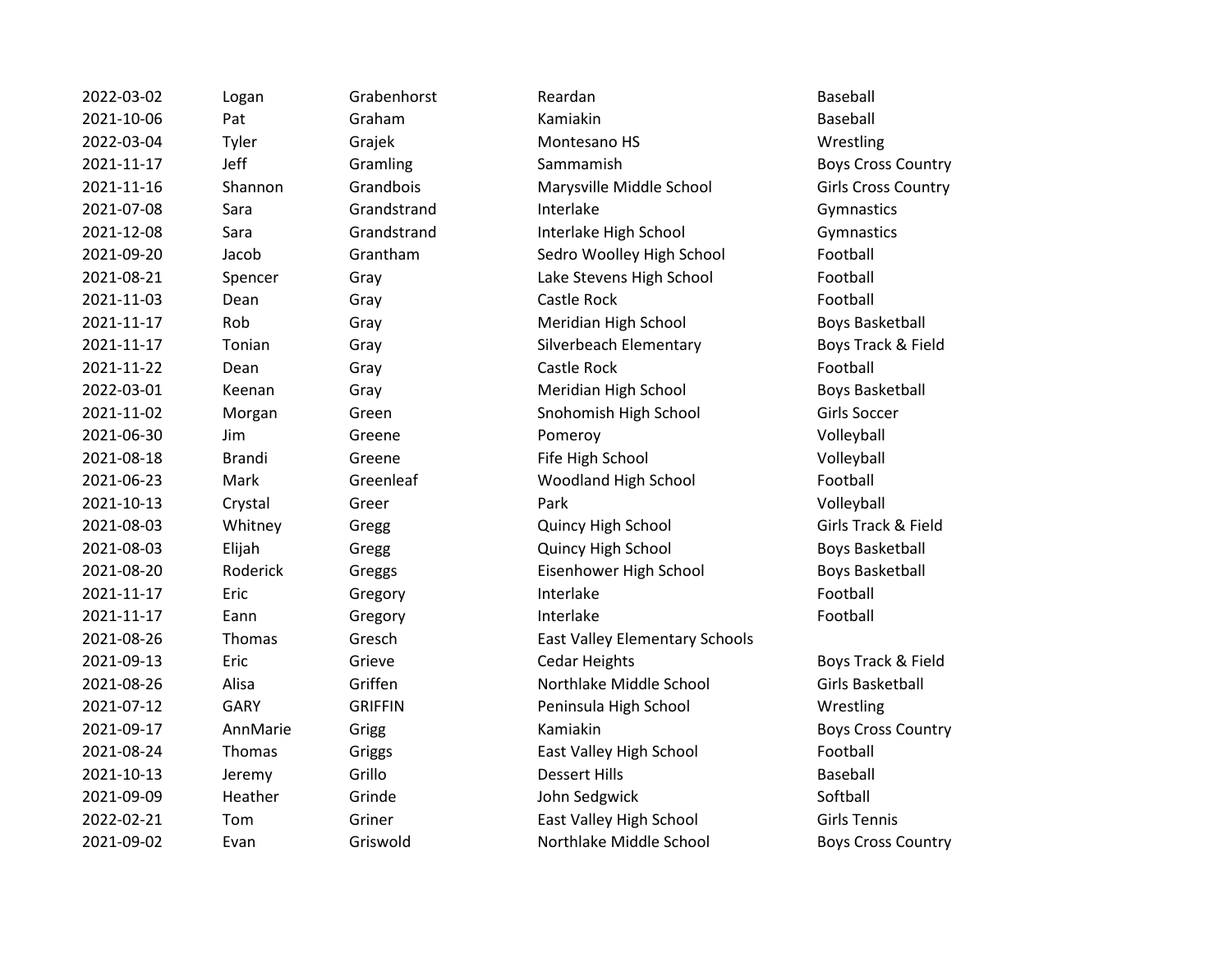| | | | | |
|---|---|---|---|---|
| 2022-03-02 | Logan | Grabenhorst | Reardan | Baseball |
| 2021-10-06 | Pat | Graham | Kamiakin | Baseball |
| 2022-03-04 | Tyler | Grajek | Montesano HS | Wrestling |
| 2021-11-17 | Jeff | Gramling | Sammamish | Boys Cross Country |
| 2021-11-16 | Shannon | Grandbois | Marysville Middle School | Girls Cross Country |
| 2021-07-08 | Sara | Grandstrand | Interlake | Gymnastics |
| 2021-12-08 | Sara | Grandstrand | Interlake High School | Gymnastics |
| 2021-09-20 | Jacob | Grantham | Sedro Woolley High School | Football |
| 2021-08-21 | Spencer | Gray | Lake Stevens High School | Football |
| 2021-11-03 | Dean | Gray | Castle Rock | Football |
| 2021-11-17 | Rob | Gray | Meridian High School | Boys Basketball |
| 2021-11-17 | Tonian | Gray | Silverbeach Elementary | Boys Track & Field |
| 2021-11-22 | Dean | Gray | Castle Rock | Football |
| 2022-03-01 | Keenan | Gray | Meridian High School | Boys Basketball |
| 2021-11-02 | Morgan | Green | Snohomish High School | Girls Soccer |
| 2021-06-30 | Jim | Greene | Pomeroy | Volleyball |
| 2021-08-18 | Brandi | Greene | Fife High School | Volleyball |
| 2021-06-23 | Mark | Greenleaf | Woodland High School | Football |
| 2021-10-13 | Crystal | Greer | Park | Volleyball |
| 2021-08-03 | Whitney | Gregg | Quincy High School | Girls Track & Field |
| 2021-08-03 | Elijah | Gregg | Quincy High School | Boys Basketball |
| 2021-08-20 | Roderick | Greggs | Eisenhower High School | Boys Basketball |
| 2021-11-17 | Eric | Gregory | Interlake | Football |
| 2021-11-17 | Eann | Gregory | Interlake | Football |
| 2021-08-26 | Thomas | Gresch | East Valley Elementary Schools | |
| 2021-09-13 | Eric | Grieve | Cedar Heights | Boys Track & Field |
| 2021-08-26 | Alisa | Griffen | Northlake Middle School | Girls Basketball |
| 2021-07-12 | GARY | GRIFFIN | Peninsula High School | Wrestling |
| 2021-09-17 | AnnMarie | Grigg | Kamiakin | Boys Cross Country |
| 2021-08-24 | Thomas | Griggs | East Valley High School | Football |
| 2021-10-13 | Jeremy | Grillo | Dessert Hills | Baseball |
| 2021-09-09 | Heather | Grinde | John Sedgwick | Softball |
| 2022-02-21 | Tom | Griner | East Valley High School | Girls Tennis |
| 2021-09-02 | Evan | Griswold | Northlake Middle School | Boys Cross Country |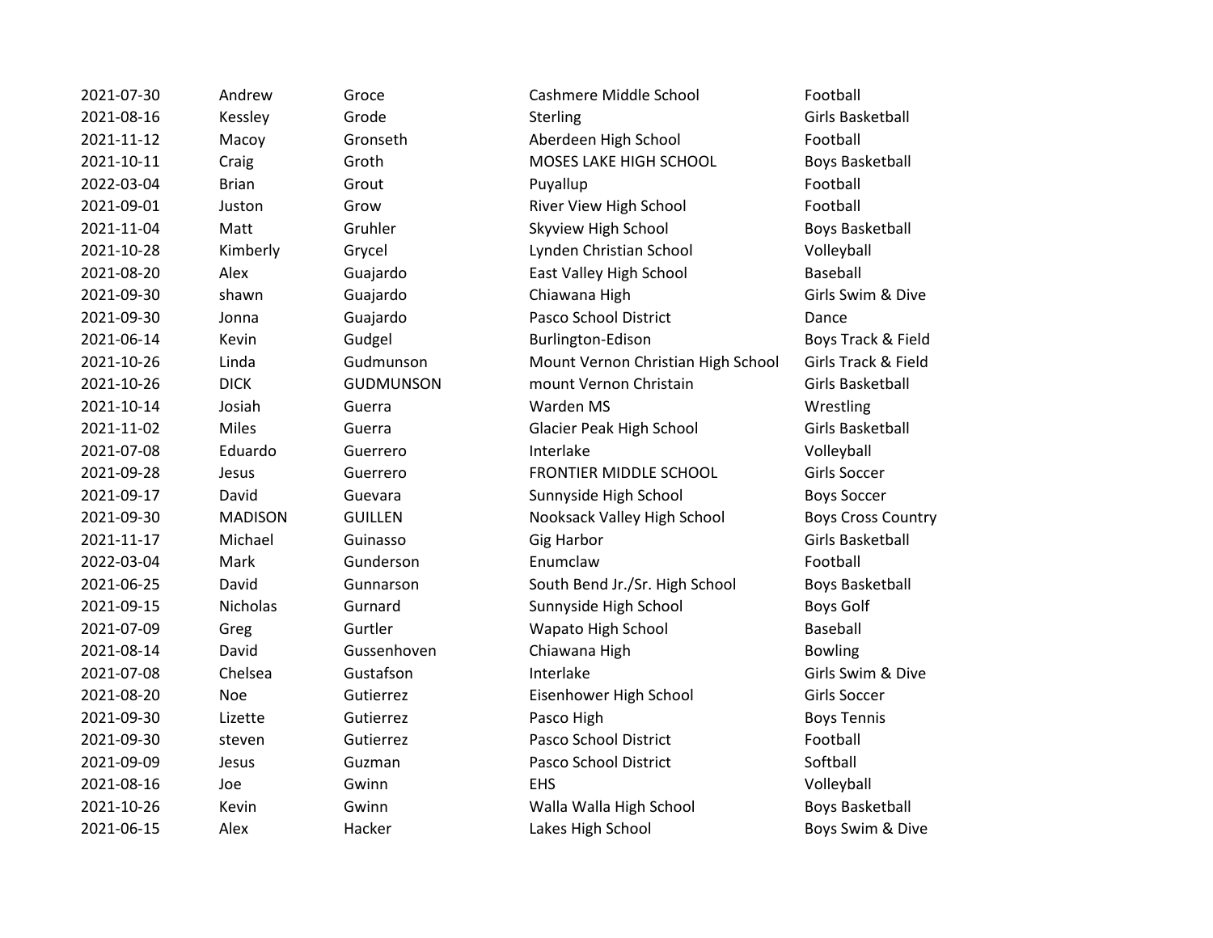| | | | | |
|---|---|---|---|---|
| 2021-07-30 | Andrew | Groce | Cashmere Middle School | Football |
| 2021-08-16 | Kessley | Grode | Sterling | Girls Basketball |
| 2021-11-12 | Macoy | Gronseth | Aberdeen High School | Football |
| 2021-10-11 | Craig | Groth | MOSES LAKE HIGH SCHOOL | Boys Basketball |
| 2022-03-04 | Brian | Grout | Puyallup | Football |
| 2021-09-01 | Juston | Grow | River View High School | Football |
| 2021-11-04 | Matt | Gruhler | Skyview High School | Boys Basketball |
| 2021-10-28 | Kimberly | Grycel | Lynden Christian School | Volleyball |
| 2021-08-20 | Alex | Guajardo | East Valley High School | Baseball |
| 2021-09-30 | shawn | Guajardo | Chiawana High | Girls Swim & Dive |
| 2021-09-30 | Jonna | Guajardo | Pasco School District | Dance |
| 2021-06-14 | Kevin | Gudgel | Burlington-Edison | Boys Track & Field |
| 2021-10-26 | Linda | Gudmunson | Mount Vernon Christian High School | Girls Track & Field |
| 2021-10-26 | DICK | GUDMUNSON | mount Vernon Christain | Girls Basketball |
| 2021-10-14 | Josiah | Guerra | Warden MS | Wrestling |
| 2021-11-02 | Miles | Guerra | Glacier Peak High School | Girls Basketball |
| 2021-07-08 | Eduardo | Guerrero | Interlake | Volleyball |
| 2021-09-28 | Jesus | Guerrero | FRONTIER MIDDLE SCHOOL | Girls Soccer |
| 2021-09-17 | David | Guevara | Sunnyside High School | Boys Soccer |
| 2021-09-30 | MADISON | GUILLEN | Nooksack Valley High School | Boys Cross Country |
| 2021-11-17 | Michael | Guinasso | Gig Harbor | Girls Basketball |
| 2022-03-04 | Mark | Gunderson | Enumclaw | Football |
| 2021-06-25 | David | Gunnarson | South Bend Jr./Sr. High School | Boys Basketball |
| 2021-09-15 | Nicholas | Gurnard | Sunnyside High School | Boys Golf |
| 2021-07-09 | Greg | Gurtler | Wapato High School | Baseball |
| 2021-08-14 | David | Gussenhoven | Chiawana High | Bowling |
| 2021-07-08 | Chelsea | Gustafson | Interlake | Girls Swim & Dive |
| 2021-08-20 | Noe | Gutierrez | Eisenhower High School | Girls Soccer |
| 2021-09-30 | Lizette | Gutierrez | Pasco High | Boys Tennis |
| 2021-09-30 | steven | Gutierrez | Pasco School District | Football |
| 2021-09-09 | Jesus | Guzman | Pasco School District | Softball |
| 2021-08-16 | Joe | Gwinn | EHS | Volleyball |
| 2021-10-26 | Kevin | Gwinn | Walla Walla High School | Boys Basketball |
| 2021-06-15 | Alex | Hacker | Lakes High School | Boys Swim & Dive |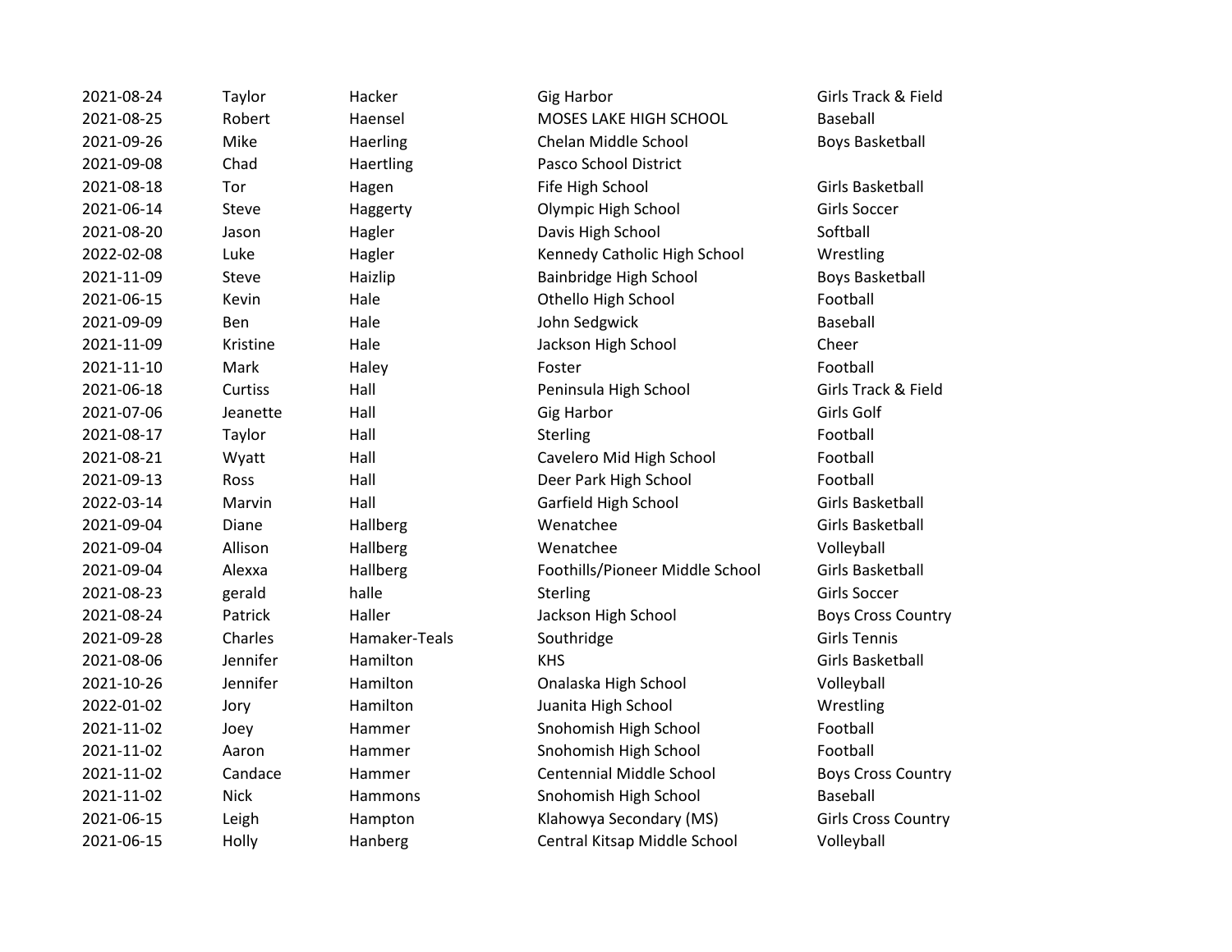| | | | | |
|---|---|---|---|---|
| 2021-08-24 | Taylor | Hacker | Gig Harbor | Girls Track & Field |
| 2021-08-25 | Robert | Haensel | MOSES LAKE HIGH SCHOOL | Baseball |
| 2021-09-26 | Mike | Haerling | Chelan Middle School | Boys Basketball |
| 2021-09-08 | Chad | Haertling | Pasco School District | |
| 2021-08-18 | Tor | Hagen | Fife High School | Girls Basketball |
| 2021-06-14 | Steve | Haggerty | Olympic High School | Girls Soccer |
| 2021-08-20 | Jason | Hagler | Davis High School | Softball |
| 2022-02-08 | Luke | Hagler | Kennedy Catholic High School | Wrestling |
| 2021-11-09 | Steve | Haizlip | Bainbridge High School | Boys Basketball |
| 2021-06-15 | Kevin | Hale | Othello High School | Football |
| 2021-09-09 | Ben | Hale | John Sedgwick | Baseball |
| 2021-11-09 | Kristine | Hale | Jackson High School | Cheer |
| 2021-11-10 | Mark | Haley | Foster | Football |
| 2021-06-18 | Curtiss | Hall | Peninsula High School | Girls Track & Field |
| 2021-07-06 | Jeanette | Hall | Gig Harbor | Girls Golf |
| 2021-08-17 | Taylor | Hall | Sterling | Football |
| 2021-08-21 | Wyatt | Hall | Cavelero Mid High School | Football |
| 2021-09-13 | Ross | Hall | Deer Park High School | Football |
| 2022-03-14 | Marvin | Hall | Garfield High School | Girls Basketball |
| 2021-09-04 | Diane | Hallberg | Wenatchee | Girls Basketball |
| 2021-09-04 | Allison | Hallberg | Wenatchee | Volleyball |
| 2021-09-04 | Alexxa | Hallberg | Foothills/Pioneer Middle School | Girls Basketball |
| 2021-08-23 | gerald | halle | Sterling | Girls Soccer |
| 2021-08-24 | Patrick | Haller | Jackson High School | Boys Cross Country |
| 2021-09-28 | Charles | Hamaker-Teals | Southridge | Girls Tennis |
| 2021-08-06 | Jennifer | Hamilton | KHS | Girls Basketball |
| 2021-10-26 | Jennifer | Hamilton | Onalaska High School | Volleyball |
| 2022-01-02 | Jory | Hamilton | Juanita High School | Wrestling |
| 2021-11-02 | Joey | Hammer | Snohomish High School | Football |
| 2021-11-02 | Aaron | Hammer | Snohomish High School | Football |
| 2021-11-02 | Candace | Hammer | Centennial Middle School | Boys Cross Country |
| 2021-11-02 | Nick | Hammons | Snohomish High School | Baseball |
| 2021-06-15 | Leigh | Hampton | Klahowya Secondary (MS) | Girls Cross Country |
| 2021-06-15 | Holly | Hanberg | Central Kitsap Middle School | Volleyball |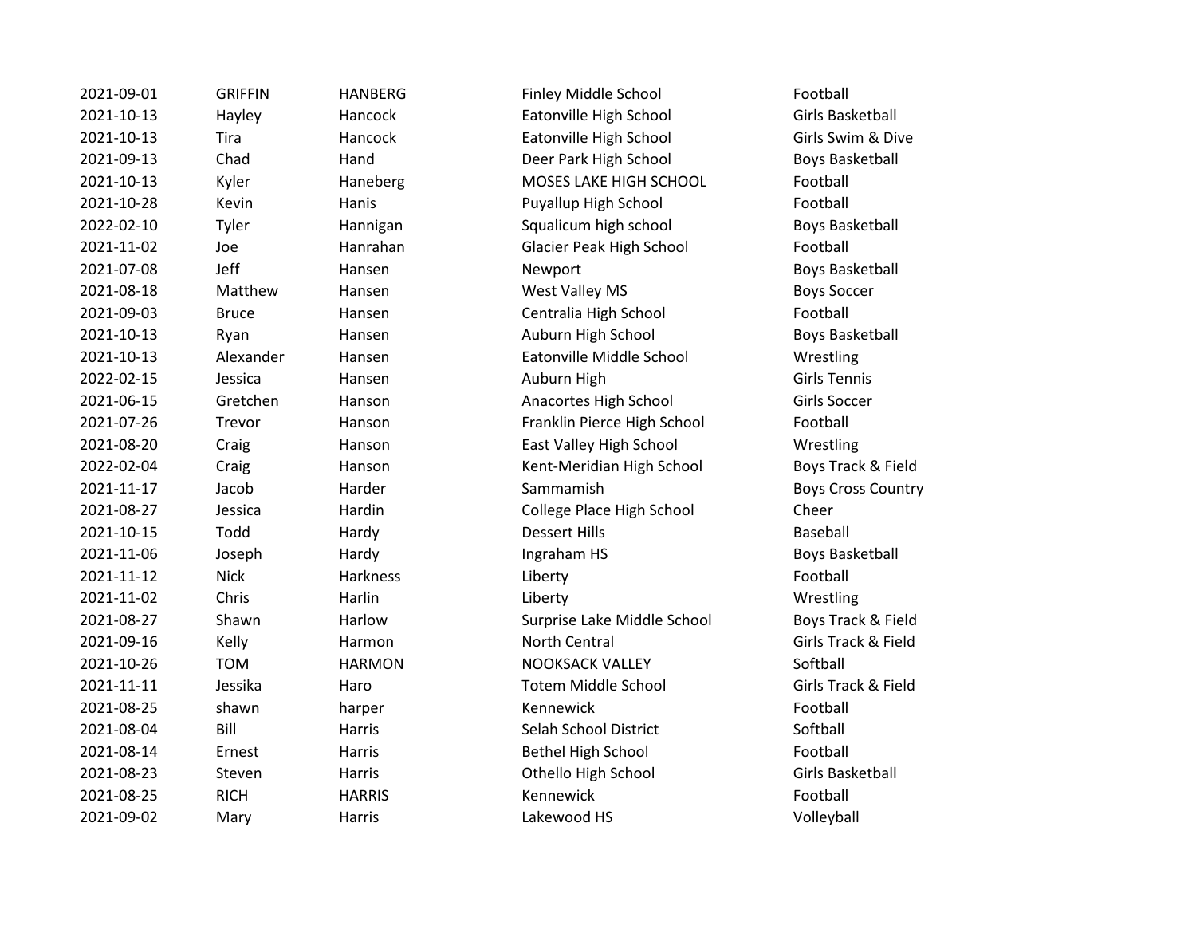| | | | | |
|---|---|---|---|---|
| 2021-09-01 | GRIFFIN | HANBERG | Finley Middle School | Football |
| 2021-10-13 | Hayley | Hancock | Eatonville High School | Girls Basketball |
| 2021-10-13 | Tira | Hancock | Eatonville High School | Girls Swim & Dive |
| 2021-09-13 | Chad | Hand | Deer Park High School | Boys Basketball |
| 2021-10-13 | Kyler | Haneberg | MOSES LAKE HIGH SCHOOL | Football |
| 2021-10-28 | Kevin | Hanis | Puyallup High School | Football |
| 2022-02-10 | Tyler | Hannigan | Squalicum high school | Boys Basketball |
| 2021-11-02 | Joe | Hanrahan | Glacier Peak High School | Football |
| 2021-07-08 | Jeff | Hansen | Newport | Boys Basketball |
| 2021-08-18 | Matthew | Hansen | West Valley MS | Boys Soccer |
| 2021-09-03 | Bruce | Hansen | Centralia High School | Football |
| 2021-10-13 | Ryan | Hansen | Auburn High School | Boys Basketball |
| 2021-10-13 | Alexander | Hansen | Eatonville Middle School | Wrestling |
| 2022-02-15 | Jessica | Hansen | Auburn High | Girls Tennis |
| 2021-06-15 | Gretchen | Hanson | Anacortes High School | Girls Soccer |
| 2021-07-26 | Trevor | Hanson | Franklin Pierce High School | Football |
| 2021-08-20 | Craig | Hanson | East Valley High School | Wrestling |
| 2022-02-04 | Craig | Hanson | Kent-Meridian High School | Boys Track & Field |
| 2021-11-17 | Jacob | Harder | Sammamish | Boys Cross Country |
| 2021-08-27 | Jessica | Hardin | College Place High School | Cheer |
| 2021-10-15 | Todd | Hardy | Dessert Hills | Baseball |
| 2021-11-06 | Joseph | Hardy | Ingraham HS | Boys Basketball |
| 2021-11-12 | Nick | Harkness | Liberty | Football |
| 2021-11-02 | Chris | Harlin | Liberty | Wrestling |
| 2021-08-27 | Shawn | Harlow | Surprise Lake Middle School | Boys Track & Field |
| 2021-09-16 | Kelly | Harmon | North Central | Girls Track & Field |
| 2021-10-26 | TOM | HARMON | NOOKSACK VALLEY | Softball |
| 2021-11-11 | Jessika | Haro | Totem Middle School | Girls Track & Field |
| 2021-08-25 | shawn | harper | Kennewick | Football |
| 2021-08-04 | Bill | Harris | Selah School District | Softball |
| 2021-08-14 | Ernest | Harris | Bethel High School | Football |
| 2021-08-23 | Steven | Harris | Othello High School | Girls Basketball |
| 2021-08-25 | RICH | HARRIS | Kennewick | Football |
| 2021-09-02 | Mary | Harris | Lakewood HS | Volleyball |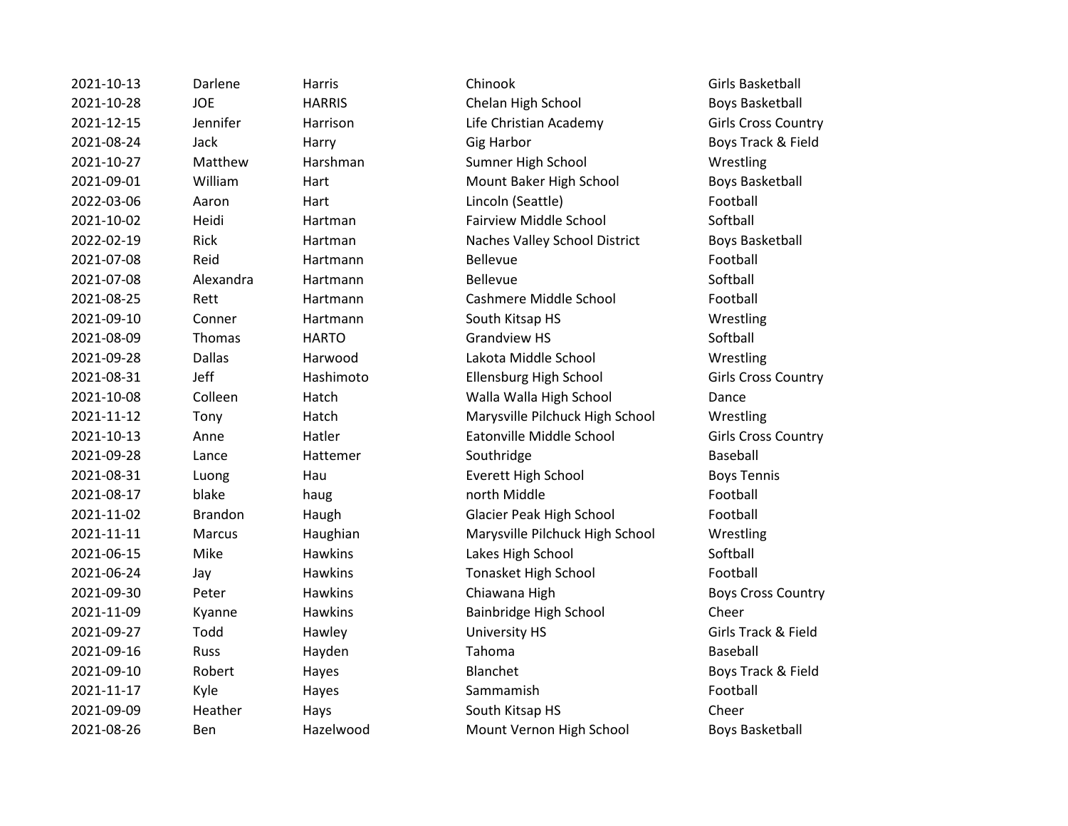| | | | | |
|---|---|---|---|---|
| 2021-10-13 | Darlene | Harris | Chinook | Girls Basketball |
| 2021-10-28 | JOE | HARRIS | Chelan High School | Boys Basketball |
| 2021-12-15 | Jennifer | Harrison | Life Christian Academy | Girls Cross Country |
| 2021-08-24 | Jack | Harry | Gig Harbor | Boys Track & Field |
| 2021-10-27 | Matthew | Harshman | Sumner High School | Wrestling |
| 2021-09-01 | William | Hart | Mount Baker High School | Boys Basketball |
| 2022-03-06 | Aaron | Hart | Lincoln (Seattle) | Football |
| 2021-10-02 | Heidi | Hartman | Fairview Middle School | Softball |
| 2022-02-19 | Rick | Hartman | Naches Valley School District | Boys Basketball |
| 2021-07-08 | Reid | Hartmann | Bellevue | Football |
| 2021-07-08 | Alexandra | Hartmann | Bellevue | Softball |
| 2021-08-25 | Rett | Hartmann | Cashmere Middle School | Football |
| 2021-09-10 | Conner | Hartmann | South Kitsap HS | Wrestling |
| 2021-08-09 | Thomas | HARTO | Grandview HS | Softball |
| 2021-09-28 | Dallas | Harwood | Lakota Middle School | Wrestling |
| 2021-08-31 | Jeff | Hashimoto | Ellensburg High School | Girls Cross Country |
| 2021-10-08 | Colleen | Hatch | Walla Walla High School | Dance |
| 2021-11-12 | Tony | Hatch | Marysville Pilchuck High School | Wrestling |
| 2021-10-13 | Anne | Hatler | Eatonville Middle School | Girls Cross Country |
| 2021-09-28 | Lance | Hattemer | Southridge | Baseball |
| 2021-08-31 | Luong | Hau | Everett High School | Boys Tennis |
| 2021-08-17 | blake | haug | north Middle | Football |
| 2021-11-02 | Brandon | Haugh | Glacier Peak High School | Football |
| 2021-11-11 | Marcus | Haughian | Marysville Pilchuck High School | Wrestling |
| 2021-06-15 | Mike | Hawkins | Lakes High School | Softball |
| 2021-06-24 | Jay | Hawkins | Tonasket High School | Football |
| 2021-09-30 | Peter | Hawkins | Chiawana High | Boys Cross Country |
| 2021-11-09 | Kyanne | Hawkins | Bainbridge High School | Cheer |
| 2021-09-27 | Todd | Hawley | University HS | Girls Track & Field |
| 2021-09-16 | Russ | Hayden | Tahoma | Baseball |
| 2021-09-10 | Robert | Hayes | Blanchet | Boys Track & Field |
| 2021-11-17 | Kyle | Hayes | Sammamish | Football |
| 2021-09-09 | Heather | Hays | South Kitsap HS | Cheer |
| 2021-08-26 | Ben | Hazelwood | Mount Vernon High School | Boys Basketball |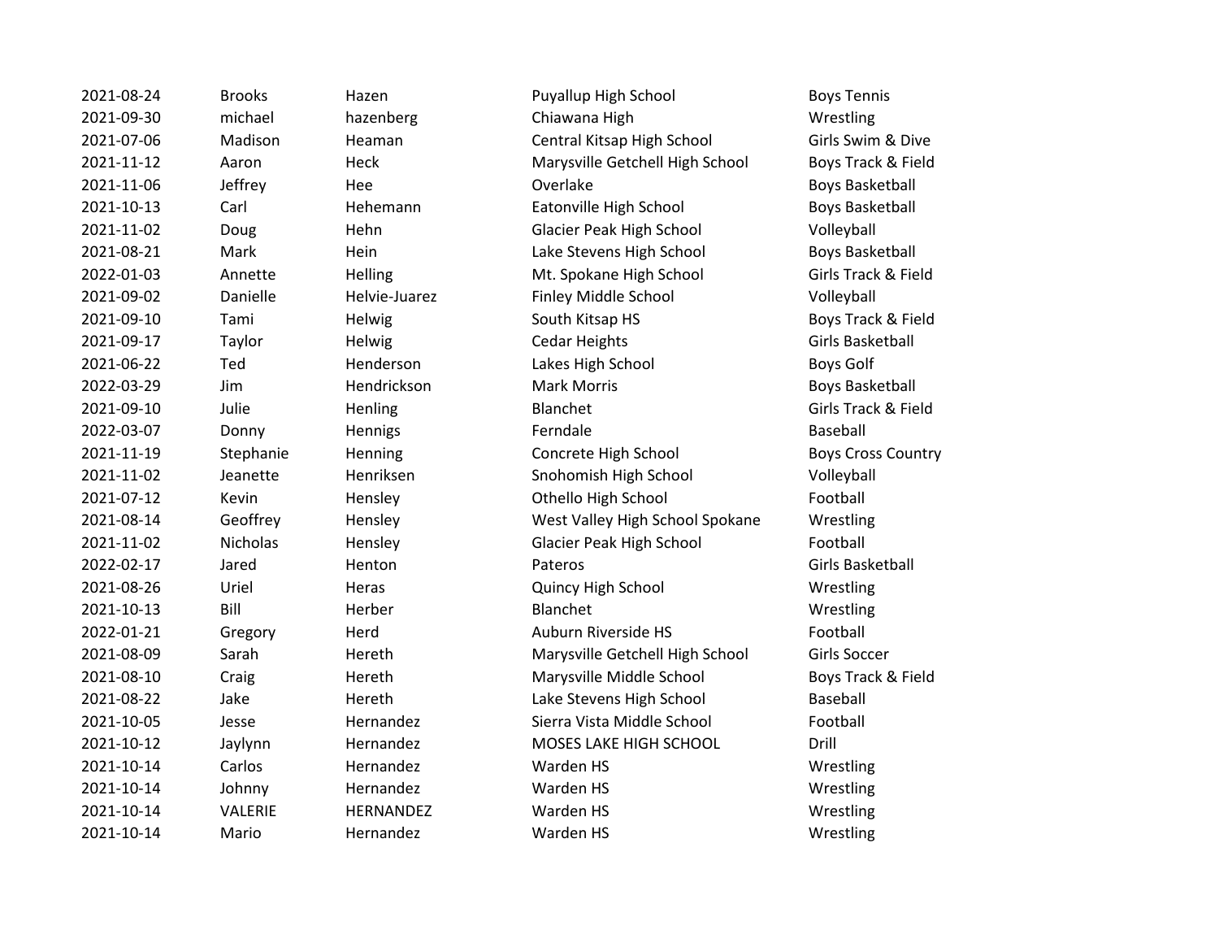| | | | | |
|---|---|---|---|---|
| 2021-08-24 | Brooks | Hazen | Puyallup High School | Boys Tennis |
| 2021-09-30 | michael | hazenberg | Chiawana High | Wrestling |
| 2021-07-06 | Madison | Heaman | Central Kitsap High School | Girls Swim & Dive |
| 2021-11-12 | Aaron | Heck | Marysville Getchell High School | Boys Track & Field |
| 2021-11-06 | Jeffrey | Hee | Overlake | Boys Basketball |
| 2021-10-13 | Carl | Hehemann | Eatonville High School | Boys Basketball |
| 2021-11-02 | Doug | Hehn | Glacier Peak High School | Volleyball |
| 2021-08-21 | Mark | Hein | Lake Stevens High School | Boys Basketball |
| 2022-01-03 | Annette | Helling | Mt. Spokane High School | Girls Track & Field |
| 2021-09-02 | Danielle | Helvie-Juarez | Finley Middle School | Volleyball |
| 2021-09-10 | Tami | Helwig | South Kitsap HS | Boys Track & Field |
| 2021-09-17 | Taylor | Helwig | Cedar Heights | Girls Basketball |
| 2021-06-22 | Ted | Henderson | Lakes High School | Boys Golf |
| 2022-03-29 | Jim | Hendrickson | Mark Morris | Boys Basketball |
| 2021-09-10 | Julie | Henling | Blanchet | Girls Track & Field |
| 2022-03-07 | Donny | Hennigs | Ferndale | Baseball |
| 2021-11-19 | Stephanie | Henning | Concrete High School | Boys Cross Country |
| 2021-11-02 | Jeanette | Henriksen | Snohomish High School | Volleyball |
| 2021-07-12 | Kevin | Hensley | Othello High School | Football |
| 2021-08-14 | Geoffrey | Hensley | West Valley High School Spokane | Wrestling |
| 2021-11-02 | Nicholas | Hensley | Glacier Peak High School | Football |
| 2022-02-17 | Jared | Henton | Pateros | Girls Basketball |
| 2021-08-26 | Uriel | Heras | Quincy High School | Wrestling |
| 2021-10-13 | Bill | Herber | Blanchet | Wrestling |
| 2022-01-21 | Gregory | Herd | Auburn Riverside HS | Football |
| 2021-08-09 | Sarah | Hereth | Marysville Getchell High School | Girls Soccer |
| 2021-08-10 | Craig | Hereth | Marysville Middle School | Boys Track & Field |
| 2021-08-22 | Jake | Hereth | Lake Stevens High School | Baseball |
| 2021-10-05 | Jesse | Hernandez | Sierra Vista Middle School | Football |
| 2021-10-12 | Jaylynn | Hernandez | MOSES LAKE HIGH SCHOOL | Drill |
| 2021-10-14 | Carlos | Hernandez | Warden HS | Wrestling |
| 2021-10-14 | Johnny | Hernandez | Warden HS | Wrestling |
| 2021-10-14 | VALERIE | HERNANDEZ | Warden HS | Wrestling |
| 2021-10-14 | Mario | Hernandez | Warden HS | Wrestling |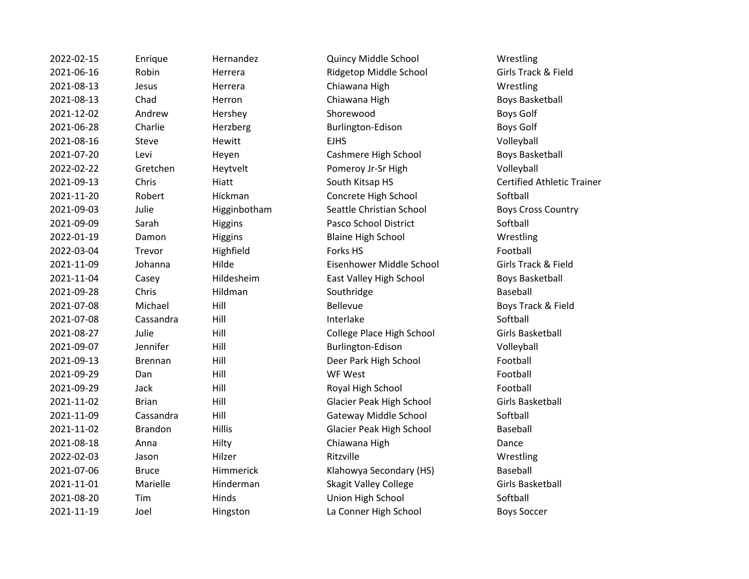| | | | | |
|---|---|---|---|---|
| 2022-02-15 | Enrique | Hernandez | Quincy Middle School | Wrestling |
| 2021-06-16 | Robin | Herrera | Ridgetop Middle School | Girls Track & Field |
| 2021-08-13 | Jesus | Herrera | Chiawana High | Wrestling |
| 2021-08-13 | Chad | Herron | Chiawana High | Boys Basketball |
| 2021-12-02 | Andrew | Hershey | Shorewood | Boys Golf |
| 2021-06-28 | Charlie | Herzberg | Burlington-Edison | Boys Golf |
| 2021-08-16 | Steve | Hewitt | EJHS | Volleyball |
| 2021-07-20 | Levi | Heyen | Cashmere High School | Boys Basketball |
| 2022-02-22 | Gretchen | Heytvelt | Pomeroy Jr-Sr High | Volleyball |
| 2021-09-13 | Chris | Hiatt | South Kitsap HS | Certified Athletic Trainer |
| 2021-11-20 | Robert | Hickman | Concrete High School | Softball |
| 2021-09-03 | Julie | Higginbotham | Seattle Christian School | Boys Cross Country |
| 2021-09-09 | Sarah | Higgins | Pasco School District | Softball |
| 2022-01-19 | Damon | Higgins | Blaine High School | Wrestling |
| 2022-03-04 | Trevor | Highfield | Forks HS | Football |
| 2021-11-09 | Johanna | Hilde | Eisenhower Middle School | Girls Track & Field |
| 2021-11-04 | Casey | Hildesheim | East Valley High School | Boys Basketball |
| 2021-09-28 | Chris | Hildman | Southridge | Baseball |
| 2021-07-08 | Michael | Hill | Bellevue | Boys Track & Field |
| 2021-07-08 | Cassandra | Hill | Interlake | Softball |
| 2021-08-27 | Julie | Hill | College Place High School | Girls Basketball |
| 2021-09-07 | Jennifer | Hill | Burlington-Edison | Volleyball |
| 2021-09-13 | Brennan | Hill | Deer Park High School | Football |
| 2021-09-29 | Dan | Hill | WF West | Football |
| 2021-09-29 | Jack | Hill | Royal High School | Football |
| 2021-11-02 | Brian | Hill | Glacier Peak High School | Girls Basketball |
| 2021-11-09 | Cassandra | Hill | Gateway Middle School | Softball |
| 2021-11-02 | Brandon | Hillis | Glacier Peak High School | Baseball |
| 2021-08-18 | Anna | Hilty | Chiawana High | Dance |
| 2022-02-03 | Jason | Hilzer | Ritzville | Wrestling |
| 2021-07-06 | Bruce | Himmerick | Klahowya Secondary (HS) | Baseball |
| 2021-11-01 | Marielle | Hinderman | Skagit Valley College | Girls Basketball |
| 2021-08-20 | Tim | Hinds | Union High School | Softball |
| 2021-11-19 | Joel | Hingston | La Conner High School | Boys Soccer |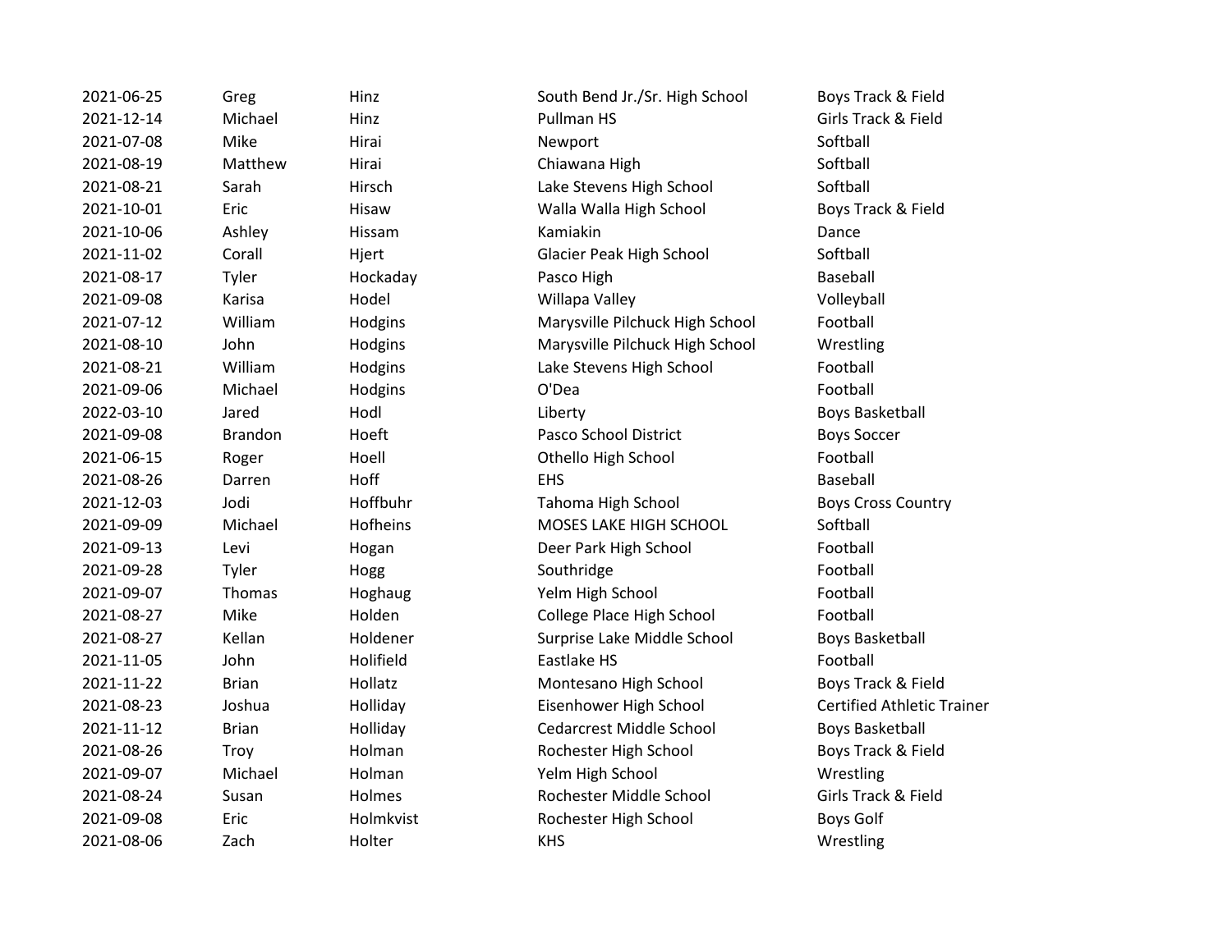| | | | | |
|---|---|---|---|---|
| 2021-06-25 | Greg | Hinz | South Bend Jr./Sr. High School | Boys Track & Field |
| 2021-12-14 | Michael | Hinz | Pullman HS | Girls Track & Field |
| 2021-07-08 | Mike | Hirai | Newport | Softball |
| 2021-08-19 | Matthew | Hirai | Chiawana High | Softball |
| 2021-08-21 | Sarah | Hirsch | Lake Stevens High School | Softball |
| 2021-10-01 | Eric | Hisaw | Walla Walla High School | Boys Track & Field |
| 2021-10-06 | Ashley | Hissam | Kamiakin | Dance |
| 2021-11-02 | Corall | Hjert | Glacier Peak High School | Softball |
| 2021-08-17 | Tyler | Hockaday | Pasco High | Baseball |
| 2021-09-08 | Karisa | Hodel | Willapa Valley | Volleyball |
| 2021-07-12 | William | Hodgins | Marysville Pilchuck High School | Football |
| 2021-08-10 | John | Hodgins | Marysville Pilchuck High School | Wrestling |
| 2021-08-21 | William | Hodgins | Lake Stevens High School | Football |
| 2021-09-06 | Michael | Hodgins | O'Dea | Football |
| 2022-03-10 | Jared | Hodl | Liberty | Boys Basketball |
| 2021-09-08 | Brandon | Hoeft | Pasco School District | Boys Soccer |
| 2021-06-15 | Roger | Hoell | Othello High School | Football |
| 2021-08-26 | Darren | Hoff | EHS | Baseball |
| 2021-12-03 | Jodi | Hoffbuhr | Tahoma High School | Boys Cross Country |
| 2021-09-09 | Michael | Hofheins | MOSES LAKE HIGH SCHOOL | Softball |
| 2021-09-13 | Levi | Hogan | Deer Park High School | Football |
| 2021-09-28 | Tyler | Hogg | Southridge | Football |
| 2021-09-07 | Thomas | Hoghaug | Yelm High School | Football |
| 2021-08-27 | Mike | Holden | College Place High School | Football |
| 2021-08-27 | Kellan | Holdener | Surprise Lake Middle School | Boys Basketball |
| 2021-11-05 | John | Holifield | Eastlake HS | Football |
| 2021-11-22 | Brian | Hollatz | Montesano High School | Boys Track & Field |
| 2021-08-23 | Joshua | Holliday | Eisenhower High School | Certified Athletic Trainer |
| 2021-11-12 | Brian | Holliday | Cedarcrest Middle School | Boys Basketball |
| 2021-08-26 | Troy | Holman | Rochester High School | Boys Track & Field |
| 2021-09-07 | Michael | Holman | Yelm High School | Wrestling |
| 2021-08-24 | Susan | Holmes | Rochester Middle School | Girls Track & Field |
| 2021-09-08 | Eric | Holmkvist | Rochester High School | Boys Golf |
| 2021-08-06 | Zach | Holter | KHS | Wrestling |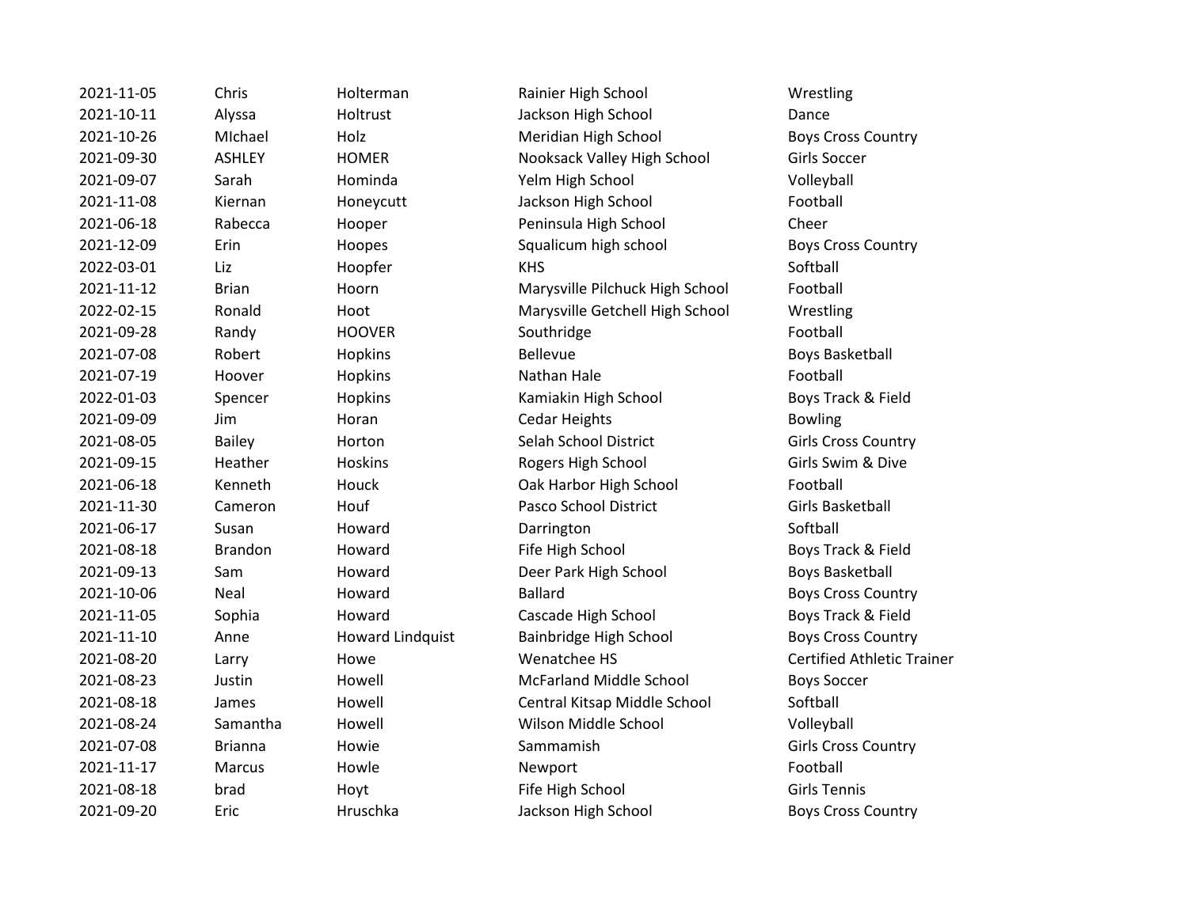| | | | | |
|---|---|---|---|---|
| 2021-11-05 | Chris | Holterman | Rainier High School | Wrestling |
| 2021-10-11 | Alyssa | Holtrust | Jackson High School | Dance |
| 2021-10-26 | MIchael | Holz | Meridian High School | Boys Cross Country |
| 2021-09-30 | ASHLEY | HOMER | Nooksack Valley High School | Girls Soccer |
| 2021-09-07 | Sarah | Hominda | Yelm High School | Volleyball |
| 2021-11-08 | Kiernan | Honeycutt | Jackson High School | Football |
| 2021-06-18 | Rabecca | Hooper | Peninsula High School | Cheer |
| 2021-12-09 | Erin | Hoopes | Squalicum high school | Boys Cross Country |
| 2022-03-01 | Liz | Hoopfer | KHS | Softball |
| 2021-11-12 | Brian | Hoorn | Marysville Pilchuck High School | Football |
| 2022-02-15 | Ronald | Hoot | Marysville Getchell High School | Wrestling |
| 2021-09-28 | Randy | HOOVER | Southridge | Football |
| 2021-07-08 | Robert | Hopkins | Bellevue | Boys Basketball |
| 2021-07-19 | Hoover | Hopkins | Nathan Hale | Football |
| 2022-01-03 | Spencer | Hopkins | Kamiakin High School | Boys Track & Field |
| 2021-09-09 | Jim | Horan | Cedar Heights | Bowling |
| 2021-08-05 | Bailey | Horton | Selah School District | Girls Cross Country |
| 2021-09-15 | Heather | Hoskins | Rogers High School | Girls Swim & Dive |
| 2021-06-18 | Kenneth | Houck | Oak Harbor High School | Football |
| 2021-11-30 | Cameron | Houf | Pasco School District | Girls Basketball |
| 2021-06-17 | Susan | Howard | Darrington | Softball |
| 2021-08-18 | Brandon | Howard | Fife High School | Boys Track & Field |
| 2021-09-13 | Sam | Howard | Deer Park High School | Boys Basketball |
| 2021-10-06 | Neal | Howard | Ballard | Boys Cross Country |
| 2021-11-05 | Sophia | Howard | Cascade High School | Boys Track & Field |
| 2021-11-10 | Anne | Howard Lindquist | Bainbridge High School | Boys Cross Country |
| 2021-08-20 | Larry | Howe | Wenatchee HS | Certified Athletic Trainer |
| 2021-08-23 | Justin | Howell | McFarland Middle School | Boys Soccer |
| 2021-08-18 | James | Howell | Central Kitsap Middle School | Softball |
| 2021-08-24 | Samantha | Howell | Wilson Middle School | Volleyball |
| 2021-07-08 | Brianna | Howie | Sammamish | Girls Cross Country |
| 2021-11-17 | Marcus | Howle | Newport | Football |
| 2021-08-18 | brad | Hoyt | Fife High School | Girls Tennis |
| 2021-09-20 | Eric | Hruschka | Jackson High School | Boys Cross Country |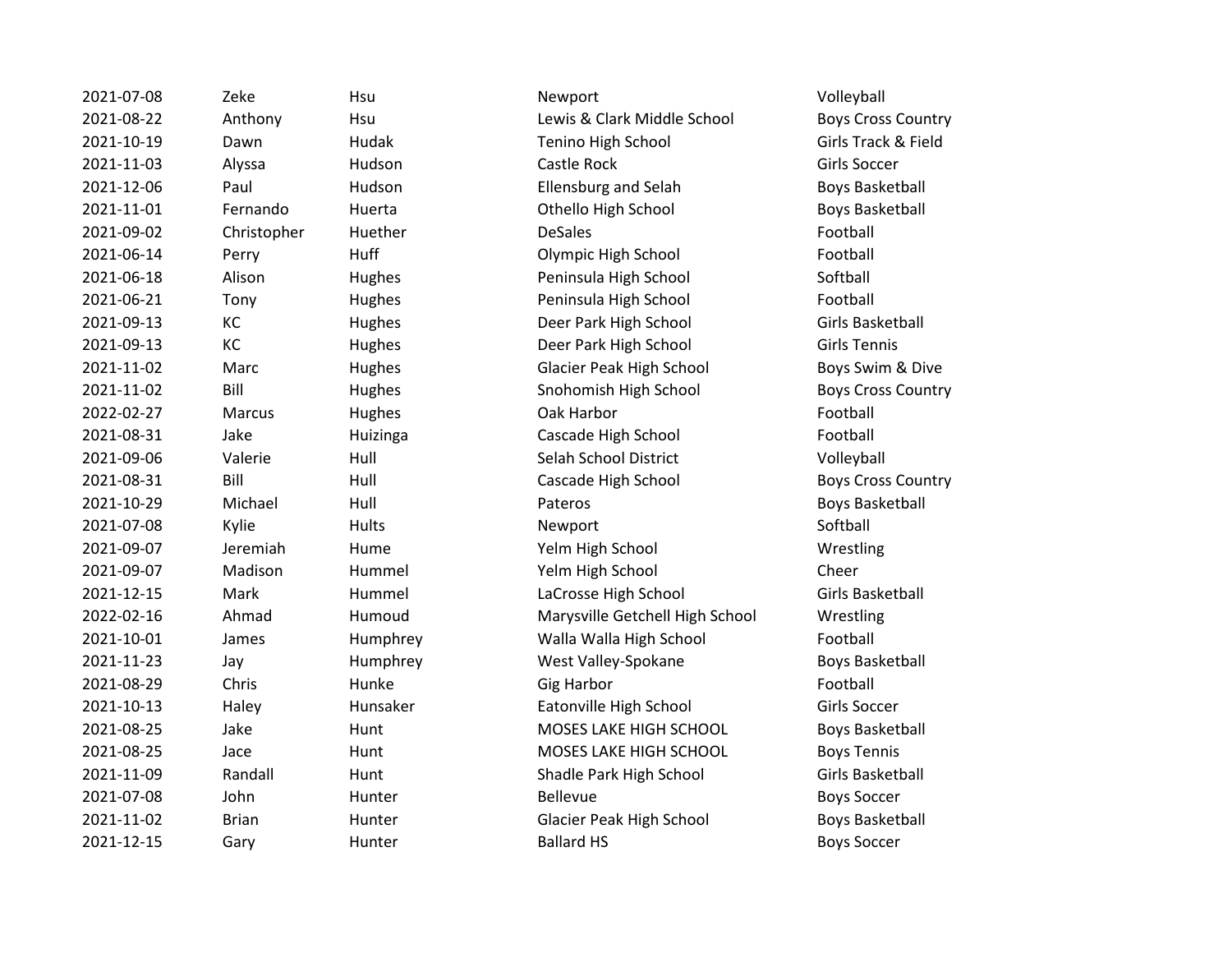| | | | | |
|---|---|---|---|---|
| 2021-07-08 | Zeke | Hsu | Newport | Volleyball |
| 2021-08-22 | Anthony | Hsu | Lewis & Clark Middle School | Boys Cross Country |
| 2021-10-19 | Dawn | Hudak | Tenino High School | Girls Track & Field |
| 2021-11-03 | Alyssa | Hudson | Castle Rock | Girls Soccer |
| 2021-12-06 | Paul | Hudson | Ellensburg and Selah | Boys Basketball |
| 2021-11-01 | Fernando | Huerta | Othello High School | Boys Basketball |
| 2021-09-02 | Christopher | Huether | DeSales | Football |
| 2021-06-14 | Perry | Huff | Olympic High School | Football |
| 2021-06-18 | Alison | Hughes | Peninsula High School | Softball |
| 2021-06-21 | Tony | Hughes | Peninsula High School | Football |
| 2021-09-13 | KC | Hughes | Deer Park High School | Girls Basketball |
| 2021-09-13 | KC | Hughes | Deer Park High School | Girls Tennis |
| 2021-11-02 | Marc | Hughes | Glacier Peak High School | Boys Swim & Dive |
| 2021-11-02 | Bill | Hughes | Snohomish High School | Boys Cross Country |
| 2022-02-27 | Marcus | Hughes | Oak Harbor | Football |
| 2021-08-31 | Jake | Huizinga | Cascade High School | Football |
| 2021-09-06 | Valerie | Hull | Selah School District | Volleyball |
| 2021-08-31 | Bill | Hull | Cascade High School | Boys Cross Country |
| 2021-10-29 | Michael | Hull | Pateros | Boys Basketball |
| 2021-07-08 | Kylie | Hults | Newport | Softball |
| 2021-09-07 | Jeremiah | Hume | Yelm High School | Wrestling |
| 2021-09-07 | Madison | Hummel | Yelm High School | Cheer |
| 2021-12-15 | Mark | Hummel | LaCrosse High School | Girls Basketball |
| 2022-02-16 | Ahmad | Humoud | Marysville Getchell High School | Wrestling |
| 2021-10-01 | James | Humphrey | Walla Walla High School | Football |
| 2021-11-23 | Jay | Humphrey | West Valley-Spokane | Boys Basketball |
| 2021-08-29 | Chris | Hunke | Gig Harbor | Football |
| 2021-10-13 | Haley | Hunsaker | Eatonville High School | Girls Soccer |
| 2021-08-25 | Jake | Hunt | MOSES LAKE HIGH SCHOOL | Boys Basketball |
| 2021-08-25 | Jace | Hunt | MOSES LAKE HIGH SCHOOL | Boys Tennis |
| 2021-11-09 | Randall | Hunt | Shadle Park High School | Girls Basketball |
| 2021-07-08 | John | Hunter | Bellevue | Boys Soccer |
| 2021-11-02 | Brian | Hunter | Glacier Peak High School | Boys Basketball |
| 2021-12-15 | Gary | Hunter | Ballard HS | Boys Soccer |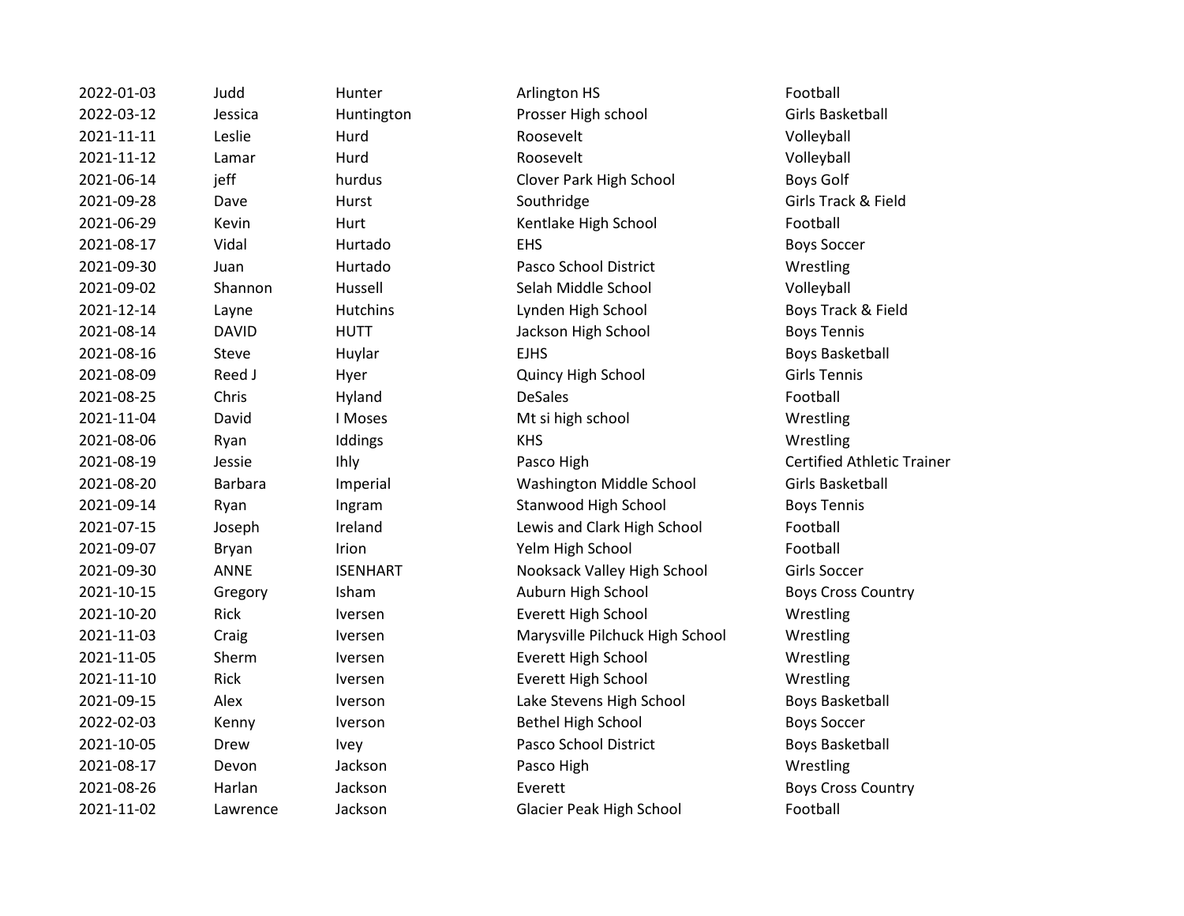| | | | | |
|---|---|---|---|---|
| 2022-01-03 | Judd | Hunter | Arlington HS | Football |
| 2022-03-12 | Jessica | Huntington | Prosser High school | Girls Basketball |
| 2021-11-11 | Leslie | Hurd | Roosevelt | Volleyball |
| 2021-11-12 | Lamar | Hurd | Roosevelt | Volleyball |
| 2021-06-14 | jeff | hurdus | Clover Park High School | Boys Golf |
| 2021-09-28 | Dave | Hurst | Southridge | Girls Track & Field |
| 2021-06-29 | Kevin | Hurt | Kentlake High School | Football |
| 2021-08-17 | Vidal | Hurtado | EHS | Boys Soccer |
| 2021-09-30 | Juan | Hurtado | Pasco School District | Wrestling |
| 2021-09-02 | Shannon | Hussell | Selah Middle School | Volleyball |
| 2021-12-14 | Layne | Hutchins | Lynden High School | Boys Track & Field |
| 2021-08-14 | DAVID | HUTT | Jackson High School | Boys Tennis |
| 2021-08-16 | Steve | Huylar | EJHS | Boys Basketball |
| 2021-08-09 | Reed J | Hyer | Quincy High School | Girls Tennis |
| 2021-08-25 | Chris | Hyland | DeSales | Football |
| 2021-11-04 | David | I Moses | Mt si high school | Wrestling |
| 2021-08-06 | Ryan | Iddings | KHS | Wrestling |
| 2021-08-19 | Jessie | Ihly | Pasco High | Certified Athletic Trainer |
| 2021-08-20 | Barbara | Imperial | Washington Middle School | Girls Basketball |
| 2021-09-14 | Ryan | Ingram | Stanwood High School | Boys Tennis |
| 2021-07-15 | Joseph | Ireland | Lewis and Clark High School | Football |
| 2021-09-07 | Bryan | Irion | Yelm High School | Football |
| 2021-09-30 | ANNE | ISENHART | Nooksack Valley High School | Girls Soccer |
| 2021-10-15 | Gregory | Isham | Auburn High School | Boys Cross Country |
| 2021-10-20 | Rick | Iversen | Everett High School | Wrestling |
| 2021-11-03 | Craig | Iversen | Marysville Pilchuck High School | Wrestling |
| 2021-11-05 | Sherm | Iversen | Everett High School | Wrestling |
| 2021-11-10 | Rick | Iversen | Everett High School | Wrestling |
| 2021-09-15 | Alex | Iverson | Lake Stevens High School | Boys Basketball |
| 2022-02-03 | Kenny | Iverson | Bethel High School | Boys Soccer |
| 2021-10-05 | Drew | Ivey | Pasco School District | Boys Basketball |
| 2021-08-17 | Devon | Jackson | Pasco High | Wrestling |
| 2021-08-26 | Harlan | Jackson | Everett | Boys Cross Country |
| 2021-11-02 | Lawrence | Jackson | Glacier Peak High School | Football |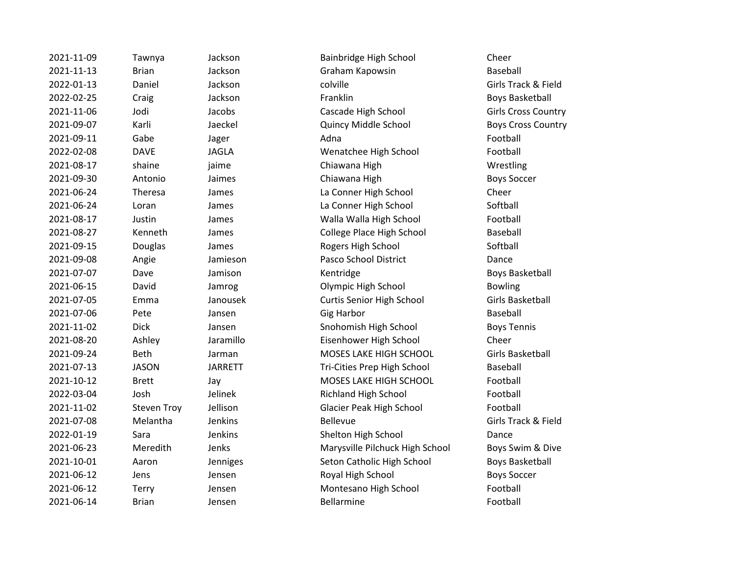| | | | | |
|---|---|---|---|---|
| 2021-11-09 | Tawnya | Jackson | Bainbridge High School | Cheer |
| 2021-11-13 | Brian | Jackson | Graham Kapowsin | Baseball |
| 2022-01-13 | Daniel | Jackson | colville | Girls Track & Field |
| 2022-02-25 | Craig | Jackson | Franklin | Boys Basketball |
| 2021-11-06 | Jodi | Jacobs | Cascade High School | Girls Cross Country |
| 2021-09-07 | Karli | Jaeckel | Quincy Middle School | Boys Cross Country |
| 2021-09-11 | Gabe | Jager | Adna | Football |
| 2022-02-08 | DAVE | JAGLA | Wenatchee High School | Football |
| 2021-08-17 | shaine | jaime | Chiawana High | Wrestling |
| 2021-09-30 | Antonio | Jaimes | Chiawana High | Boys Soccer |
| 2021-06-24 | Theresa | James | La Conner High School | Cheer |
| 2021-06-24 | Loran | James | La Conner High School | Softball |
| 2021-08-17 | Justin | James | Walla Walla High School | Football |
| 2021-08-27 | Kenneth | James | College Place High School | Baseball |
| 2021-09-15 | Douglas | James | Rogers High School | Softball |
| 2021-09-08 | Angie | Jamieson | Pasco School District | Dance |
| 2021-07-07 | Dave | Jamison | Kentridge | Boys Basketball |
| 2021-06-15 | David | Jamrog | Olympic High School | Bowling |
| 2021-07-05 | Emma | Janousek | Curtis Senior High School | Girls Basketball |
| 2021-07-06 | Pete | Jansen | Gig Harbor | Baseball |
| 2021-11-02 | Dick | Jansen | Snohomish High School | Boys Tennis |
| 2021-08-20 | Ashley | Jaramillo | Eisenhower High School | Cheer |
| 2021-09-24 | Beth | Jarman | MOSES LAKE HIGH SCHOOL | Girls Basketball |
| 2021-07-13 | JASON | JARRETT | Tri-Cities Prep High School | Baseball |
| 2021-10-12 | Brett | Jay | MOSES LAKE HIGH SCHOOL | Football |
| 2022-03-04 | Josh | Jelinek | Richland High School | Football |
| 2021-11-02 | Steven Troy | Jellison | Glacier Peak High School | Football |
| 2021-07-08 | Melantha | Jenkins | Bellevue | Girls Track & Field |
| 2022-01-19 | Sara | Jenkins | Shelton High School | Dance |
| 2021-06-23 | Meredith | Jenks | Marysville Pilchuck High School | Boys Swim & Dive |
| 2021-10-01 | Aaron | Jenniges | Seton Catholic High School | Boys Basketball |
| 2021-06-12 | Jens | Jensen | Royal High School | Boys Soccer |
| 2021-06-12 | Terry | Jensen | Montesano High School | Football |
| 2021-06-14 | Brian | Jensen | Bellarmine | Football |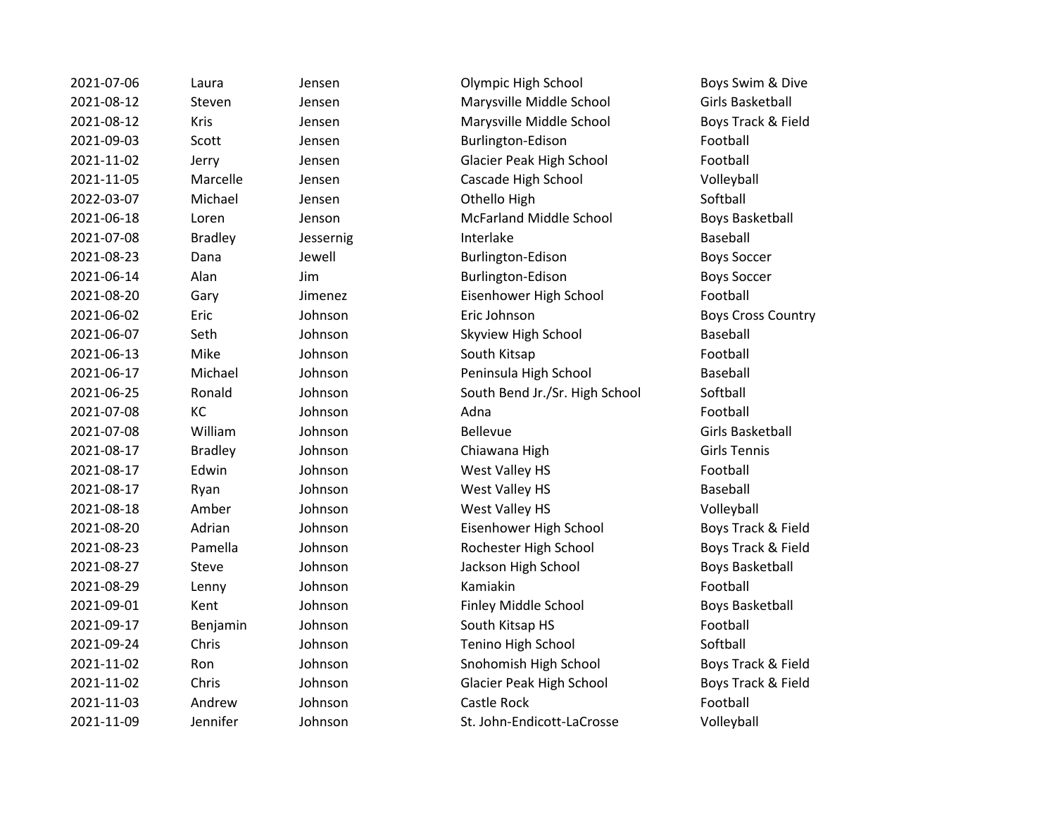| | | | | |
|---|---|---|---|---|
| 2021-07-06 | Laura | Jensen | Olympic High School | Boys Swim & Dive |
| 2021-08-12 | Steven | Jensen | Marysville Middle School | Girls Basketball |
| 2021-08-12 | Kris | Jensen | Marysville Middle School | Boys Track & Field |
| 2021-09-03 | Scott | Jensen | Burlington-Edison | Football |
| 2021-11-02 | Jerry | Jensen | Glacier Peak High School | Football |
| 2021-11-05 | Marcelle | Jensen | Cascade High School | Volleyball |
| 2022-03-07 | Michael | Jensen | Othello High | Softball |
| 2021-06-18 | Loren | Jenson | McFarland Middle School | Boys Basketball |
| 2021-07-08 | Bradley | Jessernig | Interlake | Baseball |
| 2021-08-23 | Dana | Jewell | Burlington-Edison | Boys Soccer |
| 2021-06-14 | Alan | Jim | Burlington-Edison | Boys Soccer |
| 2021-08-20 | Gary | Jimenez | Eisenhower High School | Football |
| 2021-06-02 | Eric | Johnson | Eric Johnson | Boys Cross Country |
| 2021-06-07 | Seth | Johnson | Skyview High School | Baseball |
| 2021-06-13 | Mike | Johnson | South Kitsap | Football |
| 2021-06-17 | Michael | Johnson | Peninsula High School | Baseball |
| 2021-06-25 | Ronald | Johnson | South Bend Jr./Sr. High School | Softball |
| 2021-07-08 | KC | Johnson | Adna | Football |
| 2021-07-08 | William | Johnson | Bellevue | Girls Basketball |
| 2021-08-17 | Bradley | Johnson | Chiawana High | Girls Tennis |
| 2021-08-17 | Edwin | Johnson | West Valley HS | Football |
| 2021-08-17 | Ryan | Johnson | West Valley HS | Baseball |
| 2021-08-18 | Amber | Johnson | West Valley HS | Volleyball |
| 2021-08-20 | Adrian | Johnson | Eisenhower High School | Boys Track & Field |
| 2021-08-23 | Pamella | Johnson | Rochester High School | Boys Track & Field |
| 2021-08-27 | Steve | Johnson | Jackson High School | Boys Basketball |
| 2021-08-29 | Lenny | Johnson | Kamiakin | Football |
| 2021-09-01 | Kent | Johnson | Finley Middle School | Boys Basketball |
| 2021-09-17 | Benjamin | Johnson | South Kitsap HS | Football |
| 2021-09-24 | Chris | Johnson | Tenino High School | Softball |
| 2021-11-02 | Ron | Johnson | Snohomish High School | Boys Track & Field |
| 2021-11-02 | Chris | Johnson | Glacier Peak High School | Boys Track & Field |
| 2021-11-03 | Andrew | Johnson | Castle Rock | Football |
| 2021-11-09 | Jennifer | Johnson | St. John-Endicott-LaCrosse | Volleyball |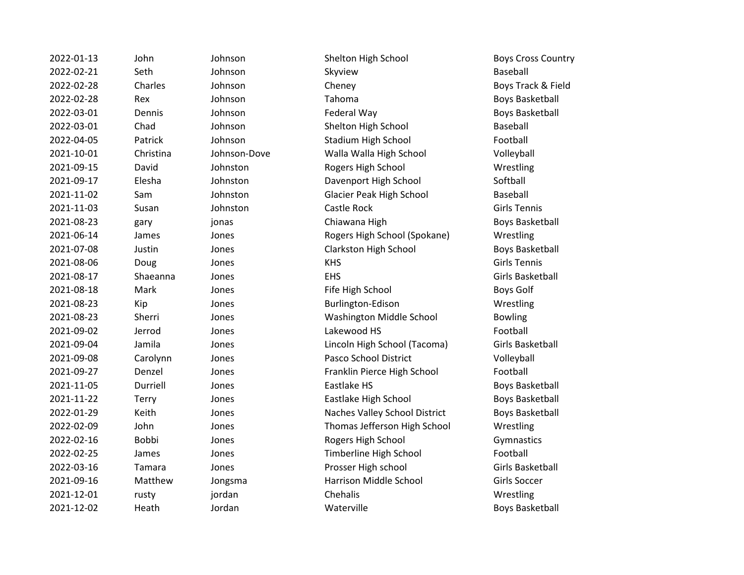| | | | | |
|---|---|---|---|---|
| 2022-01-13 | John | Johnson | Shelton High School | Boys Cross Country |
| 2022-02-21 | Seth | Johnson | Skyview | Baseball |
| 2022-02-28 | Charles | Johnson | Cheney | Boys Track & Field |
| 2022-02-28 | Rex | Johnson | Tahoma | Boys Basketball |
| 2022-03-01 | Dennis | Johnson | Federal Way | Boys Basketball |
| 2022-03-01 | Chad | Johnson | Shelton High School | Baseball |
| 2022-04-05 | Patrick | Johnson | Stadium High School | Football |
| 2021-10-01 | Christina | Johnson-Dove | Walla Walla High School | Volleyball |
| 2021-09-15 | David | Johnston | Rogers High School | Wrestling |
| 2021-09-17 | Elesha | Johnston | Davenport High School | Softball |
| 2021-11-02 | Sam | Johnston | Glacier Peak High School | Baseball |
| 2021-11-03 | Susan | Johnston | Castle Rock | Girls Tennis |
| 2021-08-23 | gary | jonas | Chiawana High | Boys Basketball |
| 2021-06-14 | James | Jones | Rogers High School (Spokane) | Wrestling |
| 2021-07-08 | Justin | Jones | Clarkston High School | Boys Basketball |
| 2021-08-06 | Doug | Jones | KHS | Girls Tennis |
| 2021-08-17 | Shaeanna | Jones | EHS | Girls Basketball |
| 2021-08-18 | Mark | Jones | Fife High School | Boys Golf |
| 2021-08-23 | Kip | Jones | Burlington-Edison | Wrestling |
| 2021-08-23 | Sherri | Jones | Washington Middle School | Bowling |
| 2021-09-02 | Jerrod | Jones | Lakewood HS | Football |
| 2021-09-04 | Jamila | Jones | Lincoln High School (Tacoma) | Girls Basketball |
| 2021-09-08 | Carolynn | Jones | Pasco School District | Volleyball |
| 2021-09-27 | Denzel | Jones | Franklin Pierce High School | Football |
| 2021-11-05 | Durriell | Jones | Eastlake HS | Boys Basketball |
| 2021-11-22 | Terry | Jones | Eastlake High School | Boys Basketball |
| 2022-01-29 | Keith | Jones | Naches Valley School District | Boys Basketball |
| 2022-02-09 | John | Jones | Thomas Jefferson High School | Wrestling |
| 2022-02-16 | Bobbi | Jones | Rogers High School | Gymnastics |
| 2022-02-25 | James | Jones | Timberline High School | Football |
| 2022-03-16 | Tamara | Jones | Prosser High school | Girls Basketball |
| 2021-09-16 | Matthew | Jongsma | Harrison Middle School | Girls Soccer |
| 2021-12-01 | rusty | jordan | Chehalis | Wrestling |
| 2021-12-02 | Heath | Jordan | Waterville | Boys Basketball |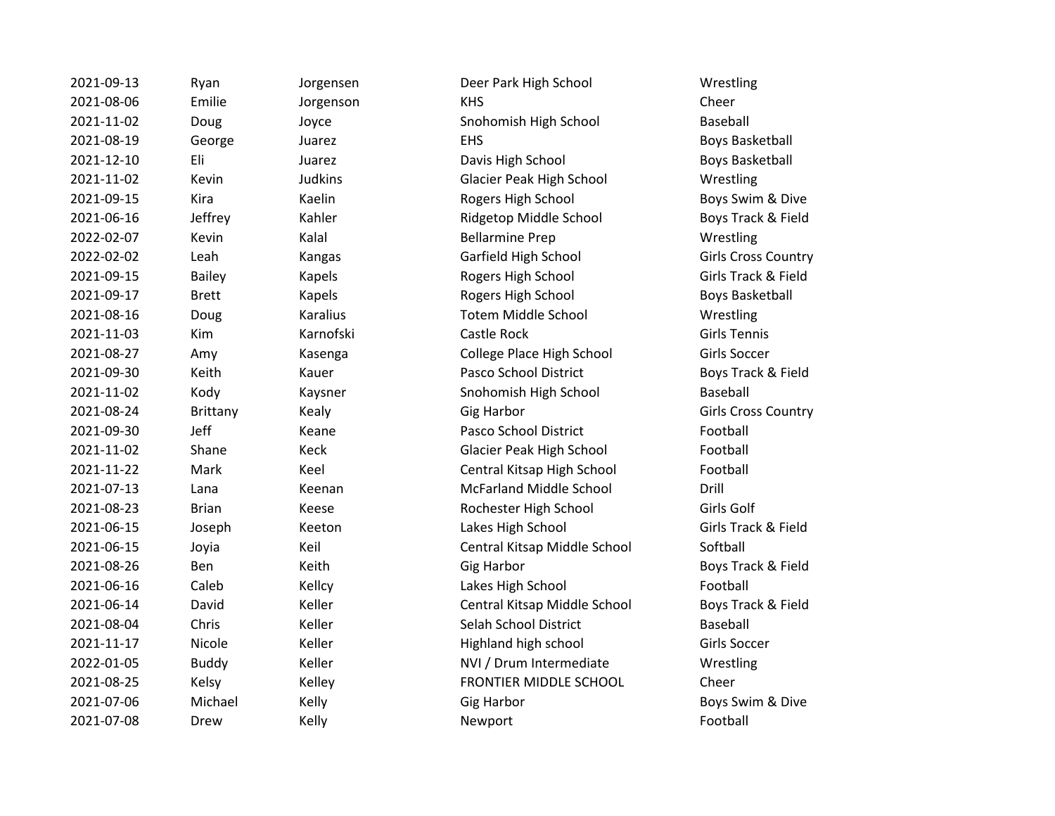| | | | | |
|---|---|---|---|---|
| 2021-09-13 | Ryan | Jorgensen | Deer Park High School | Wrestling |
| 2021-08-06 | Emilie | Jorgenson | KHS | Cheer |
| 2021-11-02 | Doug | Joyce | Snohomish High School | Baseball |
| 2021-08-19 | George | Juarez | EHS | Boys Basketball |
| 2021-12-10 | Eli | Juarez | Davis High School | Boys Basketball |
| 2021-11-02 | Kevin | Judkins | Glacier Peak High School | Wrestling |
| 2021-09-15 | Kira | Kaelin | Rogers High School | Boys Swim & Dive |
| 2021-06-16 | Jeffrey | Kahler | Ridgetop Middle School | Boys Track & Field |
| 2022-02-07 | Kevin | Kalal | Bellarmine Prep | Wrestling |
| 2022-02-02 | Leah | Kangas | Garfield High School | Girls Cross Country |
| 2021-09-15 | Bailey | Kapels | Rogers High School | Girls Track & Field |
| 2021-09-17 | Brett | Kapels | Rogers High School | Boys Basketball |
| 2021-08-16 | Doug | Karalius | Totem Middle School | Wrestling |
| 2021-11-03 | Kim | Karnofski | Castle Rock | Girls Tennis |
| 2021-08-27 | Amy | Kasenga | College Place High School | Girls Soccer |
| 2021-09-30 | Keith | Kauer | Pasco School District | Boys Track & Field |
| 2021-11-02 | Kody | Kaysner | Snohomish High School | Baseball |
| 2021-08-24 | Brittany | Kealy | Gig Harbor | Girls Cross Country |
| 2021-09-30 | Jeff | Keane | Pasco School District | Football |
| 2021-11-02 | Shane | Keck | Glacier Peak High School | Football |
| 2021-11-22 | Mark | Keel | Central Kitsap High School | Football |
| 2021-07-13 | Lana | Keenan | McFarland Middle School | Drill |
| 2021-08-23 | Brian | Keese | Rochester High School | Girls Golf |
| 2021-06-15 | Joseph | Keeton | Lakes High School | Girls Track & Field |
| 2021-06-15 | Joyia | Keil | Central Kitsap Middle School | Softball |
| 2021-08-26 | Ben | Keith | Gig Harbor | Boys Track & Field |
| 2021-06-16 | Caleb | Kellcy | Lakes High School | Football |
| 2021-06-14 | David | Keller | Central Kitsap Middle School | Boys Track & Field |
| 2021-08-04 | Chris | Keller | Selah School District | Baseball |
| 2021-11-17 | Nicole | Keller | Highland high school | Girls Soccer |
| 2022-01-05 | Buddy | Keller | NVI / Drum Intermediate | Wrestling |
| 2021-08-25 | Kelsy | Kelley | FRONTIER MIDDLE SCHOOL | Cheer |
| 2021-07-06 | Michael | Kelly | Gig Harbor | Boys Swim & Dive |
| 2021-07-08 | Drew | Kelly | Newport | Football |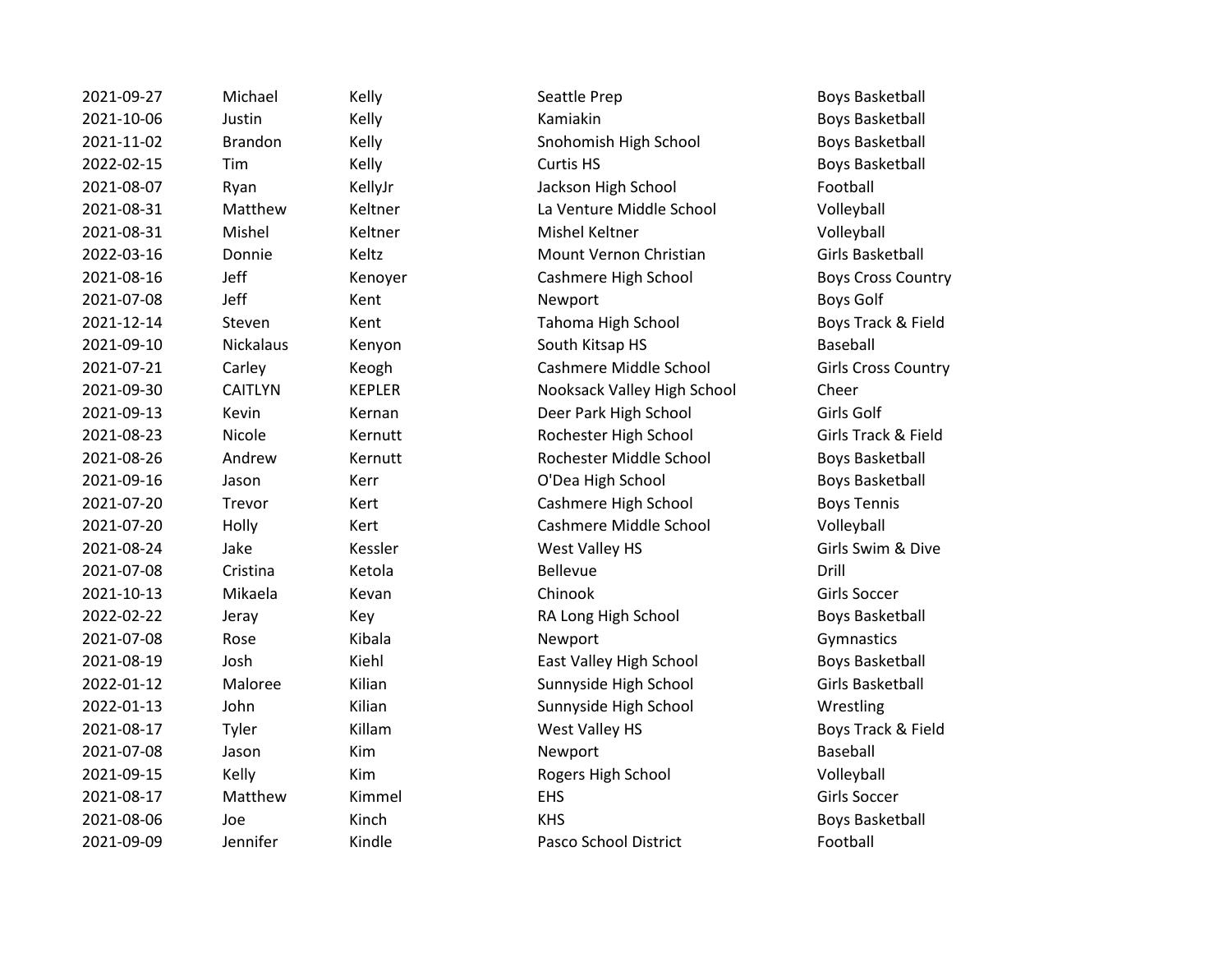| | | | | |
|---|---|---|---|---|
| 2021-09-27 | Michael | Kelly | Seattle Prep | Boys Basketball |
| 2021-10-06 | Justin | Kelly | Kamiakin | Boys Basketball |
| 2021-11-02 | Brandon | Kelly | Snohomish High School | Boys Basketball |
| 2022-02-15 | Tim | Kelly | Curtis HS | Boys Basketball |
| 2021-08-07 | Ryan | KellyJr | Jackson High School | Football |
| 2021-08-31 | Matthew | Keltner | La Venture Middle School | Volleyball |
| 2021-08-31 | Mishel | Keltner | Mishel Keltner | Volleyball |
| 2022-03-16 | Donnie | Keltz | Mount Vernon Christian | Girls Basketball |
| 2021-08-16 | Jeff | Kenoyer | Cashmere High School | Boys Cross Country |
| 2021-07-08 | Jeff | Kent | Newport | Boys Golf |
| 2021-12-14 | Steven | Kent | Tahoma High School | Boys Track & Field |
| 2021-09-10 | Nickalaus | Kenyon | South Kitsap HS | Baseball |
| 2021-07-21 | Carley | Keogh | Cashmere Middle School | Girls Cross Country |
| 2021-09-30 | CAITLYN | KEPLER | Nooksack Valley High School | Cheer |
| 2021-09-13 | Kevin | Kernan | Deer Park High School | Girls Golf |
| 2021-08-23 | Nicole | Kernutt | Rochester High School | Girls Track & Field |
| 2021-08-26 | Andrew | Kernutt | Rochester Middle School | Boys Basketball |
| 2021-09-16 | Jason | Kerr | O'Dea High School | Boys Basketball |
| 2021-07-20 | Trevor | Kert | Cashmere High School | Boys Tennis |
| 2021-07-20 | Holly | Kert | Cashmere Middle School | Volleyball |
| 2021-08-24 | Jake | Kessler | West Valley HS | Girls Swim & Dive |
| 2021-07-08 | Cristina | Ketola | Bellevue | Drill |
| 2021-10-13 | Mikaela | Kevan | Chinook | Girls Soccer |
| 2022-02-22 | Jeray | Key | RA Long High School | Boys Basketball |
| 2021-07-08 | Rose | Kibala | Newport | Gymnastics |
| 2021-08-19 | Josh | Kiehl | East Valley High School | Boys Basketball |
| 2022-01-12 | Maloree | Kilian | Sunnyside High School | Girls Basketball |
| 2022-01-13 | John | Kilian | Sunnyside High School | Wrestling |
| 2021-08-17 | Tyler | Killam | West Valley HS | Boys Track & Field |
| 2021-07-08 | Jason | Kim | Newport | Baseball |
| 2021-09-15 | Kelly | Kim | Rogers High School | Volleyball |
| 2021-08-17 | Matthew | Kimmel | EHS | Girls Soccer |
| 2021-08-06 | Joe | Kinch | KHS | Boys Basketball |
| 2021-09-09 | Jennifer | Kindle | Pasco School District | Football |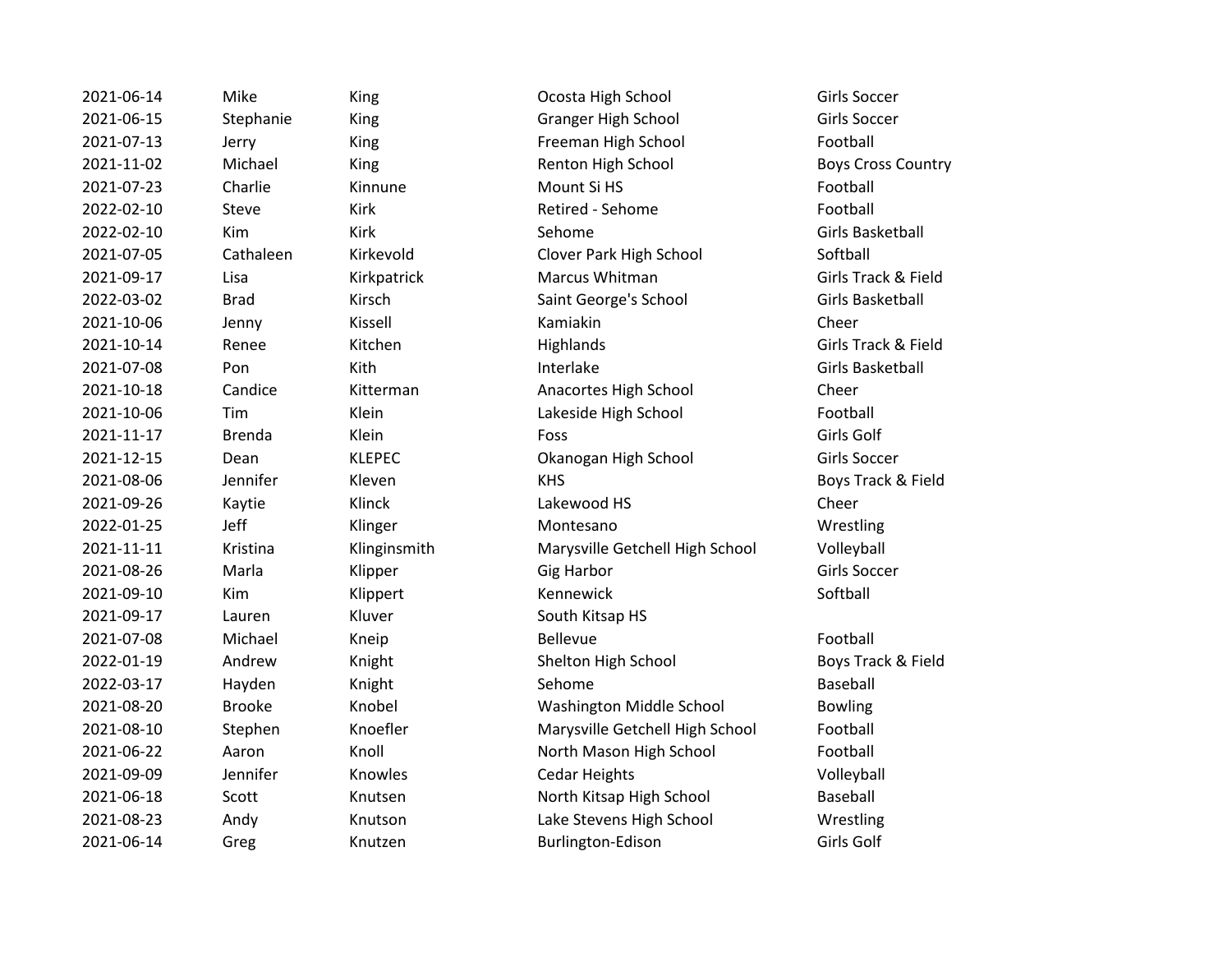| | | | | |
|---|---|---|---|---|
| 2021-06-14 | Mike | King | Ocosta High School | Girls Soccer |
| 2021-06-15 | Stephanie | King | Granger High School | Girls Soccer |
| 2021-07-13 | Jerry | King | Freeman High School | Football |
| 2021-11-02 | Michael | King | Renton High School | Boys Cross Country |
| 2021-07-23 | Charlie | Kinnune | Mount Si HS | Football |
| 2022-02-10 | Steve | Kirk | Retired - Sehome | Football |
| 2022-02-10 | Kim | Kirk | Sehome | Girls Basketball |
| 2021-07-05 | Cathaleen | Kirkevold | Clover Park High School | Softball |
| 2021-09-17 | Lisa | Kirkpatrick | Marcus Whitman | Girls Track & Field |
| 2022-03-02 | Brad | Kirsch | Saint George's School | Girls Basketball |
| 2021-10-06 | Jenny | Kissell | Kamiakin | Cheer |
| 2021-10-14 | Renee | Kitchen | Highlands | Girls Track & Field |
| 2021-07-08 | Pon | Kith | Interlake | Girls Basketball |
| 2021-10-18 | Candice | Kitterman | Anacortes High School | Cheer |
| 2021-10-06 | Tim | Klein | Lakeside High School | Football |
| 2021-11-17 | Brenda | Klein | Foss | Girls Golf |
| 2021-12-15 | Dean | KLEPEC | Okanogan High School | Girls Soccer |
| 2021-08-06 | Jennifer | Kleven | KHS | Boys Track & Field |
| 2021-09-26 | Kaytie | Klinck | Lakewood HS | Cheer |
| 2022-01-25 | Jeff | Klinger | Montesano | Wrestling |
| 2021-11-11 | Kristina | Klinginsmith | Marysville Getchell High School | Volleyball |
| 2021-08-26 | Marla | Klipper | Gig Harbor | Girls Soccer |
| 2021-09-10 | Kim | Klippert | Kennewick | Softball |
| 2021-09-17 | Lauren | Kluver | South Kitsap HS | |
| 2021-07-08 | Michael | Kneip | Bellevue | Football |
| 2022-01-19 | Andrew | Knight | Shelton High School | Boys Track & Field |
| 2022-03-17 | Hayden | Knight | Sehome | Baseball |
| 2021-08-20 | Brooke | Knobel | Washington Middle School | Bowling |
| 2021-08-10 | Stephen | Knoefler | Marysville Getchell High School | Football |
| 2021-06-22 | Aaron | Knoll | North Mason High School | Football |
| 2021-09-09 | Jennifer | Knowles | Cedar Heights | Volleyball |
| 2021-06-18 | Scott | Knutsen | North Kitsap High School | Baseball |
| 2021-08-23 | Andy | Knutson | Lake Stevens High School | Wrestling |
| 2021-06-14 | Greg | Knutzen | Burlington-Edison | Girls Golf |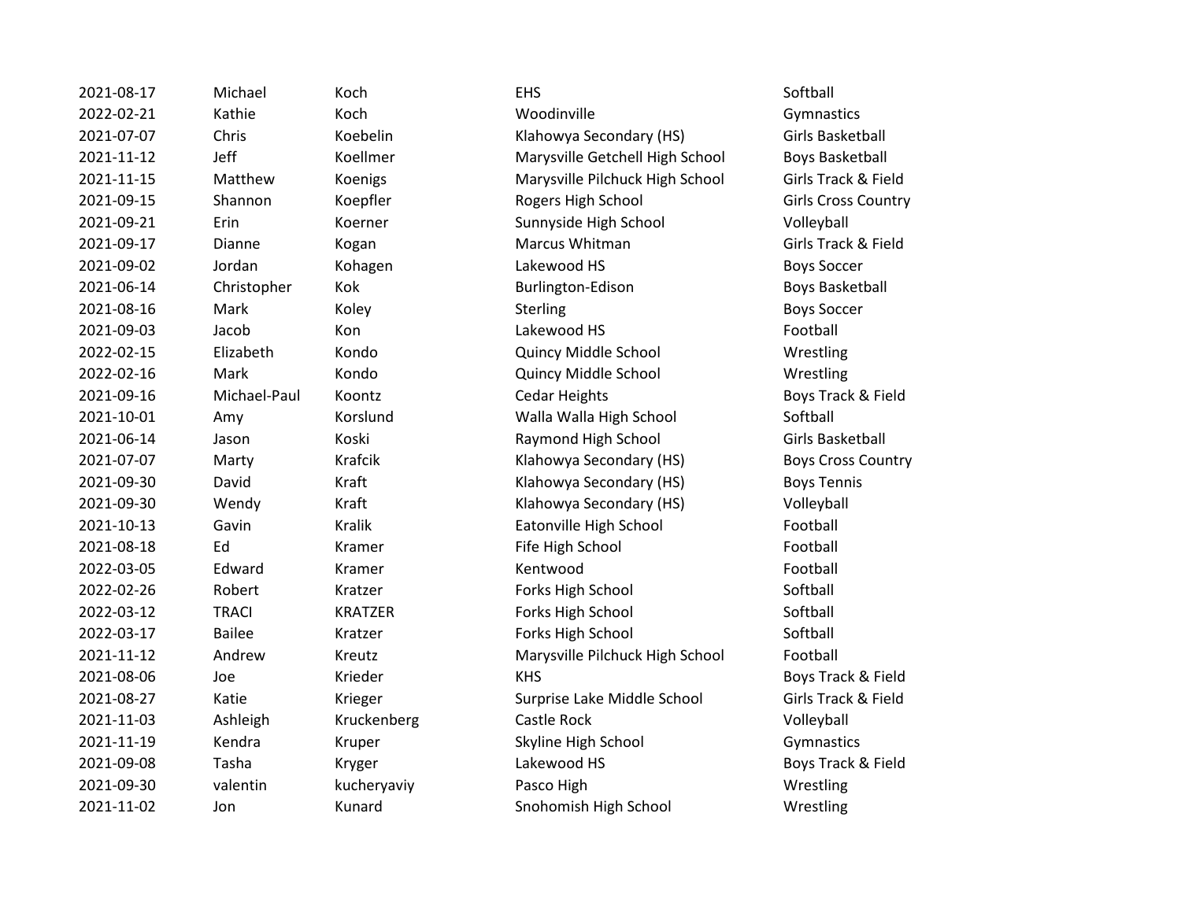| | | | | |
|---|---|---|---|---|
| 2021-08-17 | Michael | Koch | EHS | Softball |
| 2022-02-21 | Kathie | Koch | Woodinville | Gymnastics |
| 2021-07-07 | Chris | Koebelin | Klahowya Secondary (HS) | Girls Basketball |
| 2021-11-12 | Jeff | Koellmer | Marysville Getchell High School | Boys Basketball |
| 2021-11-15 | Matthew | Koenigs | Marysville Pilchuck High School | Girls Track & Field |
| 2021-09-15 | Shannon | Koepfler | Rogers High School | Girls Cross Country |
| 2021-09-21 | Erin | Koerner | Sunnyside High School | Volleyball |
| 2021-09-17 | Dianne | Kogan | Marcus Whitman | Girls Track & Field |
| 2021-09-02 | Jordan | Kohagen | Lakewood HS | Boys Soccer |
| 2021-06-14 | Christopher | Kok | Burlington-Edison | Boys Basketball |
| 2021-08-16 | Mark | Koley | Sterling | Boys Soccer |
| 2021-09-03 | Jacob | Kon | Lakewood HS | Football |
| 2022-02-15 | Elizabeth | Kondo | Quincy Middle School | Wrestling |
| 2022-02-16 | Mark | Kondo | Quincy Middle School | Wrestling |
| 2021-09-16 | Michael-Paul | Koontz | Cedar Heights | Boys Track & Field |
| 2021-10-01 | Amy | Korslund | Walla Walla High School | Softball |
| 2021-06-14 | Jason | Koski | Raymond High School | Girls Basketball |
| 2021-07-07 | Marty | Krafcik | Klahowya Secondary (HS) | Boys Cross Country |
| 2021-09-30 | David | Kraft | Klahowya Secondary (HS) | Boys Tennis |
| 2021-09-30 | Wendy | Kraft | Klahowya Secondary (HS) | Volleyball |
| 2021-10-13 | Gavin | Kralik | Eatonville High School | Football |
| 2021-08-18 | Ed | Kramer | Fife High School | Football |
| 2022-03-05 | Edward | Kramer | Kentwood | Football |
| 2022-02-26 | Robert | Kratzer | Forks High School | Softball |
| 2022-03-12 | TRACI | KRATZER | Forks High School | Softball |
| 2022-03-17 | Bailee | Kratzer | Forks High School | Softball |
| 2021-11-12 | Andrew | Kreutz | Marysville Pilchuck High School | Football |
| 2021-08-06 | Joe | Krieder | KHS | Boys Track & Field |
| 2021-08-27 | Katie | Krieger | Surprise Lake Middle School | Girls Track & Field |
| 2021-11-03 | Ashleigh | Kruckenberg | Castle Rock | Volleyball |
| 2021-11-19 | Kendra | Kruper | Skyline High School | Gymnastics |
| 2021-09-08 | Tasha | Kryger | Lakewood HS | Boys Track & Field |
| 2021-09-30 | valentin | kucheryaviy | Pasco High | Wrestling |
| 2021-11-02 | Jon | Kunard | Snohomish High School | Wrestling |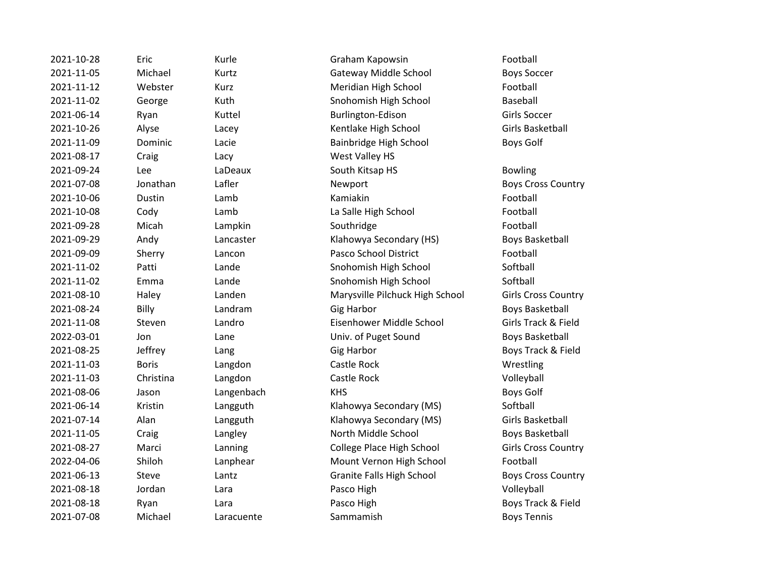| | | | | |
|---|---|---|---|---|
| 2021-10-28 | Eric | Kurle | Graham Kapowsin | Football |
| 2021-11-05 | Michael | Kurtz | Gateway Middle School | Boys Soccer |
| 2021-11-12 | Webster | Kurz | Meridian High School | Football |
| 2021-11-02 | George | Kuth | Snohomish High School | Baseball |
| 2021-06-14 | Ryan | Kuttel | Burlington-Edison | Girls Soccer |
| 2021-10-26 | Alyse | Lacey | Kentlake High School | Girls Basketball |
| 2021-11-09 | Dominic | Lacie | Bainbridge High School | Boys Golf |
| 2021-08-17 | Craig | Lacy | West Valley HS | |
| 2021-09-24 | Lee | LaDeaux | South Kitsap HS | Bowling |
| 2021-07-08 | Jonathan | Lafler | Newport | Boys Cross Country |
| 2021-10-06 | Dustin | Lamb | Kamiakin | Football |
| 2021-10-08 | Cody | Lamb | La Salle High School | Football |
| 2021-09-28 | Micah | Lampkin | Southridge | Football |
| 2021-09-29 | Andy | Lancaster | Klahowya Secondary (HS) | Boys Basketball |
| 2021-09-09 | Sherry | Lancon | Pasco School District | Football |
| 2021-11-02 | Patti | Lande | Snohomish High School | Softball |
| 2021-11-02 | Emma | Lande | Snohomish High School | Softball |
| 2021-08-10 | Haley | Landen | Marysville Pilchuck High School | Girls Cross Country |
| 2021-08-24 | Billy | Landram | Gig Harbor | Boys Basketball |
| 2021-11-08 | Steven | Landro | Eisenhower Middle School | Girls Track & Field |
| 2022-03-01 | Jon | Lane | Univ. of Puget Sound | Boys Basketball |
| 2021-08-25 | Jeffrey | Lang | Gig Harbor | Boys Track & Field |
| 2021-11-03 | Boris | Langdon | Castle Rock | Wrestling |
| 2021-11-03 | Christina | Langdon | Castle Rock | Volleyball |
| 2021-08-06 | Jason | Langenbach | KHS | Boys Golf |
| 2021-06-14 | Kristin | Langguth | Klahowya Secondary (MS) | Softball |
| 2021-07-14 | Alan | Langguth | Klahowya Secondary (MS) | Girls Basketball |
| 2021-11-05 | Craig | Langley | North Middle School | Boys Basketball |
| 2021-08-27 | Marci | Lanning | College Place High School | Girls Cross Country |
| 2022-04-06 | Shiloh | Lanphear | Mount Vernon High School | Football |
| 2021-06-13 | Steve | Lantz | Granite Falls High School | Boys Cross Country |
| 2021-08-18 | Jordan | Lara | Pasco High | Volleyball |
| 2021-08-18 | Ryan | Lara | Pasco High | Boys Track & Field |
| 2021-07-08 | Michael | Laracuente | Sammamish | Boys Tennis |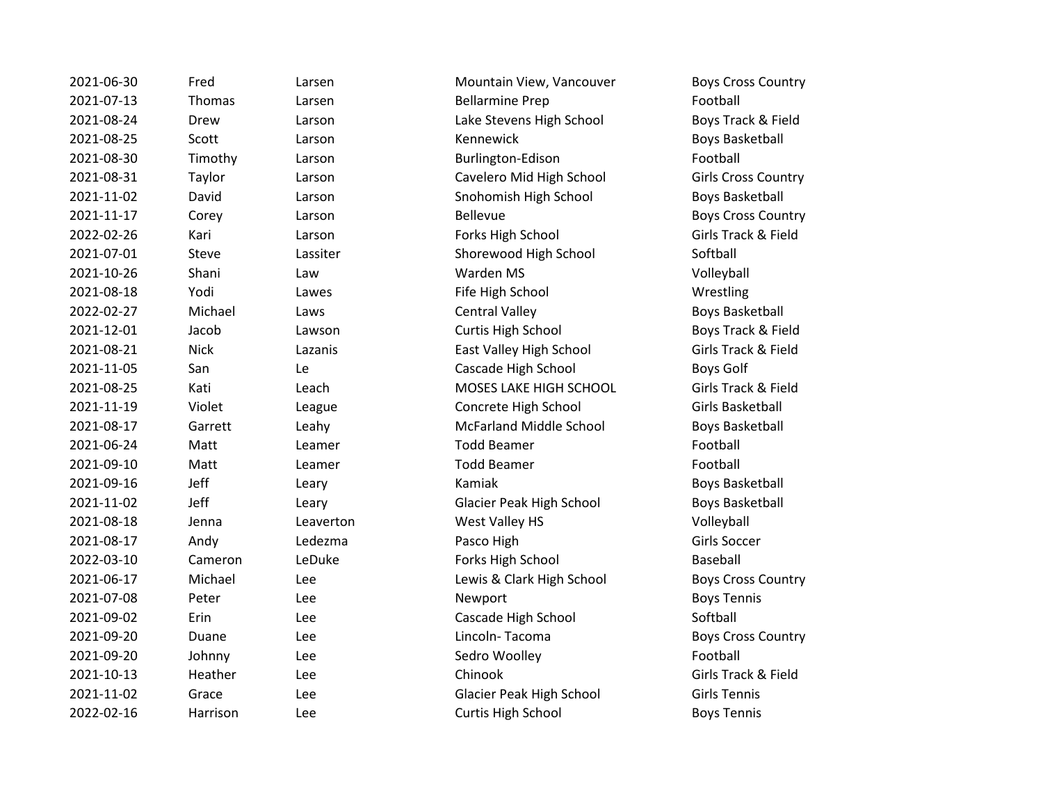| | | | | |
|---|---|---|---|---|
| 2021-06-30 | Fred | Larsen | Mountain View, Vancouver | Boys Cross Country |
| 2021-07-13 | Thomas | Larsen | Bellarmine Prep | Football |
| 2021-08-24 | Drew | Larson | Lake Stevens High School | Boys Track & Field |
| 2021-08-25 | Scott | Larson | Kennewick | Boys Basketball |
| 2021-08-30 | Timothy | Larson | Burlington-Edison | Football |
| 2021-08-31 | Taylor | Larson | Cavelero Mid High School | Girls Cross Country |
| 2021-11-02 | David | Larson | Snohomish High School | Boys Basketball |
| 2021-11-17 | Corey | Larson | Bellevue | Boys Cross Country |
| 2022-02-26 | Kari | Larson | Forks High School | Girls Track & Field |
| 2021-07-01 | Steve | Lassiter | Shorewood High School | Softball |
| 2021-10-26 | Shani | Law | Warden MS | Volleyball |
| 2021-08-18 | Yodi | Lawes | Fife High School | Wrestling |
| 2022-02-27 | Michael | Laws | Central Valley | Boys Basketball |
| 2021-12-01 | Jacob | Lawson | Curtis High School | Boys Track & Field |
| 2021-08-21 | Nick | Lazanis | East Valley High School | Girls Track & Field |
| 2021-11-05 | San | Le | Cascade High School | Boys Golf |
| 2021-08-25 | Kati | Leach | MOSES LAKE HIGH SCHOOL | Girls Track & Field |
| 2021-11-19 | Violet | League | Concrete High School | Girls Basketball |
| 2021-08-17 | Garrett | Leahy | McFarland Middle School | Boys Basketball |
| 2021-06-24 | Matt | Leamer | Todd Beamer | Football |
| 2021-09-10 | Matt | Leamer | Todd Beamer | Football |
| 2021-09-16 | Jeff | Leary | Kamiak | Boys Basketball |
| 2021-11-02 | Jeff | Leary | Glacier Peak High School | Boys Basketball |
| 2021-08-18 | Jenna | Leaverton | West Valley HS | Volleyball |
| 2021-08-17 | Andy | Ledezma | Pasco High | Girls Soccer |
| 2022-03-10 | Cameron | LeDuke | Forks High School | Baseball |
| 2021-06-17 | Michael | Lee | Lewis & Clark High School | Boys Cross Country |
| 2021-07-08 | Peter | Lee | Newport | Boys Tennis |
| 2021-09-02 | Erin | Lee | Cascade High School | Softball |
| 2021-09-20 | Duane | Lee | Lincoln- Tacoma | Boys Cross Country |
| 2021-09-20 | Johnny | Lee | Sedro Woolley | Football |
| 2021-10-13 | Heather | Lee | Chinook | Girls Track & Field |
| 2021-11-02 | Grace | Lee | Glacier Peak High School | Girls Tennis |
| 2022-02-16 | Harrison | Lee | Curtis High School | Boys Tennis |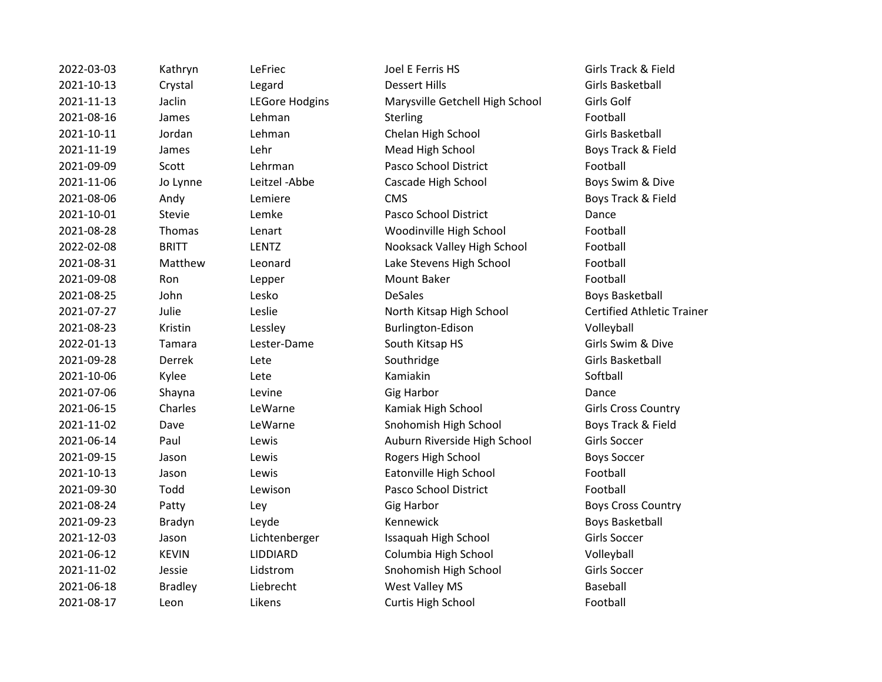| | | | | |
|---|---|---|---|---|
| 2022-03-03 | Kathryn | LeFriec | Joel E Ferris HS | Girls Track & Field |
| 2021-10-13 | Crystal | Legard | Dessert Hills | Girls Basketball |
| 2021-11-13 | Jaclin | LEGore Hodgins | Marysville Getchell High School | Girls Golf |
| 2021-08-16 | James | Lehman | Sterling | Football |
| 2021-10-11 | Jordan | Lehman | Chelan High School | Girls Basketball |
| 2021-11-19 | James | Lehr | Mead High School | Boys Track & Field |
| 2021-09-09 | Scott | Lehrman | Pasco School District | Football |
| 2021-11-06 | Jo Lynne | Leitzel -Abbe | Cascade High School | Boys Swim & Dive |
| 2021-08-06 | Andy | Lemiere | CMS | Boys Track & Field |
| 2021-10-01 | Stevie | Lemke | Pasco School District | Dance |
| 2021-08-28 | Thomas | Lenart | Woodinville High School | Football |
| 2022-02-08 | BRITT | LENTZ | Nooksack Valley High School | Football |
| 2021-08-31 | Matthew | Leonard | Lake Stevens High School | Football |
| 2021-09-08 | Ron | Lepper | Mount Baker | Football |
| 2021-08-25 | John | Lesko | DeSales | Boys Basketball |
| 2021-07-27 | Julie | Leslie | North Kitsap High School | Certified Athletic Trainer |
| 2021-08-23 | Kristin | Lessley | Burlington-Edison | Volleyball |
| 2022-01-13 | Tamara | Lester-Dame | South Kitsap HS | Girls Swim & Dive |
| 2021-09-28 | Derrek | Lete | Southridge | Girls Basketball |
| 2021-10-06 | Kylee | Lete | Kamiakin | Softball |
| 2021-07-06 | Shayna | Levine | Gig Harbor | Dance |
| 2021-06-15 | Charles | LeWarne | Kamiak High School | Girls Cross Country |
| 2021-11-02 | Dave | LeWarne | Snohomish High School | Boys Track & Field |
| 2021-06-14 | Paul | Lewis | Auburn Riverside High School | Girls Soccer |
| 2021-09-15 | Jason | Lewis | Rogers High School | Boys Soccer |
| 2021-10-13 | Jason | Lewis | Eatonville High School | Football |
| 2021-09-30 | Todd | Lewison | Pasco School District | Football |
| 2021-08-24 | Patty | Ley | Gig Harbor | Boys Cross Country |
| 2021-09-23 | Bradyn | Leyde | Kennewick | Boys Basketball |
| 2021-12-03 | Jason | Lichtenberger | Issaquah High School | Girls Soccer |
| 2021-06-12 | KEVIN | LIDDIARD | Columbia High School | Volleyball |
| 2021-11-02 | Jessie | Lidstrom | Snohomish High School | Girls Soccer |
| 2021-06-18 | Bradley | Liebrecht | West Valley MS | Baseball |
| 2021-08-17 | Leon | Likens | Curtis High School | Football |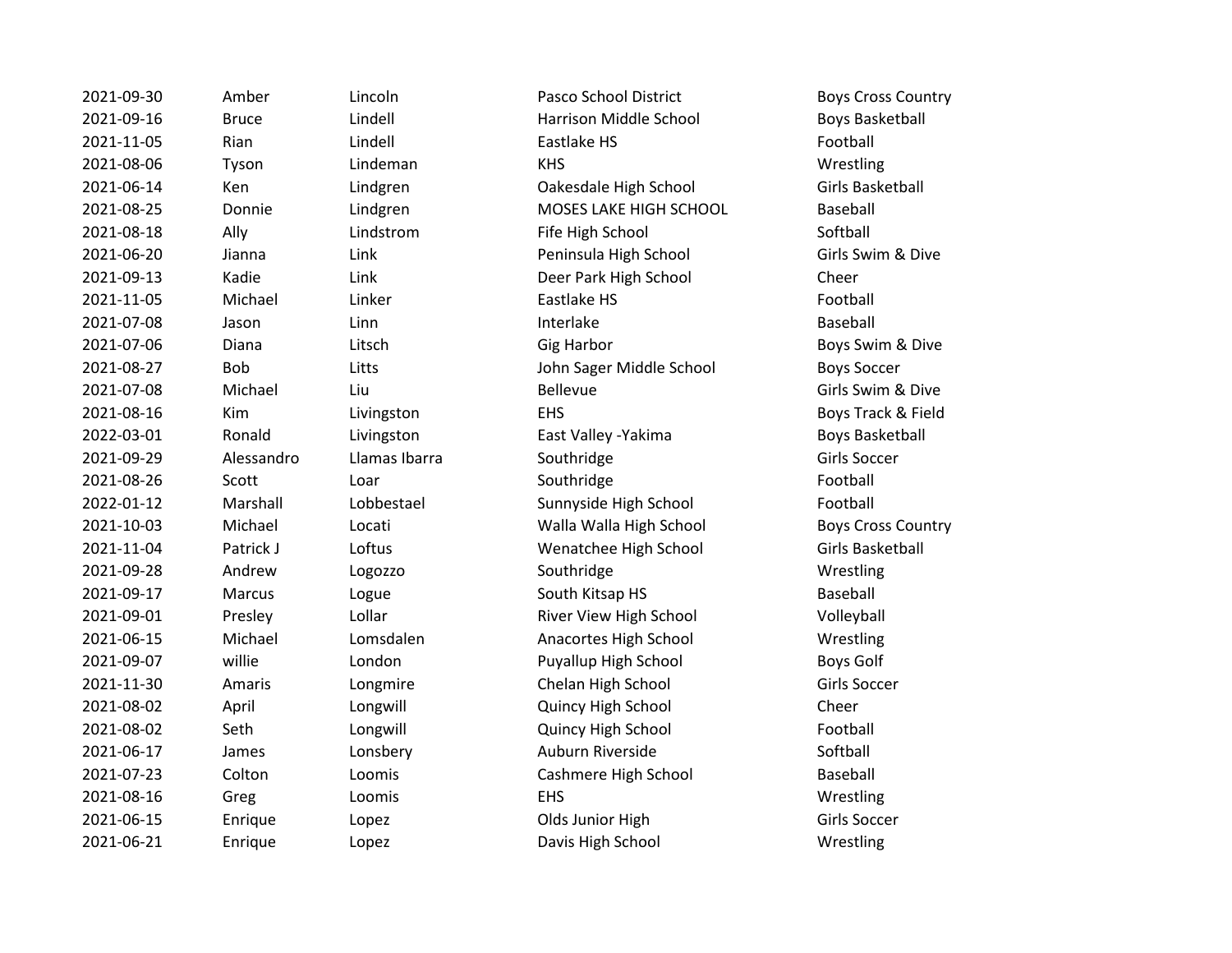| | | | | |
|---|---|---|---|---|
| 2021-09-30 | Amber | Lincoln | Pasco School District | Boys Cross Country |
| 2021-09-16 | Bruce | Lindell | Harrison Middle School | Boys Basketball |
| 2021-11-05 | Rian | Lindell | Eastlake HS | Football |
| 2021-08-06 | Tyson | Lindeman | KHS | Wrestling |
| 2021-06-14 | Ken | Lindgren | Oakesdale High School | Girls Basketball |
| 2021-08-25 | Donnie | Lindgren | MOSES LAKE HIGH SCHOOL | Baseball |
| 2021-08-18 | Ally | Lindstrom | Fife High School | Softball |
| 2021-06-20 | Jianna | Link | Peninsula High School | Girls Swim & Dive |
| 2021-09-13 | Kadie | Link | Deer Park High School | Cheer |
| 2021-11-05 | Michael | Linker | Eastlake HS | Football |
| 2021-07-08 | Jason | Linn | Interlake | Baseball |
| 2021-07-06 | Diana | Litsch | Gig Harbor | Boys Swim & Dive |
| 2021-08-27 | Bob | Litts | John Sager Middle School | Boys Soccer |
| 2021-07-08 | Michael | Liu | Bellevue | Girls Swim & Dive |
| 2021-08-16 | Kim | Livingston | EHS | Boys Track & Field |
| 2022-03-01 | Ronald | Livingston | East Valley -Yakima | Boys Basketball |
| 2021-09-29 | Alessandro | Llamas Ibarra | Southridge | Girls Soccer |
| 2021-08-26 | Scott | Loar | Southridge | Football |
| 2022-01-12 | Marshall | Lobbestael | Sunnyside High School | Football |
| 2021-10-03 | Michael | Locati | Walla Walla High School | Boys Cross Country |
| 2021-11-04 | Patrick J | Loftus | Wenatchee High School | Girls Basketball |
| 2021-09-28 | Andrew | Logozzo | Southridge | Wrestling |
| 2021-09-17 | Marcus | Logue | South Kitsap HS | Baseball |
| 2021-09-01 | Presley | Lollar | River View High School | Volleyball |
| 2021-06-15 | Michael | Lomsdalen | Anacortes High School | Wrestling |
| 2021-09-07 | willie | London | Puyallup High School | Boys Golf |
| 2021-11-30 | Amaris | Longmire | Chelan High School | Girls Soccer |
| 2021-08-02 | April | Longwill | Quincy High School | Cheer |
| 2021-08-02 | Seth | Longwill | Quincy High School | Football |
| 2021-06-17 | James | Lonsbery | Auburn Riverside | Softball |
| 2021-07-23 | Colton | Loomis | Cashmere High School | Baseball |
| 2021-08-16 | Greg | Loomis | EHS | Wrestling |
| 2021-06-15 | Enrique | Lopez | Olds Junior High | Girls Soccer |
| 2021-06-21 | Enrique | Lopez | Davis High School | Wrestling |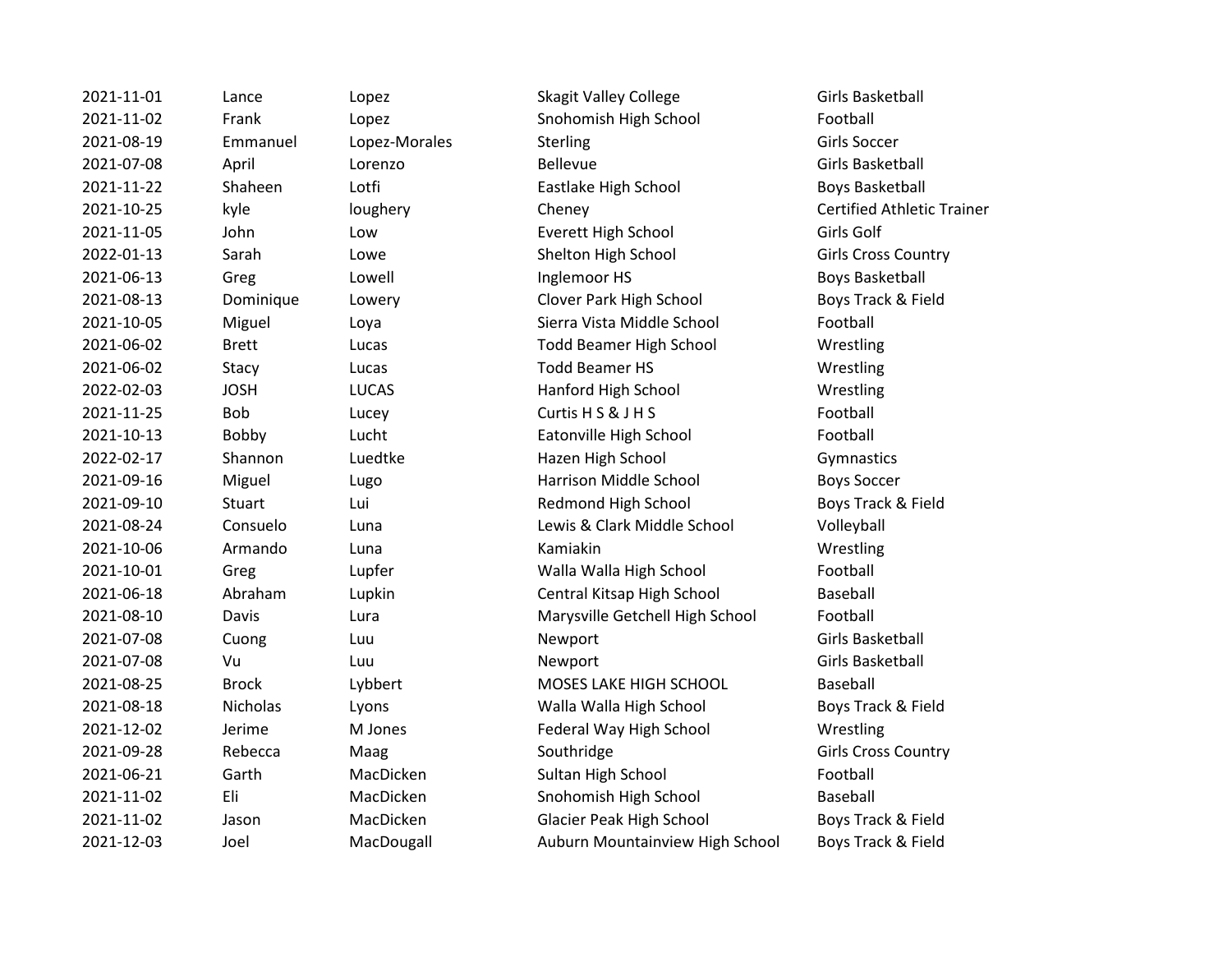| | | | | |
|---|---|---|---|---|
| 2021-11-01 | Lance | Lopez | Skagit Valley College | Girls Basketball |
| 2021-11-02 | Frank | Lopez | Snohomish High School | Football |
| 2021-08-19 | Emmanuel | Lopez-Morales | Sterling | Girls Soccer |
| 2021-07-08 | April | Lorenzo | Bellevue | Girls Basketball |
| 2021-11-22 | Shaheen | Lotfi | Eastlake High School | Boys Basketball |
| 2021-10-25 | kyle | loughery | Cheney | Certified Athletic Trainer |
| 2021-11-05 | John | Low | Everett High School | Girls Golf |
| 2022-01-13 | Sarah | Lowe | Shelton High School | Girls Cross Country |
| 2021-06-13 | Greg | Lowell | Inglemoor HS | Boys Basketball |
| 2021-08-13 | Dominique | Lowery | Clover Park High School | Boys Track & Field |
| 2021-10-05 | Miguel | Loya | Sierra Vista Middle School | Football |
| 2021-06-02 | Brett | Lucas | Todd Beamer High School | Wrestling |
| 2021-06-02 | Stacy | Lucas | Todd Beamer HS | Wrestling |
| 2022-02-03 | JOSH | LUCAS | Hanford High School | Wrestling |
| 2021-11-25 | Bob | Lucey | Curtis H S & J H S | Football |
| 2021-10-13 | Bobby | Lucht | Eatonville High School | Football |
| 2022-02-17 | Shannon | Luedtke | Hazen High School | Gymnastics |
| 2021-09-16 | Miguel | Lugo | Harrison Middle School | Boys Soccer |
| 2021-09-10 | Stuart | Lui | Redmond High School | Boys Track & Field |
| 2021-08-24 | Consuelo | Luna | Lewis & Clark Middle School | Volleyball |
| 2021-10-06 | Armando | Luna | Kamiakin | Wrestling |
| 2021-10-01 | Greg | Lupfer | Walla Walla High School | Football |
| 2021-06-18 | Abraham | Lupkin | Central Kitsap High School | Baseball |
| 2021-08-10 | Davis | Lura | Marysville Getchell High School | Football |
| 2021-07-08 | Cuong | Luu | Newport | Girls Basketball |
| 2021-07-08 | Vu | Luu | Newport | Girls Basketball |
| 2021-08-25 | Brock | Lybbert | MOSES LAKE HIGH SCHOOL | Baseball |
| 2021-08-18 | Nicholas | Lyons | Walla Walla High School | Boys Track & Field |
| 2021-12-02 | Jerime | M Jones | Federal Way High School | Wrestling |
| 2021-09-28 | Rebecca | Maag | Southridge | Girls Cross Country |
| 2021-06-21 | Garth | MacDicken | Sultan High School | Football |
| 2021-11-02 | Eli | MacDicken | Snohomish High School | Baseball |
| 2021-11-02 | Jason | MacDicken | Glacier Peak High School | Boys Track & Field |
| 2021-12-03 | Joel | MacDougall | Auburn Mountainview High School | Boys Track & Field |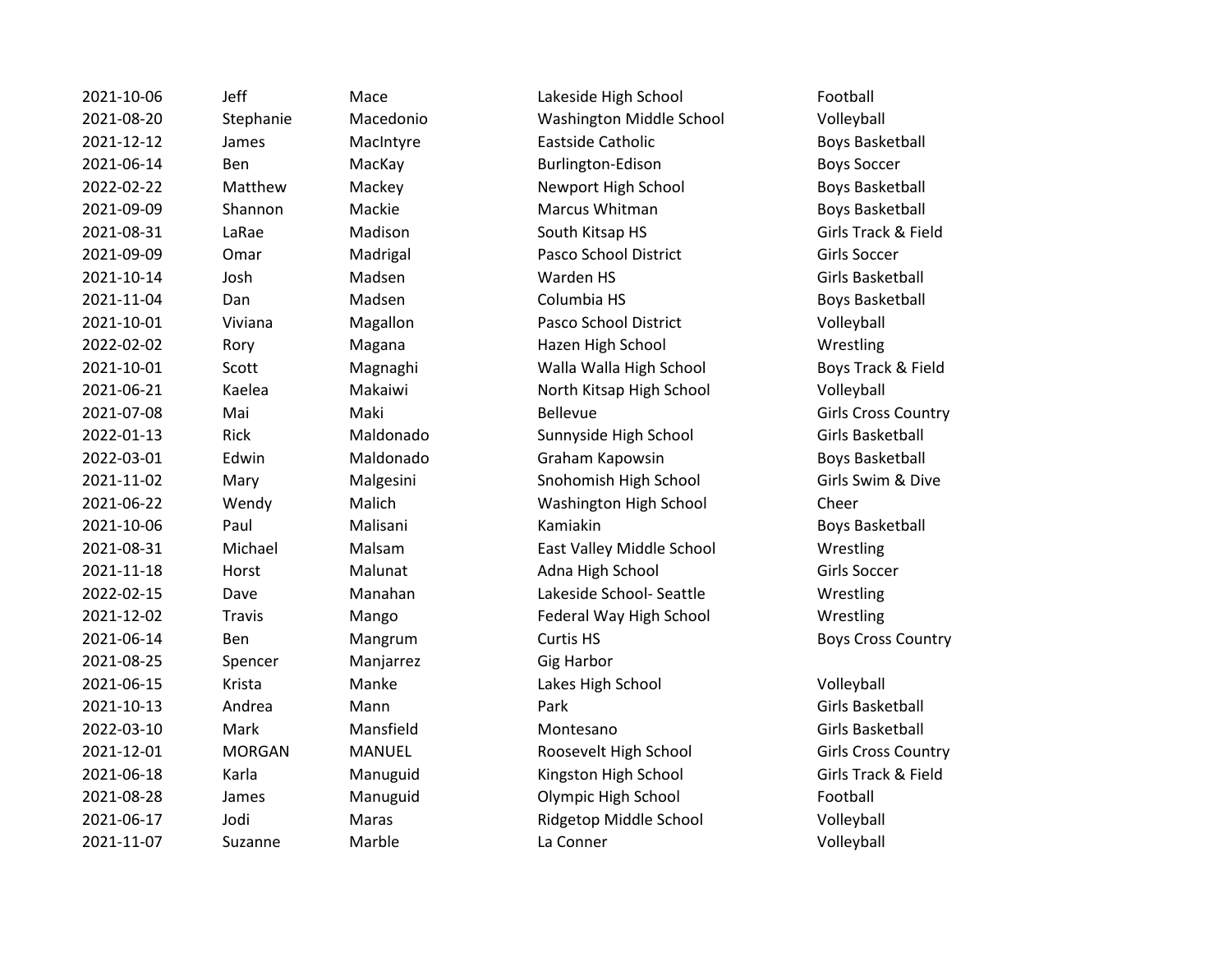| | | | | |
|---|---|---|---|---|
| 2021-10-06 | Jeff | Mace | Lakeside High School | Football |
| 2021-08-20 | Stephanie | Macedonio | Washington Middle School | Volleyball |
| 2021-12-12 | James | MacIntyre | Eastside Catholic | Boys Basketball |
| 2021-06-14 | Ben | MacKay | Burlington-Edison | Boys Soccer |
| 2022-02-22 | Matthew | Mackey | Newport High School | Boys Basketball |
| 2021-09-09 | Shannon | Mackie | Marcus Whitman | Boys Basketball |
| 2021-08-31 | LaRae | Madison | South Kitsap HS | Girls Track & Field |
| 2021-09-09 | Omar | Madrigal | Pasco School District | Girls Soccer |
| 2021-10-14 | Josh | Madsen | Warden HS | Girls Basketball |
| 2021-11-04 | Dan | Madsen | Columbia HS | Boys Basketball |
| 2021-10-01 | Viviana | Magallon | Pasco School District | Volleyball |
| 2022-02-02 | Rory | Magana | Hazen High School | Wrestling |
| 2021-10-01 | Scott | Magnaghi | Walla Walla High School | Boys Track & Field |
| 2021-06-21 | Kaelea | Makaiwi | North Kitsap High School | Volleyball |
| 2021-07-08 | Mai | Maki | Bellevue | Girls Cross Country |
| 2022-01-13 | Rick | Maldonado | Sunnyside High School | Girls Basketball |
| 2022-03-01 | Edwin | Maldonado | Graham Kapowsin | Boys Basketball |
| 2021-11-02 | Mary | Malgesini | Snohomish High School | Girls Swim & Dive |
| 2021-06-22 | Wendy | Malich | Washington High School | Cheer |
| 2021-10-06 | Paul | Malisani | Kamiakin | Boys Basketball |
| 2021-08-31 | Michael | Malsam | East Valley Middle School | Wrestling |
| 2021-11-18 | Horst | Malunat | Adna High School | Girls Soccer |
| 2022-02-15 | Dave | Manahan | Lakeside School- Seattle | Wrestling |
| 2021-12-02 | Travis | Mango | Federal Way High School | Wrestling |
| 2021-06-14 | Ben | Mangrum | Curtis HS | Boys Cross Country |
| 2021-08-25 | Spencer | Manjarrez | Gig Harbor | |
| 2021-06-15 | Krista | Manke | Lakes High School | Volleyball |
| 2021-10-13 | Andrea | Mann | Park | Girls Basketball |
| 2022-03-10 | Mark | Mansfield | Montesano | Girls Basketball |
| 2021-12-01 | MORGAN | MANUEL | Roosevelt High School | Girls Cross Country |
| 2021-06-18 | Karla | Manuguid | Kingston High School | Girls Track & Field |
| 2021-08-28 | James | Manuguid | Olympic High School | Football |
| 2021-06-17 | Jodi | Maras | Ridgetop Middle School | Volleyball |
| 2021-11-07 | Suzanne | Marble | La Conner | Volleyball |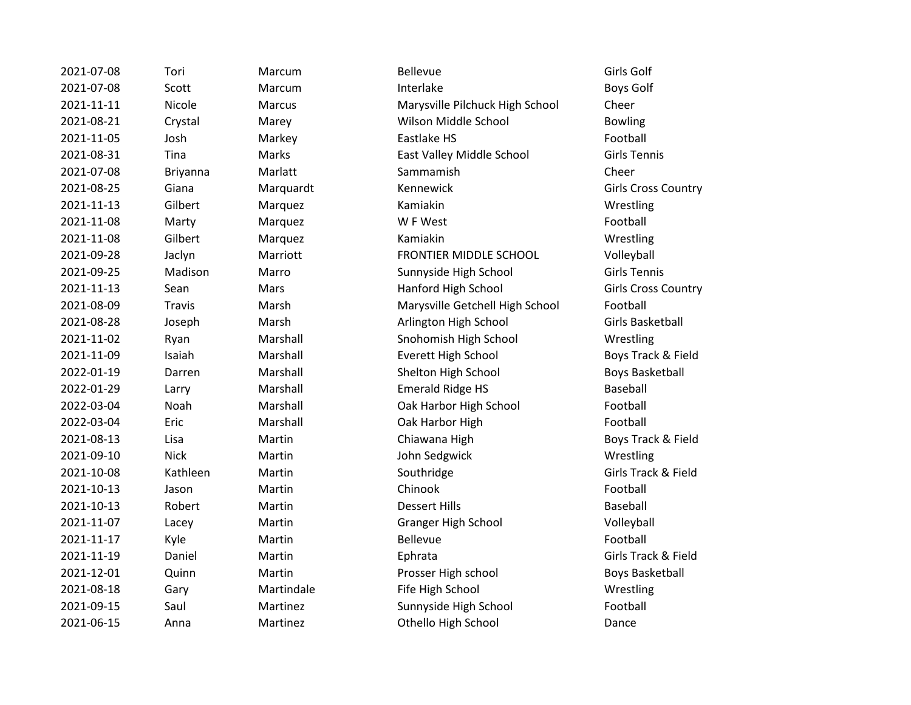| | | | | |
|---|---|---|---|---|
| 2021-07-08 | Tori | Marcum | Bellevue | Girls Golf |
| 2021-07-08 | Scott | Marcum | Interlake | Boys Golf |
| 2021-11-11 | Nicole | Marcus | Marysville Pilchuck High School | Cheer |
| 2021-08-21 | Crystal | Marey | Wilson Middle School | Bowling |
| 2021-11-05 | Josh | Markey | Eastlake HS | Football |
| 2021-08-31 | Tina | Marks | East Valley Middle School | Girls Tennis |
| 2021-07-08 | Briyanna | Marlatt | Sammamish | Cheer |
| 2021-08-25 | Giana | Marquardt | Kennewick | Girls Cross Country |
| 2021-11-13 | Gilbert | Marquez | Kamiakin | Wrestling |
| 2021-11-08 | Marty | Marquez | W F West | Football |
| 2021-11-08 | Gilbert | Marquez | Kamiakin | Wrestling |
| 2021-09-28 | Jaclyn | Marriott | FRONTIER MIDDLE SCHOOL | Volleyball |
| 2021-09-25 | Madison | Marro | Sunnyside High School | Girls Tennis |
| 2021-11-13 | Sean | Mars | Hanford High School | Girls Cross Country |
| 2021-08-09 | Travis | Marsh | Marysville Getchell High School | Football |
| 2021-08-28 | Joseph | Marsh | Arlington High School | Girls Basketball |
| 2021-11-02 | Ryan | Marshall | Snohomish High School | Wrestling |
| 2021-11-09 | Isaiah | Marshall | Everett High School | Boys Track & Field |
| 2022-01-19 | Darren | Marshall | Shelton High School | Boys Basketball |
| 2022-01-29 | Larry | Marshall | Emerald Ridge HS | Baseball |
| 2022-03-04 | Noah | Marshall | Oak Harbor High School | Football |
| 2022-03-04 | Eric | Marshall | Oak Harbor High | Football |
| 2021-08-13 | Lisa | Martin | Chiawana High | Boys Track & Field |
| 2021-09-10 | Nick | Martin | John Sedgwick | Wrestling |
| 2021-10-08 | Kathleen | Martin | Southridge | Girls Track & Field |
| 2021-10-13 | Jason | Martin | Chinook | Football |
| 2021-10-13 | Robert | Martin | Dessert Hills | Baseball |
| 2021-11-07 | Lacey | Martin | Granger High School | Volleyball |
| 2021-11-17 | Kyle | Martin | Bellevue | Football |
| 2021-11-19 | Daniel | Martin | Ephrata | Girls Track & Field |
| 2021-12-01 | Quinn | Martin | Prosser High school | Boys Basketball |
| 2021-08-18 | Gary | Martindale | Fife High School | Wrestling |
| 2021-09-15 | Saul | Martinez | Sunnyside High School | Football |
| 2021-06-15 | Anna | Martinez | Othello High School | Dance |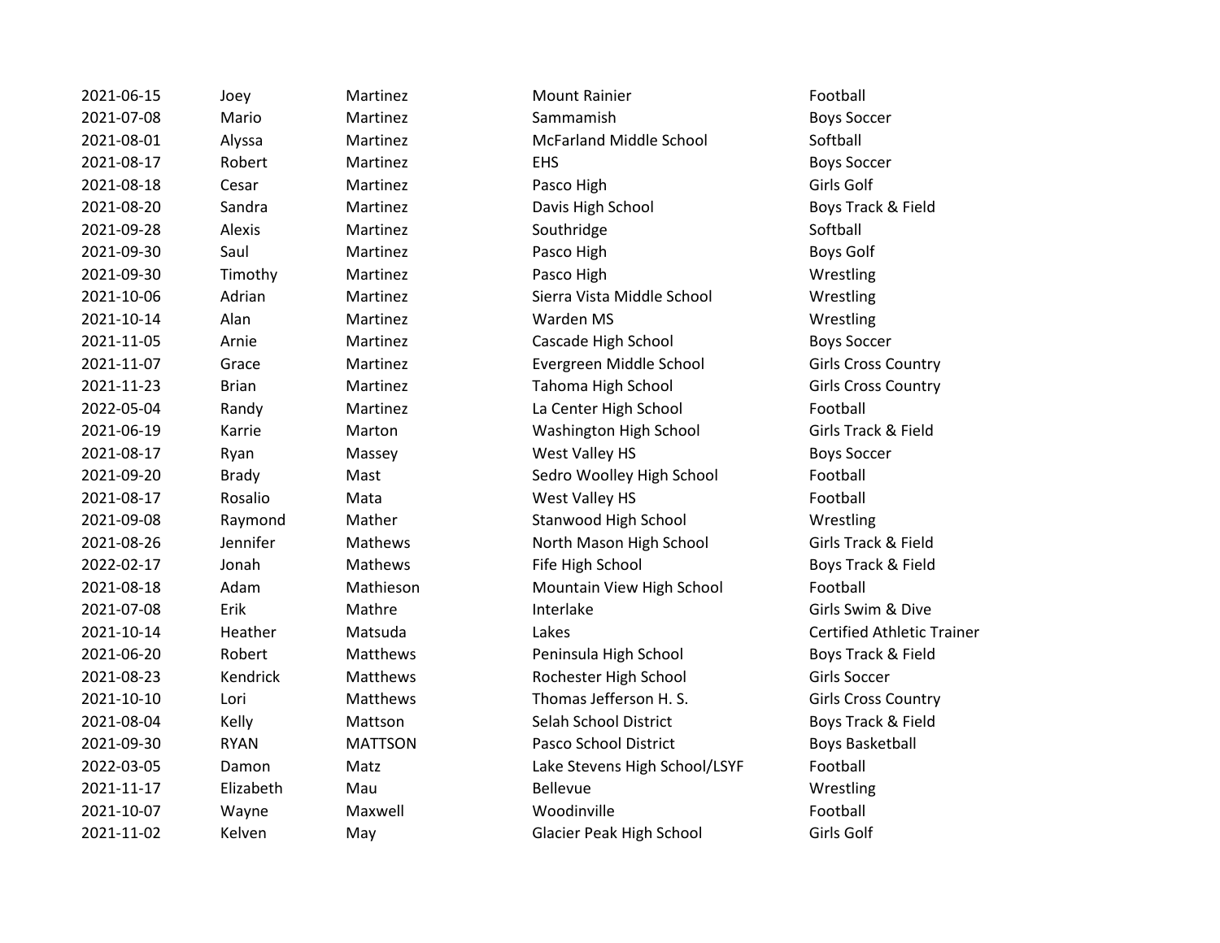| | | | | |
|---|---|---|---|---|
| 2021-06-15 | Joey | Martinez | Mount Rainier | Football |
| 2021-07-08 | Mario | Martinez | Sammamish | Boys Soccer |
| 2021-08-01 | Alyssa | Martinez | McFarland Middle School | Softball |
| 2021-08-17 | Robert | Martinez | EHS | Boys Soccer |
| 2021-08-18 | Cesar | Martinez | Pasco High | Girls Golf |
| 2021-08-20 | Sandra | Martinez | Davis High School | Boys Track & Field |
| 2021-09-28 | Alexis | Martinez | Southridge | Softball |
| 2021-09-30 | Saul | Martinez | Pasco High | Boys Golf |
| 2021-09-30 | Timothy | Martinez | Pasco High | Wrestling |
| 2021-10-06 | Adrian | Martinez | Sierra Vista Middle School | Wrestling |
| 2021-10-14 | Alan | Martinez | Warden MS | Wrestling |
| 2021-11-05 | Arnie | Martinez | Cascade High School | Boys Soccer |
| 2021-11-07 | Grace | Martinez | Evergreen Middle School | Girls Cross Country |
| 2021-11-23 | Brian | Martinez | Tahoma High School | Girls Cross Country |
| 2022-05-04 | Randy | Martinez | La Center High School | Football |
| 2021-06-19 | Karrie | Marton | Washington High School | Girls Track & Field |
| 2021-08-17 | Ryan | Massey | West Valley HS | Boys Soccer |
| 2021-09-20 | Brady | Mast | Sedro Woolley High School | Football |
| 2021-08-17 | Rosalio | Mata | West Valley HS | Football |
| 2021-09-08 | Raymond | Mather | Stanwood High School | Wrestling |
| 2021-08-26 | Jennifer | Mathews | North Mason High School | Girls Track & Field |
| 2022-02-17 | Jonah | Mathews | Fife High School | Boys Track & Field |
| 2021-08-18 | Adam | Mathieson | Mountain View High School | Football |
| 2021-07-08 | Erik | Mathre | Interlake | Girls Swim & Dive |
| 2021-10-14 | Heather | Matsuda | Lakes | Certified Athletic Trainer |
| 2021-06-20 | Robert | Matthews | Peninsula High School | Boys Track & Field |
| 2021-08-23 | Kendrick | Matthews | Rochester High School | Girls Soccer |
| 2021-10-10 | Lori | Matthews | Thomas Jefferson H. S. | Girls Cross Country |
| 2021-08-04 | Kelly | Mattson | Selah School District | Boys Track & Field |
| 2021-09-30 | RYAN | MATTSON | Pasco School District | Boys Basketball |
| 2022-03-05 | Damon | Matz | Lake Stevens High School/LSYF | Football |
| 2021-11-17 | Elizabeth | Mau | Bellevue | Wrestling |
| 2021-10-07 | Wayne | Maxwell | Woodinville | Football |
| 2021-11-02 | Kelven | May | Glacier Peak High School | Girls Golf |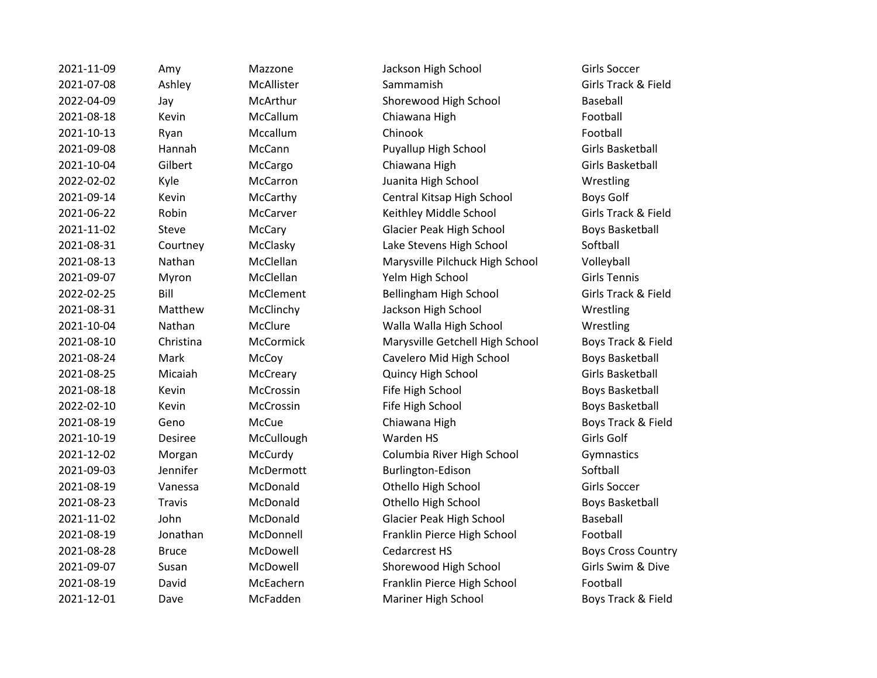| | | | | |
|---|---|---|---|---|
| 2021-11-09 | Amy | Mazzone | Jackson High School | Girls Soccer |
| 2021-07-08 | Ashley | McAllister | Sammamish | Girls Track & Field |
| 2022-04-09 | Jay | McArthur | Shorewood High School | Baseball |
| 2021-08-18 | Kevin | McCallum | Chiawana High | Football |
| 2021-10-13 | Ryan | Mccallum | Chinook | Football |
| 2021-09-08 | Hannah | McCann | Puyallup High School | Girls Basketball |
| 2021-10-04 | Gilbert | McCargo | Chiawana High | Girls Basketball |
| 2022-02-02 | Kyle | McCarron | Juanita High School | Wrestling |
| 2021-09-14 | Kevin | McCarthy | Central Kitsap High School | Boys Golf |
| 2021-06-22 | Robin | McCarver | Keithley Middle School | Girls Track & Field |
| 2021-11-02 | Steve | McCary | Glacier Peak High School | Boys Basketball |
| 2021-08-31 | Courtney | McClasky | Lake Stevens High School | Softball |
| 2021-08-13 | Nathan | McClellan | Marysville Pilchuck High School | Volleyball |
| 2021-09-07 | Myron | McClellan | Yelm High School | Girls Tennis |
| 2022-02-25 | Bill | McClement | Bellingham High School | Girls Track & Field |
| 2021-08-31 | Matthew | McClinchy | Jackson High School | Wrestling |
| 2021-10-04 | Nathan | McClure | Walla Walla High School | Wrestling |
| 2021-08-10 | Christina | McCormick | Marysville Getchell High School | Boys Track & Field |
| 2021-08-24 | Mark | McCoy | Cavelero Mid High School | Boys Basketball |
| 2021-08-25 | Micaiah | McCreary | Quincy High School | Girls Basketball |
| 2021-08-18 | Kevin | McCrossin | Fife High School | Boys Basketball |
| 2022-02-10 | Kevin | McCrossin | Fife High School | Boys Basketball |
| 2021-08-19 | Geno | McCue | Chiawana High | Boys Track & Field |
| 2021-10-19 | Desiree | McCullough | Warden HS | Girls Golf |
| 2021-12-02 | Morgan | McCurdy | Columbia River High School | Gymnastics |
| 2021-09-03 | Jennifer | McDermott | Burlington-Edison | Softball |
| 2021-08-19 | Vanessa | McDonald | Othello High School | Girls Soccer |
| 2021-08-23 | Travis | McDonald | Othello High School | Boys Basketball |
| 2021-11-02 | John | McDonald | Glacier Peak High School | Baseball |
| 2021-08-19 | Jonathan | McDonnell | Franklin Pierce High School | Football |
| 2021-08-28 | Bruce | McDowell | Cedarcrest HS | Boys Cross Country |
| 2021-09-07 | Susan | McDowell | Shorewood High School | Girls Swim & Dive |
| 2021-08-19 | David | McEachern | Franklin Pierce High School | Football |
| 2021-12-01 | Dave | McFadden | Mariner High School | Boys Track & Field |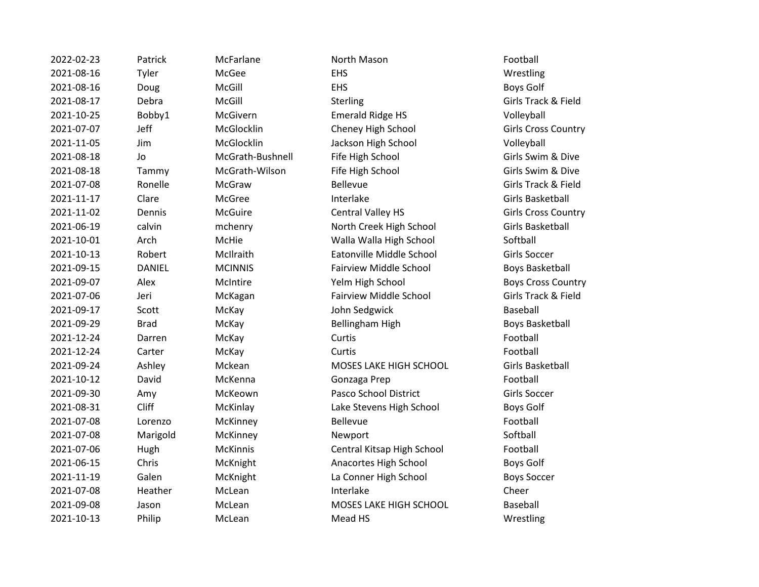| | | | | |
|---|---|---|---|---|
| 2022-02-23 | Patrick | McFarlane | North Mason | Football |
| 2021-08-16 | Tyler | McGee | EHS | Wrestling |
| 2021-08-16 | Doug | McGill | EHS | Boys Golf |
| 2021-08-17 | Debra | McGill | Sterling | Girls Track & Field |
| 2021-10-25 | Bobby1 | McGivern | Emerald Ridge HS | Volleyball |
| 2021-07-07 | Jeff | McGlocklin | Cheney High School | Girls Cross Country |
| 2021-11-05 | Jim | McGlocklin | Jackson High School | Volleyball |
| 2021-08-18 | Jo | McGrath-Bushnell | Fife High School | Girls Swim & Dive |
| 2021-08-18 | Tammy | McGrath-Wilson | Fife High School | Girls Swim & Dive |
| 2021-07-08 | Ronelle | McGraw | Bellevue | Girls Track & Field |
| 2021-11-17 | Clare | McGree | Interlake | Girls Basketball |
| 2021-11-02 | Dennis | McGuire | Central Valley HS | Girls Cross Country |
| 2021-06-19 | calvin | mchenry | North Creek High School | Girls Basketball |
| 2021-10-01 | Arch | McHie | Walla Walla High School | Softball |
| 2021-10-13 | Robert | McIlraith | Eatonville Middle School | Girls Soccer |
| 2021-09-15 | DANIEL | MCINNIS | Fairview Middle School | Boys Basketball |
| 2021-09-07 | Alex | McIntire | Yelm High School | Boys Cross Country |
| 2021-07-06 | Jeri | McKagan | Fairview Middle School | Girls Track & Field |
| 2021-09-17 | Scott | McKay | John Sedgwick | Baseball |
| 2021-09-29 | Brad | McKay | Bellingham High | Boys Basketball |
| 2021-12-24 | Darren | McKay | Curtis | Football |
| 2021-12-24 | Carter | McKay | Curtis | Football |
| 2021-09-24 | Ashley | Mckean | MOSES LAKE HIGH SCHOOL | Girls Basketball |
| 2021-10-12 | David | McKenna | Gonzaga Prep | Football |
| 2021-09-30 | Amy | McKeown | Pasco School District | Girls Soccer |
| 2021-08-31 | Cliff | McKinlay | Lake Stevens High School | Boys Golf |
| 2021-07-08 | Lorenzo | McKinney | Bellevue | Football |
| 2021-07-08 | Marigold | McKinney | Newport | Softball |
| 2021-07-06 | Hugh | McKinnis | Central Kitsap High School | Football |
| 2021-06-15 | Chris | McKnight | Anacortes High School | Boys Golf |
| 2021-11-19 | Galen | McKnight | La Conner High School | Boys Soccer |
| 2021-07-08 | Heather | McLean | Interlake | Cheer |
| 2021-09-08 | Jason | McLean | MOSES LAKE HIGH SCHOOL | Baseball |
| 2021-10-13 | Philip | McLean | Mead HS | Wrestling |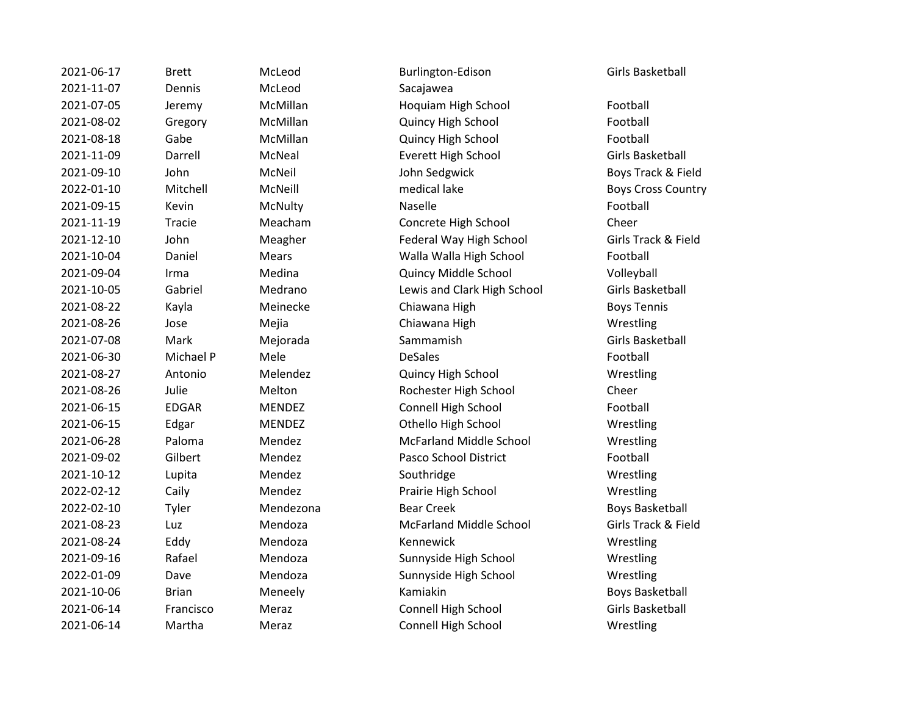| | | | | |
|---|---|---|---|---|
| 2021-06-17 | Brett | McLeod | Burlington-Edison | Girls Basketball |
| 2021-11-07 | Dennis | McLeod | Sacajawea | |
| 2021-07-05 | Jeremy | McMillan | Hoquiam High School | Football |
| 2021-08-02 | Gregory | McMillan | Quincy High School | Football |
| 2021-08-18 | Gabe | McMillan | Quincy High School | Football |
| 2021-11-09 | Darrell | McNeal | Everett High School | Girls Basketball |
| 2021-09-10 | John | McNeil | John Sedgwick | Boys Track & Field |
| 2022-01-10 | Mitchell | McNeill | medical lake | Boys Cross Country |
| 2021-09-15 | Kevin | McNulty | Naselle | Football |
| 2021-11-19 | Tracie | Meacham | Concrete High School | Cheer |
| 2021-12-10 | John | Meagher | Federal Way High School | Girls Track & Field |
| 2021-10-04 | Daniel | Mears | Walla Walla High School | Football |
| 2021-09-04 | Irma | Medina | Quincy Middle School | Volleyball |
| 2021-10-05 | Gabriel | Medrano | Lewis and Clark High School | Girls Basketball |
| 2021-08-22 | Kayla | Meinecke | Chiawana High | Boys Tennis |
| 2021-08-26 | Jose | Mejia | Chiawana High | Wrestling |
| 2021-07-08 | Mark | Mejorada | Sammamish | Girls Basketball |
| 2021-06-30 | Michael P | Mele | DeSales | Football |
| 2021-08-27 | Antonio | Melendez | Quincy High School | Wrestling |
| 2021-08-26 | Julie | Melton | Rochester High School | Cheer |
| 2021-06-15 | EDGAR | MENDEZ | Connell High School | Football |
| 2021-06-15 | Edgar | MENDEZ | Othello High School | Wrestling |
| 2021-06-28 | Paloma | Mendez | McFarland Middle School | Wrestling |
| 2021-09-02 | Gilbert | Mendez | Pasco School District | Football |
| 2021-10-12 | Lupita | Mendez | Southridge | Wrestling |
| 2022-02-12 | Caily | Mendez | Prairie High School | Wrestling |
| 2022-02-10 | Tyler | Mendezona | Bear Creek | Boys Basketball |
| 2021-08-23 | Luz | Mendoza | McFarland Middle School | Girls Track & Field |
| 2021-08-24 | Eddy | Mendoza | Kennewick | Wrestling |
| 2021-09-16 | Rafael | Mendoza | Sunnyside High School | Wrestling |
| 2022-01-09 | Dave | Mendoza | Sunnyside High School | Wrestling |
| 2021-10-06 | Brian | Meneely | Kamiakin | Boys Basketball |
| 2021-06-14 | Francisco | Meraz | Connell High School | Girls Basketball |
| 2021-06-14 | Martha | Meraz | Connell High School | Wrestling |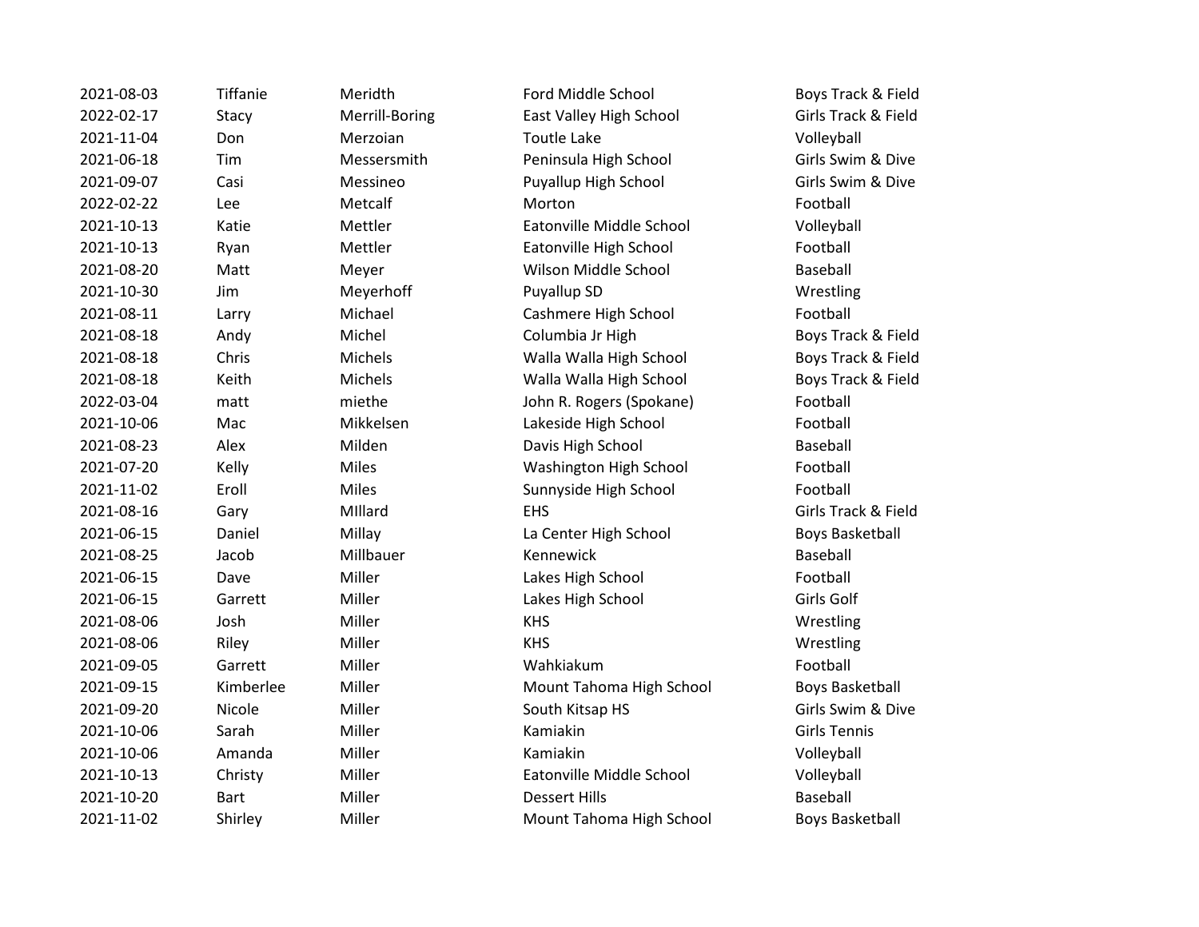| | | | | |
|---|---|---|---|---|
| 2021-08-03 | Tiffanie | Meridth | Ford Middle School | Boys Track & Field |
| 2022-02-17 | Stacy | Merrill-Boring | East Valley High School | Girls Track & Field |
| 2021-11-04 | Don | Merzoian | Toutle Lake | Volleyball |
| 2021-06-18 | Tim | Messersmith | Peninsula High School | Girls Swim & Dive |
| 2021-09-07 | Casi | Messineo | Puyallup High School | Girls Swim & Dive |
| 2022-02-22 | Lee | Metcalf | Morton | Football |
| 2021-10-13 | Katie | Mettler | Eatonville Middle School | Volleyball |
| 2021-10-13 | Ryan | Mettler | Eatonville High School | Football |
| 2021-08-20 | Matt | Meyer | Wilson Middle School | Baseball |
| 2021-10-30 | Jim | Meyerhoff | Puyallup SD | Wrestling |
| 2021-08-11 | Larry | Michael | Cashmere High School | Football |
| 2021-08-18 | Andy | Michel | Columbia Jr High | Boys Track & Field |
| 2021-08-18 | Chris | Michels | Walla Walla High School | Boys Track & Field |
| 2021-08-18 | Keith | Michels | Walla Walla High School | Boys Track & Field |
| 2022-03-04 | matt | miethe | John R. Rogers (Spokane) | Football |
| 2021-10-06 | Mac | Mikkelsen | Lakeside High School | Football |
| 2021-08-23 | Alex | Milden | Davis High School | Baseball |
| 2021-07-20 | Kelly | Miles | Washington High School | Football |
| 2021-11-02 | Eroll | Miles | Sunnyside High School | Football |
| 2021-08-16 | Gary | MIllard | EHS | Girls Track & Field |
| 2021-06-15 | Daniel | Millay | La Center High School | Boys Basketball |
| 2021-08-25 | Jacob | Millbauer | Kennewick | Baseball |
| 2021-06-15 | Dave | Miller | Lakes High School | Football |
| 2021-06-15 | Garrett | Miller | Lakes High School | Girls Golf |
| 2021-08-06 | Josh | Miller | KHS | Wrestling |
| 2021-08-06 | Riley | Miller | KHS | Wrestling |
| 2021-09-05 | Garrett | Miller | Wahkiakum | Football |
| 2021-09-15 | Kimberlee | Miller | Mount Tahoma High School | Boys Basketball |
| 2021-09-20 | Nicole | Miller | South Kitsap HS | Girls Swim & Dive |
| 2021-10-06 | Sarah | Miller | Kamiakin | Girls Tennis |
| 2021-10-06 | Amanda | Miller | Kamiakin | Volleyball |
| 2021-10-13 | Christy | Miller | Eatonville Middle School | Volleyball |
| 2021-10-20 | Bart | Miller | Dessert Hills | Baseball |
| 2021-11-02 | Shirley | Miller | Mount Tahoma High School | Boys Basketball |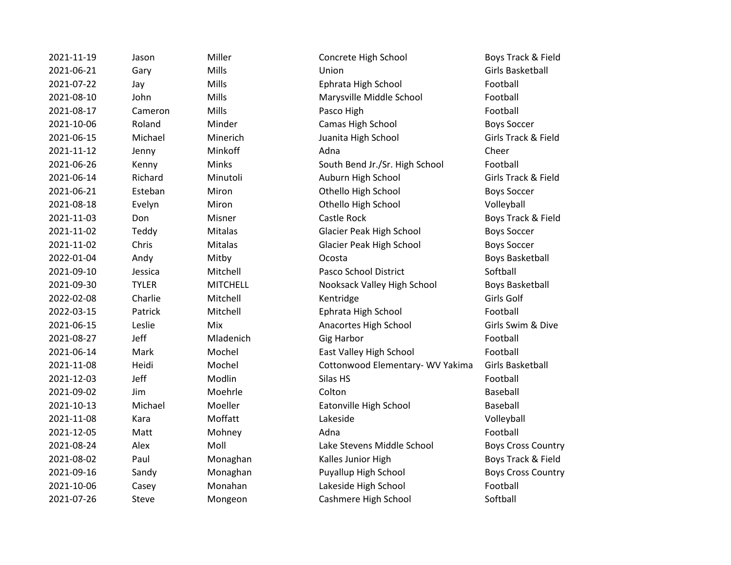| | | | | |
|---|---|---|---|---|
| 2021-11-19 | Jason | Miller | Concrete High School | Boys Track & Field |
| 2021-06-21 | Gary | Mills | Union | Girls Basketball |
| 2021-07-22 | Jay | Mills | Ephrata High School | Football |
| 2021-08-10 | John | Mills | Marysville Middle School | Football |
| 2021-08-17 | Cameron | Mills | Pasco High | Football |
| 2021-10-06 | Roland | Minder | Camas High School | Boys Soccer |
| 2021-06-15 | Michael | Minerich | Juanita High School | Girls Track & Field |
| 2021-11-12 | Jenny | Minkoff | Adna | Cheer |
| 2021-06-26 | Kenny | Minks | South Bend Jr./Sr. High School | Football |
| 2021-06-14 | Richard | Minutoli | Auburn High School | Girls Track & Field |
| 2021-06-21 | Esteban | Miron | Othello High School | Boys Soccer |
| 2021-08-18 | Evelyn | Miron | Othello High School | Volleyball |
| 2021-11-03 | Don | Misner | Castle Rock | Boys Track & Field |
| 2021-11-02 | Teddy | Mitalas | Glacier Peak High School | Boys Soccer |
| 2021-11-02 | Chris | Mitalas | Glacier Peak High School | Boys Soccer |
| 2022-01-04 | Andy | Mitby | Ocosta | Boys Basketball |
| 2021-09-10 | Jessica | Mitchell | Pasco School District | Softball |
| 2021-09-30 | TYLER | MITCHELL | Nooksack Valley High School | Boys Basketball |
| 2022-02-08 | Charlie | Mitchell | Kentridge | Girls Golf |
| 2022-03-15 | Patrick | Mitchell | Ephrata High School | Football |
| 2021-06-15 | Leslie | Mix | Anacortes High School | Girls Swim & Dive |
| 2021-08-27 | Jeff | Mladenich | Gig Harbor | Football |
| 2021-06-14 | Mark | Mochel | East Valley High School | Football |
| 2021-11-08 | Heidi | Mochel | Cottonwood Elementary- WV Yakima | Girls Basketball |
| 2021-12-03 | Jeff | Modlin | Silas HS | Football |
| 2021-09-02 | Jim | Moehrle | Colton | Baseball |
| 2021-10-13 | Michael | Moeller | Eatonville High School | Baseball |
| 2021-11-08 | Kara | Moffatt | Lakeside | Volleyball |
| 2021-12-05 | Matt | Mohney | Adna | Football |
| 2021-08-24 | Alex | Moll | Lake Stevens Middle School | Boys Cross Country |
| 2021-08-02 | Paul | Monaghan | Kalles Junior High | Boys Track & Field |
| 2021-09-16 | Sandy | Monaghan | Puyallup High School | Boys Cross Country |
| 2021-10-06 | Casey | Monahan | Lakeside High School | Football |
| 2021-07-26 | Steve | Mongeon | Cashmere High School | Softball |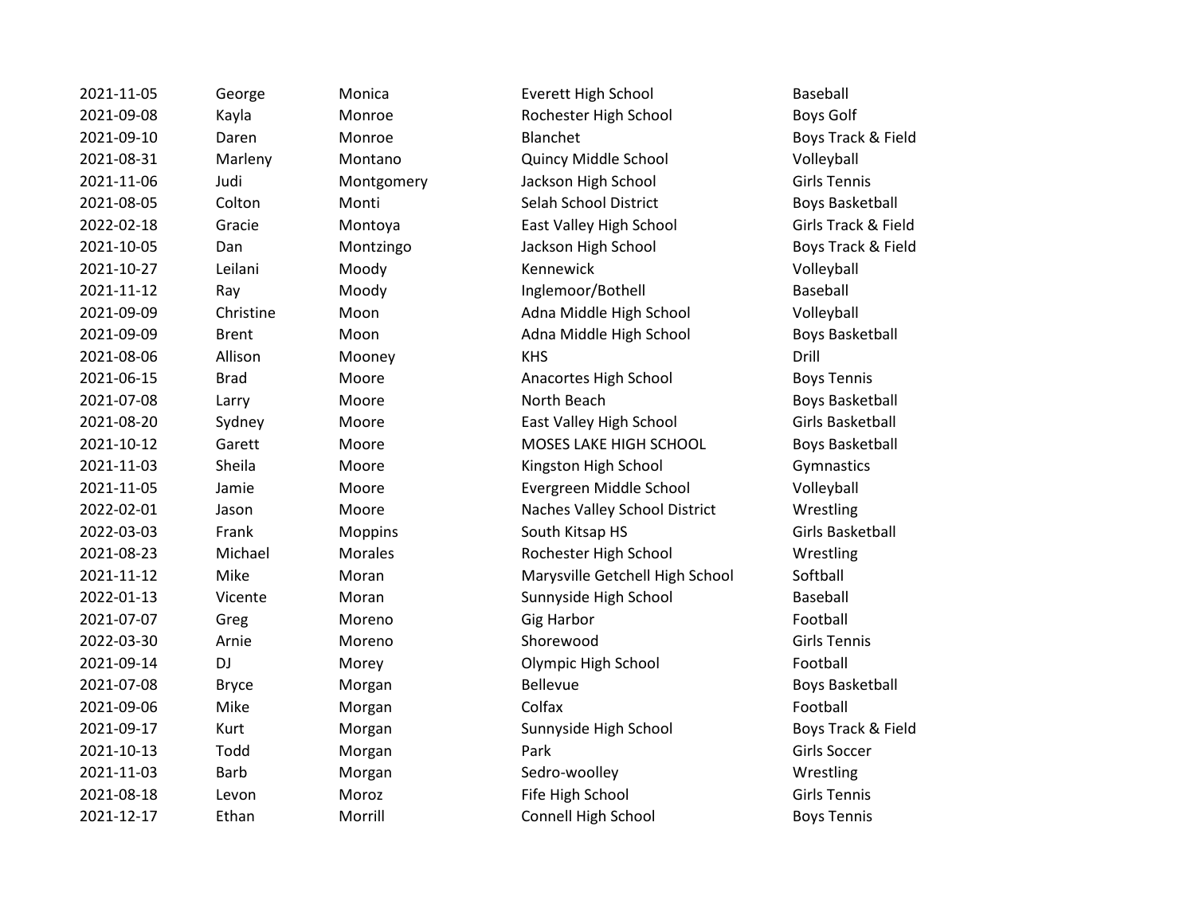| | | | | |
|---|---|---|---|---|
| 2021-11-05 | George | Monica | Everett High School | Baseball |
| 2021-09-08 | Kayla | Monroe | Rochester High School | Boys Golf |
| 2021-09-10 | Daren | Monroe | Blanchet | Boys Track & Field |
| 2021-08-31 | Marleny | Montano | Quincy Middle School | Volleyball |
| 2021-11-06 | Judi | Montgomery | Jackson High School | Girls Tennis |
| 2021-08-05 | Colton | Monti | Selah School District | Boys Basketball |
| 2022-02-18 | Gracie | Montoya | East Valley High School | Girls Track & Field |
| 2021-10-05 | Dan | Montzingo | Jackson High School | Boys Track & Field |
| 2021-10-27 | Leilani | Moody | Kennewick | Volleyball |
| 2021-11-12 | Ray | Moody | Inglemoor/Bothell | Baseball |
| 2021-09-09 | Christine | Moon | Adna Middle High School | Volleyball |
| 2021-09-09 | Brent | Moon | Adna Middle High School | Boys Basketball |
| 2021-08-06 | Allison | Mooney | KHS | Drill |
| 2021-06-15 | Brad | Moore | Anacortes High School | Boys Tennis |
| 2021-07-08 | Larry | Moore | North Beach | Boys Basketball |
| 2021-08-20 | Sydney | Moore | East Valley High School | Girls Basketball |
| 2021-10-12 | Garett | Moore | MOSES LAKE HIGH SCHOOL | Boys Basketball |
| 2021-11-03 | Sheila | Moore | Kingston High School | Gymnastics |
| 2021-11-05 | Jamie | Moore | Evergreen Middle School | Volleyball |
| 2022-02-01 | Jason | Moore | Naches Valley School District | Wrestling |
| 2022-03-03 | Frank | Moppins | South Kitsap HS | Girls Basketball |
| 2021-08-23 | Michael | Morales | Rochester High School | Wrestling |
| 2021-11-12 | Mike | Moran | Marysville Getchell High School | Softball |
| 2022-01-13 | Vicente | Moran | Sunnyside High School | Baseball |
| 2021-07-07 | Greg | Moreno | Gig Harbor | Football |
| 2022-03-30 | Arnie | Moreno | Shorewood | Girls Tennis |
| 2021-09-14 | DJ | Morey | Olympic High School | Football |
| 2021-07-08 | Bryce | Morgan | Bellevue | Boys Basketball |
| 2021-09-06 | Mike | Morgan | Colfax | Football |
| 2021-09-17 | Kurt | Morgan | Sunnyside High School | Boys Track & Field |
| 2021-10-13 | Todd | Morgan | Park | Girls Soccer |
| 2021-11-03 | Barb | Morgan | Sedro-woolley | Wrestling |
| 2021-08-18 | Levon | Moroz | Fife High School | Girls Tennis |
| 2021-12-17 | Ethan | Morrill | Connell High School | Boys Tennis |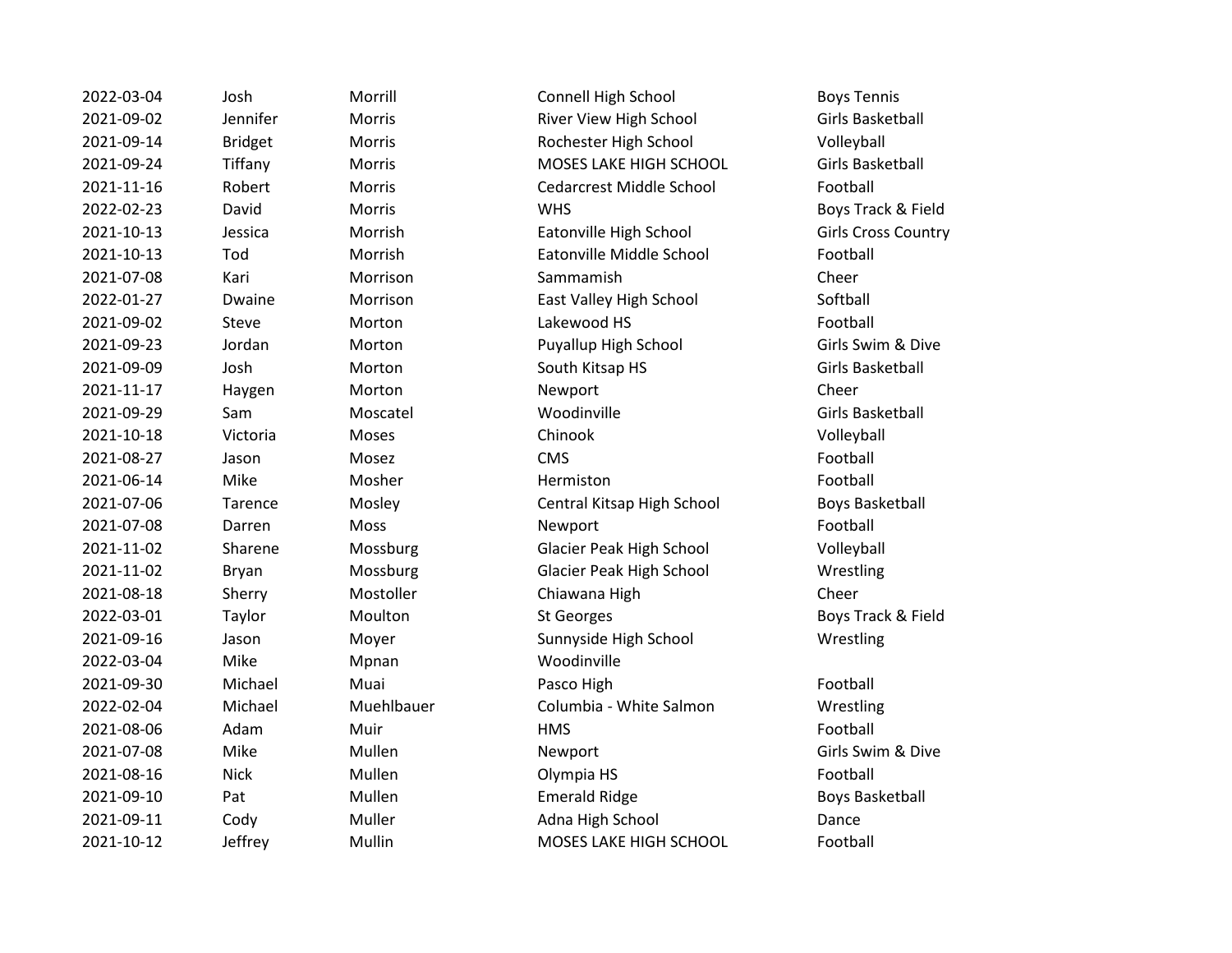| | | | | |
|---|---|---|---|---|
| 2022-03-04 | Josh | Morrill | Connell High School | Boys Tennis |
| 2021-09-02 | Jennifer | Morris | River View High School | Girls Basketball |
| 2021-09-14 | Bridget | Morris | Rochester High School | Volleyball |
| 2021-09-24 | Tiffany | Morris | MOSES LAKE HIGH SCHOOL | Girls Basketball |
| 2021-11-16 | Robert | Morris | Cedarcrest Middle School | Football |
| 2022-02-23 | David | Morris | WHS | Boys Track & Field |
| 2021-10-13 | Jessica | Morrish | Eatonville High School | Girls Cross Country |
| 2021-10-13 | Tod | Morrish | Eatonville Middle School | Football |
| 2021-07-08 | Kari | Morrison | Sammamish | Cheer |
| 2022-01-27 | Dwaine | Morrison | East Valley High School | Softball |
| 2021-09-02 | Steve | Morton | Lakewood HS | Football |
| 2021-09-23 | Jordan | Morton | Puyallup High School | Girls Swim & Dive |
| 2021-09-09 | Josh | Morton | South Kitsap HS | Girls Basketball |
| 2021-11-17 | Haygen | Morton | Newport | Cheer |
| 2021-09-29 | Sam | Moscatel | Woodinville | Girls Basketball |
| 2021-10-18 | Victoria | Moses | Chinook | Volleyball |
| 2021-08-27 | Jason | Mosez | CMS | Football |
| 2021-06-14 | Mike | Mosher | Hermiston | Football |
| 2021-07-06 | Tarence | Mosley | Central Kitsap High School | Boys Basketball |
| 2021-07-08 | Darren | Moss | Newport | Football |
| 2021-11-02 | Sharene | Mossburg | Glacier Peak High School | Volleyball |
| 2021-11-02 | Bryan | Mossburg | Glacier Peak High School | Wrestling |
| 2021-08-18 | Sherry | Mostoller | Chiawana High | Cheer |
| 2022-03-01 | Taylor | Moulton | St Georges | Boys Track & Field |
| 2021-09-16 | Jason | Moyer | Sunnyside High School | Wrestling |
| 2022-03-04 | Mike | Mpnan | Woodinville | |
| 2021-09-30 | Michael | Muai | Pasco High | Football |
| 2022-02-04 | Michael | Muehlbauer | Columbia - White Salmon | Wrestling |
| 2021-08-06 | Adam | Muir | HMS | Football |
| 2021-07-08 | Mike | Mullen | Newport | Girls Swim & Dive |
| 2021-08-16 | Nick | Mullen | Olympia HS | Football |
| 2021-09-10 | Pat | Mullen | Emerald Ridge | Boys Basketball |
| 2021-09-11 | Cody | Muller | Adna High School | Dance |
| 2021-10-12 | Jeffrey | Mullin | MOSES LAKE HIGH SCHOOL | Football |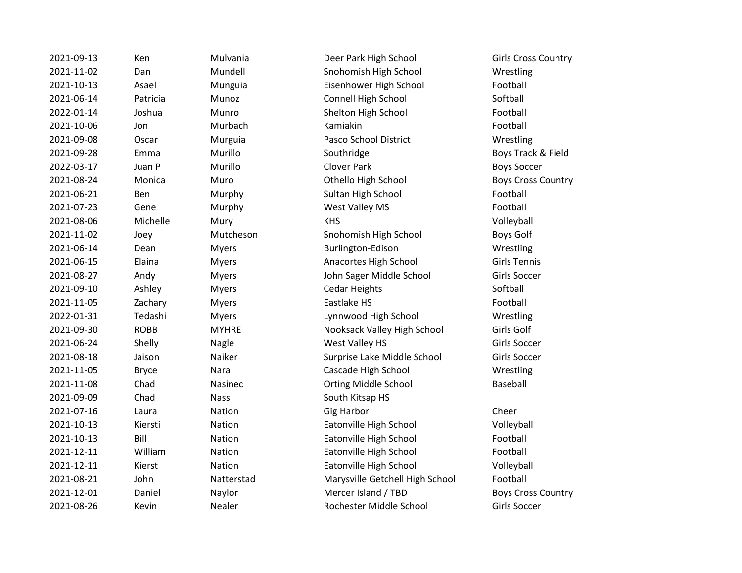| | | | | |
|---|---|---|---|---|
| 2021-09-13 | Ken | Mulvania | Deer Park High School | Girls Cross Country |
| 2021-11-02 | Dan | Mundell | Snohomish High School | Wrestling |
| 2021-10-13 | Asael | Munguia | Eisenhower High School | Football |
| 2021-06-14 | Patricia | Munoz | Connell High School | Softball |
| 2022-01-14 | Joshua | Munro | Shelton High School | Football |
| 2021-10-06 | Jon | Murbach | Kamiakin | Football |
| 2021-09-08 | Oscar | Murguia | Pasco School District | Wrestling |
| 2021-09-28 | Emma | Murillo | Southridge | Boys Track & Field |
| 2022-03-17 | Juan P | Murillo | Clover Park | Boys Soccer |
| 2021-08-24 | Monica | Muro | Othello High School | Boys Cross Country |
| 2021-06-21 | Ben | Murphy | Sultan High School | Football |
| 2021-07-23 | Gene | Murphy | West Valley MS | Football |
| 2021-08-06 | Michelle | Mury | KHS | Volleyball |
| 2021-11-02 | Joey | Mutcheson | Snohomish High School | Boys Golf |
| 2021-06-14 | Dean | Myers | Burlington-Edison | Wrestling |
| 2021-06-15 | Elaina | Myers | Anacortes High School | Girls Tennis |
| 2021-08-27 | Andy | Myers | John Sager Middle School | Girls Soccer |
| 2021-09-10 | Ashley | Myers | Cedar Heights | Softball |
| 2021-11-05 | Zachary | Myers | Eastlake HS | Football |
| 2022-01-31 | Tedashi | Myers | Lynnwood High School | Wrestling |
| 2021-09-30 | ROBB | MYHRE | Nooksack Valley High School | Girls Golf |
| 2021-06-24 | Shelly | Nagle | West Valley HS | Girls Soccer |
| 2021-08-18 | Jaison | Naiker | Surprise Lake Middle School | Girls Soccer |
| 2021-11-05 | Bryce | Nara | Cascade High School | Wrestling |
| 2021-11-08 | Chad | Nasinec | Orting Middle School | Baseball |
| 2021-09-09 | Chad | Nass | South Kitsap HS | |
| 2021-07-16 | Laura | Nation | Gig Harbor | Cheer |
| 2021-10-13 | Kiersti | Nation | Eatonville High School | Volleyball |
| 2021-10-13 | Bill | Nation | Eatonville High School | Football |
| 2021-12-11 | William | Nation | Eatonville High School | Football |
| 2021-12-11 | Kierst | Nation | Eatonville High School | Volleyball |
| 2021-08-21 | John | Natterstad | Marysville Getchell High School | Football |
| 2021-12-01 | Daniel | Naylor | Mercer Island / TBD | Boys Cross Country |
| 2021-08-26 | Kevin | Nealer | Rochester Middle School | Girls Soccer |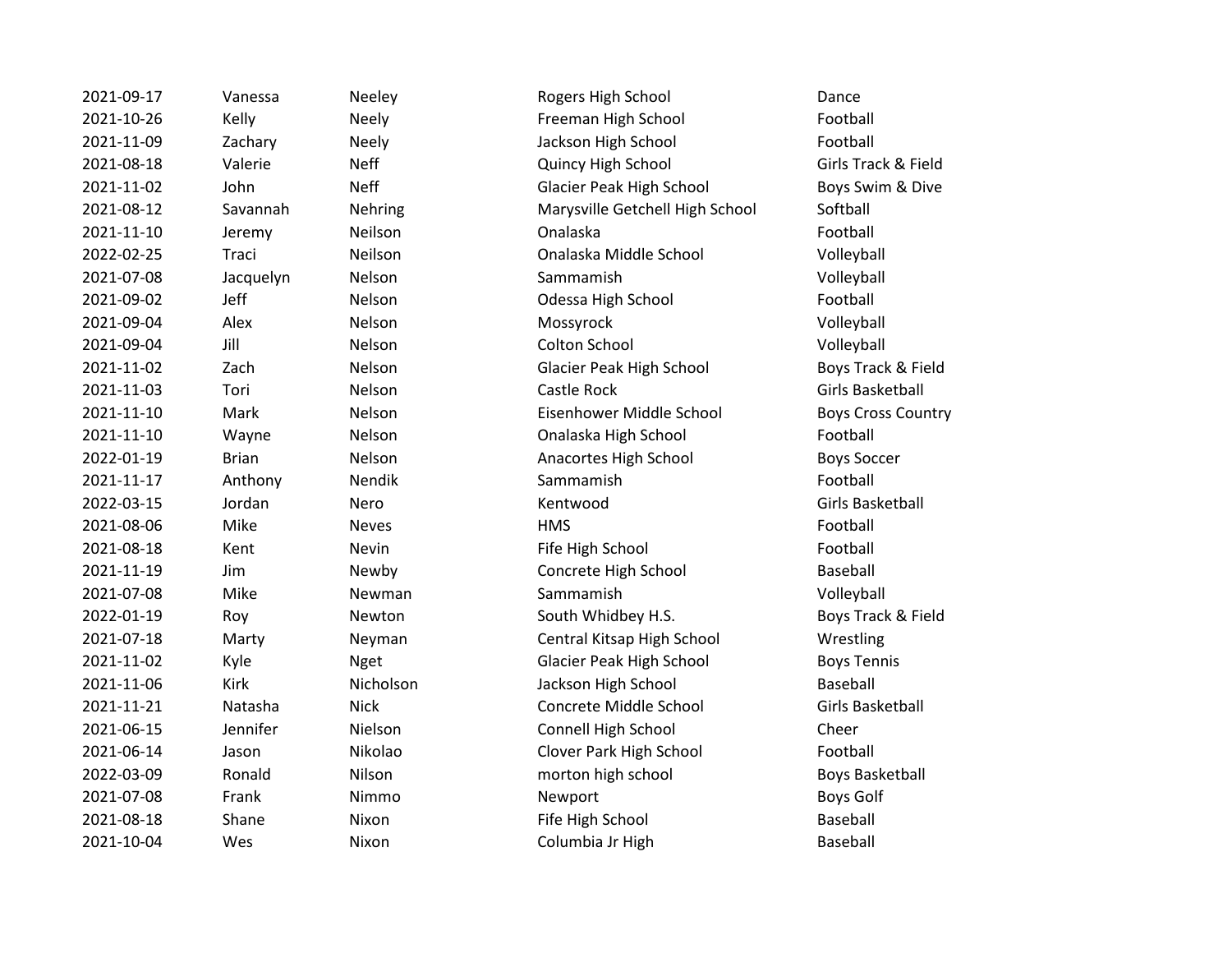| 2021-09-17 | Vanessa | Neeley | Rogers High School | Dance |
|---|---|---|---|---|
| 2021-10-26 | Kelly | Neely | Freeman High School | Football |
| 2021-11-09 | Zachary | Neely | Jackson High School | Football |
| 2021-08-18 | Valerie | Neff | Quincy High School | Girls Track & Field |
| 2021-11-02 | John | Neff | Glacier Peak High School | Boys Swim & Dive |
| 2021-08-12 | Savannah | Nehring | Marysville Getchell High School | Softball |
| 2021-11-10 | Jeremy | Neilson | Onalaska | Football |
| 2022-02-25 | Traci | Neilson | Onalaska Middle School | Volleyball |
| 2021-07-08 | Jacquelyn | Nelson | Sammamish | Volleyball |
| 2021-09-02 | Jeff | Nelson | Odessa High School | Football |
| 2021-09-04 | Alex | Nelson | Mossyrock | Volleyball |
| 2021-09-04 | Jill | Nelson | Colton School | Volleyball |
| 2021-11-02 | Zach | Nelson | Glacier Peak High School | Boys Track & Field |
| 2021-11-03 | Tori | Nelson | Castle Rock | Girls Basketball |
| 2021-11-10 | Mark | Nelson | Eisenhower Middle School | Boys Cross Country |
| 2021-11-10 | Wayne | Nelson | Onalaska High School | Football |
| 2022-01-19 | Brian | Nelson | Anacortes High School | Boys Soccer |
| 2021-11-17 | Anthony | Nendik | Sammamish | Football |
| 2022-03-15 | Jordan | Nero | Kentwood | Girls Basketball |
| 2021-08-06 | Mike | Neves | HMS | Football |
| 2021-08-18 | Kent | Nevin | Fife High School | Football |
| 2021-11-19 | Jim | Newby | Concrete High School | Baseball |
| 2021-07-08 | Mike | Newman | Sammamish | Volleyball |
| 2022-01-19 | Roy | Newton | South Whidbey H.S. | Boys Track & Field |
| 2021-07-18 | Marty | Neyman | Central Kitsap High School | Wrestling |
| 2021-11-02 | Kyle | Nget | Glacier Peak High School | Boys Tennis |
| 2021-11-06 | Kirk | Nicholson | Jackson High School | Baseball |
| 2021-11-21 | Natasha | Nick | Concrete Middle School | Girls Basketball |
| 2021-06-15 | Jennifer | Nielson | Connell High School | Cheer |
| 2021-06-14 | Jason | Nikolao | Clover Park High School | Football |
| 2022-03-09 | Ronald | Nilson | morton high school | Boys Basketball |
| 2021-07-08 | Frank | Nimmo | Newport | Boys Golf |
| 2021-08-18 | Shane | Nixon | Fife High School | Baseball |
| 2021-10-04 | Wes | Nixon | Columbia Jr High | Baseball |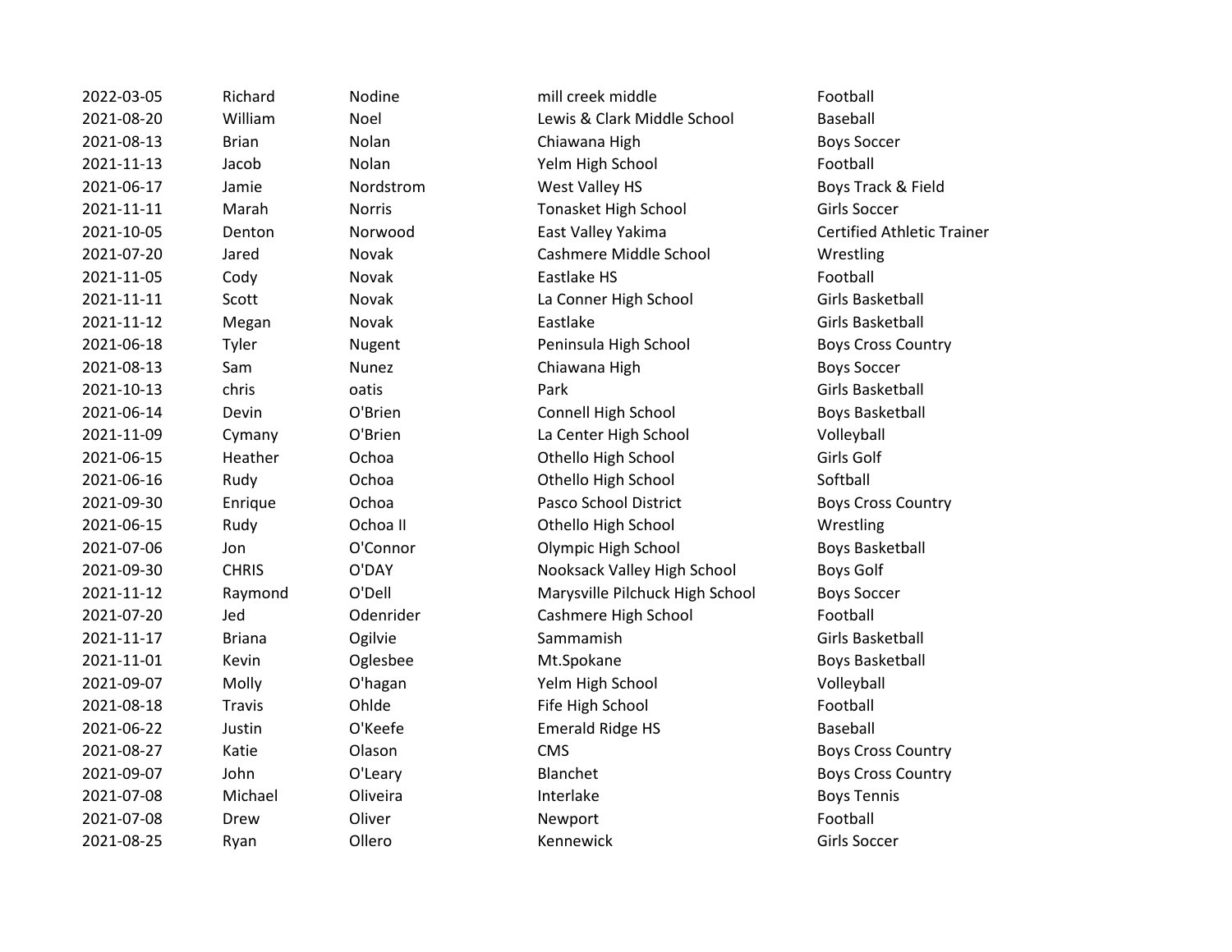| | | | | |
|---|---|---|---|---|
| 2022-03-05 | Richard | Nodine | mill creek middle | Football |
| 2021-08-20 | William | Noel | Lewis & Clark Middle School | Baseball |
| 2021-08-13 | Brian | Nolan | Chiawana High | Boys Soccer |
| 2021-11-13 | Jacob | Nolan | Yelm High School | Football |
| 2021-06-17 | Jamie | Nordstrom | West Valley HS | Boys Track & Field |
| 2021-11-11 | Marah | Norris | Tonasket High School | Girls Soccer |
| 2021-10-05 | Denton | Norwood | East Valley Yakima | Certified Athletic Trainer |
| 2021-07-20 | Jared | Novak | Cashmere Middle School | Wrestling |
| 2021-11-05 | Cody | Novak | Eastlake HS | Football |
| 2021-11-11 | Scott | Novak | La Conner High School | Girls Basketball |
| 2021-11-12 | Megan | Novak | Eastlake | Girls Basketball |
| 2021-06-18 | Tyler | Nugent | Peninsula High School | Boys Cross Country |
| 2021-08-13 | Sam | Nunez | Chiawana High | Boys Soccer |
| 2021-10-13 | chris | oatis | Park | Girls Basketball |
| 2021-06-14 | Devin | O'Brien | Connell High School | Boys Basketball |
| 2021-11-09 | Cymany | O'Brien | La Center High School | Volleyball |
| 2021-06-15 | Heather | Ochoa | Othello High School | Girls Golf |
| 2021-06-16 | Rudy | Ochoa | Othello High School | Softball |
| 2021-09-30 | Enrique | Ochoa | Pasco School District | Boys Cross Country |
| 2021-06-15 | Rudy | Ochoa II | Othello High School | Wrestling |
| 2021-07-06 | Jon | O'Connor | Olympic High School | Boys Basketball |
| 2021-09-30 | CHRIS | O'DAY | Nooksack Valley High School | Boys Golf |
| 2021-11-12 | Raymond | O'Dell | Marysville Pilchuck High School | Boys Soccer |
| 2021-07-20 | Jed | Odenrider | Cashmere High School | Football |
| 2021-11-17 | Briana | Ogilvie | Sammamish | Girls Basketball |
| 2021-11-01 | Kevin | Oglesbee | Mt.Spokane | Boys Basketball |
| 2021-09-07 | Molly | O'hagan | Yelm High School | Volleyball |
| 2021-08-18 | Travis | Ohlde | Fife High School | Football |
| 2021-06-22 | Justin | O'Keefe | Emerald Ridge HS | Baseball |
| 2021-08-27 | Katie | Olason | CMS | Boys Cross Country |
| 2021-09-07 | John | O'Leary | Blanchet | Boys Cross Country |
| 2021-07-08 | Michael | Oliveira | Interlake | Boys Tennis |
| 2021-07-08 | Drew | Oliver | Newport | Football |
| 2021-08-25 | Ryan | Ollero | Kennewick | Girls Soccer |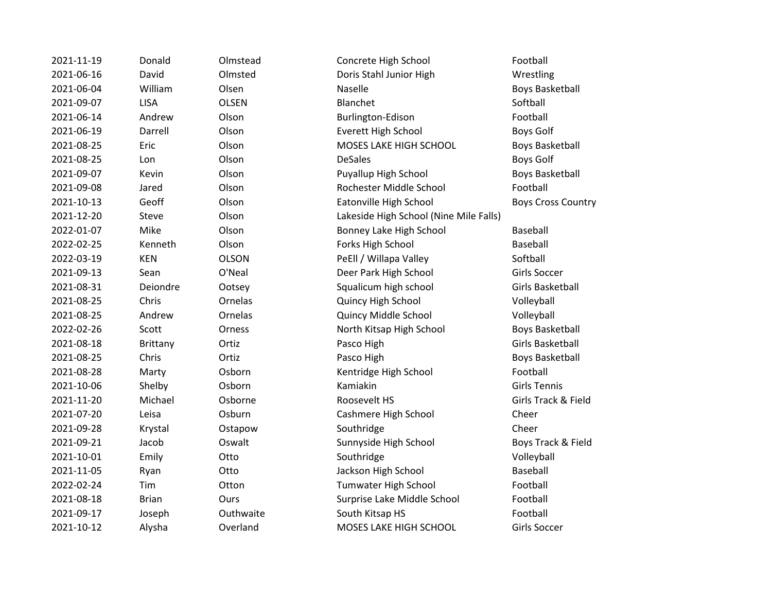| | | | | |
|---|---|---|---|---|
| 2021-11-19 | Donald | Olmstead | Concrete High School | Football |
| 2021-06-16 | David | Olmsted | Doris Stahl Junior High | Wrestling |
| 2021-06-04 | William | Olsen | Naselle | Boys Basketball |
| 2021-09-07 | LISA | OLSEN | Blanchet | Softball |
| 2021-06-14 | Andrew | Olson | Burlington-Edison | Football |
| 2021-06-19 | Darrell | Olson | Everett High School | Boys Golf |
| 2021-08-25 | Eric | Olson | MOSES LAKE HIGH SCHOOL | Boys Basketball |
| 2021-08-25 | Lon | Olson | DeSales | Boys Golf |
| 2021-09-07 | Kevin | Olson | Puyallup High School | Boys Basketball |
| 2021-09-08 | Jared | Olson | Rochester Middle School | Football |
| 2021-10-13 | Geoff | Olson | Eatonville High School | Boys Cross Country |
| 2021-12-20 | Steve | Olson | Lakeside High School (Nine Mile Falls) | |
| 2022-01-07 | Mike | Olson | Bonney Lake High School | Baseball |
| 2022-02-25 | Kenneth | Olson | Forks High School | Baseball |
| 2022-03-19 | KEN | OLSON | PeEll / Willapa Valley | Softball |
| 2021-09-13 | Sean | O'Neal | Deer Park High School | Girls Soccer |
| 2021-08-31 | Deiondre | Ootsey | Squalicum high school | Girls Basketball |
| 2021-08-25 | Chris | Ornelas | Quincy High School | Volleyball |
| 2021-08-25 | Andrew | Ornelas | Quincy Middle School | Volleyball |
| 2022-02-26 | Scott | Orness | North Kitsap High School | Boys Basketball |
| 2021-08-18 | Brittany | Ortiz | Pasco High | Girls Basketball |
| 2021-08-25 | Chris | Ortiz | Pasco High | Boys Basketball |
| 2021-08-28 | Marty | Osborn | Kentridge High School | Football |
| 2021-10-06 | Shelby | Osborn | Kamiakin | Girls Tennis |
| 2021-11-20 | Michael | Osborne | Roosevelt HS | Girls Track & Field |
| 2021-07-20 | Leisa | Osburn | Cashmere High School | Cheer |
| 2021-09-28 | Krystal | Ostapow | Southridge | Cheer |
| 2021-09-21 | Jacob | Oswalt | Sunnyside High School | Boys Track & Field |
| 2021-10-01 | Emily | Otto | Southridge | Volleyball |
| 2021-11-05 | Ryan | Otto | Jackson High School | Baseball |
| 2022-02-24 | Tim | Otton | Tumwater High School | Football |
| 2021-08-18 | Brian | Ours | Surprise Lake Middle School | Football |
| 2021-09-17 | Joseph | Outhwaite | South Kitsap HS | Football |
| 2021-10-12 | Alysha | Overland | MOSES LAKE HIGH SCHOOL | Girls Soccer |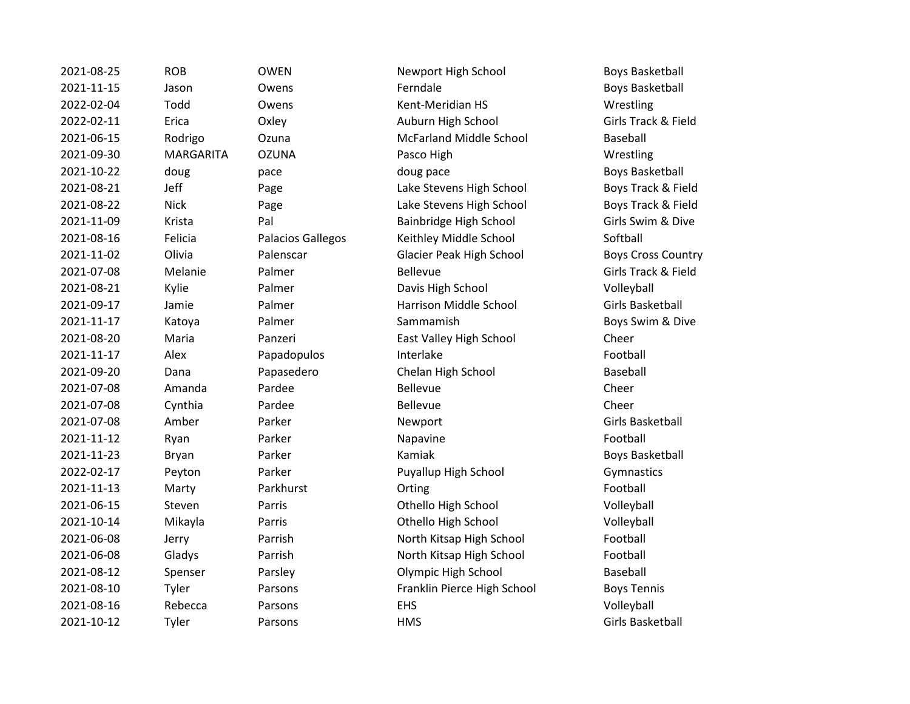| | | | | |
|---|---|---|---|---|
| 2021-08-25 | ROB | OWEN | Newport High School | Boys Basketball |
| 2021-11-15 | Jason | Owens | Ferndale | Boys Basketball |
| 2022-02-04 | Todd | Owens | Kent-Meridian HS | Wrestling |
| 2022-02-11 | Erica | Oxley | Auburn High School | Girls Track & Field |
| 2021-06-15 | Rodrigo | Ozuna | McFarland Middle School | Baseball |
| 2021-09-30 | MARGARITA | OZUNA | Pasco High | Wrestling |
| 2021-10-22 | doug | pace | doug pace | Boys Basketball |
| 2021-08-21 | Jeff | Page | Lake Stevens High School | Boys Track & Field |
| 2021-08-22 | Nick | Page | Lake Stevens High School | Boys Track & Field |
| 2021-11-09 | Krista | Pal | Bainbridge High School | Girls Swim & Dive |
| 2021-08-16 | Felicia | Palacios Gallegos | Keithley Middle School | Softball |
| 2021-11-02 | Olivia | Palenscar | Glacier Peak High School | Boys Cross Country |
| 2021-07-08 | Melanie | Palmer | Bellevue | Girls Track & Field |
| 2021-08-21 | Kylie | Palmer | Davis High School | Volleyball |
| 2021-09-17 | Jamie | Palmer | Harrison Middle School | Girls Basketball |
| 2021-11-17 | Katoya | Palmer | Sammamish | Boys Swim & Dive |
| 2021-08-20 | Maria | Panzeri | East Valley High School | Cheer |
| 2021-11-17 | Alex | Papadopulos | Interlake | Football |
| 2021-09-20 | Dana | Papasedero | Chelan High School | Baseball |
| 2021-07-08 | Amanda | Pardee | Bellevue | Cheer |
| 2021-07-08 | Cynthia | Pardee | Bellevue | Cheer |
| 2021-07-08 | Amber | Parker | Newport | Girls Basketball |
| 2021-11-12 | Ryan | Parker | Napavine | Football |
| 2021-11-23 | Bryan | Parker | Kamiak | Boys Basketball |
| 2022-02-17 | Peyton | Parker | Puyallup High School | Gymnastics |
| 2021-11-13 | Marty | Parkhurst | Orting | Football |
| 2021-06-15 | Steven | Parris | Othello High School | Volleyball |
| 2021-10-14 | Mikayla | Parris | Othello High School | Volleyball |
| 2021-06-08 | Jerry | Parrish | North Kitsap High School | Football |
| 2021-06-08 | Gladys | Parrish | North Kitsap High School | Football |
| 2021-08-12 | Spenser | Parsley | Olympic High School | Baseball |
| 2021-08-10 | Tyler | Parsons | Franklin Pierce High School | Boys Tennis |
| 2021-08-16 | Rebecca | Parsons | EHS | Volleyball |
| 2021-10-12 | Tyler | Parsons | HMS | Girls Basketball |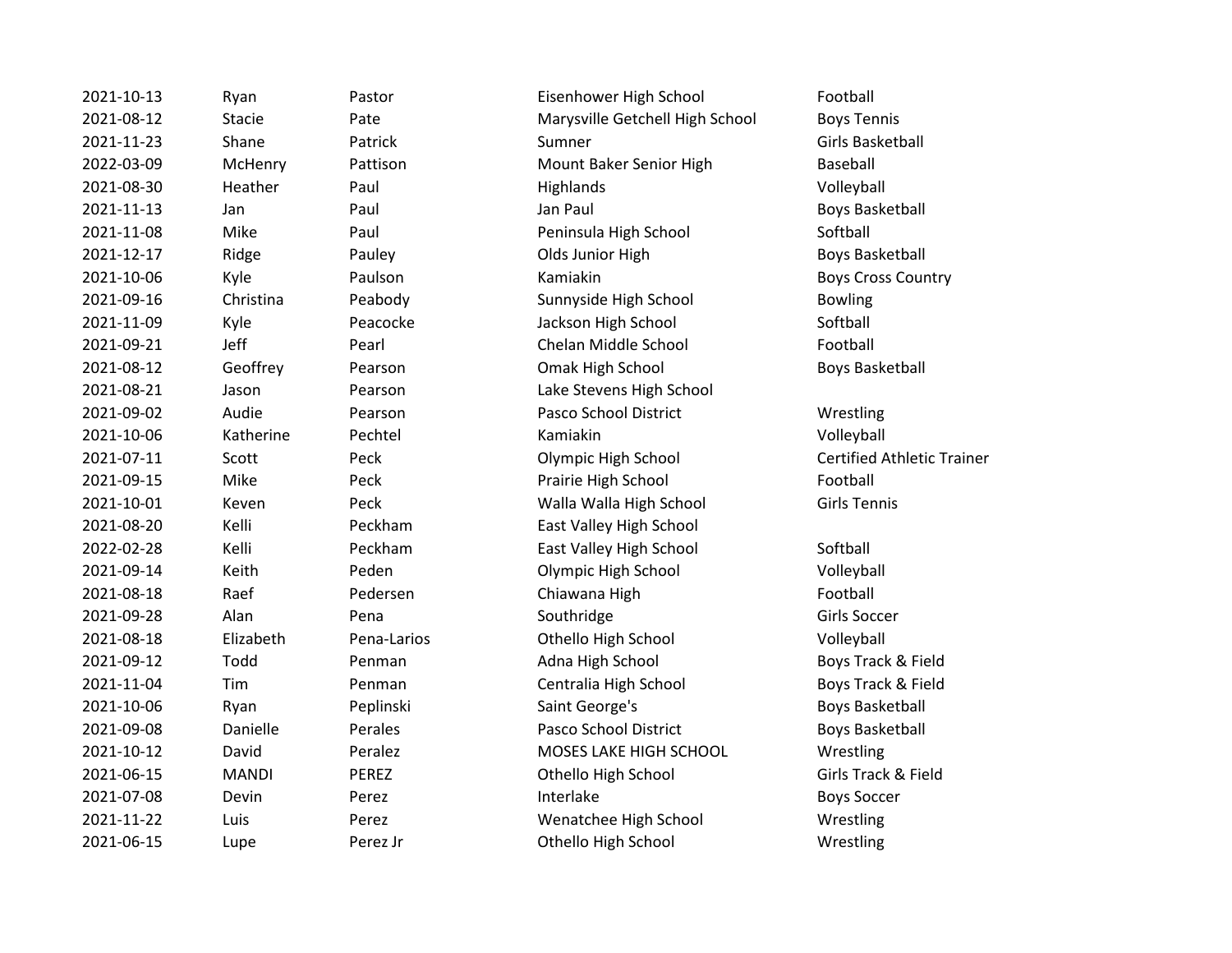| | | | | |
|---|---|---|---|---|
| 2021-10-13 | Ryan | Pastor | Eisenhower High School | Football |
| 2021-08-12 | Stacie | Pate | Marysville Getchell High School | Boys Tennis |
| 2021-11-23 | Shane | Patrick | Sumner | Girls Basketball |
| 2022-03-09 | McHenry | Pattison | Mount Baker Senior High | Baseball |
| 2021-08-30 | Heather | Paul | Highlands | Volleyball |
| 2021-11-13 | Jan | Paul | Jan Paul | Boys Basketball |
| 2021-11-08 | Mike | Paul | Peninsula High School | Softball |
| 2021-12-17 | Ridge | Pauley | Olds Junior High | Boys Basketball |
| 2021-10-06 | Kyle | Paulson | Kamiakin | Boys Cross Country |
| 2021-09-16 | Christina | Peabody | Sunnyside High School | Bowling |
| 2021-11-09 | Kyle | Peacocke | Jackson High School | Softball |
| 2021-09-21 | Jeff | Pearl | Chelan Middle School | Football |
| 2021-08-12 | Geoffrey | Pearson | Omak High School | Boys Basketball |
| 2021-08-21 | Jason | Pearson | Lake Stevens High School | |
| 2021-09-02 | Audie | Pearson | Pasco School District | Wrestling |
| 2021-10-06 | Katherine | Pechtel | Kamiakin | Volleyball |
| 2021-07-11 | Scott | Peck | Olympic High School | Certified Athletic Trainer |
| 2021-09-15 | Mike | Peck | Prairie High School | Football |
| 2021-10-01 | Keven | Peck | Walla Walla High School | Girls Tennis |
| 2021-08-20 | Kelli | Peckham | East Valley High School | |
| 2022-02-28 | Kelli | Peckham | East Valley High School | Softball |
| 2021-09-14 | Keith | Peden | Olympic High School | Volleyball |
| 2021-08-18 | Raef | Pedersen | Chiawana High | Football |
| 2021-09-28 | Alan | Pena | Southridge | Girls Soccer |
| 2021-08-18 | Elizabeth | Pena-Larios | Othello High School | Volleyball |
| 2021-09-12 | Todd | Penman | Adna High School | Boys Track & Field |
| 2021-11-04 | Tim | Penman | Centralia High School | Boys Track & Field |
| 2021-10-06 | Ryan | Peplinski | Saint George's | Boys Basketball |
| 2021-09-08 | Danielle | Perales | Pasco School District | Boys Basketball |
| 2021-10-12 | David | Peralez | MOSES LAKE HIGH SCHOOL | Wrestling |
| 2021-06-15 | MANDI | PEREZ | Othello High School | Girls Track & Field |
| 2021-07-08 | Devin | Perez | Interlake | Boys Soccer |
| 2021-11-22 | Luis | Perez | Wenatchee High School | Wrestling |
| 2021-06-15 | Lupe | Perez Jr | Othello High School | Wrestling |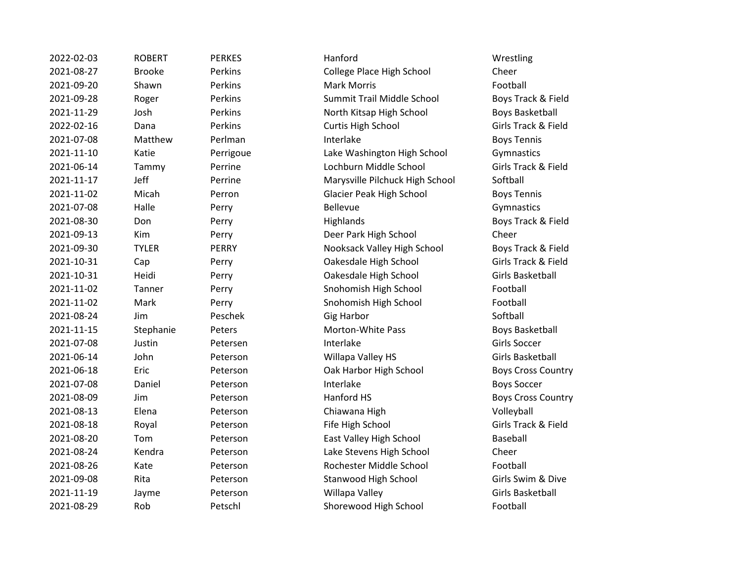| | | | | |
|---|---|---|---|---|
| 2022-02-03 | ROBERT | PERKES | Hanford | Wrestling |
| 2021-08-27 | Brooke | Perkins | College Place High School | Cheer |
| 2021-09-20 | Shawn | Perkins | Mark Morris | Football |
| 2021-09-28 | Roger | Perkins | Summit Trail Middle School | Boys Track & Field |
| 2021-11-29 | Josh | Perkins | North Kitsap High School | Boys Basketball |
| 2022-02-16 | Dana | Perkins | Curtis High School | Girls Track & Field |
| 2021-07-08 | Matthew | Perlman | Interlake | Boys Tennis |
| 2021-11-10 | Katie | Perrigoue | Lake Washington High School | Gymnastics |
| 2021-06-14 | Tammy | Perrine | Lochburn Middle School | Girls Track & Field |
| 2021-11-17 | Jeff | Perrine | Marysville Pilchuck High School | Softball |
| 2021-11-02 | Micah | Perron | Glacier Peak High School | Boys Tennis |
| 2021-07-08 | Halle | Perry | Bellevue | Gymnastics |
| 2021-08-30 | Don | Perry | Highlands | Boys Track & Field |
| 2021-09-13 | Kim | Perry | Deer Park High School | Cheer |
| 2021-09-30 | TYLER | PERRY | Nooksack Valley High School | Boys Track & Field |
| 2021-10-31 | Cap | Perry | Oakesdale High School | Girls Track & Field |
| 2021-10-31 | Heidi | Perry | Oakesdale High School | Girls Basketball |
| 2021-11-02 | Tanner | Perry | Snohomish High School | Football |
| 2021-11-02 | Mark | Perry | Snohomish High School | Football |
| 2021-08-24 | Jim | Peschek | Gig Harbor | Softball |
| 2021-11-15 | Stephanie | Peters | Morton-White Pass | Boys Basketball |
| 2021-07-08 | Justin | Petersen | Interlake | Girls Soccer |
| 2021-06-14 | John | Peterson | Willapa Valley HS | Girls Basketball |
| 2021-06-18 | Eric | Peterson | Oak Harbor High School | Boys Cross Country |
| 2021-07-08 | Daniel | Peterson | Interlake | Boys Soccer |
| 2021-08-09 | Jim | Peterson | Hanford HS | Boys Cross Country |
| 2021-08-13 | Elena | Peterson | Chiawana High | Volleyball |
| 2021-08-18 | Royal | Peterson | Fife High School | Girls Track & Field |
| 2021-08-20 | Tom | Peterson | East Valley High School | Baseball |
| 2021-08-24 | Kendra | Peterson | Lake Stevens High School | Cheer |
| 2021-08-26 | Kate | Peterson | Rochester Middle School | Football |
| 2021-09-08 | Rita | Peterson | Stanwood High School | Girls Swim & Dive |
| 2021-11-19 | Jayme | Peterson | Willapa Valley | Girls Basketball |
| 2021-08-29 | Rob | Petschl | Shorewood High School | Football |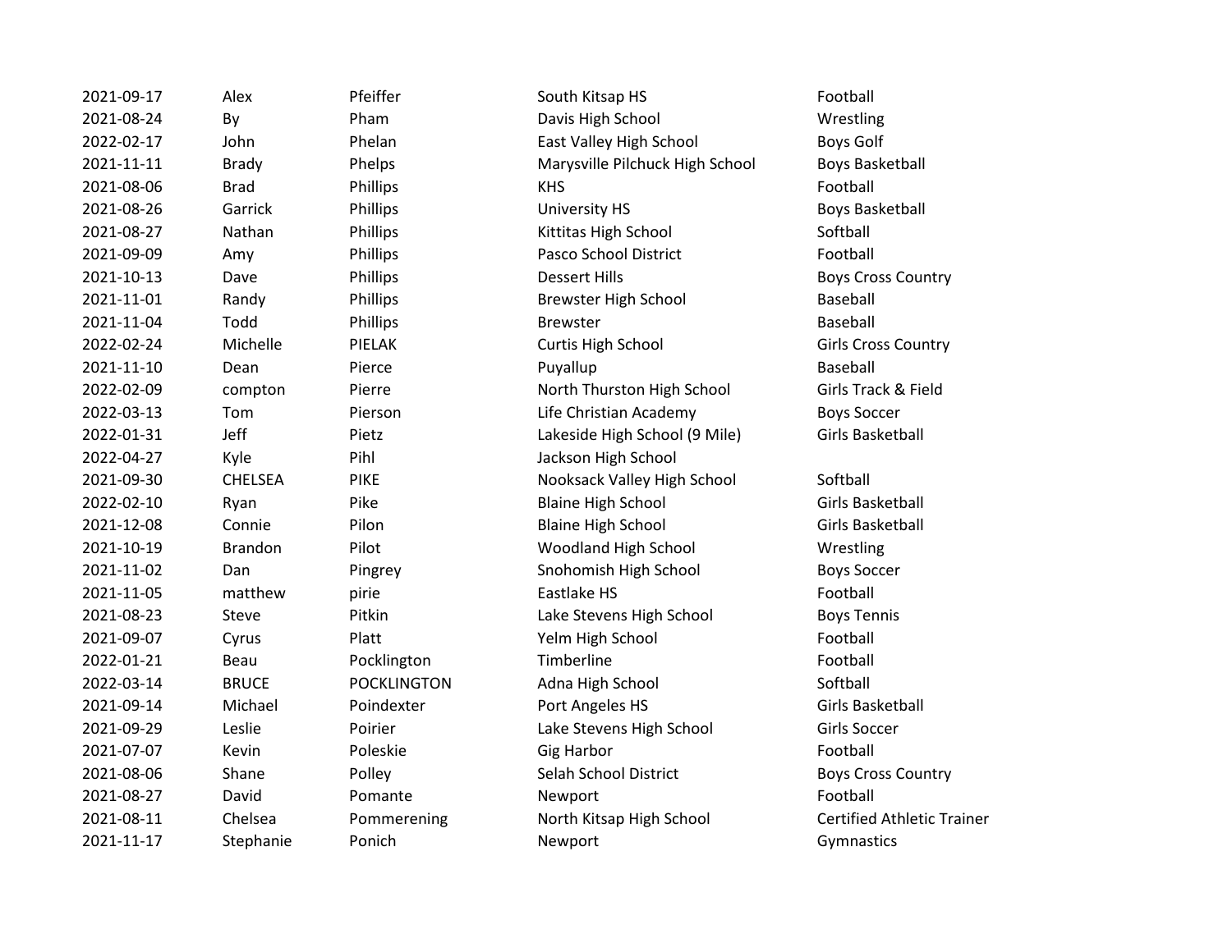| | | | | |
|---|---|---|---|---|
| 2021-09-17 | Alex | Pfeiffer | South Kitsap HS | Football |
| 2021-08-24 | By | Pham | Davis High School | Wrestling |
| 2022-02-17 | John | Phelan | East Valley High School | Boys Golf |
| 2021-11-11 | Brady | Phelps | Marysville Pilchuck High School | Boys Basketball |
| 2021-08-06 | Brad | Phillips | KHS | Football |
| 2021-08-26 | Garrick | Phillips | University HS | Boys Basketball |
| 2021-08-27 | Nathan | Phillips | Kittitas High School | Softball |
| 2021-09-09 | Amy | Phillips | Pasco School District | Football |
| 2021-10-13 | Dave | Phillips | Dessert Hills | Boys Cross Country |
| 2021-11-01 | Randy | Phillips | Brewster High School | Baseball |
| 2021-11-04 | Todd | Phillips | Brewster | Baseball |
| 2022-02-24 | Michelle | PIELAK | Curtis High School | Girls Cross Country |
| 2021-11-10 | Dean | Pierce | Puyallup | Baseball |
| 2022-02-09 | compton | Pierre | North Thurston High School | Girls Track & Field |
| 2022-03-13 | Tom | Pierson | Life Christian Academy | Boys Soccer |
| 2022-01-31 | Jeff | Pietz | Lakeside High School (9 Mile) | Girls Basketball |
| 2022-04-27 | Kyle | Pihl | Jackson High School | |
| 2021-09-30 | CHELSEA | PIKE | Nooksack Valley High School | Softball |
| 2022-02-10 | Ryan | Pike | Blaine High School | Girls Basketball |
| 2021-12-08 | Connie | Pilon | Blaine High School | Girls Basketball |
| 2021-10-19 | Brandon | Pilot | Woodland High School | Wrestling |
| 2021-11-02 | Dan | Pingrey | Snohomish High School | Boys Soccer |
| 2021-11-05 | matthew | pirie | Eastlake HS | Football |
| 2021-08-23 | Steve | Pitkin | Lake Stevens High School | Boys Tennis |
| 2021-09-07 | Cyrus | Platt | Yelm High School | Football |
| 2022-01-21 | Beau | Pocklington | Timberline | Football |
| 2022-03-14 | BRUCE | POCKLINGTON | Adna High School | Softball |
| 2021-09-14 | Michael | Poindexter | Port Angeles HS | Girls Basketball |
| 2021-09-29 | Leslie | Poirier | Lake Stevens High School | Girls Soccer |
| 2021-07-07 | Kevin | Poleskie | Gig Harbor | Football |
| 2021-08-06 | Shane | Polley | Selah School District | Boys Cross Country |
| 2021-08-27 | David | Pomante | Newport | Football |
| 2021-08-11 | Chelsea | Pommerening | North Kitsap High School | Certified Athletic Trainer |
| 2021-11-17 | Stephanie | Ponich | Newport | Gymnastics |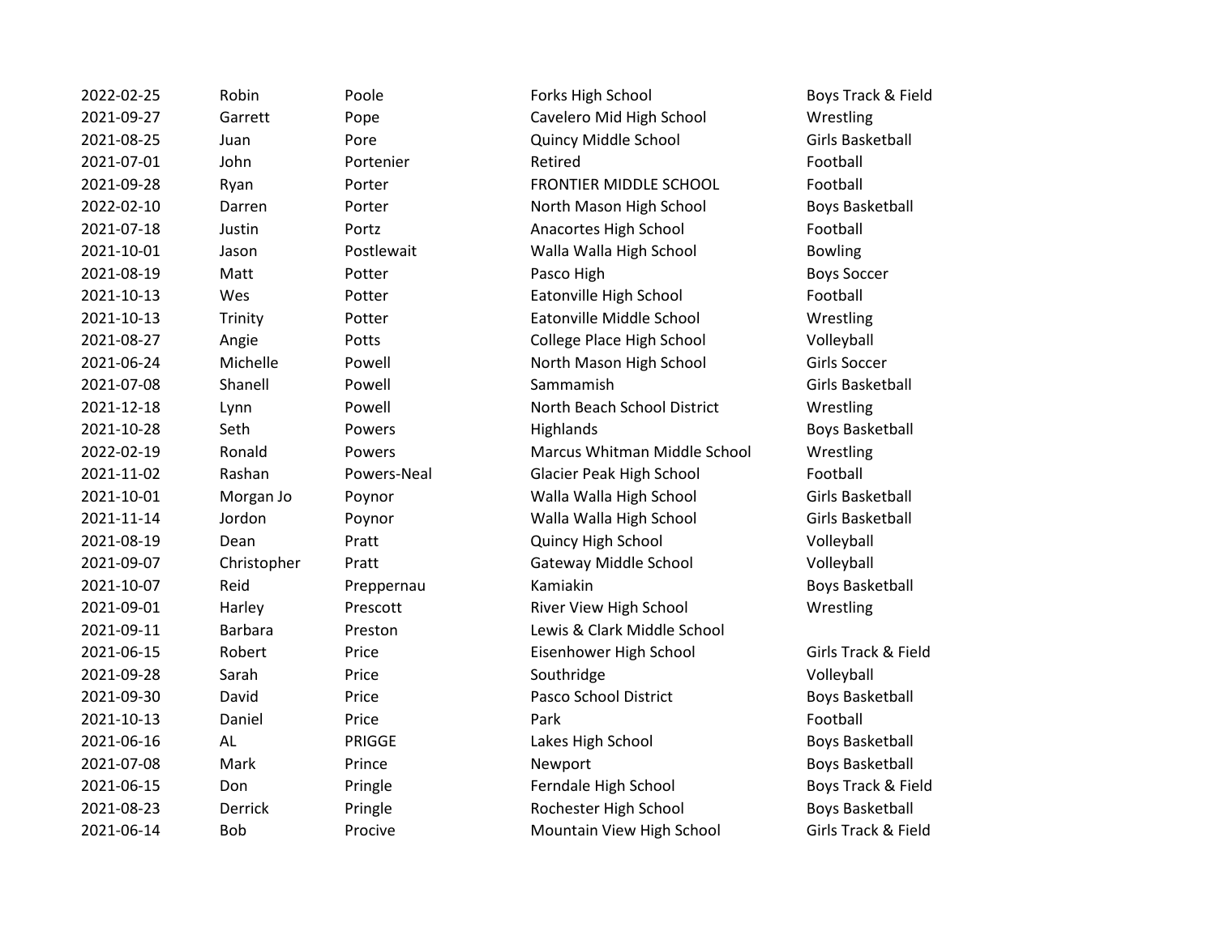| | | | | |
|---|---|---|---|---|
| 2022-02-25 | Robin | Poole | Forks High School | Boys Track & Field |
| 2021-09-27 | Garrett | Pope | Cavelero Mid High School | Wrestling |
| 2021-08-25 | Juan | Pore | Quincy Middle School | Girls Basketball |
| 2021-07-01 | John | Portenier | Retired | Football |
| 2021-09-28 | Ryan | Porter | FRONTIER MIDDLE SCHOOL | Football |
| 2022-02-10 | Darren | Porter | North Mason High School | Boys Basketball |
| 2021-07-18 | Justin | Portz | Anacortes High School | Football |
| 2021-10-01 | Jason | Postlewait | Walla Walla High School | Bowling |
| 2021-08-19 | Matt | Potter | Pasco High | Boys Soccer |
| 2021-10-13 | Wes | Potter | Eatonville High School | Football |
| 2021-10-13 | Trinity | Potter | Eatonville Middle School | Wrestling |
| 2021-08-27 | Angie | Potts | College Place High School | Volleyball |
| 2021-06-24 | Michelle | Powell | North Mason High School | Girls Soccer |
| 2021-07-08 | Shanell | Powell | Sammamish | Girls Basketball |
| 2021-12-18 | Lynn | Powell | North Beach School District | Wrestling |
| 2021-10-28 | Seth | Powers | Highlands | Boys Basketball |
| 2022-02-19 | Ronald | Powers | Marcus Whitman Middle School | Wrestling |
| 2021-11-02 | Rashan | Powers-Neal | Glacier Peak High School | Football |
| 2021-10-01 | Morgan Jo | Poynor | Walla Walla High School | Girls Basketball |
| 2021-11-14 | Jordon | Poynor | Walla Walla High School | Girls Basketball |
| 2021-08-19 | Dean | Pratt | Quincy High School | Volleyball |
| 2021-09-07 | Christopher | Pratt | Gateway Middle School | Volleyball |
| 2021-10-07 | Reid | Preppernau | Kamiakin | Boys Basketball |
| 2021-09-01 | Harley | Prescott | River View High School | Wrestling |
| 2021-09-11 | Barbara | Preston | Lewis & Clark Middle School | |
| 2021-06-15 | Robert | Price | Eisenhower High School | Girls Track & Field |
| 2021-09-28 | Sarah | Price | Southridge | Volleyball |
| 2021-09-30 | David | Price | Pasco School District | Boys Basketball |
| 2021-10-13 | Daniel | Price | Park | Football |
| 2021-06-16 | AL | PRIGGE | Lakes High School | Boys Basketball |
| 2021-07-08 | Mark | Prince | Newport | Boys Basketball |
| 2021-06-15 | Don | Pringle | Ferndale High School | Boys Track & Field |
| 2021-08-23 | Derrick | Pringle | Rochester High School | Boys Basketball |
| 2021-06-14 | Bob | Procive | Mountain View High School | Girls Track & Field |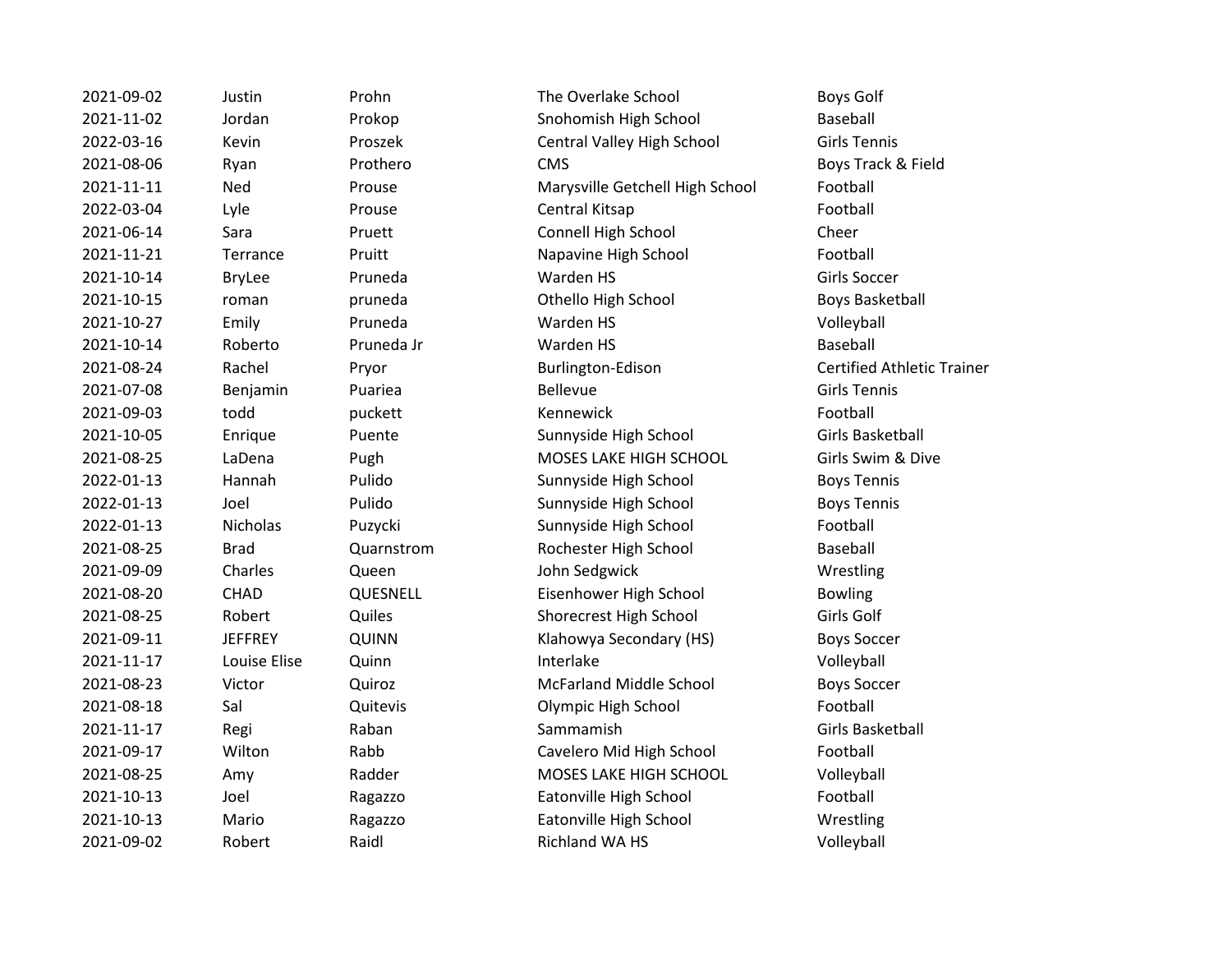| | | | | |
|---|---|---|---|---|
| 2021-09-02 | Justin | Prohn | The Overlake School | Boys Golf |
| 2021-11-02 | Jordan | Prokop | Snohomish High School | Baseball |
| 2022-03-16 | Kevin | Proszek | Central Valley High School | Girls Tennis |
| 2021-08-06 | Ryan | Prothero | CMS | Boys Track & Field |
| 2021-11-11 | Ned | Prouse | Marysville Getchell High School | Football |
| 2022-03-04 | Lyle | Prouse | Central Kitsap | Football |
| 2021-06-14 | Sara | Pruett | Connell High School | Cheer |
| 2021-11-21 | Terrance | Pruitt | Napavine High School | Football |
| 2021-10-14 | BryLee | Pruneda | Warden HS | Girls Soccer |
| 2021-10-15 | roman | pruneda | Othello High School | Boys Basketball |
| 2021-10-27 | Emily | Pruneda | Warden HS | Volleyball |
| 2021-10-14 | Roberto | Pruneda Jr | Warden HS | Baseball |
| 2021-08-24 | Rachel | Pryor | Burlington-Edison | Certified Athletic Trainer |
| 2021-07-08 | Benjamin | Puariea | Bellevue | Girls Tennis |
| 2021-09-03 | todd | puckett | Kennewick | Football |
| 2021-10-05 | Enrique | Puente | Sunnyside High School | Girls Basketball |
| 2021-08-25 | LaDena | Pugh | MOSES LAKE HIGH SCHOOL | Girls Swim & Dive |
| 2022-01-13 | Hannah | Pulido | Sunnyside High School | Boys Tennis |
| 2022-01-13 | Joel | Pulido | Sunnyside High School | Boys Tennis |
| 2022-01-13 | Nicholas | Puzycki | Sunnyside High School | Football |
| 2021-08-25 | Brad | Quarnstrom | Rochester High School | Baseball |
| 2021-09-09 | Charles | Queen | John Sedgwick | Wrestling |
| 2021-08-20 | CHAD | QUESNELL | Eisenhower High School | Bowling |
| 2021-08-25 | Robert | Quiles | Shorecrest High School | Girls Golf |
| 2021-09-11 | JEFFREY | QUINN | Klahowya Secondary (HS) | Boys Soccer |
| 2021-11-17 | Louise Elise | Quinn | Interlake | Volleyball |
| 2021-08-23 | Victor | Quiroz | McFarland Middle School | Boys Soccer |
| 2021-08-18 | Sal | Quitevis | Olympic High School | Football |
| 2021-11-17 | Regi | Raban | Sammamish | Girls Basketball |
| 2021-09-17 | Wilton | Rabb | Cavelero Mid High School | Football |
| 2021-08-25 | Amy | Radder | MOSES LAKE HIGH SCHOOL | Volleyball |
| 2021-10-13 | Joel | Ragazzo | Eatonville High School | Football |
| 2021-10-13 | Mario | Ragazzo | Eatonville High School | Wrestling |
| 2021-09-02 | Robert | Raidl | Richland WA HS | Volleyball |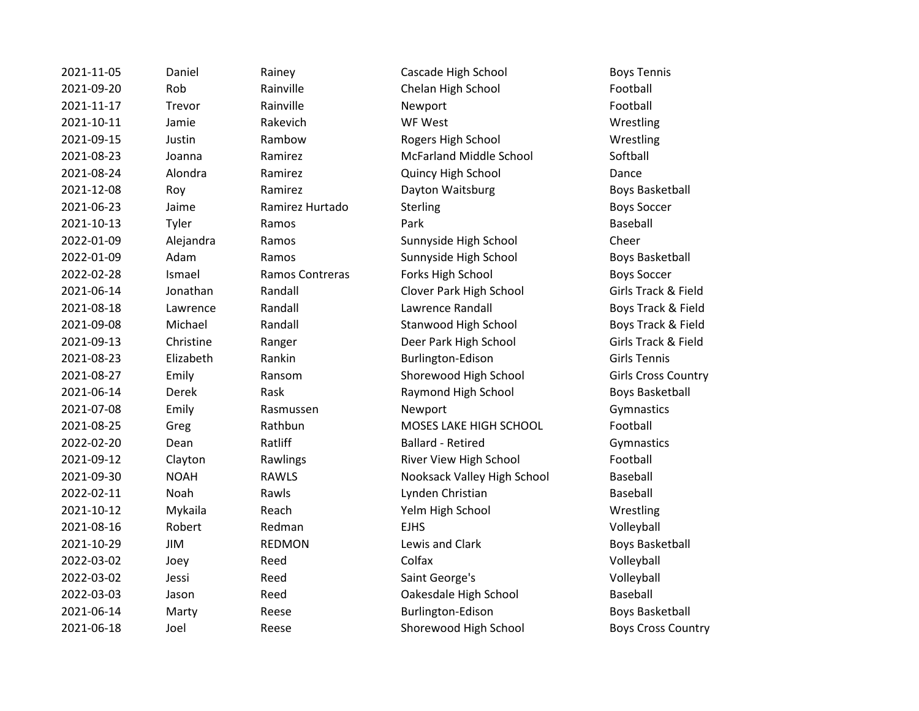| | | | | |
|---|---|---|---|---|
| 2021-11-05 | Daniel | Rainey | Cascade High School | Boys Tennis |
| 2021-09-20 | Rob | Rainville | Chelan High School | Football |
| 2021-11-17 | Trevor | Rainville | Newport | Football |
| 2021-10-11 | Jamie | Rakevich | WF West | Wrestling |
| 2021-09-15 | Justin | Rambow | Rogers High School | Wrestling |
| 2021-08-23 | Joanna | Ramirez | McFarland Middle School | Softball |
| 2021-08-24 | Alondra | Ramirez | Quincy High School | Dance |
| 2021-12-08 | Roy | Ramirez | Dayton Waitsburg | Boys Basketball |
| 2021-06-23 | Jaime | Ramirez Hurtado | Sterling | Boys Soccer |
| 2021-10-13 | Tyler | Ramos | Park | Baseball |
| 2022-01-09 | Alejandra | Ramos | Sunnyside High School | Cheer |
| 2022-01-09 | Adam | Ramos | Sunnyside High School | Boys Basketball |
| 2022-02-28 | Ismael | Ramos Contreras | Forks High School | Boys Soccer |
| 2021-06-14 | Jonathan | Randall | Clover Park High School | Girls Track & Field |
| 2021-08-18 | Lawrence | Randall | Lawrence Randall | Boys Track & Field |
| 2021-09-08 | Michael | Randall | Stanwood High School | Boys Track & Field |
| 2021-09-13 | Christine | Ranger | Deer Park High School | Girls Track & Field |
| 2021-08-23 | Elizabeth | Rankin | Burlington-Edison | Girls Tennis |
| 2021-08-27 | Emily | Ransom | Shorewood High School | Girls Cross Country |
| 2021-06-14 | Derek | Rask | Raymond High School | Boys Basketball |
| 2021-07-08 | Emily | Rasmussen | Newport | Gymnastics |
| 2021-08-25 | Greg | Rathbun | MOSES LAKE HIGH SCHOOL | Football |
| 2022-02-20 | Dean | Ratliff | Ballard - Retired | Gymnastics |
| 2021-09-12 | Clayton | Rawlings | River View High School | Football |
| 2021-09-30 | NOAH | RAWLS | Nooksack Valley High School | Baseball |
| 2022-02-11 | Noah | Rawls | Lynden Christian | Baseball |
| 2021-10-12 | Mykaila | Reach | Yelm High School | Wrestling |
| 2021-08-16 | Robert | Redman | EJHS | Volleyball |
| 2021-10-29 | JIM | REDMON | Lewis and Clark | Boys Basketball |
| 2022-03-02 | Joey | Reed | Colfax | Volleyball |
| 2022-03-02 | Jessi | Reed | Saint George's | Volleyball |
| 2022-03-03 | Jason | Reed | Oakesdale High School | Baseball |
| 2021-06-14 | Marty | Reese | Burlington-Edison | Boys Basketball |
| 2021-06-18 | Joel | Reese | Shorewood High School | Boys Cross Country |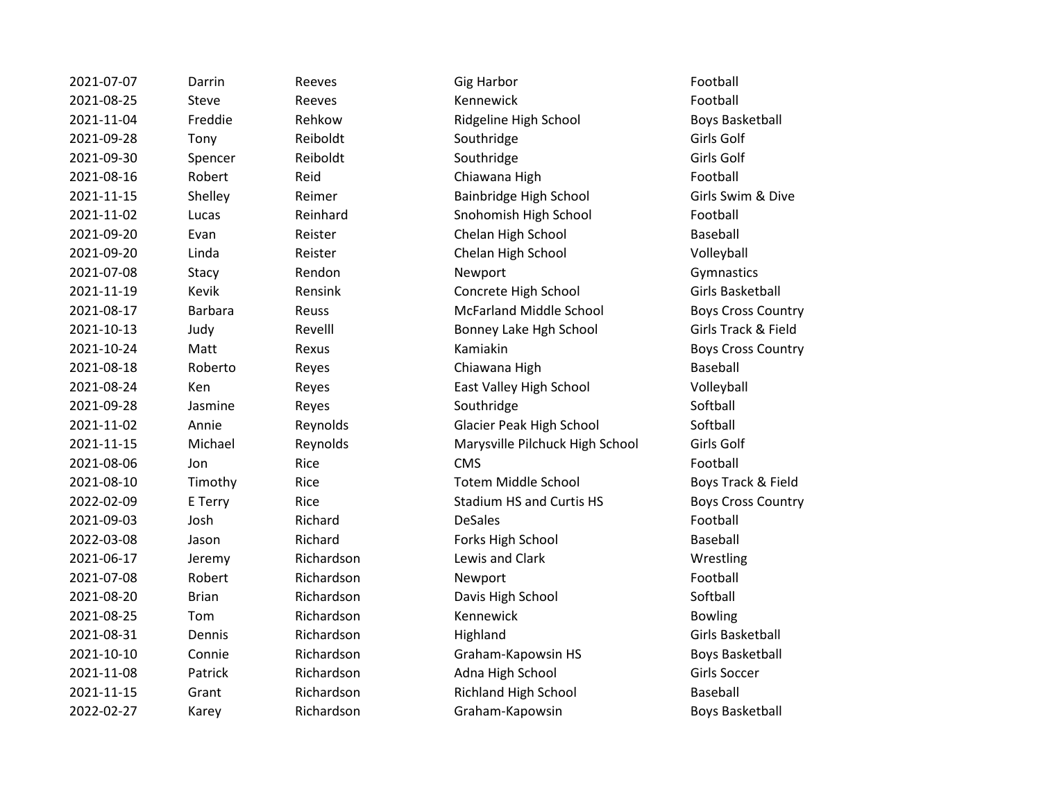| | | | | |
|---|---|---|---|---|
| 2021-07-07 | Darrin | Reeves | Gig Harbor | Football |
| 2021-08-25 | Steve | Reeves | Kennewick | Football |
| 2021-11-04 | Freddie | Rehkow | Ridgeline High School | Boys Basketball |
| 2021-09-28 | Tony | Reiboldt | Southridge | Girls Golf |
| 2021-09-30 | Spencer | Reiboldt | Southridge | Girls Golf |
| 2021-08-16 | Robert | Reid | Chiawana High | Football |
| 2021-11-15 | Shelley | Reimer | Bainbridge High School | Girls Swim & Dive |
| 2021-11-02 | Lucas | Reinhard | Snohomish High School | Football |
| 2021-09-20 | Evan | Reister | Chelan High School | Baseball |
| 2021-09-20 | Linda | Reister | Chelan High School | Volleyball |
| 2021-07-08 | Stacy | Rendon | Newport | Gymnastics |
| 2021-11-19 | Kevik | Rensink | Concrete High School | Girls Basketball |
| 2021-08-17 | Barbara | Reuss | McFarland Middle School | Boys Cross Country |
| 2021-10-13 | Judy | Revelll | Bonney Lake Hgh School | Girls Track & Field |
| 2021-10-24 | Matt | Rexus | Kamiakin | Boys Cross Country |
| 2021-08-18 | Roberto | Reyes | Chiawana High | Baseball |
| 2021-08-24 | Ken | Reyes | East Valley High School | Volleyball |
| 2021-09-28 | Jasmine | Reyes | Southridge | Softball |
| 2021-11-02 | Annie | Reynolds | Glacier Peak High School | Softball |
| 2021-11-15 | Michael | Reynolds | Marysville Pilchuck High School | Girls Golf |
| 2021-08-06 | Jon | Rice | CMS | Football |
| 2021-08-10 | Timothy | Rice | Totem Middle School | Boys Track & Field |
| 2022-02-09 | E Terry | Rice | Stadium HS and Curtis HS | Boys Cross Country |
| 2021-09-03 | Josh | Richard | DeSales | Football |
| 2022-03-08 | Jason | Richard | Forks High School | Baseball |
| 2021-06-17 | Jeremy | Richardson | Lewis and Clark | Wrestling |
| 2021-07-08 | Robert | Richardson | Newport | Football |
| 2021-08-20 | Brian | Richardson | Davis High School | Softball |
| 2021-08-25 | Tom | Richardson | Kennewick | Bowling |
| 2021-08-31 | Dennis | Richardson | Highland | Girls Basketball |
| 2021-10-10 | Connie | Richardson | Graham-Kapowsin HS | Boys Basketball |
| 2021-11-08 | Patrick | Richardson | Adna High School | Girls Soccer |
| 2021-11-15 | Grant | Richardson | Richland High School | Baseball |
| 2022-02-27 | Karey | Richardson | Graham-Kapowsin | Boys Basketball |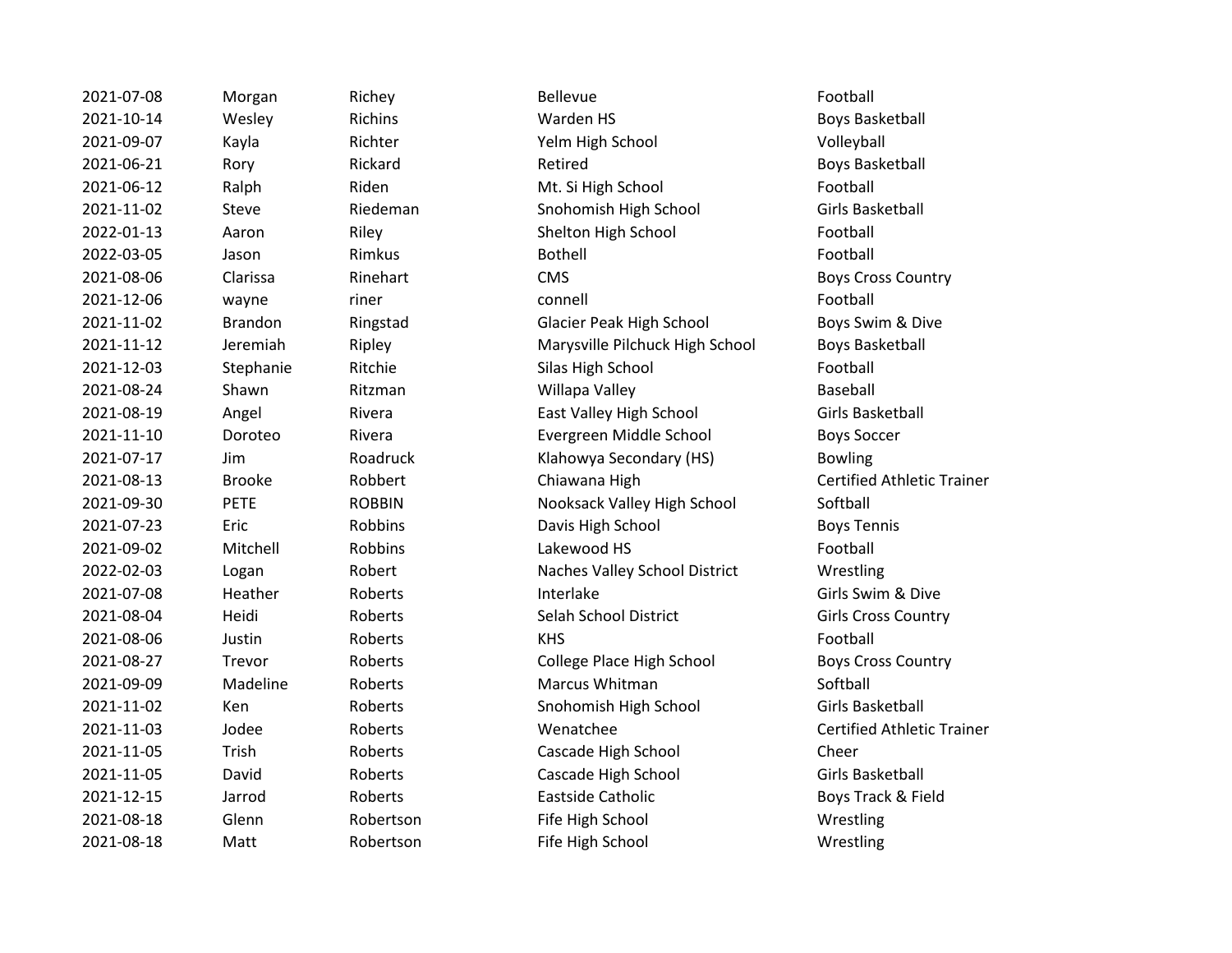| | | | | |
|---|---|---|---|---|
| 2021-07-08 | Morgan | Richey | Bellevue | Football |
| 2021-10-14 | Wesley | Richins | Warden HS | Boys Basketball |
| 2021-09-07 | Kayla | Richter | Yelm High School | Volleyball |
| 2021-06-21 | Rory | Rickard | Retired | Boys Basketball |
| 2021-06-12 | Ralph | Riden | Mt. Si High School | Football |
| 2021-11-02 | Steve | Riedeman | Snohomish High School | Girls Basketball |
| 2022-01-13 | Aaron | Riley | Shelton High School | Football |
| 2022-03-05 | Jason | Rimkus | Bothell | Football |
| 2021-08-06 | Clarissa | Rinehart | CMS | Boys Cross Country |
| 2021-12-06 | wayne | riner | connell | Football |
| 2021-11-02 | Brandon | Ringstad | Glacier Peak High School | Boys Swim & Dive |
| 2021-11-12 | Jeremiah | Ripley | Marysville Pilchuck High School | Boys Basketball |
| 2021-12-03 | Stephanie | Ritchie | Silas High School | Football |
| 2021-08-24 | Shawn | Ritzman | Willapa Valley | Baseball |
| 2021-08-19 | Angel | Rivera | East Valley High School | Girls Basketball |
| 2021-11-10 | Doroteo | Rivera | Evergreen Middle School | Boys Soccer |
| 2021-07-17 | Jim | Roadruck | Klahowya Secondary (HS) | Bowling |
| 2021-08-13 | Brooke | Robbert | Chiawana High | Certified Athletic Trainer |
| 2021-09-30 | PETE | ROBBIN | Nooksack Valley High School | Softball |
| 2021-07-23 | Eric | Robbins | Davis High School | Boys Tennis |
| 2021-09-02 | Mitchell | Robbins | Lakewood HS | Football |
| 2022-02-03 | Logan | Robert | Naches Valley School District | Wrestling |
| 2021-07-08 | Heather | Roberts | Interlake | Girls Swim & Dive |
| 2021-08-04 | Heidi | Roberts | Selah School District | Girls Cross Country |
| 2021-08-06 | Justin | Roberts | KHS | Football |
| 2021-08-27 | Trevor | Roberts | College Place High School | Boys Cross Country |
| 2021-09-09 | Madeline | Roberts | Marcus Whitman | Softball |
| 2021-11-02 | Ken | Roberts | Snohomish High School | Girls Basketball |
| 2021-11-03 | Jodee | Roberts | Wenatchee | Certified Athletic Trainer |
| 2021-11-05 | Trish | Roberts | Cascade High School | Cheer |
| 2021-11-05 | David | Roberts | Cascade High School | Girls Basketball |
| 2021-12-15 | Jarrod | Roberts | Eastside Catholic | Boys Track & Field |
| 2021-08-18 | Glenn | Robertson | Fife High School | Wrestling |
| 2021-08-18 | Matt | Robertson | Fife High School | Wrestling |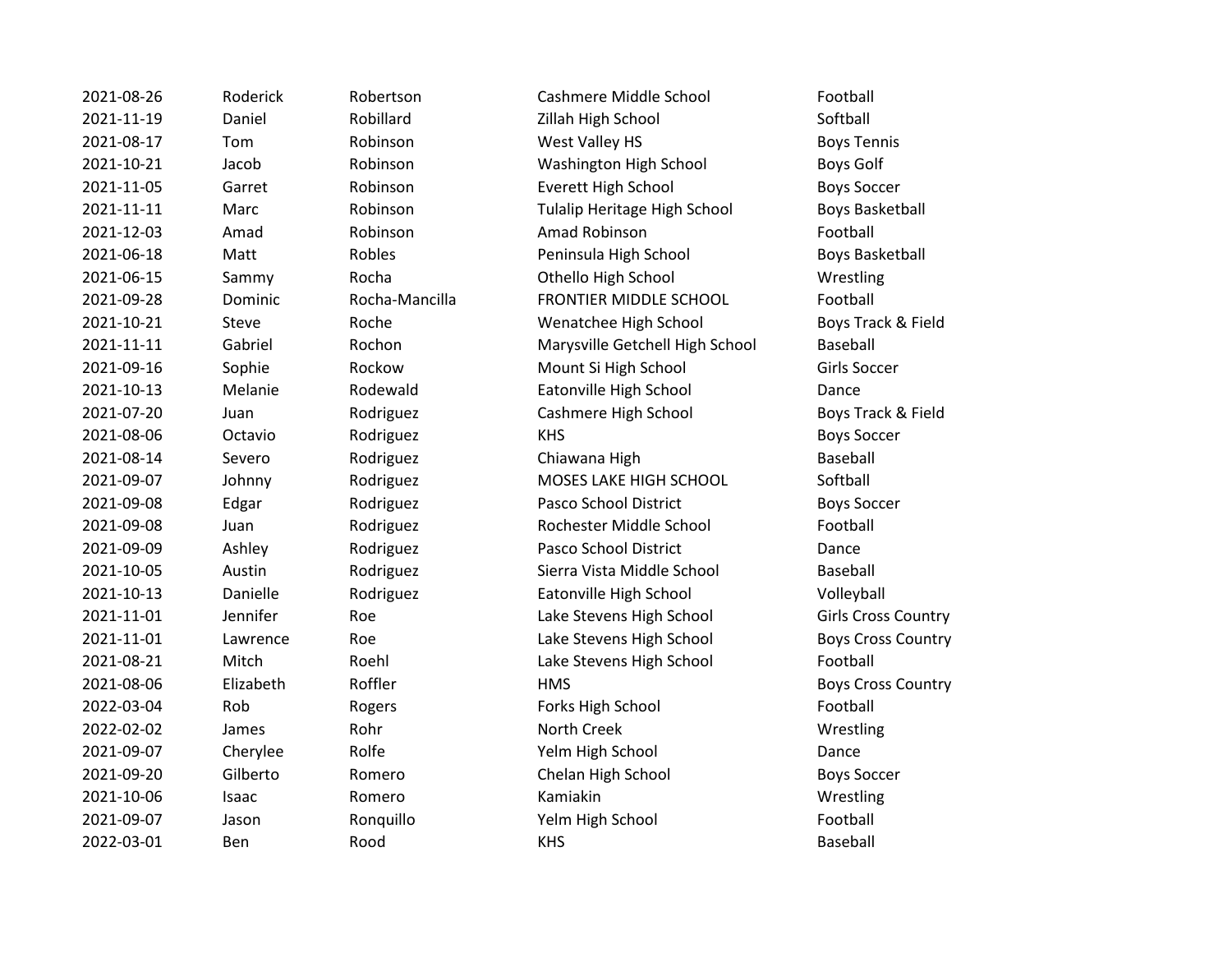| | | | | |
|---|---|---|---|---|
| 2021-08-26 | Roderick | Robertson | Cashmere Middle School | Football |
| 2021-11-19 | Daniel | Robillard | Zillah High School | Softball |
| 2021-08-17 | Tom | Robinson | West Valley HS | Boys Tennis |
| 2021-10-21 | Jacob | Robinson | Washington High School | Boys Golf |
| 2021-11-05 | Garret | Robinson | Everett High School | Boys Soccer |
| 2021-11-11 | Marc | Robinson | Tulalip Heritage High School | Boys Basketball |
| 2021-12-03 | Amad | Robinson | Amad Robinson | Football |
| 2021-06-18 | Matt | Robles | Peninsula High School | Boys Basketball |
| 2021-06-15 | Sammy | Rocha | Othello High School | Wrestling |
| 2021-09-28 | Dominic | Rocha-Mancilla | FRONTIER MIDDLE SCHOOL | Football |
| 2021-10-21 | Steve | Roche | Wenatchee High School | Boys Track & Field |
| 2021-11-11 | Gabriel | Rochon | Marysville Getchell High School | Baseball |
| 2021-09-16 | Sophie | Rockow | Mount Si High School | Girls Soccer |
| 2021-10-13 | Melanie | Rodewald | Eatonville High School | Dance |
| 2021-07-20 | Juan | Rodriguez | Cashmere High School | Boys Track & Field |
| 2021-08-06 | Octavio | Rodriguez | KHS | Boys Soccer |
| 2021-08-14 | Severo | Rodriguez | Chiawana High | Baseball |
| 2021-09-07 | Johnny | Rodriguez | MOSES LAKE HIGH SCHOOL | Softball |
| 2021-09-08 | Edgar | Rodriguez | Pasco School District | Boys Soccer |
| 2021-09-08 | Juan | Rodriguez | Rochester Middle School | Football |
| 2021-09-09 | Ashley | Rodriguez | Pasco School District | Dance |
| 2021-10-05 | Austin | Rodriguez | Sierra Vista Middle School | Baseball |
| 2021-10-13 | Danielle | Rodriguez | Eatonville High School | Volleyball |
| 2021-11-01 | Jennifer | Roe | Lake Stevens High School | Girls Cross Country |
| 2021-11-01 | Lawrence | Roe | Lake Stevens High School | Boys Cross Country |
| 2021-08-21 | Mitch | Roehl | Lake Stevens High School | Football |
| 2021-08-06 | Elizabeth | Roffler | HMS | Boys Cross Country |
| 2022-03-04 | Rob | Rogers | Forks High School | Football |
| 2022-02-02 | James | Rohr | North Creek | Wrestling |
| 2021-09-07 | Cherylee | Rolfe | Yelm High School | Dance |
| 2021-09-20 | Gilberto | Romero | Chelan High School | Boys Soccer |
| 2021-10-06 | Isaac | Romero | Kamiakin | Wrestling |
| 2021-09-07 | Jason | Ronquillo | Yelm High School | Football |
| 2022-03-01 | Ben | Rood | KHS | Baseball |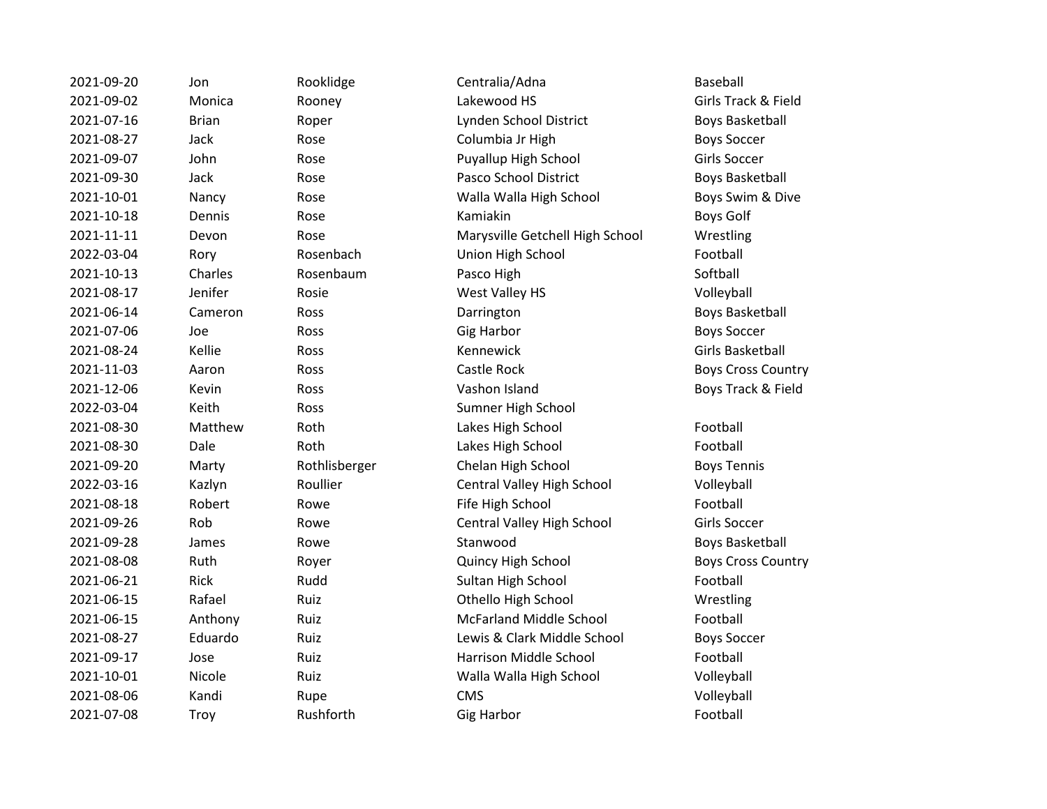| | | | | |
|---|---|---|---|---|
| 2021-09-20 | Jon | Rooklidge | Centralia/Adna | Baseball |
| 2021-09-02 | Monica | Rooney | Lakewood HS | Girls Track & Field |
| 2021-07-16 | Brian | Roper | Lynden School District | Boys Basketball |
| 2021-08-27 | Jack | Rose | Columbia Jr High | Boys Soccer |
| 2021-09-07 | John | Rose | Puyallup High School | Girls Soccer |
| 2021-09-30 | Jack | Rose | Pasco School District | Boys Basketball |
| 2021-10-01 | Nancy | Rose | Walla Walla High School | Boys Swim & Dive |
| 2021-10-18 | Dennis | Rose | Kamiakin | Boys Golf |
| 2021-11-11 | Devon | Rose | Marysville Getchell High School | Wrestling |
| 2022-03-04 | Rory | Rosenbach | Union High School | Football |
| 2021-10-13 | Charles | Rosenbaum | Pasco High | Softball |
| 2021-08-17 | Jenifer | Rosie | West Valley HS | Volleyball |
| 2021-06-14 | Cameron | Ross | Darrington | Boys Basketball |
| 2021-07-06 | Joe | Ross | Gig Harbor | Boys Soccer |
| 2021-08-24 | Kellie | Ross | Kennewick | Girls Basketball |
| 2021-11-03 | Aaron | Ross | Castle Rock | Boys Cross Country |
| 2021-12-06 | Kevin | Ross | Vashon Island | Boys Track & Field |
| 2022-03-04 | Keith | Ross | Sumner High School | |
| 2021-08-30 | Matthew | Roth | Lakes High School | Football |
| 2021-08-30 | Dale | Roth | Lakes High School | Football |
| 2021-09-20 | Marty | Rothlisberger | Chelan High School | Boys Tennis |
| 2022-03-16 | Kazlyn | Roullier | Central Valley High School | Volleyball |
| 2021-08-18 | Robert | Rowe | Fife High School | Football |
| 2021-09-26 | Rob | Rowe | Central Valley High School | Girls Soccer |
| 2021-09-28 | James | Rowe | Stanwood | Boys Basketball |
| 2021-08-08 | Ruth | Royer | Quincy High School | Boys Cross Country |
| 2021-06-21 | Rick | Rudd | Sultan High School | Football |
| 2021-06-15 | Rafael | Ruiz | Othello High School | Wrestling |
| 2021-06-15 | Anthony | Ruiz | McFarland Middle School | Football |
| 2021-08-27 | Eduardo | Ruiz | Lewis & Clark Middle School | Boys Soccer |
| 2021-09-17 | Jose | Ruiz | Harrison Middle School | Football |
| 2021-10-01 | Nicole | Ruiz | Walla Walla High School | Volleyball |
| 2021-08-06 | Kandi | Rupe | CMS | Volleyball |
| 2021-07-08 | Troy | Rushforth | Gig Harbor | Football |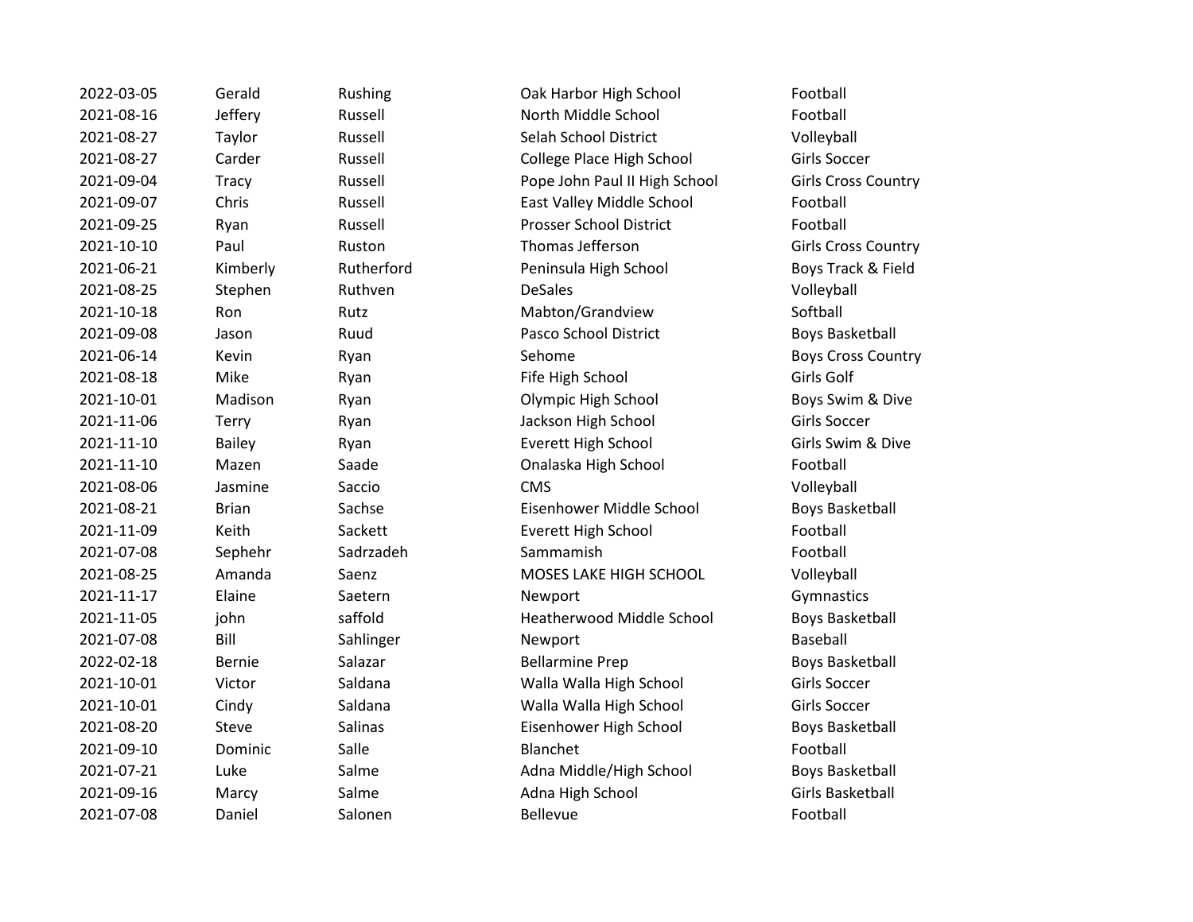| | | | | |
|---|---|---|---|---|
| 2022-03-05 | Gerald | Rushing | Oak Harbor High School | Football |
| 2021-08-16 | Jeffery | Russell | North Middle School | Football |
| 2021-08-27 | Taylor | Russell | Selah School District | Volleyball |
| 2021-08-27 | Carder | Russell | College Place High School | Girls Soccer |
| 2021-09-04 | Tracy | Russell | Pope John Paul II High School | Girls Cross Country |
| 2021-09-07 | Chris | Russell | East Valley Middle School | Football |
| 2021-09-25 | Ryan | Russell | Prosser School District | Football |
| 2021-10-10 | Paul | Ruston | Thomas Jefferson | Girls Cross Country |
| 2021-06-21 | Kimberly | Rutherford | Peninsula High School | Boys Track & Field |
| 2021-08-25 | Stephen | Ruthven | DeSales | Volleyball |
| 2021-10-18 | Ron | Rutz | Mabton/Grandview | Softball |
| 2021-09-08 | Jason | Ruud | Pasco School District | Boys Basketball |
| 2021-06-14 | Kevin | Ryan | Sehome | Boys Cross Country |
| 2021-08-18 | Mike | Ryan | Fife High School | Girls Golf |
| 2021-10-01 | Madison | Ryan | Olympic High School | Boys Swim & Dive |
| 2021-11-06 | Terry | Ryan | Jackson High School | Girls Soccer |
| 2021-11-10 | Bailey | Ryan | Everett High School | Girls Swim & Dive |
| 2021-11-10 | Mazen | Saade | Onalaska High School | Football |
| 2021-08-06 | Jasmine | Saccio | CMS | Volleyball |
| 2021-08-21 | Brian | Sachse | Eisenhower Middle School | Boys Basketball |
| 2021-11-09 | Keith | Sackett | Everett High School | Football |
| 2021-07-08 | Sephehr | Sadrzadeh | Sammamish | Football |
| 2021-08-25 | Amanda | Saenz | MOSES LAKE HIGH SCHOOL | Volleyball |
| 2021-11-17 | Elaine | Saetern | Newport | Gymnastics |
| 2021-11-05 | john | saffold | Heatherwood Middle School | Boys Basketball |
| 2021-07-08 | Bill | Sahlinger | Newport | Baseball |
| 2022-02-18 | Bernie | Salazar | Bellarmine Prep | Boys Basketball |
| 2021-10-01 | Victor | Saldana | Walla Walla High School | Girls Soccer |
| 2021-10-01 | Cindy | Saldana | Walla Walla High School | Girls Soccer |
| 2021-08-20 | Steve | Salinas | Eisenhower High School | Boys Basketball |
| 2021-09-10 | Dominic | Salle | Blanchet | Football |
| 2021-07-21 | Luke | Salme | Adna Middle/High School | Boys Basketball |
| 2021-09-16 | Marcy | Salme | Adna High School | Girls Basketball |
| 2021-07-08 | Daniel | Salonen | Bellevue | Football |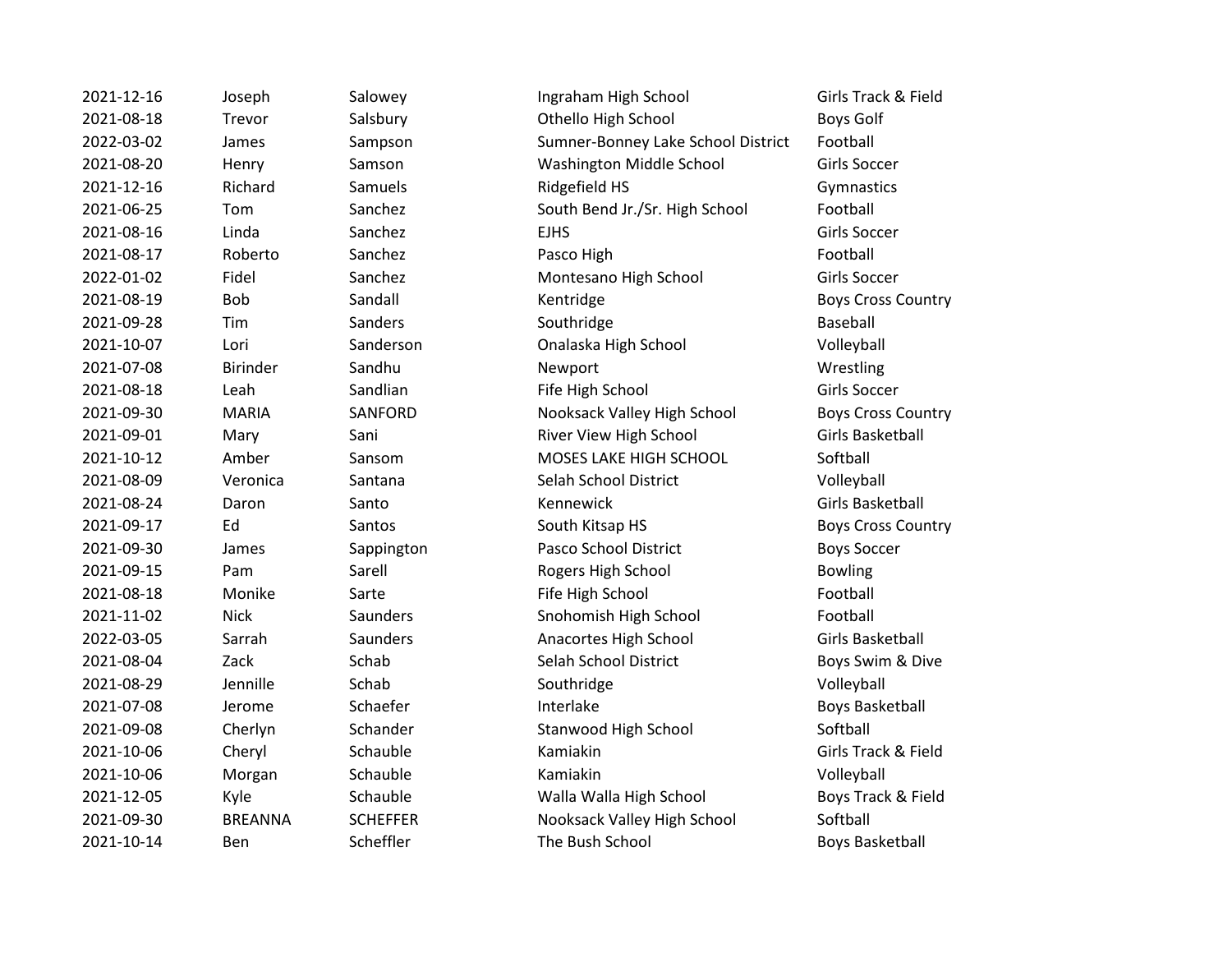| | | | | |
|---|---|---|---|---|
| 2021-12-16 | Joseph | Salowey | Ingraham High School | Girls Track & Field |
| 2021-08-18 | Trevor | Salsbury | Othello High School | Boys Golf |
| 2022-03-02 | James | Sampson | Sumner-Bonney Lake School District | Football |
| 2021-08-20 | Henry | Samson | Washington Middle School | Girls Soccer |
| 2021-12-16 | Richard | Samuels | Ridgefield HS | Gymnastics |
| 2021-06-25 | Tom | Sanchez | South Bend Jr./Sr. High School | Football |
| 2021-08-16 | Linda | Sanchez | EJHS | Girls Soccer |
| 2021-08-17 | Roberto | Sanchez | Pasco High | Football |
| 2022-01-02 | Fidel | Sanchez | Montesano High School | Girls Soccer |
| 2021-08-19 | Bob | Sandall | Kentridge | Boys Cross Country |
| 2021-09-28 | Tim | Sanders | Southridge | Baseball |
| 2021-10-07 | Lori | Sanderson | Onalaska High School | Volleyball |
| 2021-07-08 | Birinder | Sandhu | Newport | Wrestling |
| 2021-08-18 | Leah | Sandlian | Fife High School | Girls Soccer |
| 2021-09-30 | MARIA | SANFORD | Nooksack Valley High School | Boys Cross Country |
| 2021-09-01 | Mary | Sani | River View High School | Girls Basketball |
| 2021-10-12 | Amber | Sansom | MOSES LAKE HIGH SCHOOL | Softball |
| 2021-08-09 | Veronica | Santana | Selah School District | Volleyball |
| 2021-08-24 | Daron | Santo | Kennewick | Girls Basketball |
| 2021-09-17 | Ed | Santos | South Kitsap HS | Boys Cross Country |
| 2021-09-30 | James | Sappington | Pasco School District | Boys Soccer |
| 2021-09-15 | Pam | Sarell | Rogers High School | Bowling |
| 2021-08-18 | Monike | Sarte | Fife High School | Football |
| 2021-11-02 | Nick | Saunders | Snohomish High School | Football |
| 2022-03-05 | Sarrah | Saunders | Anacortes High School | Girls Basketball |
| 2021-08-04 | Zack | Schab | Selah School District | Boys Swim & Dive |
| 2021-08-29 | Jennille | Schab | Southridge | Volleyball |
| 2021-07-08 | Jerome | Schaefer | Interlake | Boys Basketball |
| 2021-09-08 | Cherlyn | Schander | Stanwood High School | Softball |
| 2021-10-06 | Cheryl | Schauble | Kamiakin | Girls Track & Field |
| 2021-10-06 | Morgan | Schauble | Kamiakin | Volleyball |
| 2021-12-05 | Kyle | Schauble | Walla Walla High School | Boys Track & Field |
| 2021-09-30 | BREANNA | SCHEFFER | Nooksack Valley High School | Softball |
| 2021-10-14 | Ben | Scheffler | The Bush School | Boys Basketball |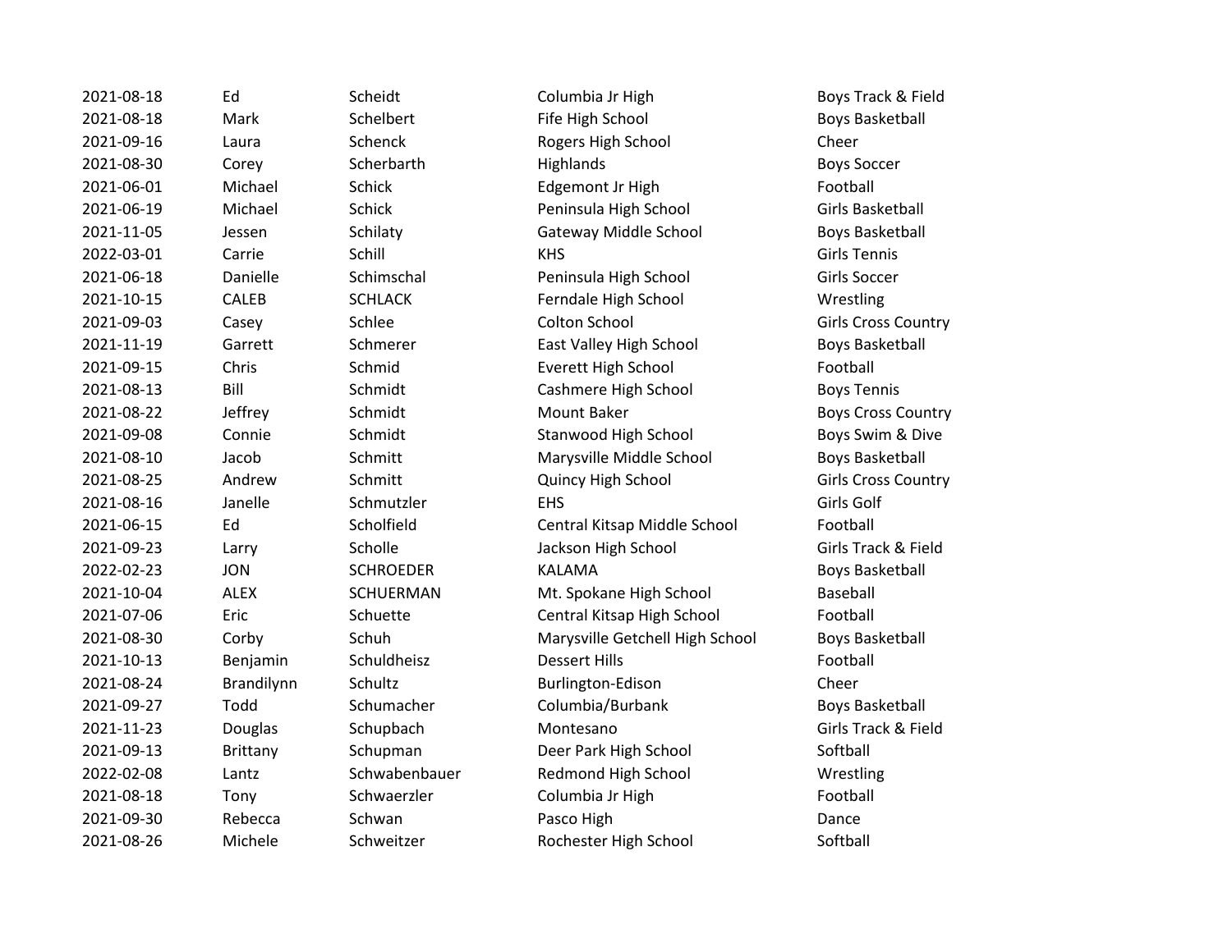| | | | | |
|---|---|---|---|---|
| 2021-08-18 | Ed | Scheidt | Columbia Jr High | Boys Track & Field |
| 2021-08-18 | Mark | Schelbert | Fife High School | Boys Basketball |
| 2021-09-16 | Laura | Schenck | Rogers High School | Cheer |
| 2021-08-30 | Corey | Scherbarth | Highlands | Boys Soccer |
| 2021-06-01 | Michael | Schick | Edgemont Jr High | Football |
| 2021-06-19 | Michael | Schick | Peninsula High School | Girls Basketball |
| 2021-11-05 | Jessen | Schilaty | Gateway Middle School | Boys Basketball |
| 2022-03-01 | Carrie | Schill | KHS | Girls Tennis |
| 2021-06-18 | Danielle | Schimschal | Peninsula High School | Girls Soccer |
| 2021-10-15 | CALEB | SCHLACK | Ferndale High School | Wrestling |
| 2021-09-03 | Casey | Schlee | Colton School | Girls Cross Country |
| 2021-11-19 | Garrett | Schmerer | East Valley High School | Boys Basketball |
| 2021-09-15 | Chris | Schmid | Everett High School | Football |
| 2021-08-13 | Bill | Schmidt | Cashmere High School | Boys Tennis |
| 2021-08-22 | Jeffrey | Schmidt | Mount Baker | Boys Cross Country |
| 2021-09-08 | Connie | Schmidt | Stanwood High School | Boys Swim & Dive |
| 2021-08-10 | Jacob | Schmitt | Marysville Middle School | Boys Basketball |
| 2021-08-25 | Andrew | Schmitt | Quincy High School | Girls Cross Country |
| 2021-08-16 | Janelle | Schmutzler | EHS | Girls Golf |
| 2021-06-15 | Ed | Scholfield | Central Kitsap Middle School | Football |
| 2021-09-23 | Larry | Scholle | Jackson High School | Girls Track & Field |
| 2022-02-23 | JON | SCHROEDER | KALAMA | Boys Basketball |
| 2021-10-04 | ALEX | SCHUERMAN | Mt. Spokane High School | Baseball |
| 2021-07-06 | Eric | Schuette | Central Kitsap High School | Football |
| 2021-08-30 | Corby | Schuh | Marysville Getchell High School | Boys Basketball |
| 2021-10-13 | Benjamin | Schuldheisz | Dessert Hills | Football |
| 2021-08-24 | Brandilynn | Schultz | Burlington-Edison | Cheer |
| 2021-09-27 | Todd | Schumacher | Columbia/Burbank | Boys Basketball |
| 2021-11-23 | Douglas | Schupbach | Montesano | Girls Track & Field |
| 2021-09-13 | Brittany | Schupman | Deer Park High School | Softball |
| 2022-02-08 | Lantz | Schwabenbauer | Redmond High School | Wrestling |
| 2021-08-18 | Tony | Schwaerzler | Columbia Jr High | Football |
| 2021-09-30 | Rebecca | Schwan | Pasco High | Dance |
| 2021-08-26 | Michele | Schweitzer | Rochester High School | Softball |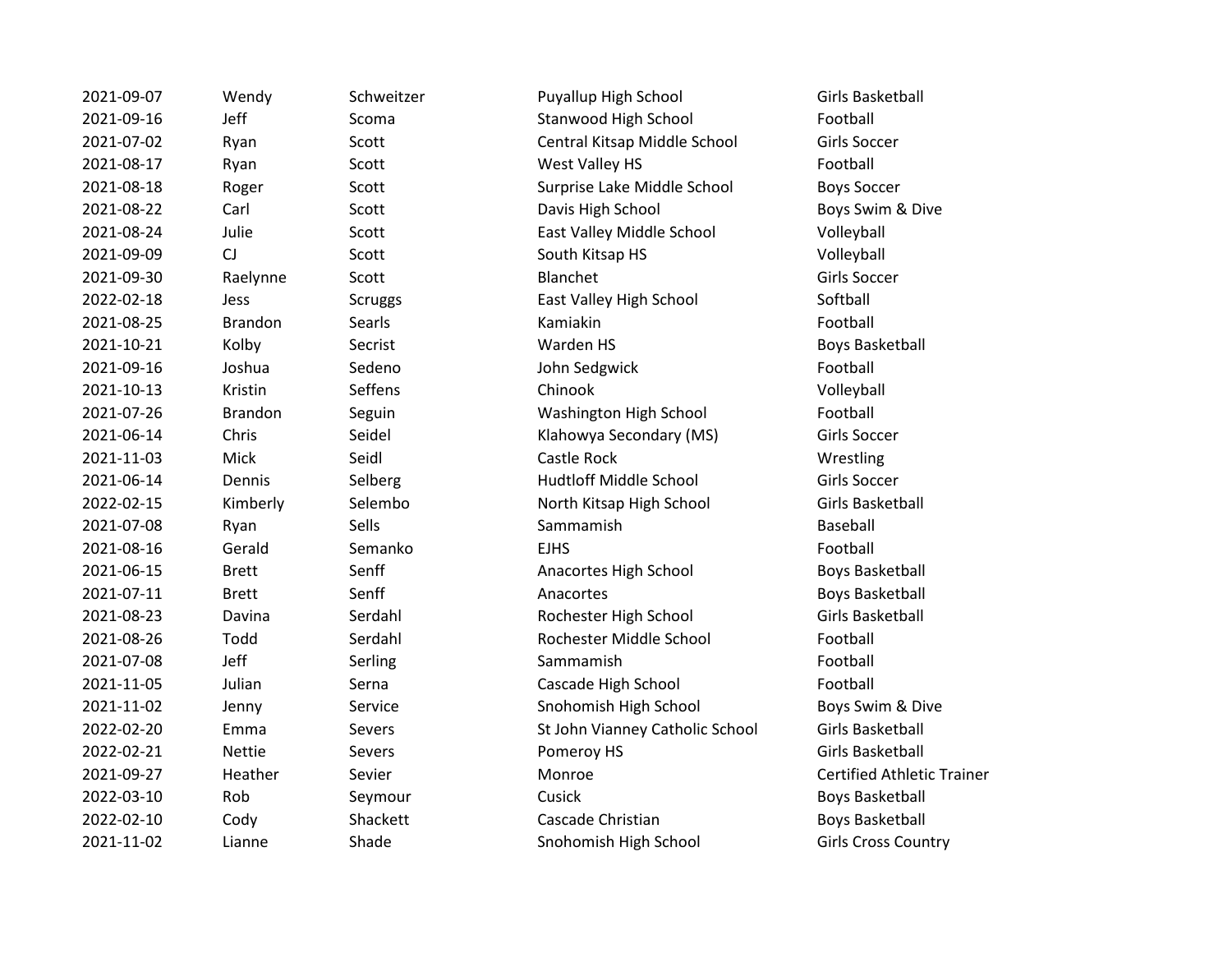| | | | | |
|---|---|---|---|---|
| 2021-09-07 | Wendy | Schweitzer | Puyallup High School | Girls Basketball |
| 2021-09-16 | Jeff | Scoma | Stanwood High School | Football |
| 2021-07-02 | Ryan | Scott | Central Kitsap Middle School | Girls Soccer |
| 2021-08-17 | Ryan | Scott | West Valley HS | Football |
| 2021-08-18 | Roger | Scott | Surprise Lake Middle School | Boys Soccer |
| 2021-08-22 | Carl | Scott | Davis High School | Boys Swim & Dive |
| 2021-08-24 | Julie | Scott | East Valley Middle School | Volleyball |
| 2021-09-09 | CJ | Scott | South Kitsap HS | Volleyball |
| 2021-09-30 | Raelynne | Scott | Blanchet | Girls Soccer |
| 2022-02-18 | Jess | Scruggs | East Valley High School | Softball |
| 2021-08-25 | Brandon | Searls | Kamiakin | Football |
| 2021-10-21 | Kolby | Secrist | Warden HS | Boys Basketball |
| 2021-09-16 | Joshua | Sedeno | John Sedgwick | Football |
| 2021-10-13 | Kristin | Seffens | Chinook | Volleyball |
| 2021-07-26 | Brandon | Seguin | Washington High School | Football |
| 2021-06-14 | Chris | Seidel | Klahowya Secondary (MS) | Girls Soccer |
| 2021-11-03 | Mick | Seidl | Castle Rock | Wrestling |
| 2021-06-14 | Dennis | Selberg | Hudtloff Middle School | Girls Soccer |
| 2022-02-15 | Kimberly | Selembo | North Kitsap High School | Girls Basketball |
| 2021-07-08 | Ryan | Sells | Sammamish | Baseball |
| 2021-08-16 | Gerald | Semanko | EJHS | Football |
| 2021-06-15 | Brett | Senff | Anacortes High School | Boys Basketball |
| 2021-07-11 | Brett | Senff | Anacortes | Boys Basketball |
| 2021-08-23 | Davina | Serdahl | Rochester High School | Girls Basketball |
| 2021-08-26 | Todd | Serdahl | Rochester Middle School | Football |
| 2021-07-08 | Jeff | Serling | Sammamish | Football |
| 2021-11-05 | Julian | Serna | Cascade High School | Football |
| 2021-11-02 | Jenny | Service | Snohomish High School | Boys Swim & Dive |
| 2022-02-20 | Emma | Severs | St John Vianney Catholic School | Girls Basketball |
| 2022-02-21 | Nettie | Severs | Pomeroy HS | Girls Basketball |
| 2021-09-27 | Heather | Sevier | Monroe | Certified Athletic Trainer |
| 2022-03-10 | Rob | Seymour | Cusick | Boys Basketball |
| 2022-02-10 | Cody | Shackett | Cascade Christian | Boys Basketball |
| 2021-11-02 | Lianne | Shade | Snohomish High School | Girls Cross Country |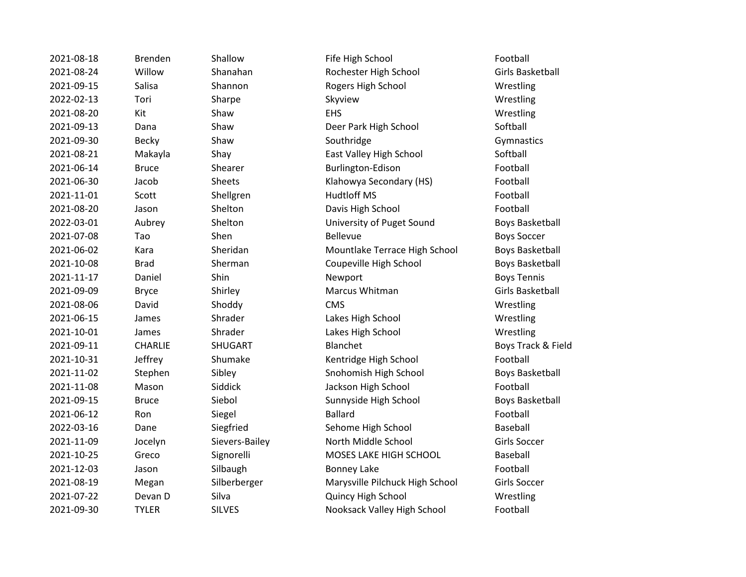| | | | | |
|---|---|---|---|---|
| 2021-08-18 | Brenden | Shallow | Fife High School | Football |
| 2021-08-24 | Willow | Shanahan | Rochester High School | Girls Basketball |
| 2021-09-15 | Salisa | Shannon | Rogers High School | Wrestling |
| 2022-02-13 | Tori | Sharpe | Skyview | Wrestling |
| 2021-08-20 | Kit | Shaw | EHS | Wrestling |
| 2021-09-13 | Dana | Shaw | Deer Park High School | Softball |
| 2021-09-30 | Becky | Shaw | Southridge | Gymnastics |
| 2021-08-21 | Makayla | Shay | East Valley High School | Softball |
| 2021-06-14 | Bruce | Shearer | Burlington-Edison | Football |
| 2021-06-30 | Jacob | Sheets | Klahowya Secondary (HS) | Football |
| 2021-11-01 | Scott | Shellgren | Hudtloff MS | Football |
| 2021-08-20 | Jason | Shelton | Davis High School | Football |
| 2022-03-01 | Aubrey | Shelton | University of Puget Sound | Boys Basketball |
| 2021-07-08 | Tao | Shen | Bellevue | Boys Soccer |
| 2021-06-02 | Kara | Sheridan | Mountlake Terrace High School | Boys Basketball |
| 2021-10-08 | Brad | Sherman | Coupeville High School | Boys Basketball |
| 2021-11-17 | Daniel | Shin | Newport | Boys Tennis |
| 2021-09-09 | Bryce | Shirley | Marcus Whitman | Girls Basketball |
| 2021-08-06 | David | Shoddy | CMS | Wrestling |
| 2021-06-15 | James | Shrader | Lakes High School | Wrestling |
| 2021-10-01 | James | Shrader | Lakes High School | Wrestling |
| 2021-09-11 | CHARLIE | SHUGART | Blanchet | Boys Track & Field |
| 2021-10-31 | Jeffrey | Shumake | Kentridge High School | Football |
| 2021-11-02 | Stephen | Sibley | Snohomish High School | Boys Basketball |
| 2021-11-08 | Mason | Siddick | Jackson High School | Football |
| 2021-09-15 | Bruce | Siebol | Sunnyside High School | Boys Basketball |
| 2021-06-12 | Ron | Siegel | Ballard | Football |
| 2022-03-16 | Dane | Siegfried | Sehome High School | Baseball |
| 2021-11-09 | Jocelyn | Sievers-Bailey | North Middle School | Girls Soccer |
| 2021-10-25 | Greco | Signorelli | MOSES LAKE HIGH SCHOOL | Baseball |
| 2021-12-03 | Jason | Silbaugh | Bonney Lake | Football |
| 2021-08-19 | Megan | Silberberger | Marysville Pilchuck High School | Girls Soccer |
| 2021-07-22 | Devan D | Silva | Quincy High School | Wrestling |
| 2021-09-30 | TYLER | SILVES | Nooksack Valley High School | Football |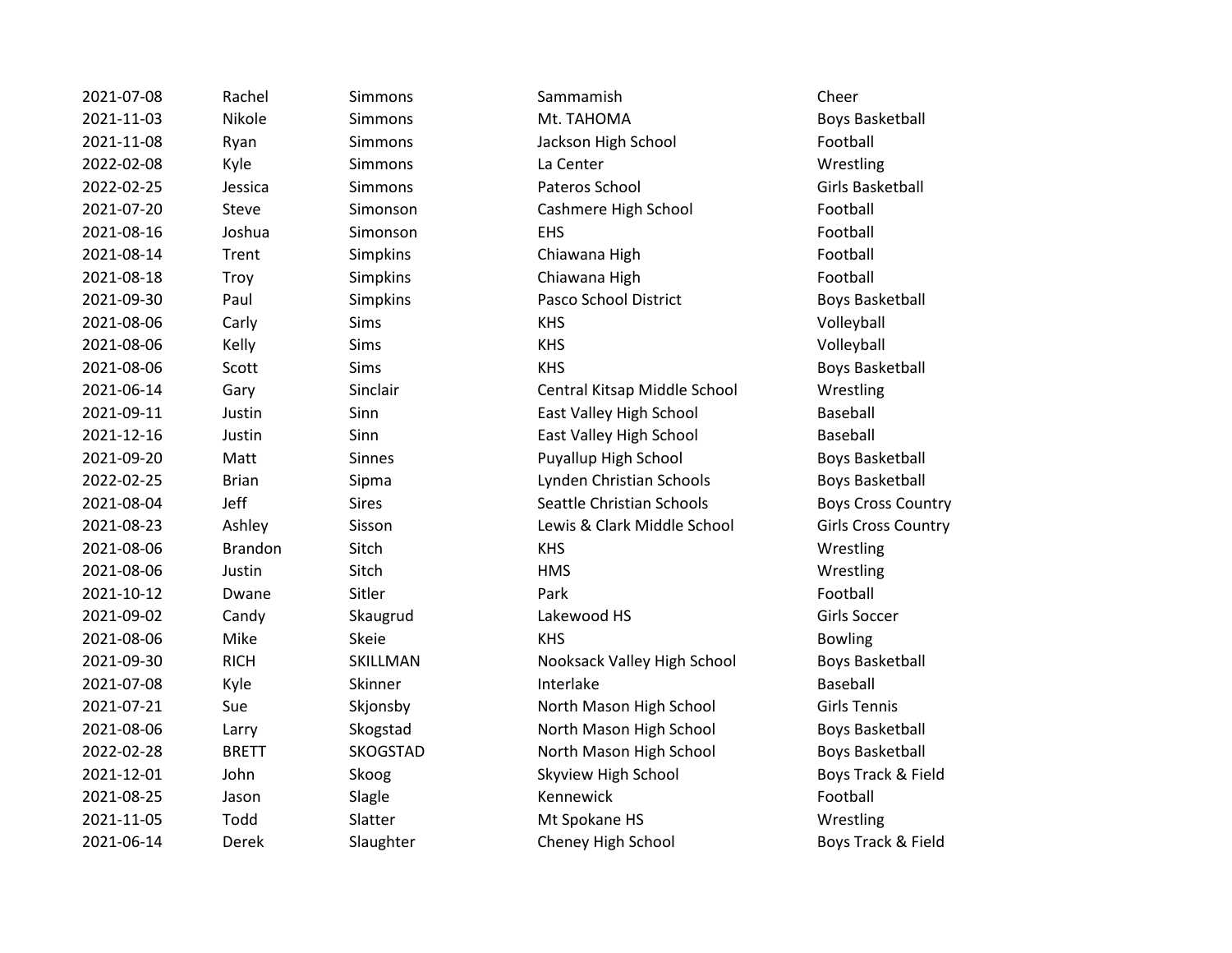| | | | | |
|---|---|---|---|---|
| 2021-07-08 | Rachel | Simmons | Sammamish | Cheer |
| 2021-11-03 | Nikole | Simmons | Mt. TAHOMA | Boys Basketball |
| 2021-11-08 | Ryan | Simmons | Jackson High School | Football |
| 2022-02-08 | Kyle | Simmons | La Center | Wrestling |
| 2022-02-25 | Jessica | Simmons | Pateros School | Girls Basketball |
| 2021-07-20 | Steve | Simonson | Cashmere High School | Football |
| 2021-08-16 | Joshua | Simonson | EHS | Football |
| 2021-08-14 | Trent | Simpkins | Chiawana High | Football |
| 2021-08-18 | Troy | Simpkins | Chiawana High | Football |
| 2021-09-30 | Paul | Simpkins | Pasco School District | Boys Basketball |
| 2021-08-06 | Carly | Sims | KHS | Volleyball |
| 2021-08-06 | Kelly | Sims | KHS | Volleyball |
| 2021-08-06 | Scott | Sims | KHS | Boys Basketball |
| 2021-06-14 | Gary | Sinclair | Central Kitsap Middle School | Wrestling |
| 2021-09-11 | Justin | Sinn | East Valley High School | Baseball |
| 2021-12-16 | Justin | Sinn | East Valley High School | Baseball |
| 2021-09-20 | Matt | Sinnes | Puyallup High School | Boys Basketball |
| 2022-02-25 | Brian | Sipma | Lynden Christian Schools | Boys Basketball |
| 2021-08-04 | Jeff | Sires | Seattle Christian Schools | Boys Cross Country |
| 2021-08-23 | Ashley | Sisson | Lewis & Clark Middle School | Girls Cross Country |
| 2021-08-06 | Brandon | Sitch | KHS | Wrestling |
| 2021-08-06 | Justin | Sitch | HMS | Wrestling |
| 2021-10-12 | Dwane | Sitler | Park | Football |
| 2021-09-02 | Candy | Skaugrud | Lakewood HS | Girls Soccer |
| 2021-08-06 | Mike | Skeie | KHS | Bowling |
| 2021-09-30 | RICH | SKILLMAN | Nooksack Valley High School | Boys Basketball |
| 2021-07-08 | Kyle | Skinner | Interlake | Baseball |
| 2021-07-21 | Sue | Skjonsby | North Mason High School | Girls Tennis |
| 2021-08-06 | Larry | Skogstad | North Mason High School | Boys Basketball |
| 2022-02-28 | BRETT | SKOGSTAD | North Mason High School | Boys Basketball |
| 2021-12-01 | John | Skoog | Skyview High School | Boys Track & Field |
| 2021-08-25 | Jason | Slagle | Kennewick | Football |
| 2021-11-05 | Todd | Slatter | Mt Spokane HS | Wrestling |
| 2021-06-14 | Derek | Slaughter | Cheney High School | Boys Track & Field |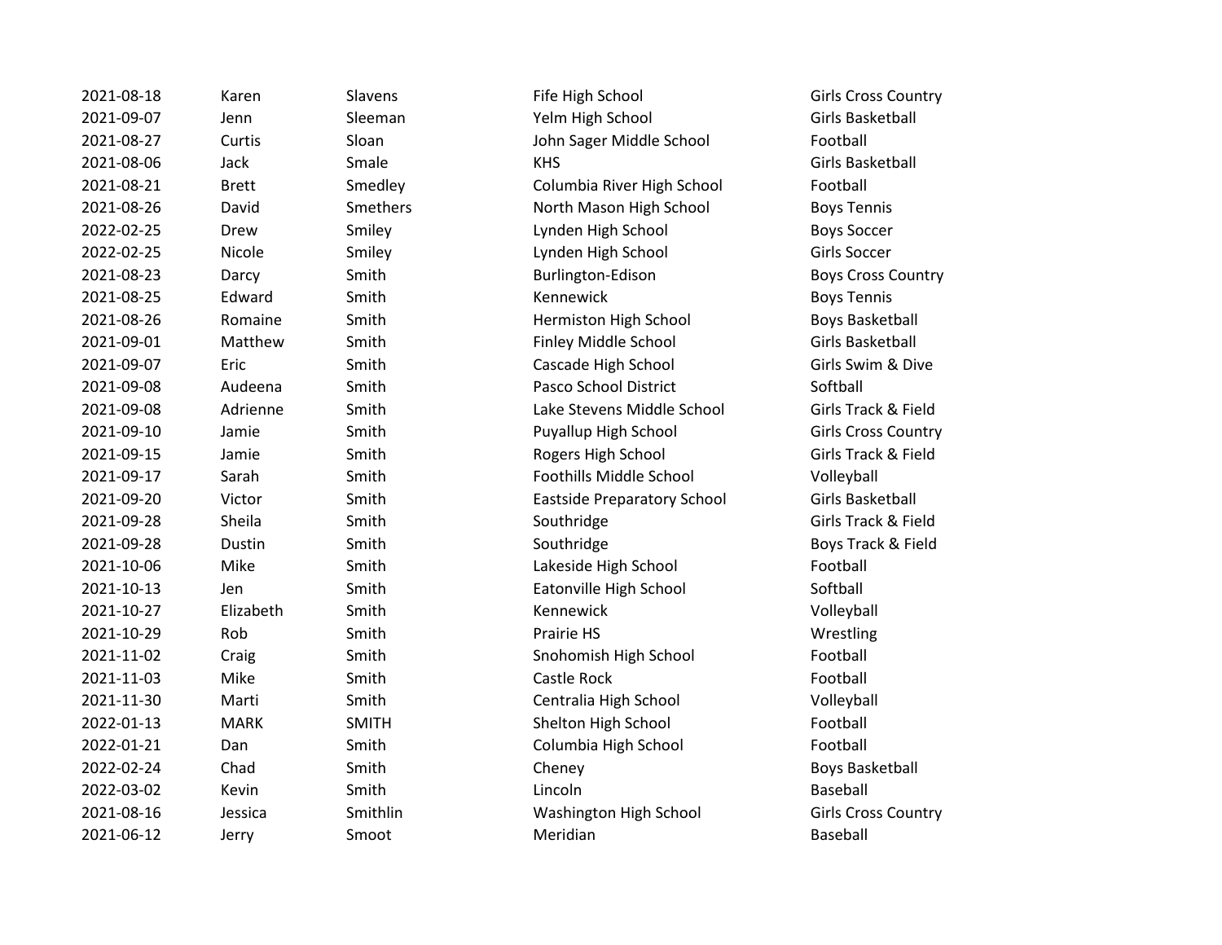| | | | | |
|---|---|---|---|---|
| 2021-08-18 | Karen | Slavens | Fife High School | Girls Cross Country |
| 2021-09-07 | Jenn | Sleeman | Yelm High School | Girls Basketball |
| 2021-08-27 | Curtis | Sloan | John Sager Middle School | Football |
| 2021-08-06 | Jack | Smale | KHS | Girls Basketball |
| 2021-08-21 | Brett | Smedley | Columbia River High School | Football |
| 2021-08-26 | David | Smethers | North Mason High School | Boys Tennis |
| 2022-02-25 | Drew | Smiley | Lynden High School | Boys Soccer |
| 2022-02-25 | Nicole | Smiley | Lynden High School | Girls Soccer |
| 2021-08-23 | Darcy | Smith | Burlington-Edison | Boys Cross Country |
| 2021-08-25 | Edward | Smith | Kennewick | Boys Tennis |
| 2021-08-26 | Romaine | Smith | Hermiston High School | Boys Basketball |
| 2021-09-01 | Matthew | Smith | Finley Middle School | Girls Basketball |
| 2021-09-07 | Eric | Smith | Cascade High School | Girls Swim & Dive |
| 2021-09-08 | Audeena | Smith | Pasco School District | Softball |
| 2021-09-08 | Adrienne | Smith | Lake Stevens Middle School | Girls Track & Field |
| 2021-09-10 | Jamie | Smith | Puyallup High School | Girls Cross Country |
| 2021-09-15 | Jamie | Smith | Rogers High School | Girls Track & Field |
| 2021-09-17 | Sarah | Smith | Foothills Middle School | Volleyball |
| 2021-09-20 | Victor | Smith | Eastside Preparatory School | Girls Basketball |
| 2021-09-28 | Sheila | Smith | Southridge | Girls Track & Field |
| 2021-09-28 | Dustin | Smith | Southridge | Boys Track & Field |
| 2021-10-06 | Mike | Smith | Lakeside High School | Football |
| 2021-10-13 | Jen | Smith | Eatonville High School | Softball |
| 2021-10-27 | Elizabeth | Smith | Kennewick | Volleyball |
| 2021-10-29 | Rob | Smith | Prairie HS | Wrestling |
| 2021-11-02 | Craig | Smith | Snohomish High School | Football |
| 2021-11-03 | Mike | Smith | Castle Rock | Football |
| 2021-11-30 | Marti | Smith | Centralia High School | Volleyball |
| 2022-01-13 | MARK | SMITH | Shelton High School | Football |
| 2022-01-21 | Dan | Smith | Columbia High School | Football |
| 2022-02-24 | Chad | Smith | Cheney | Boys Basketball |
| 2022-03-02 | Kevin | Smith | Lincoln | Baseball |
| 2021-08-16 | Jessica | Smithlin | Washington High School | Girls Cross Country |
| 2021-06-12 | Jerry | Smoot | Meridian | Baseball |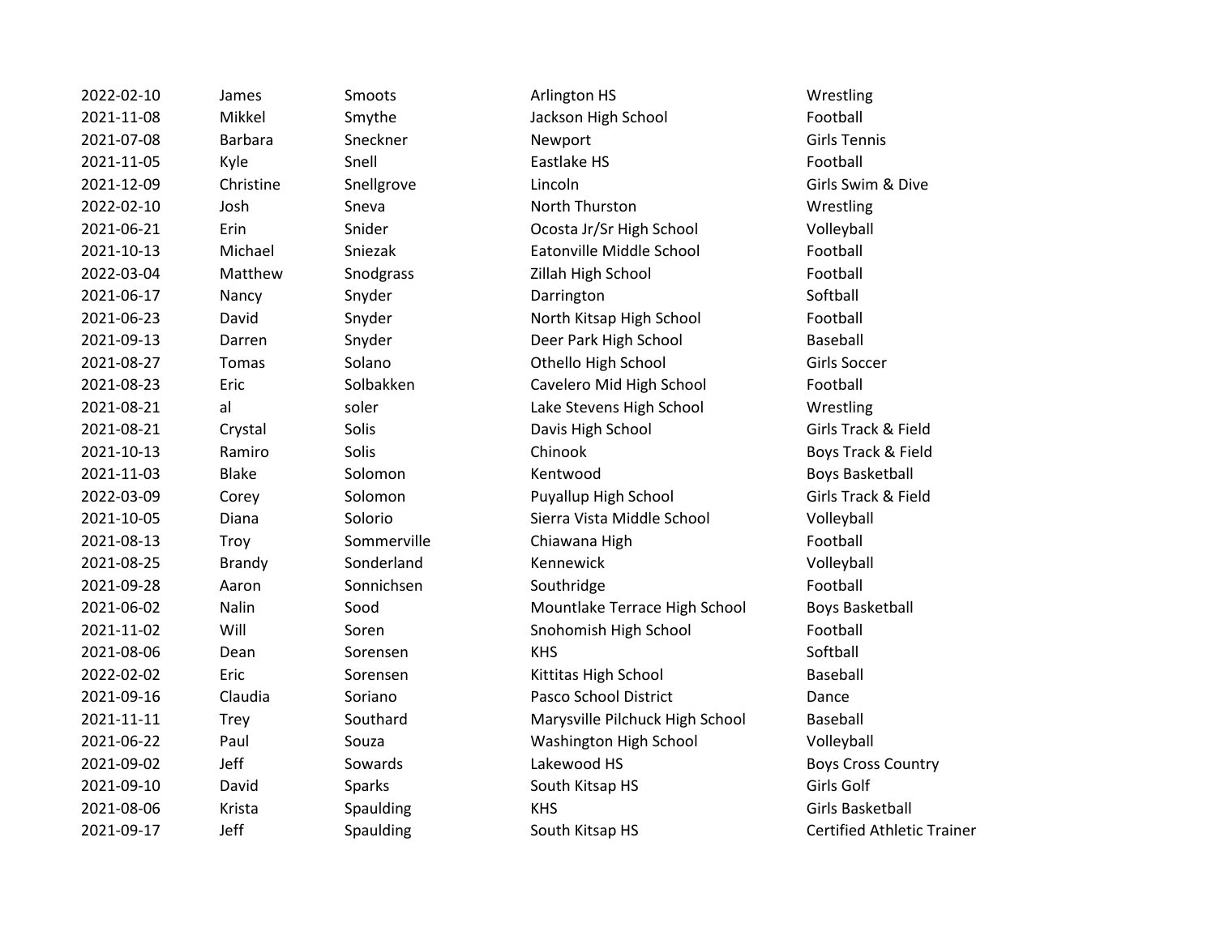| | | | | |
|---|---|---|---|---|
| 2022-02-10 | James | Smoots | Arlington HS | Wrestling |
| 2021-11-08 | Mikkel | Smythe | Jackson High School | Football |
| 2021-07-08 | Barbara | Sneckner | Newport | Girls Tennis |
| 2021-11-05 | Kyle | Snell | Eastlake HS | Football |
| 2021-12-09 | Christine | Snellgrove | Lincoln | Girls Swim & Dive |
| 2022-02-10 | Josh | Sneva | North Thurston | Wrestling |
| 2021-06-21 | Erin | Snider | Ocosta Jr/Sr High School | Volleyball |
| 2021-10-13 | Michael | Sniezak | Eatonville Middle School | Football |
| 2022-03-04 | Matthew | Snodgrass | Zillah High School | Football |
| 2021-06-17 | Nancy | Snyder | Darrington | Softball |
| 2021-06-23 | David | Snyder | North Kitsap High School | Football |
| 2021-09-13 | Darren | Snyder | Deer Park High School | Baseball |
| 2021-08-27 | Tomas | Solano | Othello High School | Girls Soccer |
| 2021-08-23 | Eric | Solbakken | Cavelero Mid High School | Football |
| 2021-08-21 | al | soler | Lake Stevens High School | Wrestling |
| 2021-08-21 | Crystal | Solis | Davis High School | Girls Track & Field |
| 2021-10-13 | Ramiro | Solis | Chinook | Boys Track & Field |
| 2021-11-03 | Blake | Solomon | Kentwood | Boys Basketball |
| 2022-03-09 | Corey | Solomon | Puyallup High School | Girls Track & Field |
| 2021-10-05 | Diana | Solorio | Sierra Vista Middle School | Volleyball |
| 2021-08-13 | Troy | Sommerville | Chiawana High | Football |
| 2021-08-25 | Brandy | Sonderland | Kennewick | Volleyball |
| 2021-09-28 | Aaron | Sonnichsen | Southridge | Football |
| 2021-06-02 | Nalin | Sood | Mountlake Terrace High School | Boys Basketball |
| 2021-11-02 | Will | Soren | Snohomish High School | Football |
| 2021-08-06 | Dean | Sorensen | KHS | Softball |
| 2022-02-02 | Eric | Sorensen | Kittitas High School | Baseball |
| 2021-09-16 | Claudia | Soriano | Pasco School District | Dance |
| 2021-11-11 | Trey | Southard | Marysville Pilchuck High School | Baseball |
| 2021-06-22 | Paul | Souza | Washington High School | Volleyball |
| 2021-09-02 | Jeff | Sowards | Lakewood HS | Boys Cross Country |
| 2021-09-10 | David | Sparks | South Kitsap HS | Girls Golf |
| 2021-08-06 | Krista | Spaulding | KHS | Girls Basketball |
| 2021-09-17 | Jeff | Spaulding | South Kitsap HS | Certified Athletic Trainer |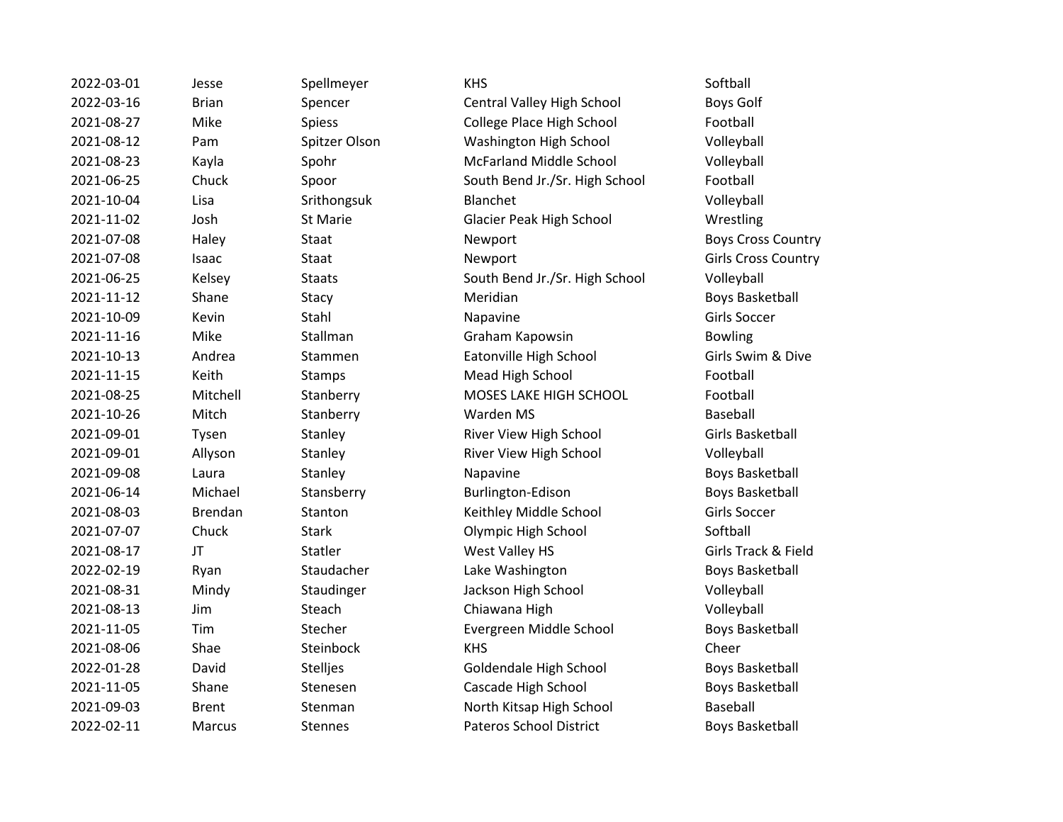| | | | | |
|---|---|---|---|---|
| 2022-03-01 | Jesse | Spellmeyer | KHS | Softball |
| 2022-03-16 | Brian | Spencer | Central Valley High School | Boys Golf |
| 2021-08-27 | Mike | Spiess | College Place High School | Football |
| 2021-08-12 | Pam | Spitzer Olson | Washington High School | Volleyball |
| 2021-08-23 | Kayla | Spohr | McFarland Middle School | Volleyball |
| 2021-06-25 | Chuck | Spoor | South Bend Jr./Sr. High School | Football |
| 2021-10-04 | Lisa | Srithongsuk | Blanchet | Volleyball |
| 2021-11-02 | Josh | St Marie | Glacier Peak High School | Wrestling |
| 2021-07-08 | Haley | Staat | Newport | Boys Cross Country |
| 2021-07-08 | Isaac | Staat | Newport | Girls Cross Country |
| 2021-06-25 | Kelsey | Staats | South Bend Jr./Sr. High School | Volleyball |
| 2021-11-12 | Shane | Stacy | Meridian | Boys Basketball |
| 2021-10-09 | Kevin | Stahl | Napavine | Girls Soccer |
| 2021-11-16 | Mike | Stallman | Graham Kapowsin | Bowling |
| 2021-10-13 | Andrea | Stammen | Eatonville High School | Girls Swim & Dive |
| 2021-11-15 | Keith | Stamps | Mead High School | Football |
| 2021-08-25 | Mitchell | Stanberry | MOSES LAKE HIGH SCHOOL | Football |
| 2021-10-26 | Mitch | Stanberry | Warden MS | Baseball |
| 2021-09-01 | Tysen | Stanley | River View High School | Girls Basketball |
| 2021-09-01 | Allyson | Stanley | River View High School | Volleyball |
| 2021-09-08 | Laura | Stanley | Napavine | Boys Basketball |
| 2021-06-14 | Michael | Stansberry | Burlington-Edison | Boys Basketball |
| 2021-08-03 | Brendan | Stanton | Keithley Middle School | Girls Soccer |
| 2021-07-07 | Chuck | Stark | Olympic High School | Softball |
| 2021-08-17 | JT | Statler | West Valley HS | Girls Track & Field |
| 2022-02-19 | Ryan | Staudacher | Lake Washington | Boys Basketball |
| 2021-08-31 | Mindy | Staudinger | Jackson High School | Volleyball |
| 2021-08-13 | Jim | Steach | Chiawana High | Volleyball |
| 2021-11-05 | Tim | Stecher | Evergreen Middle School | Boys Basketball |
| 2021-08-06 | Shae | Steinbock | KHS | Cheer |
| 2022-01-28 | David | Stelljes | Goldendale High School | Boys Basketball |
| 2021-11-05 | Shane | Stenesen | Cascade High School | Boys Basketball |
| 2021-09-03 | Brent | Stenman | North Kitsap High School | Baseball |
| 2022-02-11 | Marcus | Stennes | Pateros School District | Boys Basketball |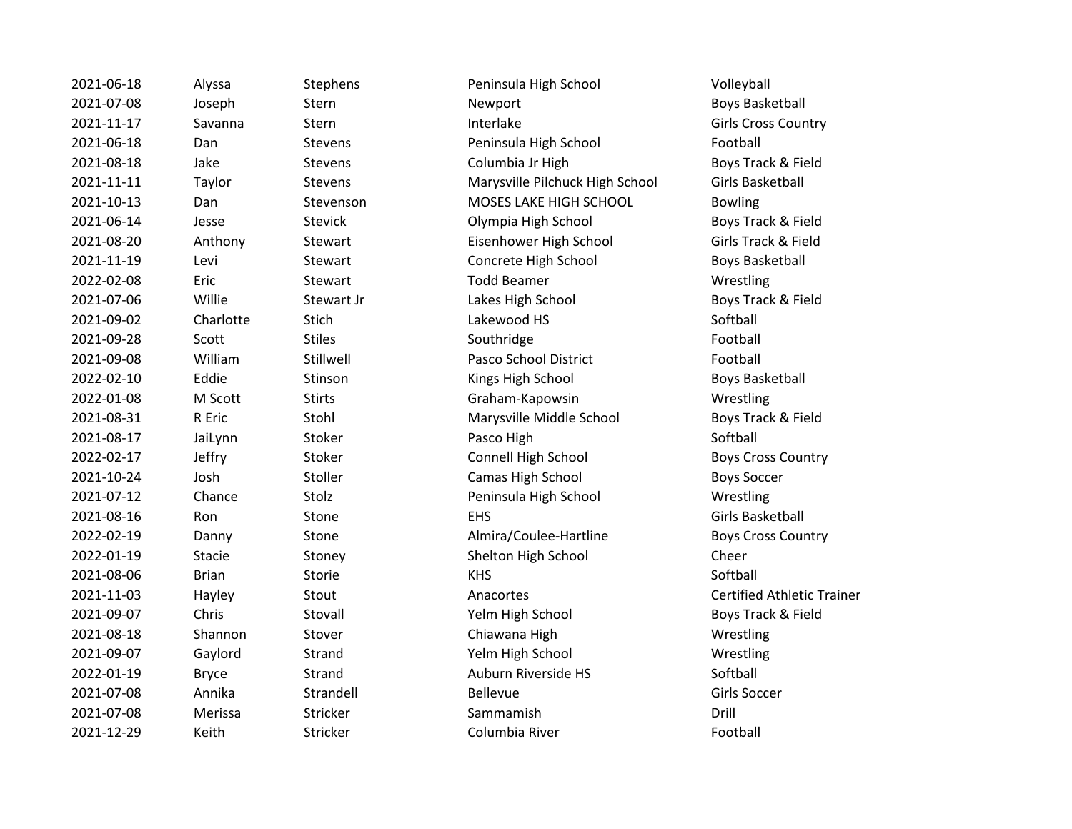| | | | | |
|---|---|---|---|---|
| 2021-06-18 | Alyssa | Stephens | Peninsula High School | Volleyball |
| 2021-07-08 | Joseph | Stern | Newport | Boys Basketball |
| 2021-11-17 | Savanna | Stern | Interlake | Girls Cross Country |
| 2021-06-18 | Dan | Stevens | Peninsula High School | Football |
| 2021-08-18 | Jake | Stevens | Columbia Jr High | Boys Track & Field |
| 2021-11-11 | Taylor | Stevens | Marysville Pilchuck High School | Girls Basketball |
| 2021-10-13 | Dan | Stevenson | MOSES LAKE HIGH SCHOOL | Bowling |
| 2021-06-14 | Jesse | Stevick | Olympia High School | Boys Track & Field |
| 2021-08-20 | Anthony | Stewart | Eisenhower High School | Girls Track & Field |
| 2021-11-19 | Levi | Stewart | Concrete High School | Boys Basketball |
| 2022-02-08 | Eric | Stewart | Todd Beamer | Wrestling |
| 2021-07-06 | Willie | Stewart Jr | Lakes High School | Boys Track & Field |
| 2021-09-02 | Charlotte | Stich | Lakewood HS | Softball |
| 2021-09-28 | Scott | Stiles | Southridge | Football |
| 2021-09-08 | William | Stillwell | Pasco School District | Football |
| 2022-02-10 | Eddie | Stinson | Kings High School | Boys Basketball |
| 2022-01-08 | M Scott | Stirts | Graham-Kapowsin | Wrestling |
| 2021-08-31 | R Eric | Stohl | Marysville Middle School | Boys Track & Field |
| 2021-08-17 | JaiLynn | Stoker | Pasco High | Softball |
| 2022-02-17 | Jeffry | Stoker | Connell High School | Boys Cross Country |
| 2021-10-24 | Josh | Stoller | Camas High School | Boys Soccer |
| 2021-07-12 | Chance | Stolz | Peninsula High School | Wrestling |
| 2021-08-16 | Ron | Stone | EHS | Girls Basketball |
| 2022-02-19 | Danny | Stone | Almira/Coulee-Hartline | Boys Cross Country |
| 2022-01-19 | Stacie | Stoney | Shelton High School | Cheer |
| 2021-08-06 | Brian | Storie | KHS | Softball |
| 2021-11-03 | Hayley | Stout | Anacortes | Certified Athletic Trainer |
| 2021-09-07 | Chris | Stovall | Yelm High School | Boys Track & Field |
| 2021-08-18 | Shannon | Stover | Chiawana High | Wrestling |
| 2021-09-07 | Gaylord | Strand | Yelm High School | Wrestling |
| 2022-01-19 | Bryce | Strand | Auburn Riverside HS | Softball |
| 2021-07-08 | Annika | Strandell | Bellevue | Girls Soccer |
| 2021-07-08 | Merissa | Stricker | Sammamish | Drill |
| 2021-12-29 | Keith | Stricker | Columbia River | Football |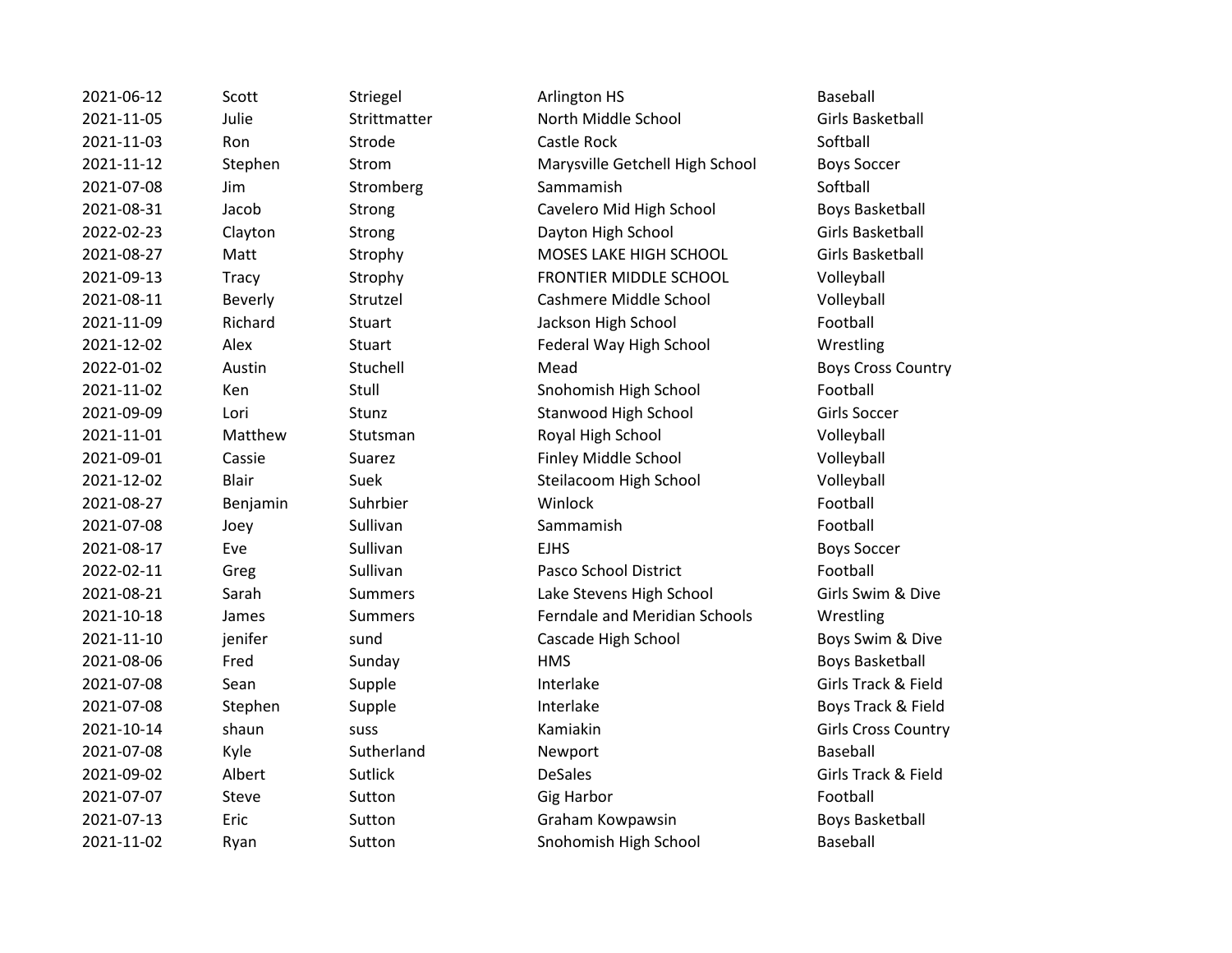| | | | | |
|---|---|---|---|---|
| 2021-06-12 | Scott | Striegel | Arlington HS | Baseball |
| 2021-11-05 | Julie | Strittmatter | North Middle School | Girls Basketball |
| 2021-11-03 | Ron | Strode | Castle Rock | Softball |
| 2021-11-12 | Stephen | Strom | Marysville Getchell High School | Boys Soccer |
| 2021-07-08 | Jim | Stromberg | Sammamish | Softball |
| 2021-08-31 | Jacob | Strong | Cavelero Mid High School | Boys Basketball |
| 2022-02-23 | Clayton | Strong | Dayton High School | Girls Basketball |
| 2021-08-27 | Matt | Strophy | MOSES LAKE HIGH SCHOOL | Girls Basketball |
| 2021-09-13 | Tracy | Strophy | FRONTIER MIDDLE SCHOOL | Volleyball |
| 2021-08-11 | Beverly | Strutzel | Cashmere Middle School | Volleyball |
| 2021-11-09 | Richard | Stuart | Jackson High School | Football |
| 2021-12-02 | Alex | Stuart | Federal Way High School | Wrestling |
| 2022-01-02 | Austin | Stuchell | Mead | Boys Cross Country |
| 2021-11-02 | Ken | Stull | Snohomish High School | Football |
| 2021-09-09 | Lori | Stunz | Stanwood High School | Girls Soccer |
| 2021-11-01 | Matthew | Stutsman | Royal High School | Volleyball |
| 2021-09-01 | Cassie | Suarez | Finley Middle School | Volleyball |
| 2021-12-02 | Blair | Suek | Steilacoom High School | Volleyball |
| 2021-08-27 | Benjamin | Suhrbier | Winlock | Football |
| 2021-07-08 | Joey | Sullivan | Sammamish | Football |
| 2021-08-17 | Eve | Sullivan | EJHS | Boys Soccer |
| 2022-02-11 | Greg | Sullivan | Pasco School District | Football |
| 2021-08-21 | Sarah | Summers | Lake Stevens High School | Girls Swim & Dive |
| 2021-10-18 | James | Summers | Ferndale and Meridian Schools | Wrestling |
| 2021-11-10 | jenifer | sund | Cascade High School | Boys Swim & Dive |
| 2021-08-06 | Fred | Sunday | HMS | Boys Basketball |
| 2021-07-08 | Sean | Supple | Interlake | Girls Track & Field |
| 2021-07-08 | Stephen | Supple | Interlake | Boys Track & Field |
| 2021-10-14 | shaun | suss | Kamiakin | Girls Cross Country |
| 2021-07-08 | Kyle | Sutherland | Newport | Baseball |
| 2021-09-02 | Albert | Sutlick | DeSales | Girls Track & Field |
| 2021-07-07 | Steve | Sutton | Gig Harbor | Football |
| 2021-07-13 | Eric | Sutton | Graham Kowpawsin | Boys Basketball |
| 2021-11-02 | Ryan | Sutton | Snohomish High School | Baseball |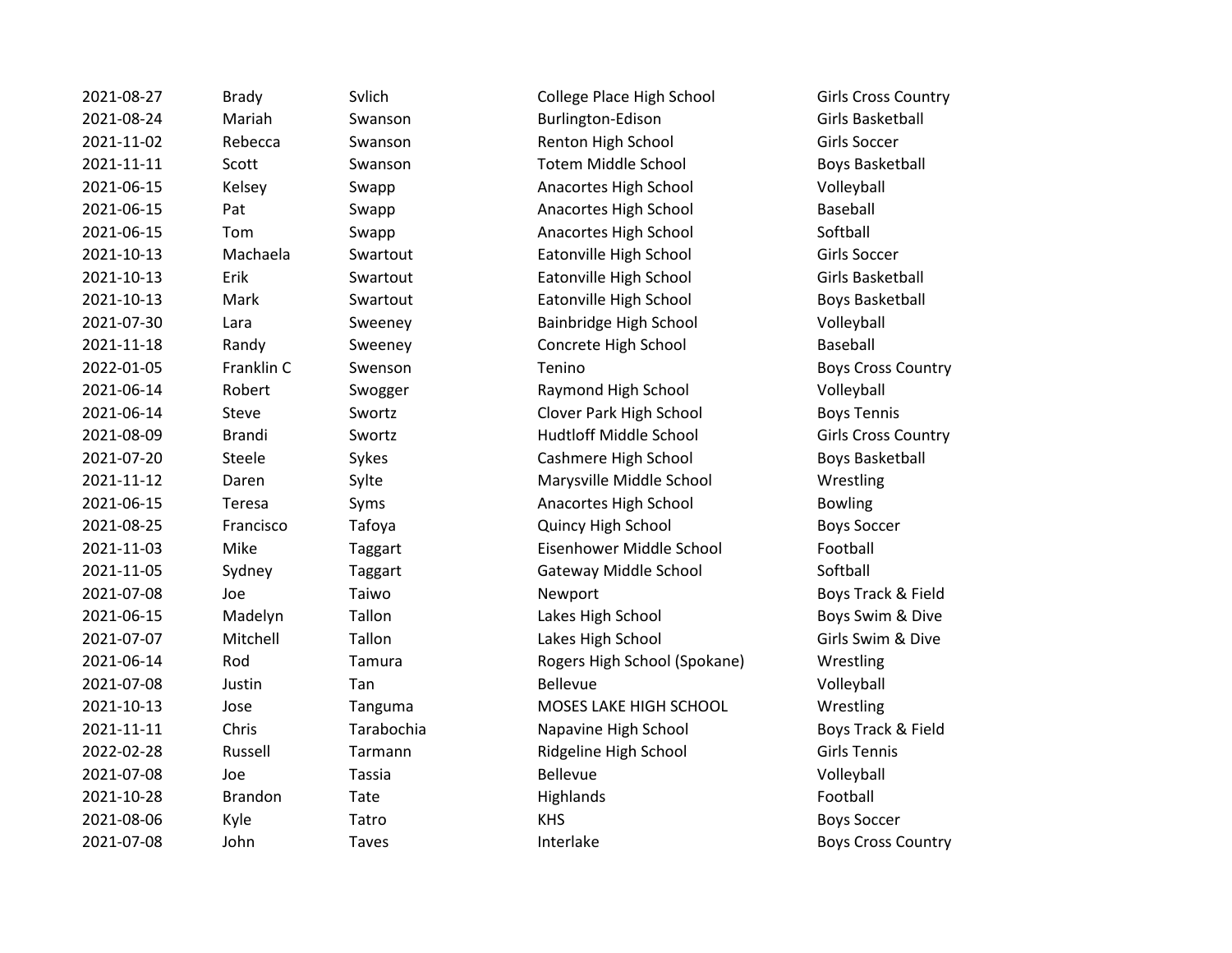| | | | | |
|---|---|---|---|---|
| 2021-08-27 | Brady | Svlich | College Place High School | Girls Cross Country |
| 2021-08-24 | Mariah | Swanson | Burlington-Edison | Girls Basketball |
| 2021-11-02 | Rebecca | Swanson | Renton High School | Girls Soccer |
| 2021-11-11 | Scott | Swanson | Totem Middle School | Boys Basketball |
| 2021-06-15 | Kelsey | Swapp | Anacortes High School | Volleyball |
| 2021-06-15 | Pat | Swapp | Anacortes High School | Baseball |
| 2021-06-15 | Tom | Swapp | Anacortes High School | Softball |
| 2021-10-13 | Machaela | Swartout | Eatonville High School | Girls Soccer |
| 2021-10-13 | Erik | Swartout | Eatonville High School | Girls Basketball |
| 2021-10-13 | Mark | Swartout | Eatonville High School | Boys Basketball |
| 2021-07-30 | Lara | Sweeney | Bainbridge High School | Volleyball |
| 2021-11-18 | Randy | Sweeney | Concrete High School | Baseball |
| 2022-01-05 | Franklin C | Swenson | Tenino | Boys Cross Country |
| 2021-06-14 | Robert | Swogger | Raymond High School | Volleyball |
| 2021-06-14 | Steve | Swortz | Clover Park High School | Boys Tennis |
| 2021-08-09 | Brandi | Swortz | Hudtloff Middle School | Girls Cross Country |
| 2021-07-20 | Steele | Sykes | Cashmere High School | Boys Basketball |
| 2021-11-12 | Daren | Sylte | Marysville Middle School | Wrestling |
| 2021-06-15 | Teresa | Syms | Anacortes High School | Bowling |
| 2021-08-25 | Francisco | Tafoya | Quincy High School | Boys Soccer |
| 2021-11-03 | Mike | Taggart | Eisenhower Middle School | Football |
| 2021-11-05 | Sydney | Taggart | Gateway Middle School | Softball |
| 2021-07-08 | Joe | Taiwo | Newport | Boys Track & Field |
| 2021-06-15 | Madelyn | Tallon | Lakes High School | Boys Swim & Dive |
| 2021-07-07 | Mitchell | Tallon | Lakes High School | Girls Swim & Dive |
| 2021-06-14 | Rod | Tamura | Rogers High School (Spokane) | Wrestling |
| 2021-07-08 | Justin | Tan | Bellevue | Volleyball |
| 2021-10-13 | Jose | Tanguma | MOSES LAKE HIGH SCHOOL | Wrestling |
| 2021-11-11 | Chris | Tarabochia | Napavine High School | Boys Track & Field |
| 2022-02-28 | Russell | Tarmann | Ridgeline High School | Girls Tennis |
| 2021-07-08 | Joe | Tassia | Bellevue | Volleyball |
| 2021-10-28 | Brandon | Tate | Highlands | Football |
| 2021-08-06 | Kyle | Tatro | KHS | Boys Soccer |
| 2021-07-08 | John | Taves | Interlake | Boys Cross Country |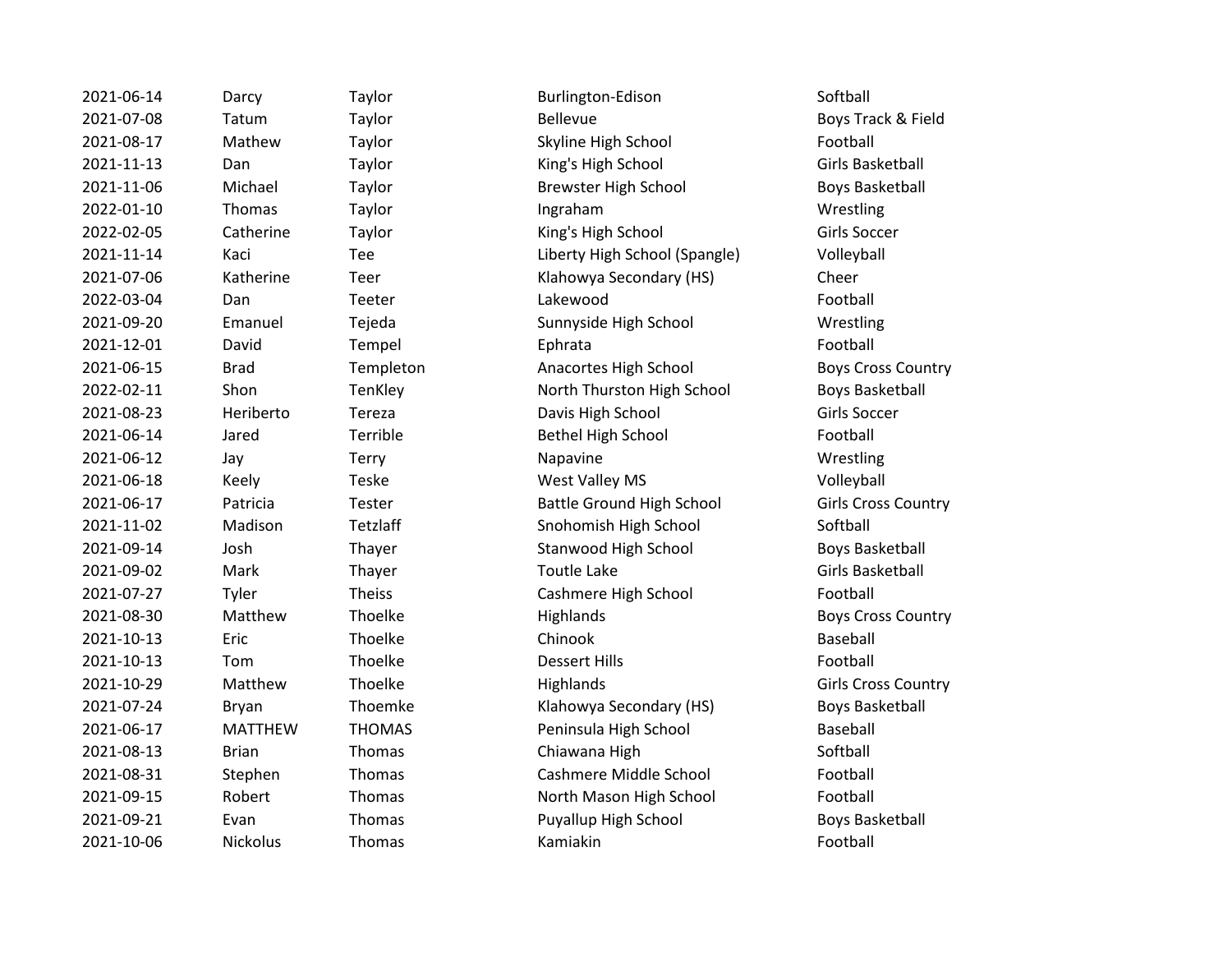| | | | | |
|---|---|---|---|---|
| 2021-06-14 | Darcy | Taylor | Burlington-Edison | Softball |
| 2021-07-08 | Tatum | Taylor | Bellevue | Boys Track & Field |
| 2021-08-17 | Mathew | Taylor | Skyline High School | Football |
| 2021-11-13 | Dan | Taylor | King's High School | Girls Basketball |
| 2021-11-06 | Michael | Taylor | Brewster High School | Boys Basketball |
| 2022-01-10 | Thomas | Taylor | Ingraham | Wrestling |
| 2022-02-05 | Catherine | Taylor | King's High School | Girls Soccer |
| 2021-11-14 | Kaci | Tee | Liberty High School (Spangle) | Volleyball |
| 2021-07-06 | Katherine | Teer | Klahowya Secondary (HS) | Cheer |
| 2022-03-04 | Dan | Teeter | Lakewood | Football |
| 2021-09-20 | Emanuel | Tejeda | Sunnyside High School | Wrestling |
| 2021-12-01 | David | Tempel | Ephrata | Football |
| 2021-06-15 | Brad | Templeton | Anacortes High School | Boys Cross Country |
| 2022-02-11 | Shon | TenKley | North Thurston High School | Boys Basketball |
| 2021-08-23 | Heriberto | Tereza | Davis High School | Girls Soccer |
| 2021-06-14 | Jared | Terrible | Bethel High School | Football |
| 2021-06-12 | Jay | Terry | Napavine | Wrestling |
| 2021-06-18 | Keely | Teske | West Valley MS | Volleyball |
| 2021-06-17 | Patricia | Tester | Battle Ground High School | Girls Cross Country |
| 2021-11-02 | Madison | Tetzlaff | Snohomish High School | Softball |
| 2021-09-14 | Josh | Thayer | Stanwood High School | Boys Basketball |
| 2021-09-02 | Mark | Thayer | Toutle Lake | Girls Basketball |
| 2021-07-27 | Tyler | Theiss | Cashmere High School | Football |
| 2021-08-30 | Matthew | Thoelke | Highlands | Boys Cross Country |
| 2021-10-13 | Eric | Thoelke | Chinook | Baseball |
| 2021-10-13 | Tom | Thoelke | Dessert Hills | Football |
| 2021-10-29 | Matthew | Thoelke | Highlands | Girls Cross Country |
| 2021-07-24 | Bryan | Thoemke | Klahowya Secondary (HS) | Boys Basketball |
| 2021-06-17 | MATTHEW | THOMAS | Peninsula High School | Baseball |
| 2021-08-13 | Brian | Thomas | Chiawana High | Softball |
| 2021-08-31 | Stephen | Thomas | Cashmere Middle School | Football |
| 2021-09-15 | Robert | Thomas | North Mason High School | Football |
| 2021-09-21 | Evan | Thomas | Puyallup High School | Boys Basketball |
| 2021-10-06 | Nickolus | Thomas | Kamiakin | Football |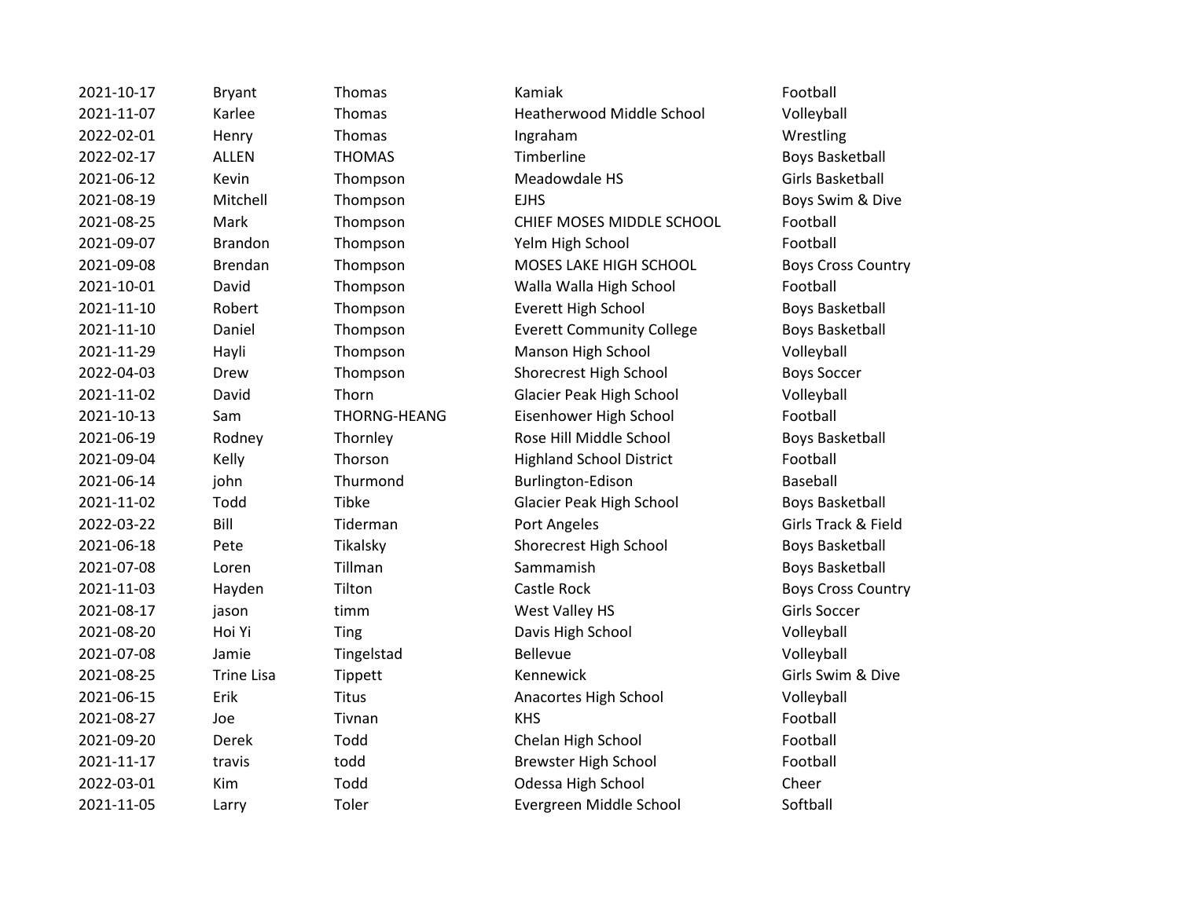| | | | | |
|---|---|---|---|---|
| 2021-10-17 | Bryant | Thomas | Kamiak | Football |
| 2021-11-07 | Karlee | Thomas | Heatherwood Middle School | Volleyball |
| 2022-02-01 | Henry | Thomas | Ingraham | Wrestling |
| 2022-02-17 | ALLEN | THOMAS | Timberline | Boys Basketball |
| 2021-06-12 | Kevin | Thompson | Meadowdale HS | Girls Basketball |
| 2021-08-19 | Mitchell | Thompson | EJHS | Boys Swim & Dive |
| 2021-08-25 | Mark | Thompson | CHIEF MOSES MIDDLE SCHOOL | Football |
| 2021-09-07 | Brandon | Thompson | Yelm High School | Football |
| 2021-09-08 | Brendan | Thompson | MOSES LAKE HIGH SCHOOL | Boys Cross Country |
| 2021-10-01 | David | Thompson | Walla Walla High School | Football |
| 2021-11-10 | Robert | Thompson | Everett High School | Boys Basketball |
| 2021-11-10 | Daniel | Thompson | Everett Community College | Boys Basketball |
| 2021-11-29 | Hayli | Thompson | Manson High School | Volleyball |
| 2022-04-03 | Drew | Thompson | Shorecrest High School | Boys Soccer |
| 2021-11-02 | David | Thorn | Glacier Peak High School | Volleyball |
| 2021-10-13 | Sam | THORNG-HEANG | Eisenhower High School | Football |
| 2021-06-19 | Rodney | Thornley | Rose Hill Middle School | Boys Basketball |
| 2021-09-04 | Kelly | Thorson | Highland School District | Football |
| 2021-06-14 | john | Thurmond | Burlington-Edison | Baseball |
| 2021-11-02 | Todd | Tibke | Glacier Peak High School | Boys Basketball |
| 2022-03-22 | Bill | Tiderman | Port Angeles | Girls Track & Field |
| 2021-06-18 | Pete | Tikalsky | Shorecrest High School | Boys Basketball |
| 2021-07-08 | Loren | Tillman | Sammamish | Boys Basketball |
| 2021-11-03 | Hayden | Tilton | Castle Rock | Boys Cross Country |
| 2021-08-17 | jason | timm | West Valley HS | Girls Soccer |
| 2021-08-20 | Hoi Yi | Ting | Davis High School | Volleyball |
| 2021-07-08 | Jamie | Tingelstad | Bellevue | Volleyball |
| 2021-08-25 | Trine Lisa | Tippett | Kennewick | Girls Swim & Dive |
| 2021-06-15 | Erik | Titus | Anacortes High School | Volleyball |
| 2021-08-27 | Joe | Tivnan | KHS | Football |
| 2021-09-20 | Derek | Todd | Chelan High School | Football |
| 2021-11-17 | travis | todd | Brewster High School | Football |
| 2022-03-01 | Kim | Todd | Odessa High School | Cheer |
| 2021-11-05 | Larry | Toler | Evergreen Middle School | Softball |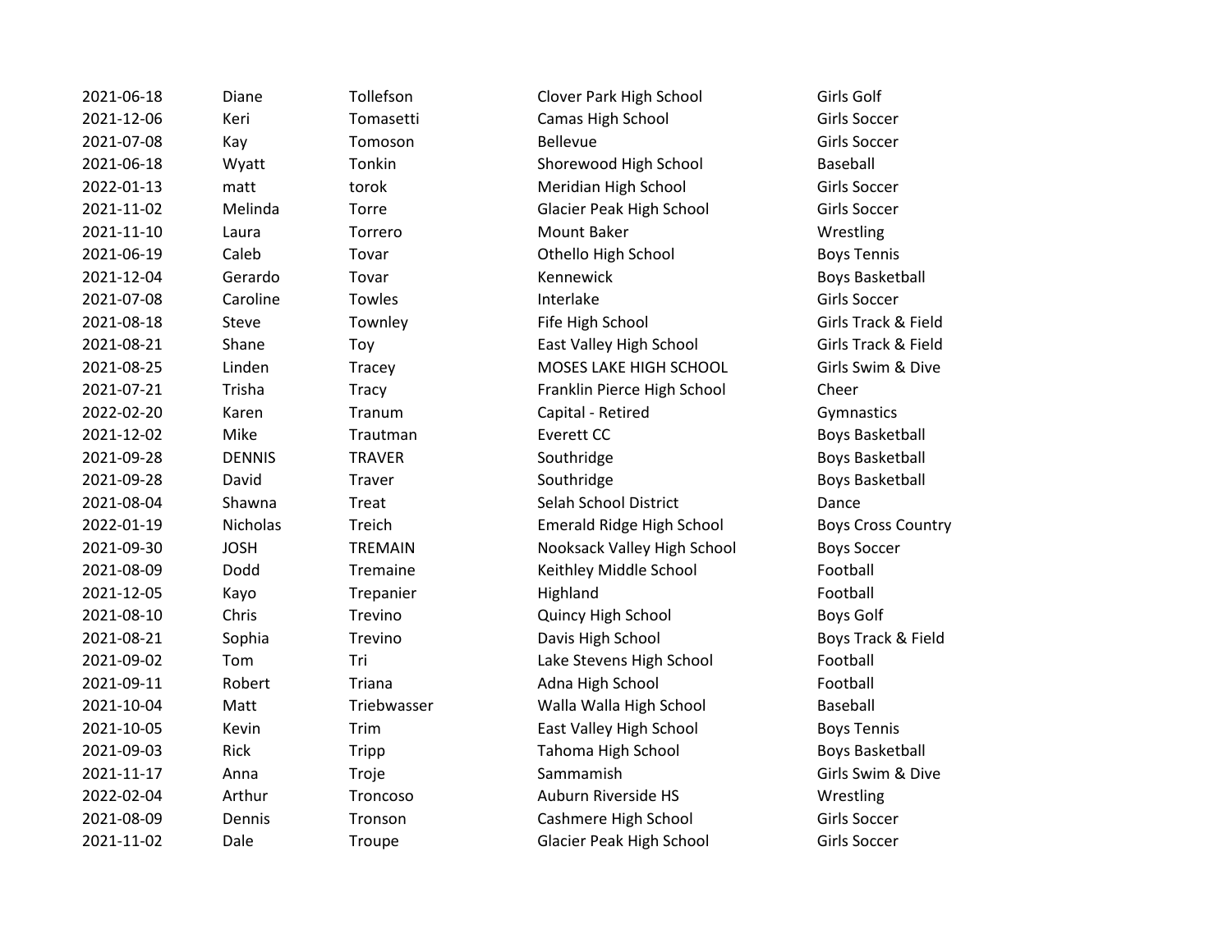| | | | | |
|---|---|---|---|---|
| 2021-06-18 | Diane | Tollefson | Clover Park High School | Girls Golf |
| 2021-12-06 | Keri | Tomasetti | Camas High School | Girls Soccer |
| 2021-07-08 | Kay | Tomoson | Bellevue | Girls Soccer |
| 2021-06-18 | Wyatt | Tonkin | Shorewood High School | Baseball |
| 2022-01-13 | matt | torok | Meridian High School | Girls Soccer |
| 2021-11-02 | Melinda | Torre | Glacier Peak High School | Girls Soccer |
| 2021-11-10 | Laura | Torrero | Mount Baker | Wrestling |
| 2021-06-19 | Caleb | Tovar | Othello High School | Boys Tennis |
| 2021-12-04 | Gerardo | Tovar | Kennewick | Boys Basketball |
| 2021-07-08 | Caroline | Towles | Interlake | Girls Soccer |
| 2021-08-18 | Steve | Townley | Fife High School | Girls Track & Field |
| 2021-08-21 | Shane | Toy | East Valley High School | Girls Track & Field |
| 2021-08-25 | Linden | Tracey | MOSES LAKE HIGH SCHOOL | Girls Swim & Dive |
| 2021-07-21 | Trisha | Tracy | Franklin Pierce High School | Cheer |
| 2022-02-20 | Karen | Tranum | Capital - Retired | Gymnastics |
| 2021-12-02 | Mike | Trautman | Everett CC | Boys Basketball |
| 2021-09-28 | DENNIS | TRAVER | Southridge | Boys Basketball |
| 2021-09-28 | David | Traver | Southridge | Boys Basketball |
| 2021-08-04 | Shawna | Treat | Selah School District | Dance |
| 2022-01-19 | Nicholas | Treich | Emerald Ridge High School | Boys Cross Country |
| 2021-09-30 | JOSH | TREMAIN | Nooksack Valley High School | Boys Soccer |
| 2021-08-09 | Dodd | Tremaine | Keithley Middle School | Football |
| 2021-12-05 | Kayo | Trepanier | Highland | Football |
| 2021-08-10 | Chris | Trevino | Quincy High School | Boys Golf |
| 2021-08-21 | Sophia | Trevino | Davis High School | Boys Track & Field |
| 2021-09-02 | Tom | Tri | Lake Stevens High School | Football |
| 2021-09-11 | Robert | Triana | Adna High School | Football |
| 2021-10-04 | Matt | Triebwasser | Walla Walla High School | Baseball |
| 2021-10-05 | Kevin | Trim | East Valley High School | Boys Tennis |
| 2021-09-03 | Rick | Tripp | Tahoma High School | Boys Basketball |
| 2021-11-17 | Anna | Troje | Sammamish | Girls Swim & Dive |
| 2022-02-04 | Arthur | Troncoso | Auburn Riverside HS | Wrestling |
| 2021-08-09 | Dennis | Tronson | Cashmere High School | Girls Soccer |
| 2021-11-02 | Dale | Troupe | Glacier Peak High School | Girls Soccer |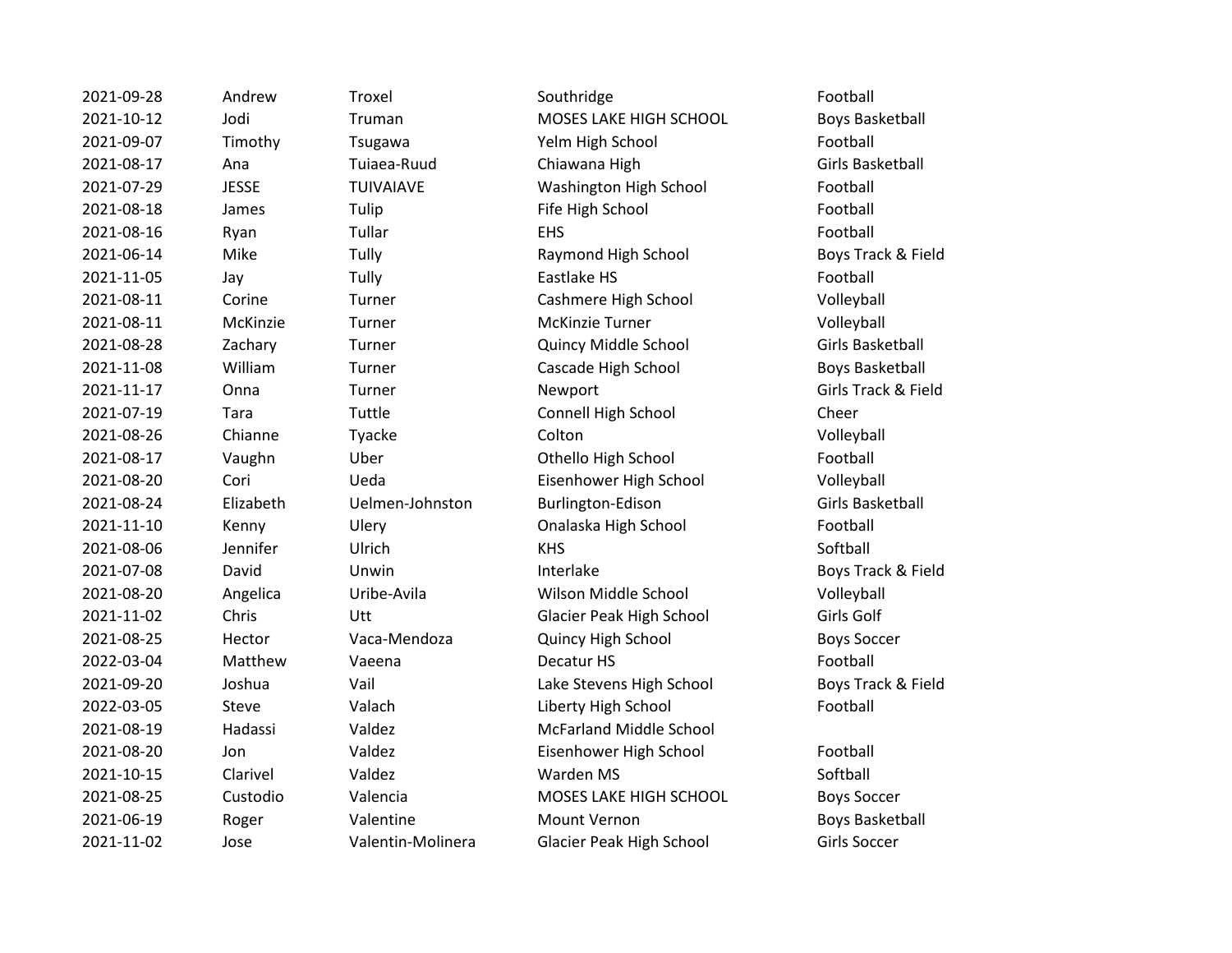| | | | | |
|---|---|---|---|---|
| 2021-09-28 | Andrew | Troxel | Southridge | Football |
| 2021-10-12 | Jodi | Truman | MOSES LAKE HIGH SCHOOL | Boys Basketball |
| 2021-09-07 | Timothy | Tsugawa | Yelm High School | Football |
| 2021-08-17 | Ana | Tuiaea-Ruud | Chiawana High | Girls Basketball |
| 2021-07-29 | JESSE | TUIVAIAVE | Washington High School | Football |
| 2021-08-18 | James | Tulip | Fife High School | Football |
| 2021-08-16 | Ryan | Tullar | EHS | Football |
| 2021-06-14 | Mike | Tully | Raymond High School | Boys Track & Field |
| 2021-11-05 | Jay | Tully | Eastlake HS | Football |
| 2021-08-11 | Corine | Turner | Cashmere High School | Volleyball |
| 2021-08-11 | McKinzie | Turner | McKinzie Turner | Volleyball |
| 2021-08-28 | Zachary | Turner | Quincy Middle School | Girls Basketball |
| 2021-11-08 | William | Turner | Cascade High School | Boys Basketball |
| 2021-11-17 | Onna | Turner | Newport | Girls Track & Field |
| 2021-07-19 | Tara | Tuttle | Connell High School | Cheer |
| 2021-08-26 | Chianne | Tyacke | Colton | Volleyball |
| 2021-08-17 | Vaughn | Uber | Othello High School | Football |
| 2021-08-20 | Cori | Ueda | Eisenhower High School | Volleyball |
| 2021-08-24 | Elizabeth | Uelmen-Johnston | Burlington-Edison | Girls Basketball |
| 2021-11-10 | Kenny | Ulery | Onalaska High School | Football |
| 2021-08-06 | Jennifer | Ulrich | KHS | Softball |
| 2021-07-08 | David | Unwin | Interlake | Boys Track & Field |
| 2021-08-20 | Angelica | Uribe-Avila | Wilson Middle School | Volleyball |
| 2021-11-02 | Chris | Utt | Glacier Peak High School | Girls Golf |
| 2021-08-25 | Hector | Vaca-Mendoza | Quincy High School | Boys Soccer |
| 2022-03-04 | Matthew | Vaeena | Decatur HS | Football |
| 2021-09-20 | Joshua | Vail | Lake Stevens High School | Boys Track & Field |
| 2022-03-05 | Steve | Valach | Liberty High School | Football |
| 2021-08-19 | Hadassi | Valdez | McFarland Middle School | |
| 2021-08-20 | Jon | Valdez | Eisenhower High School | Football |
| 2021-10-15 | Clarivel | Valdez | Warden MS | Softball |
| 2021-08-25 | Custodio | Valencia | MOSES LAKE HIGH SCHOOL | Boys Soccer |
| 2021-06-19 | Roger | Valentine | Mount Vernon | Boys Basketball |
| 2021-11-02 | Jose | Valentin-Molinera | Glacier Peak High School | Girls Soccer |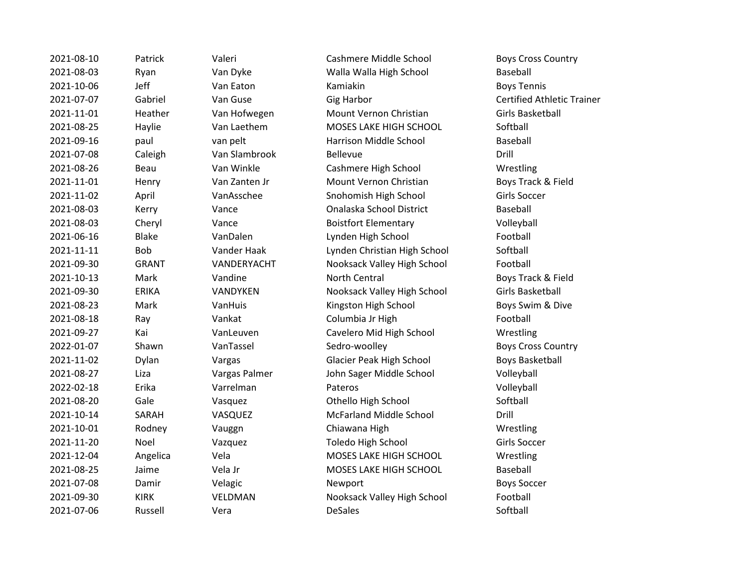| | | | | |
|---|---|---|---|---|
| 2021-08-10 | Patrick | Valeri | Cashmere Middle School | Boys Cross Country |
| 2021-08-03 | Ryan | Van Dyke | Walla Walla High School | Baseball |
| 2021-10-06 | Jeff | Van Eaton | Kamiakin | Boys Tennis |
| 2021-07-07 | Gabriel | Van Guse | Gig Harbor | Certified Athletic Trainer |
| 2021-11-01 | Heather | Van Hofwegen | Mount Vernon Christian | Girls Basketball |
| 2021-08-25 | Haylie | Van Laethem | MOSES LAKE HIGH SCHOOL | Softball |
| 2021-09-16 | paul | van pelt | Harrison Middle School | Baseball |
| 2021-07-08 | Caleigh | Van Slambrook | Bellevue | Drill |
| 2021-08-26 | Beau | Van Winkle | Cashmere High School | Wrestling |
| 2021-11-01 | Henry | Van Zanten Jr | Mount Vernon Christian | Boys Track & Field |
| 2021-11-02 | April | VanAsschee | Snohomish High School | Girls Soccer |
| 2021-08-03 | Kerry | Vance | Onalaska School District | Baseball |
| 2021-08-03 | Cheryl | Vance | Boistfort Elementary | Volleyball |
| 2021-06-16 | Blake | VanDalen | Lynden High School | Football |
| 2021-11-11 | Bob | Vander Haak | Lynden Christian High School | Softball |
| 2021-09-30 | GRANT | VANDERYACHT | Nooksack Valley High School | Football |
| 2021-10-13 | Mark | Vandine | North Central | Boys Track & Field |
| 2021-09-30 | ERIKA | VANDYKEN | Nooksack Valley High School | Girls Basketball |
| 2021-08-23 | Mark | VanHuis | Kingston High School | Boys Swim & Dive |
| 2021-08-18 | Ray | Vankat | Columbia Jr High | Football |
| 2021-09-27 | Kai | VanLeuven | Cavelero Mid High School | Wrestling |
| 2022-01-07 | Shawn | VanTassel | Sedro-woolley | Boys Cross Country |
| 2021-11-02 | Dylan | Vargas | Glacier Peak High School | Boys Basketball |
| 2021-08-27 | Liza | Vargas Palmer | John Sager Middle School | Volleyball |
| 2022-02-18 | Erika | Varrelman | Pateros | Volleyball |
| 2021-08-20 | Gale | Vasquez | Othello High School | Softball |
| 2021-10-14 | SARAH | VASQUEZ | McFarland Middle School | Drill |
| 2021-10-01 | Rodney | Vauggn | Chiawana High | Wrestling |
| 2021-11-20 | Noel | Vazquez | Toledo High School | Girls Soccer |
| 2021-12-04 | Angelica | Vela | MOSES LAKE HIGH SCHOOL | Wrestling |
| 2021-08-25 | Jaime | Vela Jr | MOSES LAKE HIGH SCHOOL | Baseball |
| 2021-07-08 | Damir | Velagic | Newport | Boys Soccer |
| 2021-09-30 | KIRK | VELDMAN | Nooksack Valley High School | Football |
| 2021-07-06 | Russell | Vera | DeSales | Softball |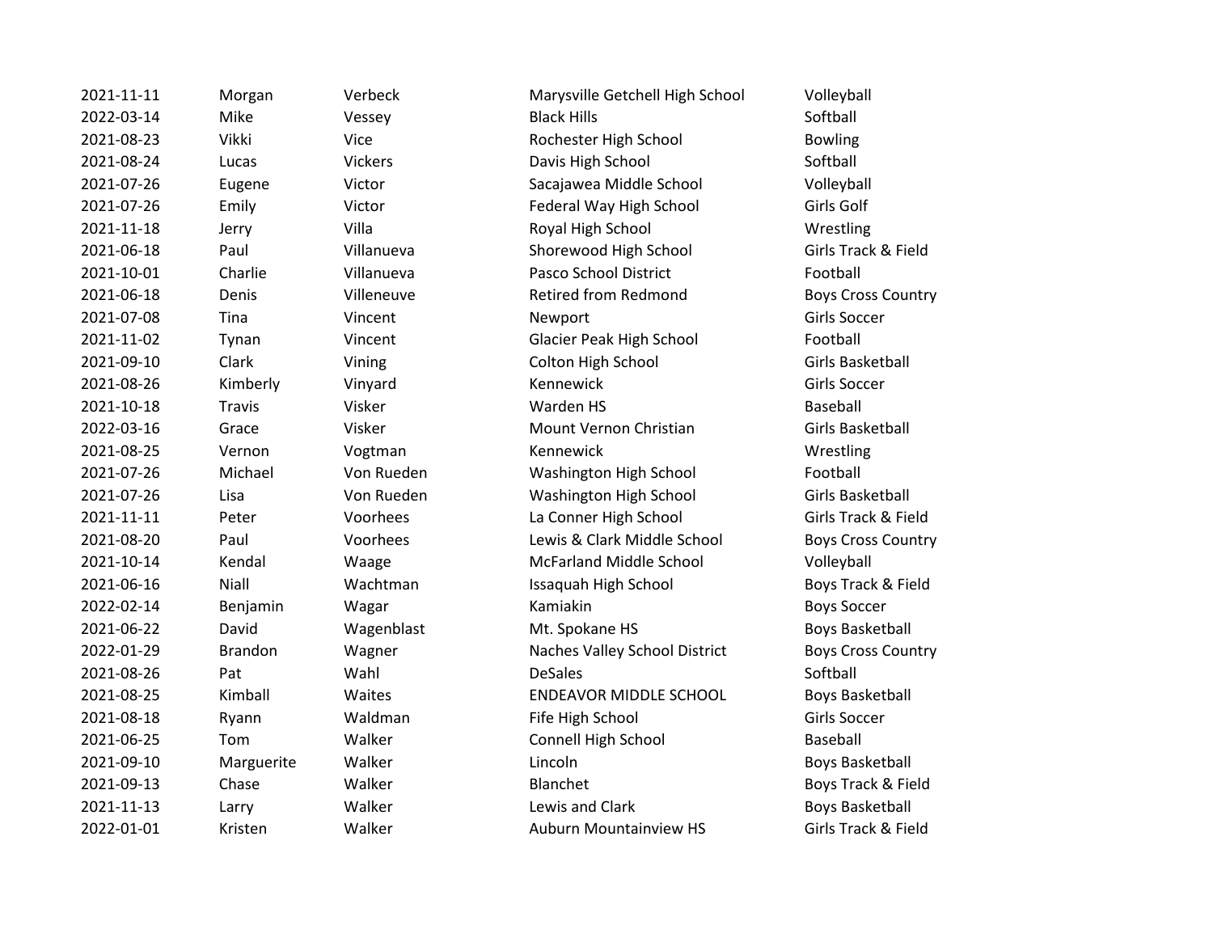| | | | | |
|---|---|---|---|---|
| 2021-11-11 | Morgan | Verbeck | Marysville Getchell High School | Volleyball |
| 2022-03-14 | Mike | Vessey | Black Hills | Softball |
| 2021-08-23 | Vikki | Vice | Rochester High School | Bowling |
| 2021-08-24 | Lucas | Vickers | Davis High School | Softball |
| 2021-07-26 | Eugene | Victor | Sacajawea Middle School | Volleyball |
| 2021-07-26 | Emily | Victor | Federal Way High School | Girls Golf |
| 2021-11-18 | Jerry | Villa | Royal High School | Wrestling |
| 2021-06-18 | Paul | Villanueva | Shorewood High School | Girls Track & Field |
| 2021-10-01 | Charlie | Villanueva | Pasco School District | Football |
| 2021-06-18 | Denis | Villeneuve | Retired from Redmond | Boys Cross Country |
| 2021-07-08 | Tina | Vincent | Newport | Girls Soccer |
| 2021-11-02 | Tynan | Vincent | Glacier Peak High School | Football |
| 2021-09-10 | Clark | Vining | Colton High School | Girls Basketball |
| 2021-08-26 | Kimberly | Vinyard | Kennewick | Girls Soccer |
| 2021-10-18 | Travis | Visker | Warden HS | Baseball |
| 2022-03-16 | Grace | Visker | Mount Vernon Christian | Girls Basketball |
| 2021-08-25 | Vernon | Vogtman | Kennewick | Wrestling |
| 2021-07-26 | Michael | Von Rueden | Washington High School | Football |
| 2021-07-26 | Lisa | Von Rueden | Washington High School | Girls Basketball |
| 2021-11-11 | Peter | Voorhees | La Conner High School | Girls Track & Field |
| 2021-08-20 | Paul | Voorhees | Lewis & Clark Middle School | Boys Cross Country |
| 2021-10-14 | Kendal | Waage | McFarland Middle School | Volleyball |
| 2021-06-16 | Niall | Wachtman | Issaquah High School | Boys Track & Field |
| 2022-02-14 | Benjamin | Wagar | Kamiakin | Boys Soccer |
| 2021-06-22 | David | Wagenblast | Mt. Spokane HS | Boys Basketball |
| 2022-01-29 | Brandon | Wagner | Naches Valley School District | Boys Cross Country |
| 2021-08-26 | Pat | Wahl | DeSales | Softball |
| 2021-08-25 | Kimball | Waites | ENDEAVOR MIDDLE SCHOOL | Boys Basketball |
| 2021-08-18 | Ryann | Waldman | Fife High School | Girls Soccer |
| 2021-06-25 | Tom | Walker | Connell High School | Baseball |
| 2021-09-10 | Marguerite | Walker | Lincoln | Boys Basketball |
| 2021-09-13 | Chase | Walker | Blanchet | Boys Track & Field |
| 2021-11-13 | Larry | Walker | Lewis and Clark | Boys Basketball |
| 2022-01-01 | Kristen | Walker | Auburn Mountainview HS | Girls Track & Field |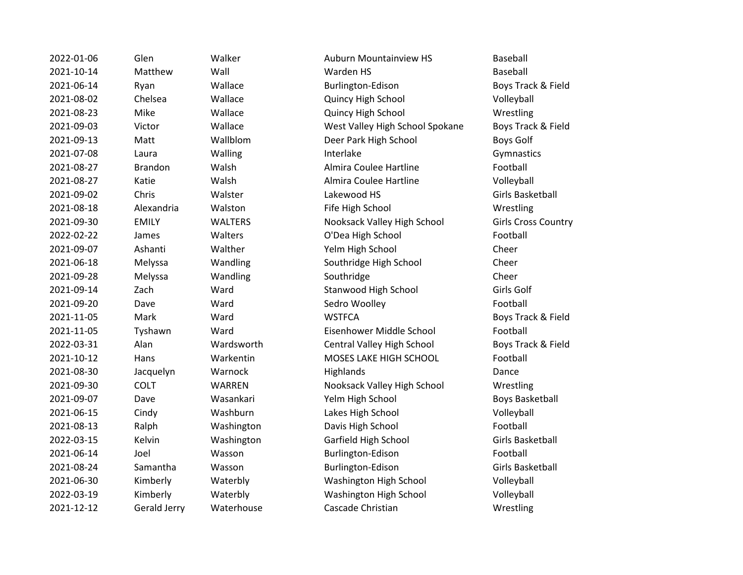| | | | | |
|---|---|---|---|---|
| 2022-01-06 | Glen | Walker | Auburn Mountainview HS | Baseball |
| 2021-10-14 | Matthew | Wall | Warden HS | Baseball |
| 2021-06-14 | Ryan | Wallace | Burlington-Edison | Boys Track & Field |
| 2021-08-02 | Chelsea | Wallace | Quincy High School | Volleyball |
| 2021-08-23 | Mike | Wallace | Quincy High School | Wrestling |
| 2021-09-03 | Victor | Wallace | West Valley High School Spokane | Boys Track & Field |
| 2021-09-13 | Matt | Wallblom | Deer Park High School | Boys Golf |
| 2021-07-08 | Laura | Walling | Interlake | Gymnastics |
| 2021-08-27 | Brandon | Walsh | Almira Coulee Hartline | Football |
| 2021-08-27 | Katie | Walsh | Almira Coulee Hartline | Volleyball |
| 2021-09-02 | Chris | Walster | Lakewood HS | Girls Basketball |
| 2021-08-18 | Alexandria | Walston | Fife High School | Wrestling |
| 2021-09-30 | EMILY | WALTERS | Nooksack Valley High School | Girls Cross Country |
| 2022-02-22 | James | Walters | O'Dea High School | Football |
| 2021-09-07 | Ashanti | Walther | Yelm High School | Cheer |
| 2021-06-18 | Melyssa | Wandling | Southridge High School | Cheer |
| 2021-09-28 | Melyssa | Wandling | Southridge | Cheer |
| 2021-09-14 | Zach | Ward | Stanwood High School | Girls Golf |
| 2021-09-20 | Dave | Ward | Sedro Woolley | Football |
| 2021-11-05 | Mark | Ward | WSTFCA | Boys Track & Field |
| 2021-11-05 | Tyshawn | Ward | Eisenhower Middle School | Football |
| 2022-03-31 | Alan | Wardsworth | Central Valley High School | Boys Track & Field |
| 2021-10-12 | Hans | Warkentin | MOSES LAKE HIGH SCHOOL | Football |
| 2021-08-30 | Jacquelyn | Warnock | Highlands | Dance |
| 2021-09-30 | COLT | WARREN | Nooksack Valley High School | Wrestling |
| 2021-09-07 | Dave | Wasankari | Yelm High School | Boys Basketball |
| 2021-06-15 | Cindy | Washburn | Lakes High School | Volleyball |
| 2021-08-13 | Ralph | Washington | Davis High School | Football |
| 2022-03-15 | Kelvin | Washington | Garfield High School | Girls Basketball |
| 2021-06-14 | Joel | Wasson | Burlington-Edison | Football |
| 2021-08-24 | Samantha | Wasson | Burlington-Edison | Girls Basketball |
| 2021-06-30 | Kimberly | Waterbly | Washington High School | Volleyball |
| 2022-03-19 | Kimberly | Waterbly | Washington High School | Volleyball |
| 2021-12-12 | Gerald Jerry | Waterhouse | Cascade Christian | Wrestling |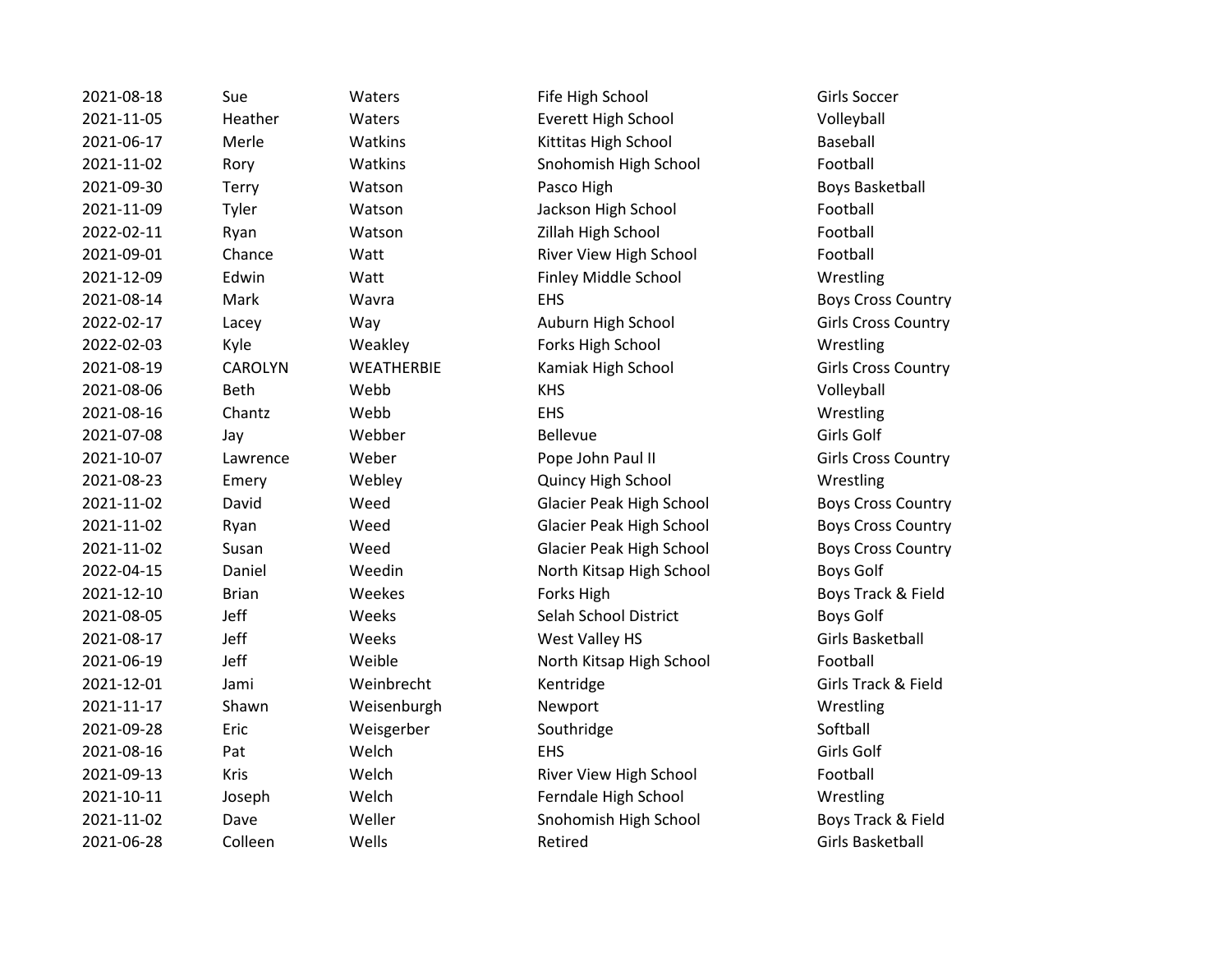| | | | | |
|---|---|---|---|---|
| 2021-08-18 | Sue | Waters | Fife High School | Girls Soccer |
| 2021-11-05 | Heather | Waters | Everett High School | Volleyball |
| 2021-06-17 | Merle | Watkins | Kittitas High School | Baseball |
| 2021-11-02 | Rory | Watkins | Snohomish High School | Football |
| 2021-09-30 | Terry | Watson | Pasco High | Boys Basketball |
| 2021-11-09 | Tyler | Watson | Jackson High School | Football |
| 2022-02-11 | Ryan | Watson | Zillah High School | Football |
| 2021-09-01 | Chance | Watt | River View High School | Football |
| 2021-12-09 | Edwin | Watt | Finley Middle School | Wrestling |
| 2021-08-14 | Mark | Wavra | EHS | Boys Cross Country |
| 2022-02-17 | Lacey | Way | Auburn High School | Girls Cross Country |
| 2022-02-03 | Kyle | Weakley | Forks High School | Wrestling |
| 2021-08-19 | CAROLYN | WEATHERBIE | Kamiak High School | Girls Cross Country |
| 2021-08-06 | Beth | Webb | KHS | Volleyball |
| 2021-08-16 | Chantz | Webb | EHS | Wrestling |
| 2021-07-08 | Jay | Webber | Bellevue | Girls Golf |
| 2021-10-07 | Lawrence | Weber | Pope John Paul II | Girls Cross Country |
| 2021-08-23 | Emery | Webley | Quincy High School | Wrestling |
| 2021-11-02 | David | Weed | Glacier Peak High School | Boys Cross Country |
| 2021-11-02 | Ryan | Weed | Glacier Peak High School | Boys Cross Country |
| 2021-11-02 | Susan | Weed | Glacier Peak High School | Boys Cross Country |
| 2022-04-15 | Daniel | Weedin | North Kitsap High School | Boys Golf |
| 2021-12-10 | Brian | Weekes | Forks High | Boys Track & Field |
| 2021-08-05 | Jeff | Weeks | Selah School District | Boys Golf |
| 2021-08-17 | Jeff | Weeks | West Valley HS | Girls Basketball |
| 2021-06-19 | Jeff | Weible | North Kitsap High School | Football |
| 2021-12-01 | Jami | Weinbrecht | Kentridge | Girls Track & Field |
| 2021-11-17 | Shawn | Weisenburgh | Newport | Wrestling |
| 2021-09-28 | Eric | Weisgerber | Southridge | Softball |
| 2021-08-16 | Pat | Welch | EHS | Girls Golf |
| 2021-09-13 | Kris | Welch | River View High School | Football |
| 2021-10-11 | Joseph | Welch | Ferndale High School | Wrestling |
| 2021-11-02 | Dave | Weller | Snohomish High School | Boys Track & Field |
| 2021-06-28 | Colleen | Wells | Retired | Girls Basketball |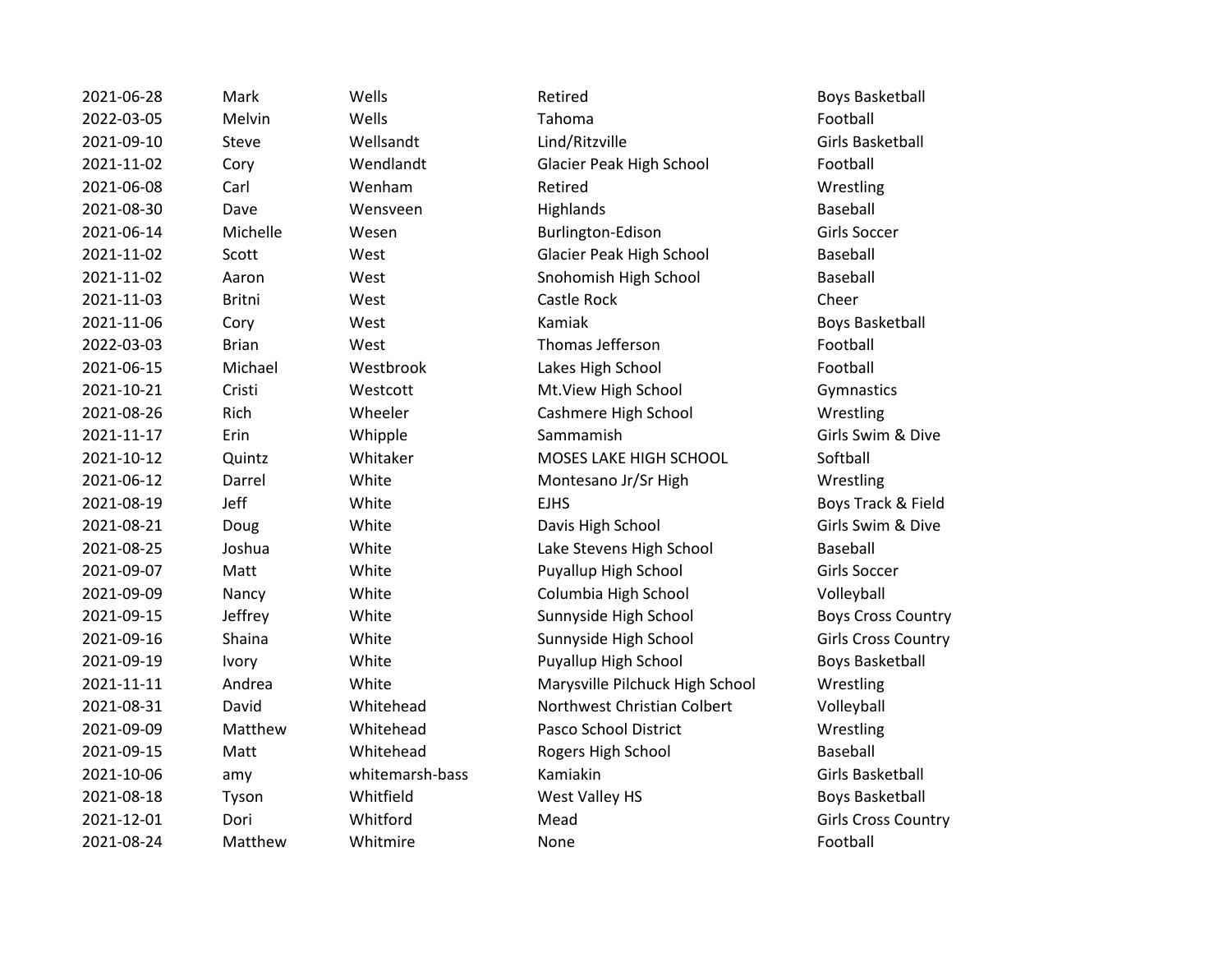| | | | | |
|---|---|---|---|---|
| 2021-06-28 | Mark | Wells | Retired | Boys Basketball |
| 2022-03-05 | Melvin | Wells | Tahoma | Football |
| 2021-09-10 | Steve | Wellsandt | Lind/Ritzville | Girls Basketball |
| 2021-11-02 | Cory | Wendlandt | Glacier Peak High School | Football |
| 2021-06-08 | Carl | Wenham | Retired | Wrestling |
| 2021-08-30 | Dave | Wensveen | Highlands | Baseball |
| 2021-06-14 | Michelle | Wesen | Burlington-Edison | Girls Soccer |
| 2021-11-02 | Scott | West | Glacier Peak High School | Baseball |
| 2021-11-02 | Aaron | West | Snohomish High School | Baseball |
| 2021-11-03 | Britni | West | Castle Rock | Cheer |
| 2021-11-06 | Cory | West | Kamiak | Boys Basketball |
| 2022-03-03 | Brian | West | Thomas Jefferson | Football |
| 2021-06-15 | Michael | Westbrook | Lakes High School | Football |
| 2021-10-21 | Cristi | Westcott | Mt.View High School | Gymnastics |
| 2021-08-26 | Rich | Wheeler | Cashmere High School | Wrestling |
| 2021-11-17 | Erin | Whipple | Sammamish | Girls Swim & Dive |
| 2021-10-12 | Quintz | Whitaker | MOSES LAKE HIGH SCHOOL | Softball |
| 2021-06-12 | Darrel | White | Montesano Jr/Sr High | Wrestling |
| 2021-08-19 | Jeff | White | EJHS | Boys Track & Field |
| 2021-08-21 | Doug | White | Davis High School | Girls Swim & Dive |
| 2021-08-25 | Joshua | White | Lake Stevens High School | Baseball |
| 2021-09-07 | Matt | White | Puyallup High School | Girls Soccer |
| 2021-09-09 | Nancy | White | Columbia High School | Volleyball |
| 2021-09-15 | Jeffrey | White | Sunnyside High School | Boys Cross Country |
| 2021-09-16 | Shaina | White | Sunnyside High School | Girls Cross Country |
| 2021-09-19 | Ivory | White | Puyallup High School | Boys Basketball |
| 2021-11-11 | Andrea | White | Marysville Pilchuck High School | Wrestling |
| 2021-08-31 | David | Whitehead | Northwest Christian Colbert | Volleyball |
| 2021-09-09 | Matthew | Whitehead | Pasco School District | Wrestling |
| 2021-09-15 | Matt | Whitehead | Rogers High School | Baseball |
| 2021-10-06 | amy | whitemarsh-bass | Kamiakin | Girls Basketball |
| 2021-08-18 | Tyson | Whitfield | West Valley HS | Boys Basketball |
| 2021-12-01 | Dori | Whitford | Mead | Girls Cross Country |
| 2021-08-24 | Matthew | Whitmire | None | Football |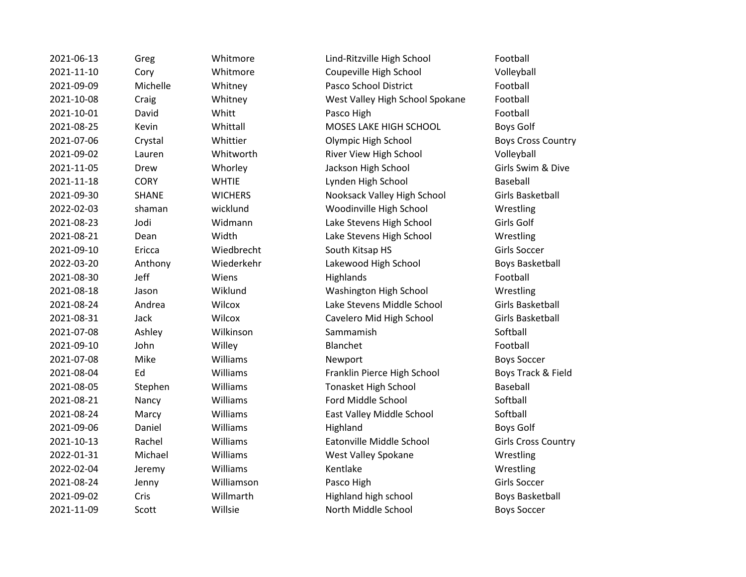| | | | | |
|---|---|---|---|---|
| 2021-06-13 | Greg | Whitmore | Lind-Ritzville High School | Football |
| 2021-11-10 | Cory | Whitmore | Coupeville High School | Volleyball |
| 2021-09-09 | Michelle | Whitney | Pasco School District | Football |
| 2021-10-08 | Craig | Whitney | West Valley High School Spokane | Football |
| 2021-10-01 | David | Whitt | Pasco High | Football |
| 2021-08-25 | Kevin | Whittall | MOSES LAKE HIGH SCHOOL | Boys Golf |
| 2021-07-06 | Crystal | Whittier | Olympic High School | Boys Cross Country |
| 2021-09-02 | Lauren | Whitworth | River View High School | Volleyball |
| 2021-11-05 | Drew | Whorley | Jackson High School | Girls Swim & Dive |
| 2021-11-18 | CORY | WHTIE | Lynden High School | Baseball |
| 2021-09-30 | SHANE | WICHERS | Nooksack Valley High School | Girls Basketball |
| 2022-02-03 | shaman | wicklund | Woodinville High School | Wrestling |
| 2021-08-23 | Jodi | Widmann | Lake Stevens High School | Girls Golf |
| 2021-08-21 | Dean | Width | Lake Stevens High School | Wrestling |
| 2021-09-10 | Ericca | Wiedbrecht | South Kitsap HS | Girls Soccer |
| 2022-03-20 | Anthony | Wiederkehr | Lakewood High School | Boys Basketball |
| 2021-08-30 | Jeff | Wiens | Highlands | Football |
| 2021-08-18 | Jason | Wiklund | Washington High School | Wrestling |
| 2021-08-24 | Andrea | Wilcox | Lake Stevens Middle School | Girls Basketball |
| 2021-08-31 | Jack | Wilcox | Cavelero Mid High School | Girls Basketball |
| 2021-07-08 | Ashley | Wilkinson | Sammamish | Softball |
| 2021-09-10 | John | Willey | Blanchet | Football |
| 2021-07-08 | Mike | Williams | Newport | Boys Soccer |
| 2021-08-04 | Ed | Williams | Franklin Pierce High School | Boys Track & Field |
| 2021-08-05 | Stephen | Williams | Tonasket High School | Baseball |
| 2021-08-21 | Nancy | Williams | Ford Middle School | Softball |
| 2021-08-24 | Marcy | Williams | East Valley Middle School | Softball |
| 2021-09-06 | Daniel | Williams | Highland | Boys Golf |
| 2021-10-13 | Rachel | Williams | Eatonville Middle School | Girls Cross Country |
| 2022-01-31 | Michael | Williams | West Valley Spokane | Wrestling |
| 2022-02-04 | Jeremy | Williams | Kentlake | Wrestling |
| 2021-08-24 | Jenny | Williamson | Pasco High | Girls Soccer |
| 2021-09-02 | Cris | Willmarth | Highland high school | Boys Basketball |
| 2021-11-09 | Scott | Willsie | North Middle School | Boys Soccer |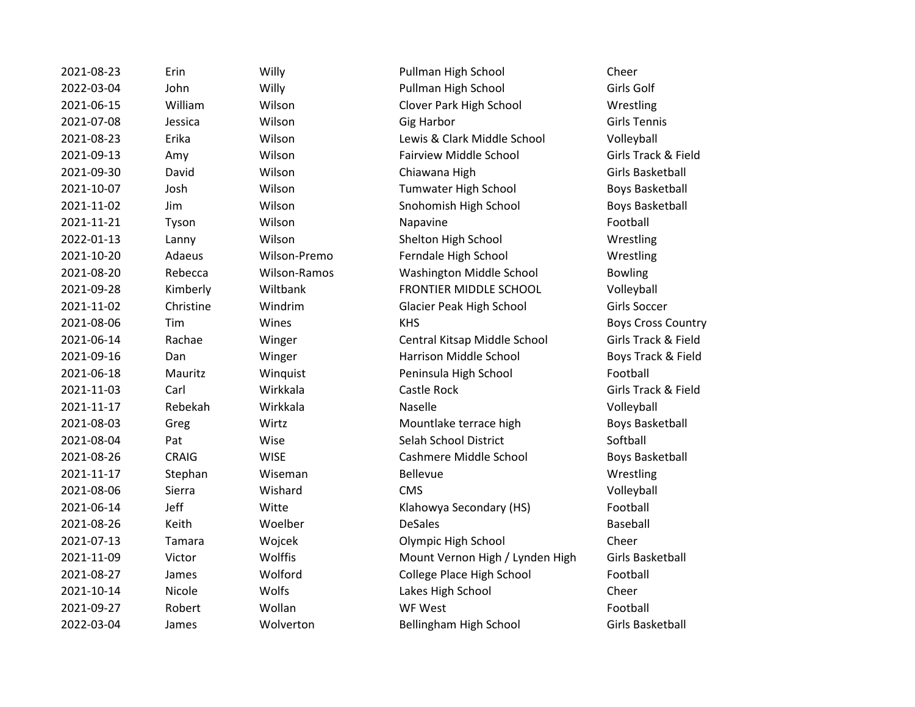| 2021-08-23 | Erin | Willy | Pullman High School | Cheer |
|---|---|---|---|---|
| 2022-03-04 | John | Willy | Pullman High School | Girls Golf |
| 2021-06-15 | William | Wilson | Clover Park High School | Wrestling |
| 2021-07-08 | Jessica | Wilson | Gig Harbor | Girls Tennis |
| 2021-08-23 | Erika | Wilson | Lewis & Clark Middle School | Volleyball |
| 2021-09-13 | Amy | Wilson | Fairview Middle School | Girls Track & Field |
| 2021-09-30 | David | Wilson | Chiawana High | Girls Basketball |
| 2021-10-07 | Josh | Wilson | Tumwater High School | Boys Basketball |
| 2021-11-02 | Jim | Wilson | Snohomish High School | Boys Basketball |
| 2021-11-21 | Tyson | Wilson | Napavine | Football |
| 2022-01-13 | Lanny | Wilson | Shelton High School | Wrestling |
| 2021-10-20 | Adaeus | Wilson-Premo | Ferndale High School | Wrestling |
| 2021-08-20 | Rebecca | Wilson-Ramos | Washington Middle School | Bowling |
| 2021-09-28 | Kimberly | Wiltbank | FRONTIER MIDDLE SCHOOL | Volleyball |
| 2021-11-02 | Christine | Windrim | Glacier Peak High School | Girls Soccer |
| 2021-08-06 | Tim | Wines | KHS | Boys Cross Country |
| 2021-06-14 | Rachae | Winger | Central Kitsap Middle School | Girls Track & Field |
| 2021-09-16 | Dan | Winger | Harrison Middle School | Boys Track & Field |
| 2021-06-18 | Mauritz | Winquist | Peninsula High School | Football |
| 2021-11-03 | Carl | Wirkkala | Castle Rock | Girls Track & Field |
| 2021-11-17 | Rebekah | Wirkkala | Naselle | Volleyball |
| 2021-08-03 | Greg | Wirtz | Mountlake terrace high | Boys Basketball |
| 2021-08-04 | Pat | Wise | Selah School District | Softball |
| 2021-08-26 | CRAIG | WISE | Cashmere Middle School | Boys Basketball |
| 2021-11-17 | Stephan | Wiseman | Bellevue | Wrestling |
| 2021-08-06 | Sierra | Wishard | CMS | Volleyball |
| 2021-06-14 | Jeff | Witte | Klahowya Secondary (HS) | Football |
| 2021-08-26 | Keith | Woelber | DeSales | Baseball |
| 2021-07-13 | Tamara | Wojcek | Olympic High School | Cheer |
| 2021-11-09 | Victor | Wolffis | Mount Vernon High / Lynden High | Girls Basketball |
| 2021-08-27 | James | Wolford | College Place High School | Football |
| 2021-10-14 | Nicole | Wolfs | Lakes High School | Cheer |
| 2021-09-27 | Robert | Wollan | WF West | Football |
| 2022-03-04 | James | Wolverton | Bellingham High School | Girls Basketball |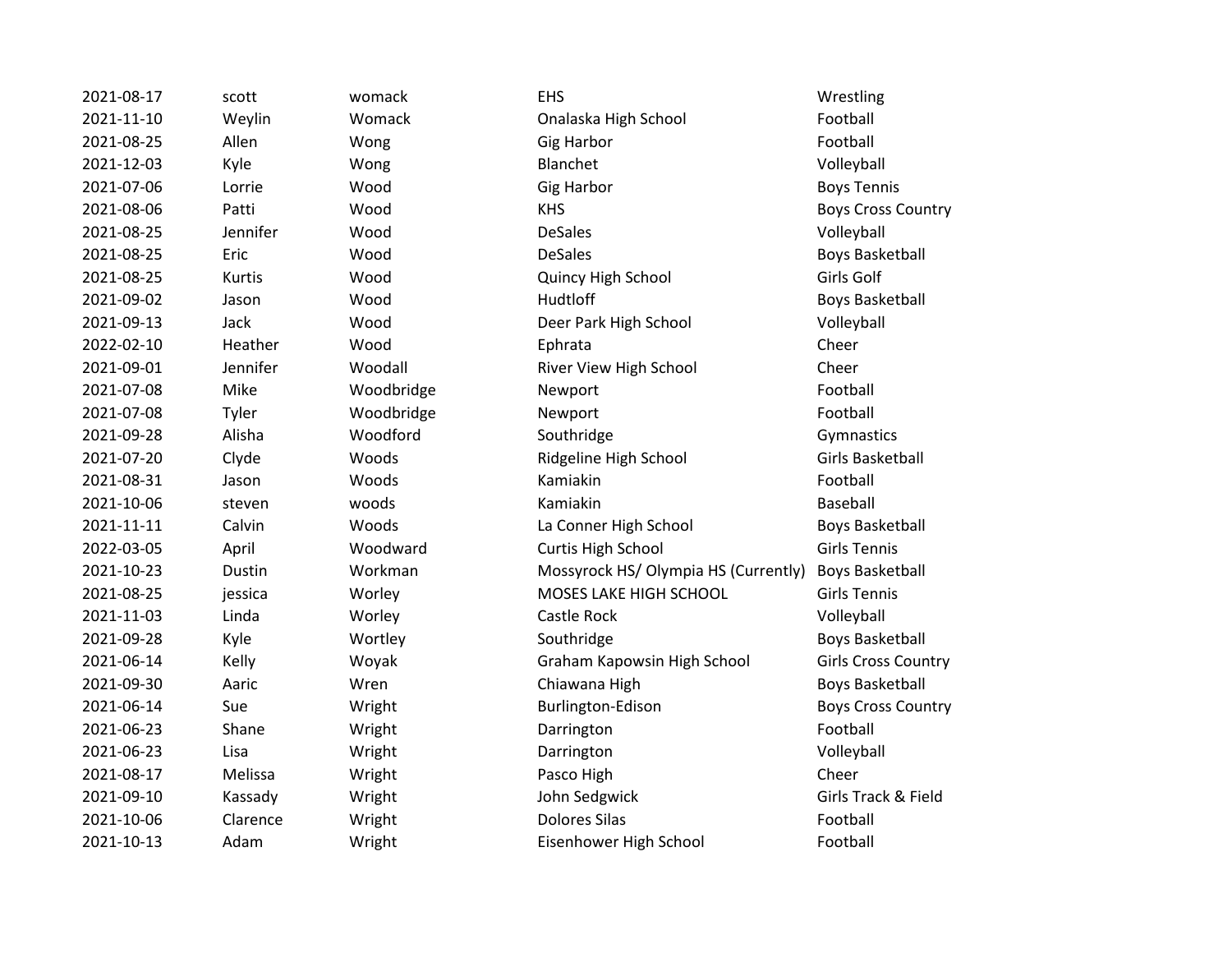| | | | | |
|---|---|---|---|---|
| 2021-08-17 | scott | womack | EHS | Wrestling |
| 2021-11-10 | Weylin | Womack | Onalaska High School | Football |
| 2021-08-25 | Allen | Wong | Gig Harbor | Football |
| 2021-12-03 | Kyle | Wong | Blanchet | Volleyball |
| 2021-07-06 | Lorrie | Wood | Gig Harbor | Boys Tennis |
| 2021-08-06 | Patti | Wood | KHS | Boys Cross Country |
| 2021-08-25 | Jennifer | Wood | DeSales | Volleyball |
| 2021-08-25 | Eric | Wood | DeSales | Boys Basketball |
| 2021-08-25 | Kurtis | Wood | Quincy High School | Girls Golf |
| 2021-09-02 | Jason | Wood | Hudtloff | Boys Basketball |
| 2021-09-13 | Jack | Wood | Deer Park High School | Volleyball |
| 2022-02-10 | Heather | Wood | Ephrata | Cheer |
| 2021-09-01 | Jennifer | Woodall | River View High School | Cheer |
| 2021-07-08 | Mike | Woodbridge | Newport | Football |
| 2021-07-08 | Tyler | Woodbridge | Newport | Football |
| 2021-09-28 | Alisha | Woodford | Southridge | Gymnastics |
| 2021-07-20 | Clyde | Woods | Ridgeline High School | Girls Basketball |
| 2021-08-31 | Jason | Woods | Kamiakin | Football |
| 2021-10-06 | steven | woods | Kamiakin | Baseball |
| 2021-11-11 | Calvin | Woods | La Conner High School | Boys Basketball |
| 2022-03-05 | April | Woodward | Curtis High School | Girls Tennis |
| 2021-10-23 | Dustin | Workman | Mossyrock HS/ Olympia HS (Currently) | Boys Basketball |
| 2021-08-25 | jessica | Worley | MOSES LAKE HIGH SCHOOL | Girls Tennis |
| 2021-11-03 | Linda | Worley | Castle Rock | Volleyball |
| 2021-09-28 | Kyle | Wortley | Southridge | Boys Basketball |
| 2021-06-14 | Kelly | Woyak | Graham Kapowsin High School | Girls Cross Country |
| 2021-09-30 | Aaric | Wren | Chiawana High | Boys Basketball |
| 2021-06-14 | Sue | Wright | Burlington-Edison | Boys Cross Country |
| 2021-06-23 | Shane | Wright | Darrington | Football |
| 2021-06-23 | Lisa | Wright | Darrington | Volleyball |
| 2021-08-17 | Melissa | Wright | Pasco High | Cheer |
| 2021-09-10 | Kassady | Wright | John Sedgwick | Girls Track & Field |
| 2021-10-06 | Clarence | Wright | Dolores Silas | Football |
| 2021-10-13 | Adam | Wright | Eisenhower High School | Football |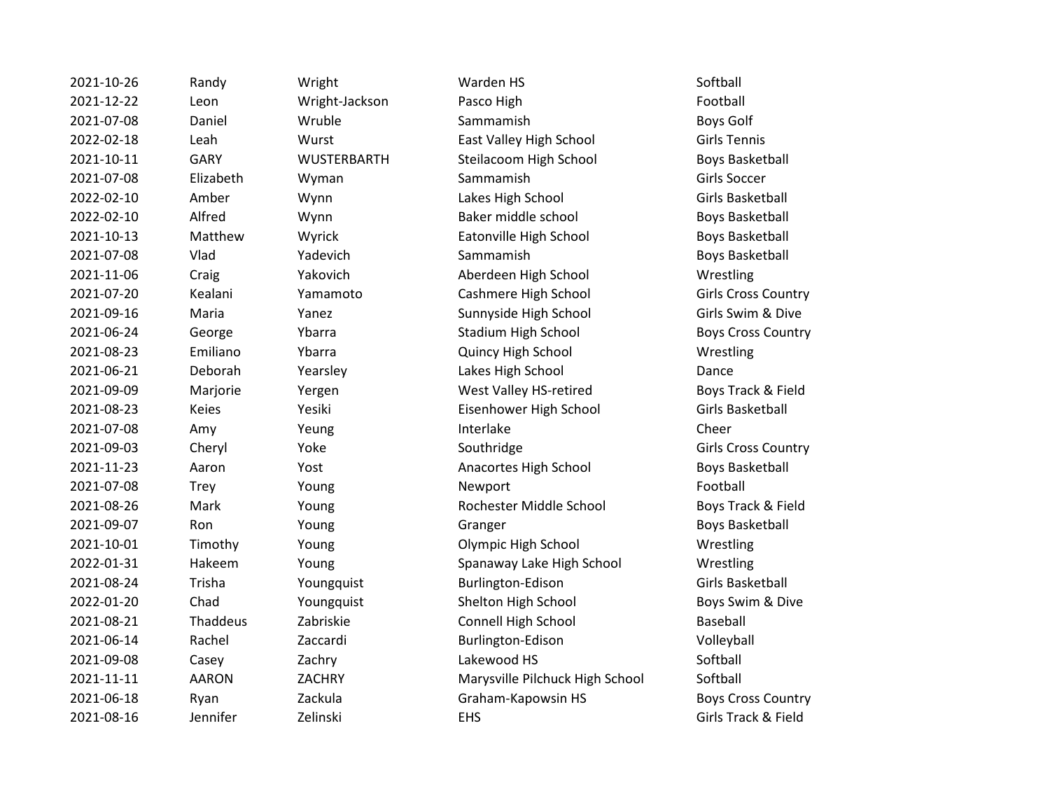| | | | | |
|---|---|---|---|---|
| 2021-10-26 | Randy | Wright | Warden HS | Softball |
| 2021-12-22 | Leon | Wright-Jackson | Pasco High | Football |
| 2021-07-08 | Daniel | Wruble | Sammamish | Boys Golf |
| 2022-02-18 | Leah | Wurst | East Valley High School | Girls Tennis |
| 2021-10-11 | GARY | WUSTERBARTH | Steilacoom High School | Boys Basketball |
| 2021-07-08 | Elizabeth | Wyman | Sammamish | Girls Soccer |
| 2022-02-10 | Amber | Wynn | Lakes High School | Girls Basketball |
| 2022-02-10 | Alfred | Wynn | Baker middle school | Boys Basketball |
| 2021-10-13 | Matthew | Wyrick | Eatonville High School | Boys Basketball |
| 2021-07-08 | Vlad | Yadevich | Sammamish | Boys Basketball |
| 2021-11-06 | Craig | Yakovich | Aberdeen High School | Wrestling |
| 2021-07-20 | Kealani | Yamamoto | Cashmere High School | Girls Cross Country |
| 2021-09-16 | Maria | Yanez | Sunnyside High School | Girls Swim & Dive |
| 2021-06-24 | George | Ybarra | Stadium High School | Boys Cross Country |
| 2021-08-23 | Emiliano | Ybarra | Quincy High School | Wrestling |
| 2021-06-21 | Deborah | Yearsley | Lakes High School | Dance |
| 2021-09-09 | Marjorie | Yergen | West Valley HS-retired | Boys Track & Field |
| 2021-08-23 | Keies | Yesiki | Eisenhower High School | Girls Basketball |
| 2021-07-08 | Amy | Yeung | Interlake | Cheer |
| 2021-09-03 | Cheryl | Yoke | Southridge | Girls Cross Country |
| 2021-11-23 | Aaron | Yost | Anacortes High School | Boys Basketball |
| 2021-07-08 | Trey | Young | Newport | Football |
| 2021-08-26 | Mark | Young | Rochester Middle School | Boys Track & Field |
| 2021-09-07 | Ron | Young | Granger | Boys Basketball |
| 2021-10-01 | Timothy | Young | Olympic High School | Wrestling |
| 2022-01-31 | Hakeem | Young | Spanaway Lake High School | Wrestling |
| 2021-08-24 | Trisha | Youngquist | Burlington-Edison | Girls Basketball |
| 2022-01-20 | Chad | Youngquist | Shelton High School | Boys Swim & Dive |
| 2021-08-21 | Thaddeus | Zabriskie | Connell High School | Baseball |
| 2021-06-14 | Rachel | Zaccardi | Burlington-Edison | Volleyball |
| 2021-09-08 | Casey | Zachry | Lakewood HS | Softball |
| 2021-11-11 | AARON | ZACHRY | Marysville Pilchuck High School | Softball |
| 2021-06-18 | Ryan | Zackula | Graham-Kapowsin HS | Boys Cross Country |
| 2021-08-16 | Jennifer | Zelinski | EHS | Girls Track & Field |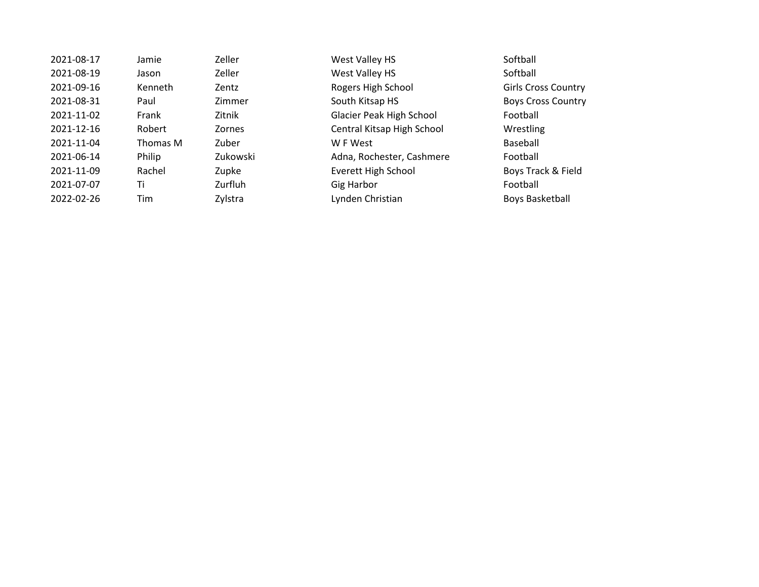| | | | | |
|---|---|---|---|---|
| 2021-08-17 | Jamie | Zeller | West Valley HS | Softball |
| 2021-08-19 | Jason | Zeller | West Valley HS | Softball |
| 2021-09-16 | Kenneth | Zentz | Rogers High School | Girls Cross Country |
| 2021-08-31 | Paul | Zimmer | South Kitsap HS | Boys Cross Country |
| 2021-11-02 | Frank | Zitnik | Glacier Peak High School | Football |
| 2021-12-16 | Robert | Zornes | Central Kitsap High School | Wrestling |
| 2021-11-04 | Thomas M | Zuber | W F West | Baseball |
| 2021-06-14 | Philip | Zukowski | Adna, Rochester, Cashmere | Football |
| 2021-11-09 | Rachel | Zupke | Everett High School | Boys Track & Field |
| 2021-07-07 | Ti | Zurfluh | Gig Harbor | Football |
| 2022-02-26 | Tim | Zylstra | Lynden Christian | Boys Basketball |